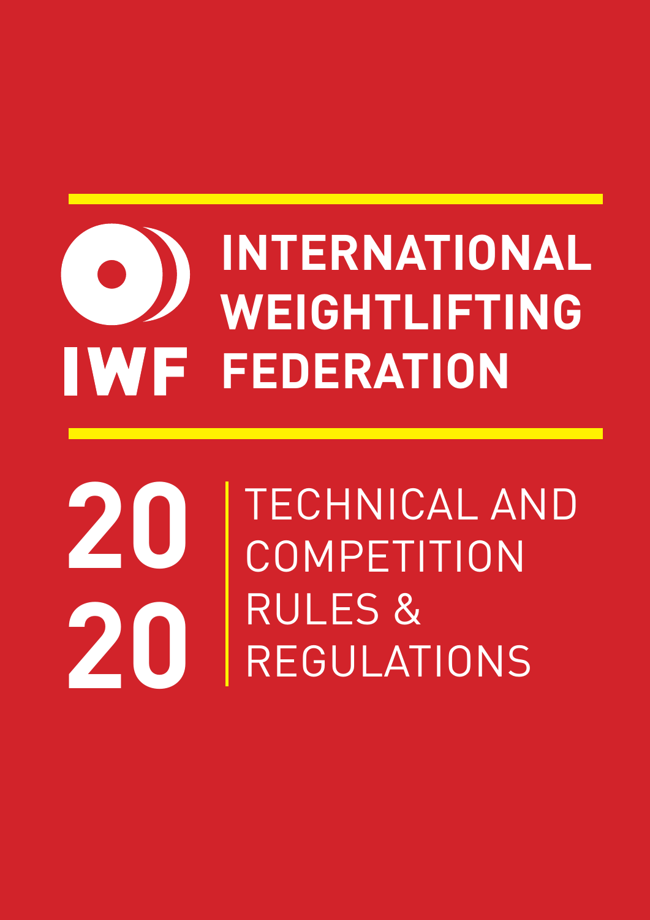IWF

# INTERNATIONAL WEIGHTLIFTING FEDERATION

## 2020

## TECHNICAL AND COMPETITION RULES & REGULATIONS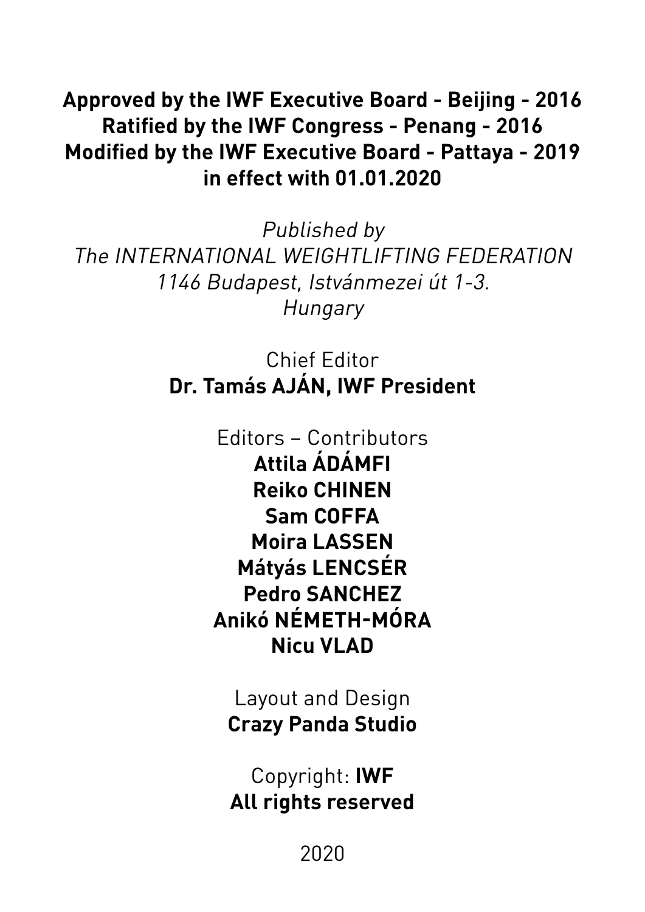**Approved by the IWF Executive Board - Beijing - 2016**
**Ratified by the IWF Congress - Penang - 2016**
**Modified by the IWF Executive Board - Pattaya - 2019**
**in effect with 01.01.2020**

*Published by*
*The INTERNATIONAL WEIGHTLIFTING FEDERATION*
*1146 Budapest, Istvánmezei út 1-3.*
*Hungary*

Chief Editor
**Dr. Tamás AJÁN, IWF President**

Editors – Contributors
**Attila ÁDÁMFI**
**Reiko CHINEN**
**Sam COFFA**
**Moira LASSEN**
**Mátyás LENCSÉR**
**Pedro SANCHEZ**
**Anikó NÉMETH-MÓRA**
**Nicu VLAD**

Layout and Design
**Crazy Panda Studio**

Copyright: **IWF**
**All rights reserved**

2020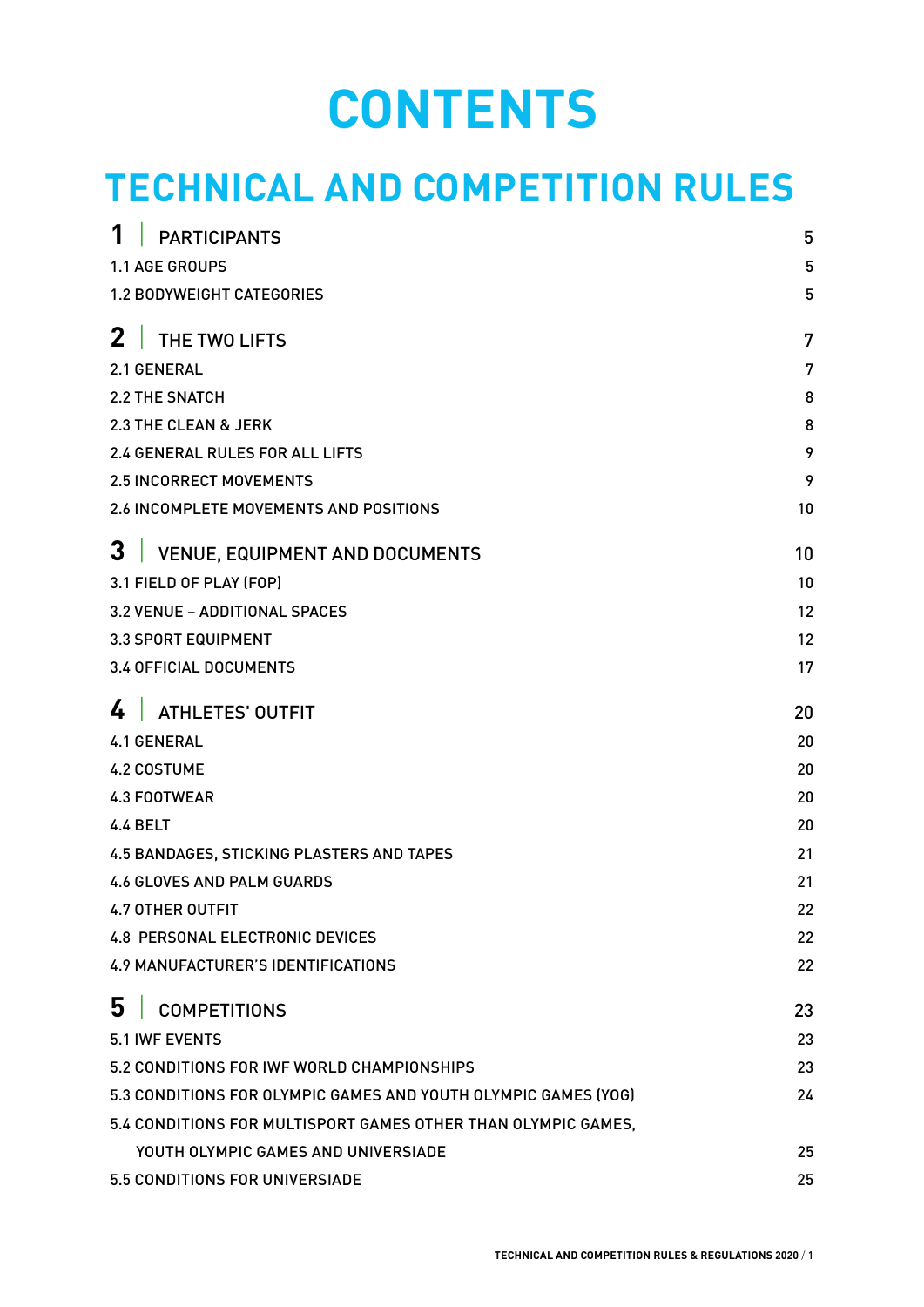# CONTENTS

## TECHNICAL AND COMPETITION RULES

| | |
|---|---|
| **1 \| PARTICIPANTS** | **5** |
| 1.1 AGE GROUPS | 5 |
| 1.2 BODYWEIGHT CATEGORIES | 5 |
| **2 \| THE TWO LIFTS** | **7** |
| 2.1 GENERAL | 7 |
| 2.2 THE SNATCH | 8 |
| 2.3 THE CLEAN & JERK | 8 |
| 2.4 GENERAL RULES FOR ALL LIFTS | 9 |
| 2.5 INCORRECT MOVEMENTS | 9 |
| 2.6 INCOMPLETE MOVEMENTS AND POSITIONS | 10 |
| **3 \| VENUE, EQUIPMENT AND DOCUMENTS** | **10** |
| 3.1 FIELD OF PLAY (FOP) | 10 |
| 3.2 VENUE – ADDITIONAL SPACES | 12 |
| 3.3 SPORT EQUIPMENT | 12 |
| 3.4 OFFICIAL DOCUMENTS | 17 |
| **4 \| ATHLETES' OUTFIT** | **20** |
| 4.1 GENERAL | 20 |
| 4.2 COSTUME | 20 |
| 4.3 FOOTWEAR | 20 |
| 4.4 BELT | 20 |
| 4.5 BANDAGES, STICKING PLASTERS AND TAPES | 21 |
| 4.6 GLOVES AND PALM GUARDS | 21 |
| 4.7 OTHER OUTFIT | 22 |
| 4.8 PERSONAL ELECTRONIC DEVICES | 22 |
| 4.9 MANUFACTURER'S IDENTIFICATIONS | 22 |
| **5 \| COMPETITIONS** | **23** |
| 5.1 IWF EVENTS | 23 |
| 5.2 CONDITIONS FOR IWF WORLD CHAMPIONSHIPS | 23 |
| 5.3 CONDITIONS FOR OLYMPIC GAMES AND YOUTH OLYMPIC GAMES (YOG) | 24 |
| 5.4 CONDITIONS FOR MULTISPORT GAMES OTHER THAN OLYMPIC GAMES, YOUTH OLYMPIC GAMES AND UNIVERSIADE | 25 |
| 5.5 CONDITIONS FOR UNIVERSIADE | 25 |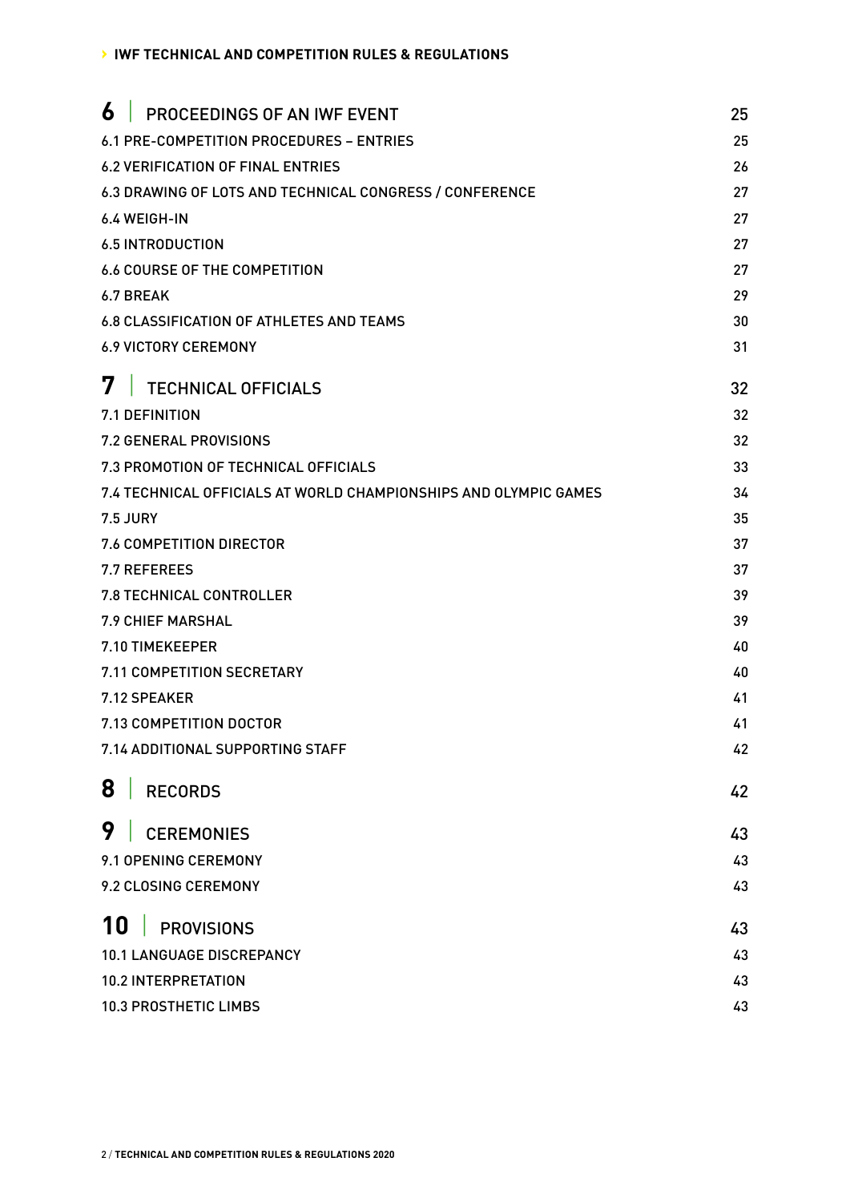| | |
|---|---|
| **6 \| PROCEEDINGS OF AN IWF EVENT** | **25** |
| 6.1 PRE-COMPETITION PROCEDURES – ENTRIES | 25 |
| 6.2 VERIFICATION OF FINAL ENTRIES | 26 |
| 6.3 DRAWING OF LOTS AND TECHNICAL CONGRESS / CONFERENCE | 27 |
| 6.4 WEIGH-IN | 27 |
| 6.5 INTRODUCTION | 27 |
| 6.6 COURSE OF THE COMPETITION | 27 |
| 6.7 BREAK | 29 |
| 6.8 CLASSIFICATION OF ATHLETES AND TEAMS | 30 |
| 6.9 VICTORY CEREMONY | 31 |
| **7 \| TECHNICAL OFFICIALS** | **32** |
| 7.1 DEFINITION | 32 |
| 7.2 GENERAL PROVISIONS | 32 |
| 7.3 PROMOTION OF TECHNICAL OFFICIALS | 33 |
| 7.4 TECHNICAL OFFICIALS AT WORLD CHAMPIONSHIPS AND OLYMPIC GAMES | 34 |
| 7.5 JURY | 35 |
| 7.6 COMPETITION DIRECTOR | 37 |
| 7.7 REFEREES | 37 |
| 7.8 TECHNICAL CONTROLLER | 39 |
| 7.9 CHIEF MARSHAL | 39 |
| 7.10 TIMEKEEPER | 40 |
| 7.11 COMPETITION SECRETARY | 40 |
| 7.12 SPEAKER | 41 |
| 7.13 COMPETITION DOCTOR | 41 |
| 7.14 ADDITIONAL SUPPORTING STAFF | 42 |
| **8 \| RECORDS** | **42** |
| **9 \| CEREMONIES** | **43** |
| 9.1 OPENING CEREMONY | 43 |
| 9.2 CLOSING CEREMONY | 43 |
| **10 \| PROVISIONS** | **43** |
| 10.1 LANGUAGE DISCREPANCY | 43 |
| 10.2 INTERPRETATION | 43 |
| 10.3 PROSTHETIC LIMBS | 43 |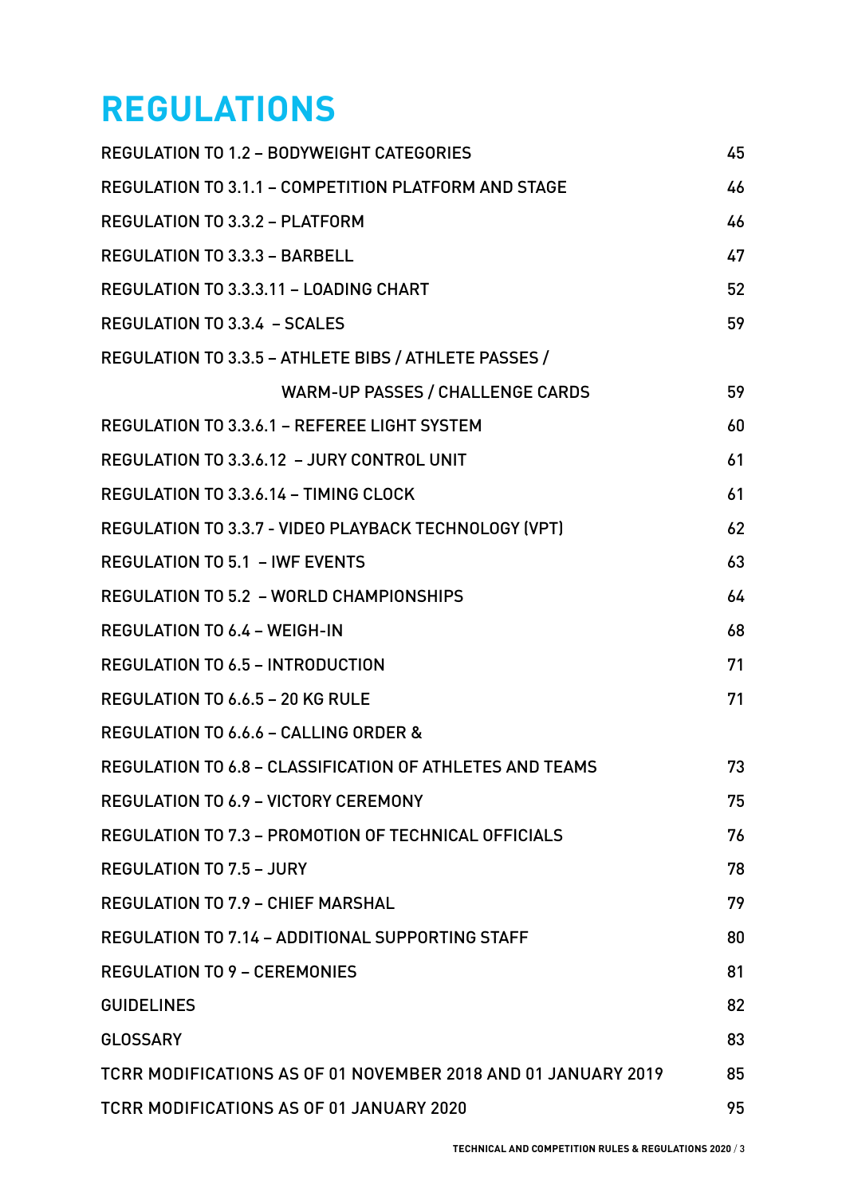# REGULATIONS

| | |
|---|---|
| REGULATION TO 1.2 – BODYWEIGHT CATEGORIES | 45 |
| REGULATION TO 3.1.1 – COMPETITION PLATFORM AND STAGE | 46 |
| REGULATION TO 3.3.2 – PLATFORM | 46 |
| REGULATION TO 3.3.3 – BARBELL | 47 |
| REGULATION TO 3.3.3.11 – LOADING CHART | 52 |
| REGULATION TO 3.3.4 – SCALES | 59 |
| REGULATION TO 3.3.5 – ATHLETE BIBS / ATHLETE PASSES / WARM-UP PASSES / CHALLENGE CARDS | 59 |
| REGULATION TO 3.3.6.1 – REFEREE LIGHT SYSTEM | 60 |
| REGULATION TO 3.3.6.12 – JURY CONTROL UNIT | 61 |
| REGULATION TO 3.3.6.14 – TIMING CLOCK | 61 |
| REGULATION TO 3.3.7 - VIDEO PLAYBACK TECHNOLOGY (VPT) | 62 |
| REGULATION TO 5.1 – IWF EVENTS | 63 |
| REGULATION TO 5.2 – WORLD CHAMPIONSHIPS | 64 |
| REGULATION TO 6.4 – WEIGH-IN | 68 |
| REGULATION TO 6.5 – INTRODUCTION | 71 |
| REGULATION TO 6.6.5 – 20 KG RULE | 71 |
| REGULATION TO 6.6.6 – CALLING ORDER & | |
| REGULATION TO 6.8 – CLASSIFICATION OF ATHLETES AND TEAMS | 73 |
| REGULATION TO 6.9 – VICTORY CEREMONY | 75 |
| REGULATION TO 7.3 – PROMOTION OF TECHNICAL OFFICIALS | 76 |
| REGULATION TO 7.5 – JURY | 78 |
| REGULATION TO 7.9 – CHIEF MARSHAL | 79 |
| REGULATION TO 7.14 – ADDITIONAL SUPPORTING STAFF | 80 |
| REGULATION TO 9 – CEREMONIES | 81 |
| GUIDELINES | 82 |
| GLOSSARY | 83 |
| TCRR MODIFICATIONS AS OF 01 NOVEMBER 2018 AND 01 JANUARY 2019 | 85 |
| TCRR MODIFICATIONS AS OF 01 JANUARY 2020 | 95 |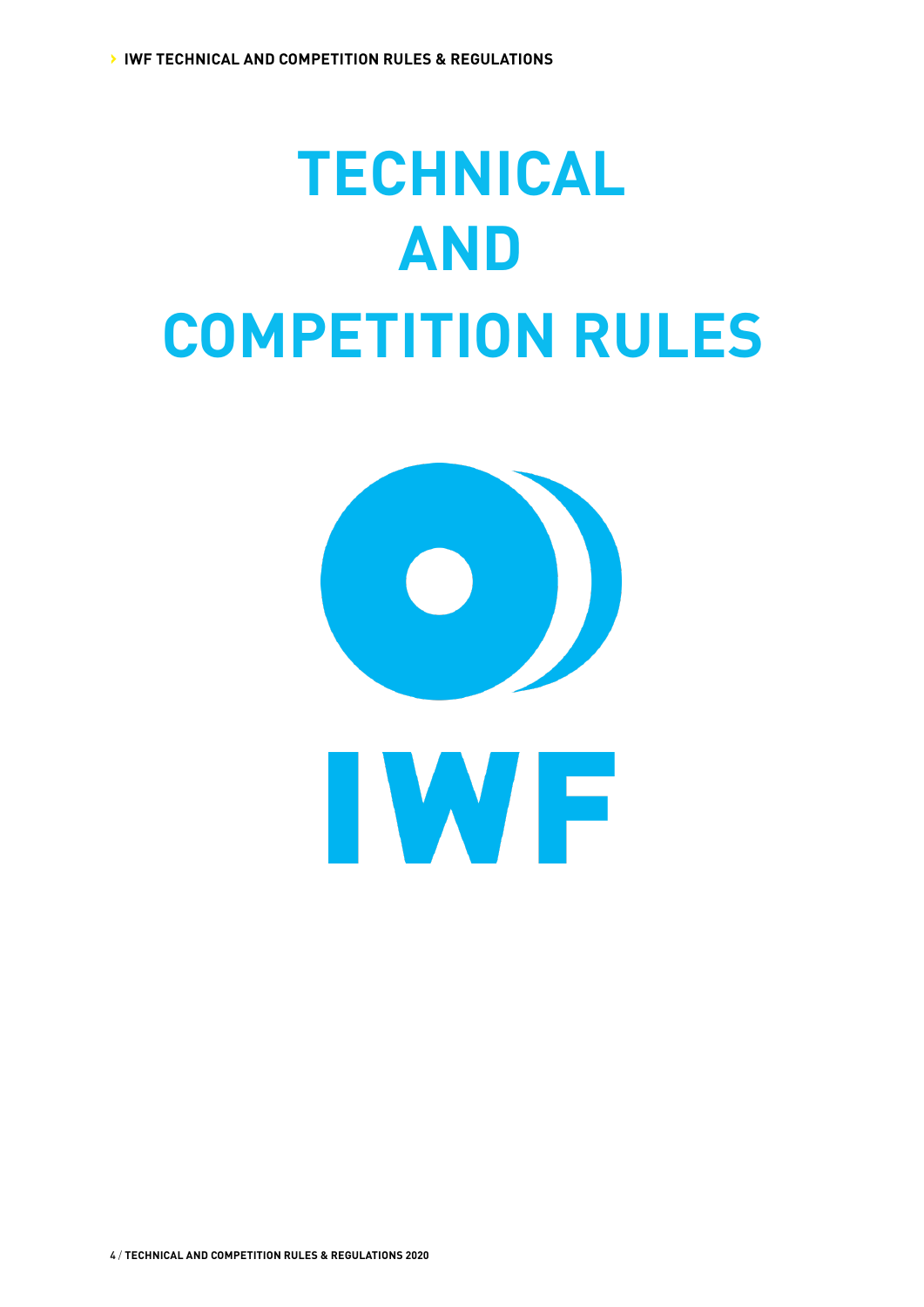# TECHNICAL AND COMPETITION RULES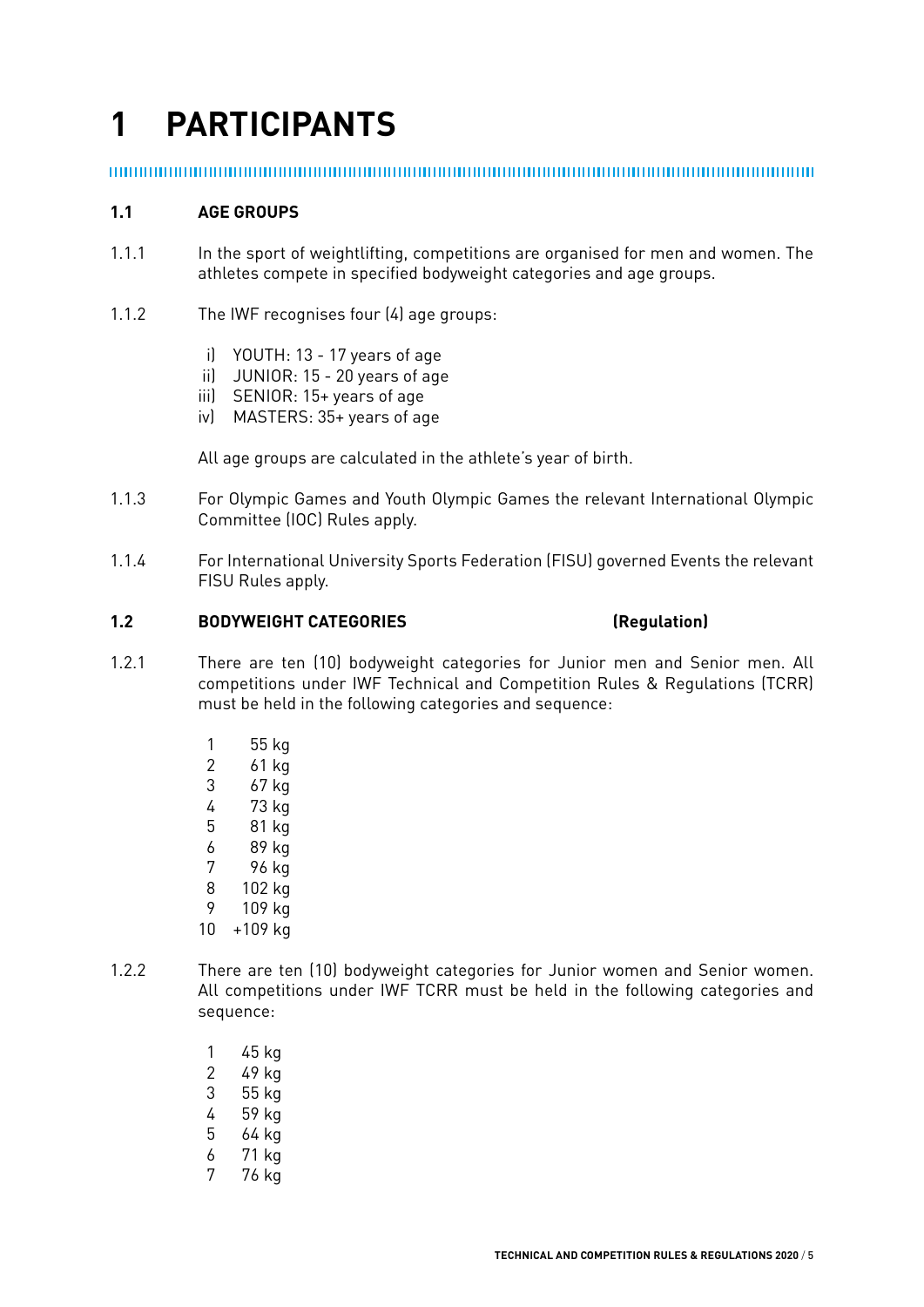# 1 PARTICIPANTS

## 1.1 AGE GROUPS

1.1.1 In the sport of weightlifting, competitions are organised for men and women. The athletes compete in specified bodyweight categories and age groups.

1.1.2 The IWF recognises four (4) age groups:

i) YOUTH: 13 - 17 years of age
ii) JUNIOR: 15 - 20 years of age
iii) SENIOR: 15+ years of age
iv) MASTERS: 35+ years of age

All age groups are calculated in the athlete's year of birth.

1.1.3 For Olympic Games and Youth Olympic Games the relevant International Olympic Committee (IOC) Rules apply.

1.1.4 For International University Sports Federation (FISU) governed Events the relevant FISU Rules apply.

## 1.2 BODYWEIGHT CATEGORIES (Regulation)

1.2.1 There are ten (10) bodyweight categories for Junior men and Senior men. All competitions under IWF Technical and Competition Rules & Regulations (TCRR) must be held in the following categories and sequence:

1 55 kg
2 61 kg
3 67 kg
4 73 kg
5 81 kg
6 89 kg
7 96 kg
8 102 kg
9 109 kg
10 +109 kg

1.2.2 There are ten (10) bodyweight categories for Junior women and Senior women. All competitions under IWF TCRR must be held in the following categories and sequence:

1 45 kg
2 49 kg
3 55 kg
4 59 kg
5 64 kg
6 71 kg
7 76 kg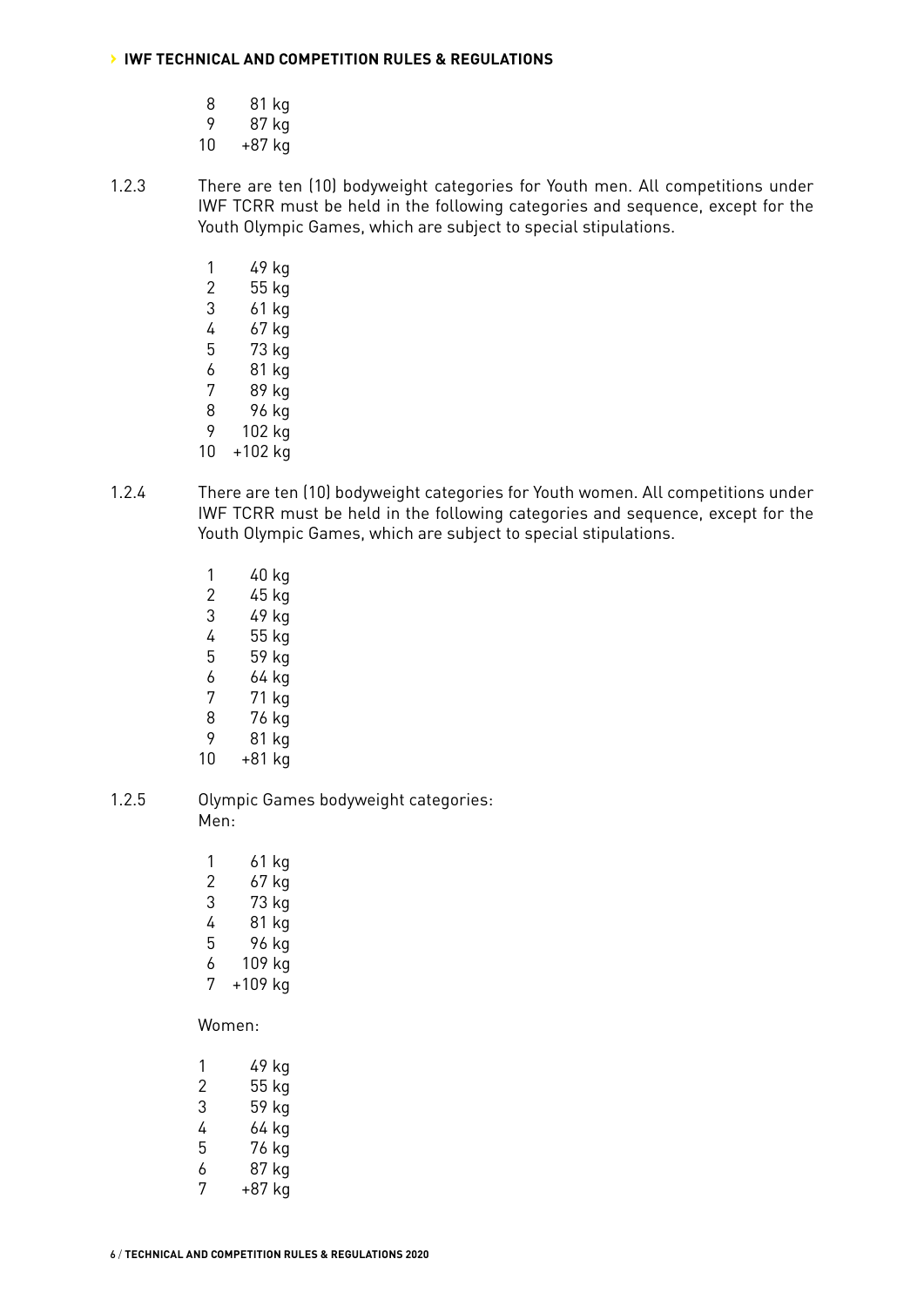8  81 kg
9  87 kg
10  +87 kg

1.2.3  There are ten (10) bodyweight categories for Youth men. All competitions under IWF TCRR must be held in the following categories and sequence, except for the Youth Olympic Games, which are subject to special stipulations.

1  49 kg
2  55 kg
3  61 kg
4  67 kg
5  73 kg
6  81 kg
7  89 kg
8  96 kg
9  102 kg
10  +102 kg

1.2.4  There are ten (10) bodyweight categories for Youth women. All competitions under IWF TCRR must be held in the following categories and sequence, except for the Youth Olympic Games, which are subject to special stipulations.

1  40 kg
2  45 kg
3  49 kg
4  55 kg
5  59 kg
6  64 kg
7  71 kg
8  76 kg
9  81 kg
10  +81 kg

1.2.5  Olympic Games bodyweight categories:
Men:

1  61 kg
2  67 kg
3  73 kg
4  81 kg
5  96 kg
6  109 kg
7  +109 kg

Women:

1  49 kg
2  55 kg
3  59 kg
4  64 kg
5  76 kg
6  87 kg
7  +87 kg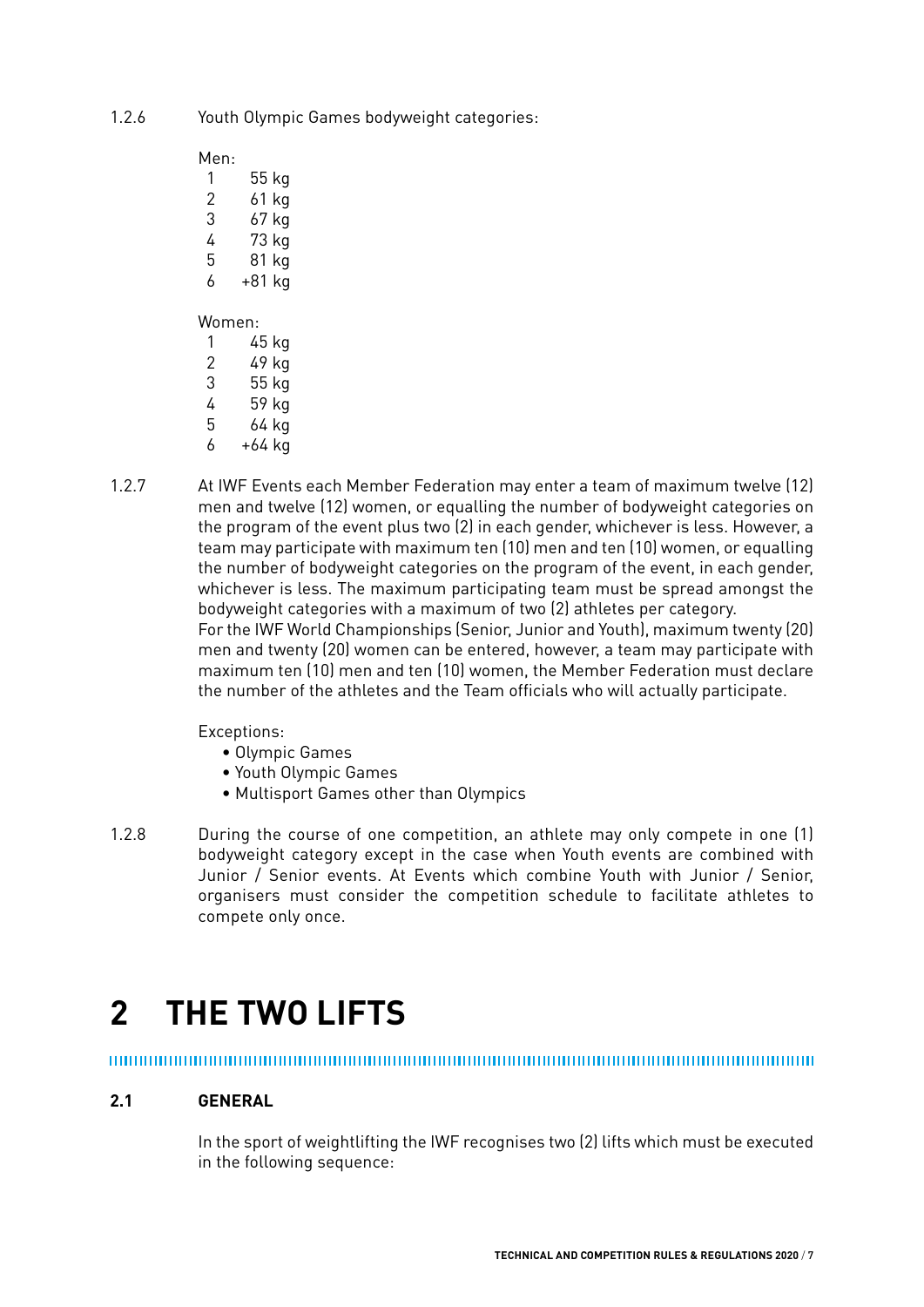1.2.6 Youth Olympic Games bodyweight categories:

Men:

1 55 kg
2 61 kg
3 67 kg
4 73 kg
5 81 kg
6 +81 kg

Women:

1 45 kg
2 49 kg
3 55 kg
4 59 kg
5 64 kg
6 +64 kg

1.2.7 At IWF Events each Member Federation may enter a team of maximum twelve (12) men and twelve (12) women, or equalling the number of bodyweight categories on the program of the event plus two (2) in each gender, whichever is less. However, a team may participate with maximum ten (10) men and ten (10) women, or equalling the number of bodyweight categories on the program of the event, in each gender, whichever is less. The maximum participating team must be spread amongst the bodyweight categories with a maximum of two (2) athletes per category.
For the IWF World Championships (Senior, Junior and Youth), maximum twenty (20) men and twenty (20) women can be entered, however, a team may participate with maximum ten (10) men and ten (10) women, the Member Federation must declare the number of the athletes and the Team officials who will actually participate.

Exceptions:

- Olympic Games
- Youth Olympic Games
- Multisport Games other than Olympics

1.2.8 During the course of one competition, an athlete may only compete in one (1) bodyweight category except in the case when Youth events are combined with Junior / Senior events. At Events which combine Youth with Junior / Senior, organisers must consider the competition schedule to facilitate athletes to compete only once.

# 2 THE TWO LIFTS

## 2.1 GENERAL

In the sport of weightlifting the IWF recognises two (2) lifts which must be executed in the following sequence: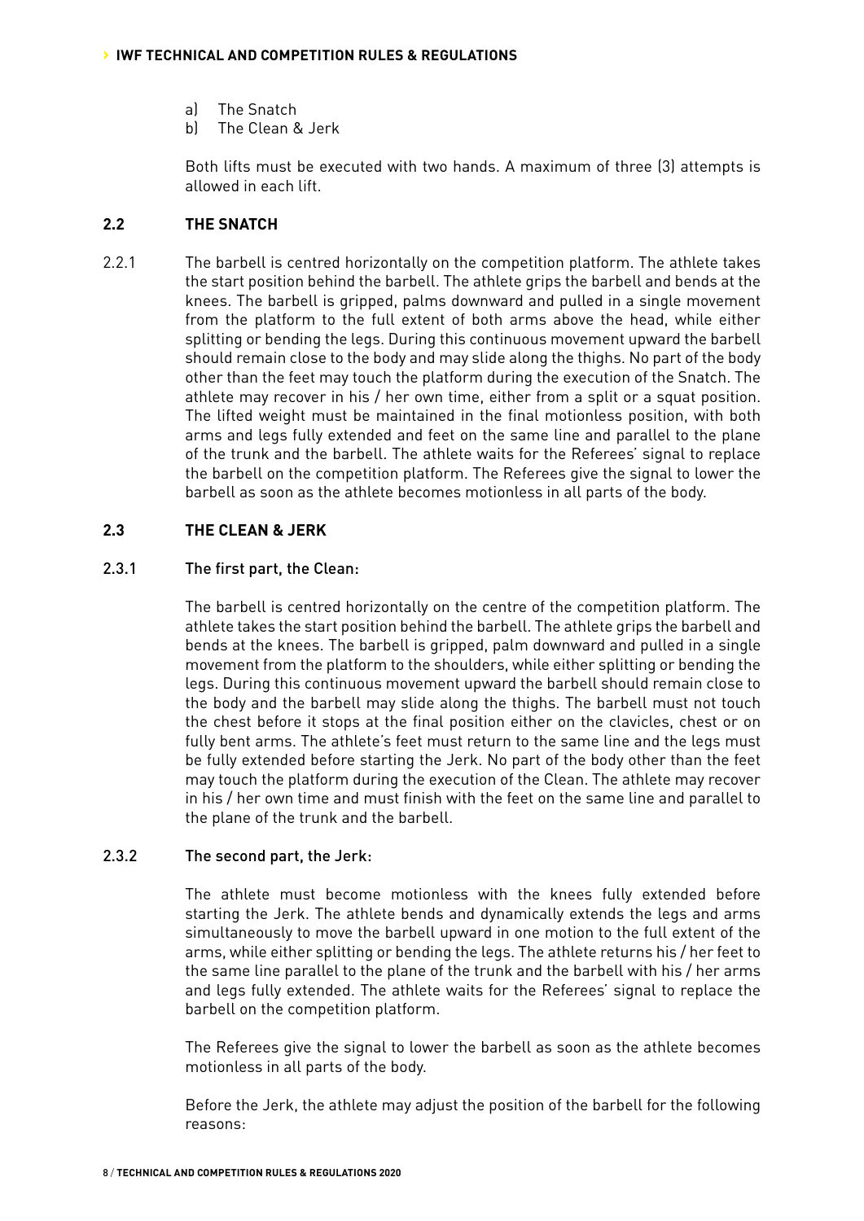a) The Snatch
b) The Clean & Jerk

Both lifts must be executed with two hands. A maximum of three (3) attempts is allowed in each lift.

## 2.2 THE SNATCH

2.2.1 The barbell is centred horizontally on the competition platform. The athlete takes the start position behind the barbell. The athlete grips the barbell and bends at the knees. The barbell is gripped, palms downward and pulled in a single movement from the platform to the full extent of both arms above the head, while either splitting or bending the legs. During this continuous movement upward the barbell should remain close to the body and may slide along the thighs. No part of the body other than the feet may touch the platform during the execution of the Snatch. The athlete may recover in his / her own time, either from a split or a squat position. The lifted weight must be maintained in the final motionless position, with both arms and legs fully extended and feet on the same line and parallel to the plane of the trunk and the barbell. The athlete waits for the Referees' signal to replace the barbell on the competition platform. The Referees give the signal to lower the barbell as soon as the athlete becomes motionless in all parts of the body.

## 2.3 THE CLEAN & JERK

### 2.3.1 The first part, the Clean:

The barbell is centred horizontally on the centre of the competition platform. The athlete takes the start position behind the barbell. The athlete grips the barbell and bends at the knees. The barbell is gripped, palm downward and pulled in a single movement from the platform to the shoulders, while either splitting or bending the legs. During this continuous movement upward the barbell should remain close to the body and the barbell may slide along the thighs. The barbell must not touch the chest before it stops at the final position either on the clavicles, chest or on fully bent arms. The athlete's feet must return to the same line and the legs must be fully extended before starting the Jerk. No part of the body other than the feet may touch the platform during the execution of the Clean. The athlete may recover in his / her own time and must finish with the feet on the same line and parallel to the plane of the trunk and the barbell.

### 2.3.2 The second part, the Jerk:

The athlete must become motionless with the knees fully extended before starting the Jerk. The athlete bends and dynamically extends the legs and arms simultaneously to move the barbell upward in one motion to the full extent of the arms, while either splitting or bending the legs. The athlete returns his / her feet to the same line parallel to the plane of the trunk and the barbell with his / her arms and legs fully extended. The athlete waits for the Referees' signal to replace the barbell on the competition platform.

The Referees give the signal to lower the barbell as soon as the athlete becomes motionless in all parts of the body.

Before the Jerk, the athlete may adjust the position of the barbell for the following reasons: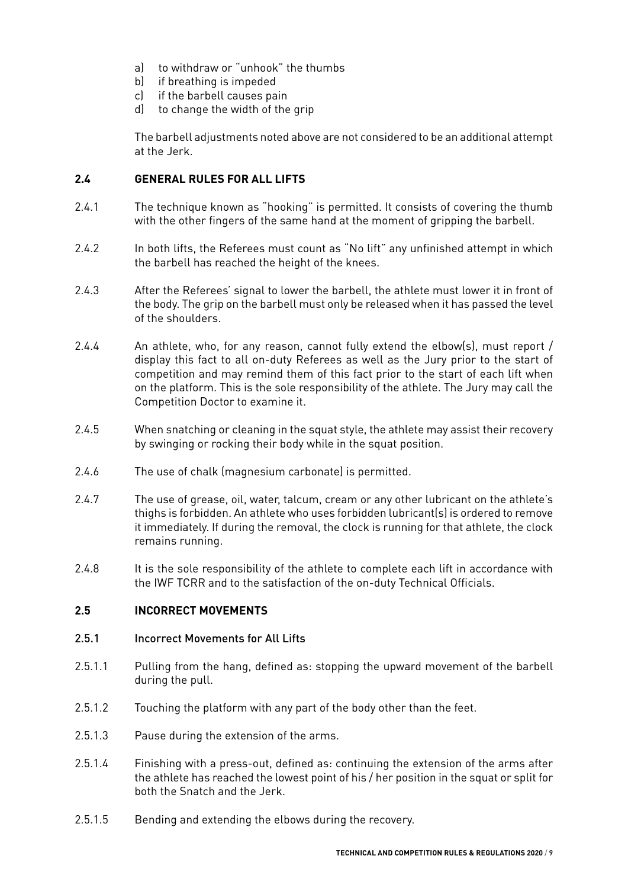a) to withdraw or "unhook" the thumbs
b) if breathing is impeded
c) if the barbell causes pain
d) to change the width of the grip

The barbell adjustments noted above are not considered to be an additional attempt at the Jerk.

## 2.4 GENERAL RULES FOR ALL LIFTS

2.4.1 The technique known as "hooking" is permitted. It consists of covering the thumb with the other fingers of the same hand at the moment of gripping the barbell.

2.4.2 In both lifts, the Referees must count as "No lift" any unfinished attempt in which the barbell has reached the height of the knees.

2.4.3 After the Referees' signal to lower the barbell, the athlete must lower it in front of the body. The grip on the barbell must only be released when it has passed the level of the shoulders.

2.4.4 An athlete, who, for any reason, cannot fully extend the elbow(s), must report / display this fact to all on-duty Referees as well as the Jury prior to the start of competition and may remind them of this fact prior to the start of each lift when on the platform. This is the sole responsibility of the athlete. The Jury may call the Competition Doctor to examine it.

2.4.5 When snatching or cleaning in the squat style, the athlete may assist their recovery by swinging or rocking their body while in the squat position.

2.4.6 The use of chalk (magnesium carbonate) is permitted.

2.4.7 The use of grease, oil, water, talcum, cream or any other lubricant on the athlete's thighs is forbidden. An athlete who uses forbidden lubricant(s) is ordered to remove it immediately. If during the removal, the clock is running for that athlete, the clock remains running.

2.4.8 It is the sole responsibility of the athlete to complete each lift in accordance with the IWF TCRR and to the satisfaction of the on-duty Technical Officials.

## 2.5 INCORRECT MOVEMENTS

### 2.5.1 Incorrect Movements for All Lifts

2.5.1.1 Pulling from the hang, defined as: stopping the upward movement of the barbell during the pull.

2.5.1.2 Touching the platform with any part of the body other than the feet.

2.5.1.3 Pause during the extension of the arms.

2.5.1.4 Finishing with a press-out, defined as: continuing the extension of the arms after the athlete has reached the lowest point of his / her position in the squat or split for both the Snatch and the Jerk.

2.5.1.5 Bending and extending the elbows during the recovery.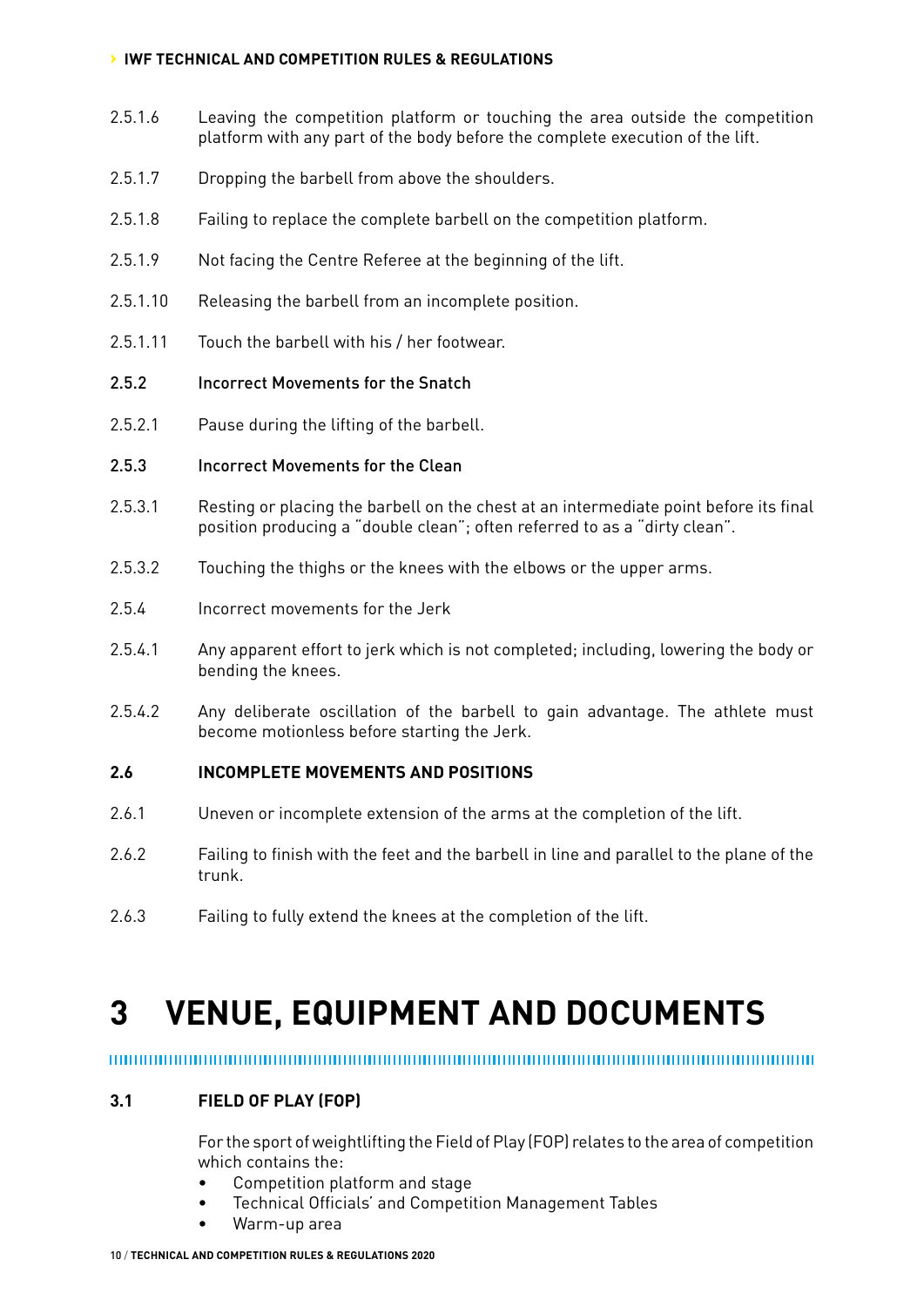2.5.1.6 Leaving the competition platform or touching the area outside the competition platform with any part of the body before the complete execution of the lift.

2.5.1.7 Dropping the barbell from above the shoulders.

2.5.1.8 Failing to replace the complete barbell on the competition platform.

2.5.1.9 Not facing the Centre Referee at the beginning of the lift.

2.5.1.10 Releasing the barbell from an incomplete position.

2.5.1.11 Touch the barbell with his / her footwear.

2.5.2 Incorrect Movements for the Snatch

2.5.2.1 Pause during the lifting of the barbell.

2.5.3 Incorrect Movements for the Clean

2.5.3.1 Resting or placing the barbell on the chest at an intermediate point before its final position producing a "double clean"; often referred to as a "dirty clean".

2.5.3.2 Touching the thighs or the knees with the elbows or the upper arms.

2.5.4 Incorrect movements for the Jerk

2.5.4.1 Any apparent effort to jerk which is not completed; including, lowering the body or bending the knees.

2.5.4.2 Any deliberate oscillation of the barbell to gain advantage. The athlete must become motionless before starting the Jerk.

### 2.6 INCOMPLETE MOVEMENTS AND POSITIONS

2.6.1 Uneven or incomplete extension of the arms at the completion of the lift.

2.6.2 Failing to finish with the feet and the barbell in line and parallel to the plane of the trunk.

2.6.3 Failing to fully extend the knees at the completion of the lift.

# 3 VENUE, EQUIPMENT AND DOCUMENTS

### 3.1 FIELD OF PLAY (FOP)

For the sport of weightlifting the Field of Play (FOP) relates to the area of competition which contains the:

- Competition platform and stage
- Technical Officials' and Competition Management Tables
- Warm-up area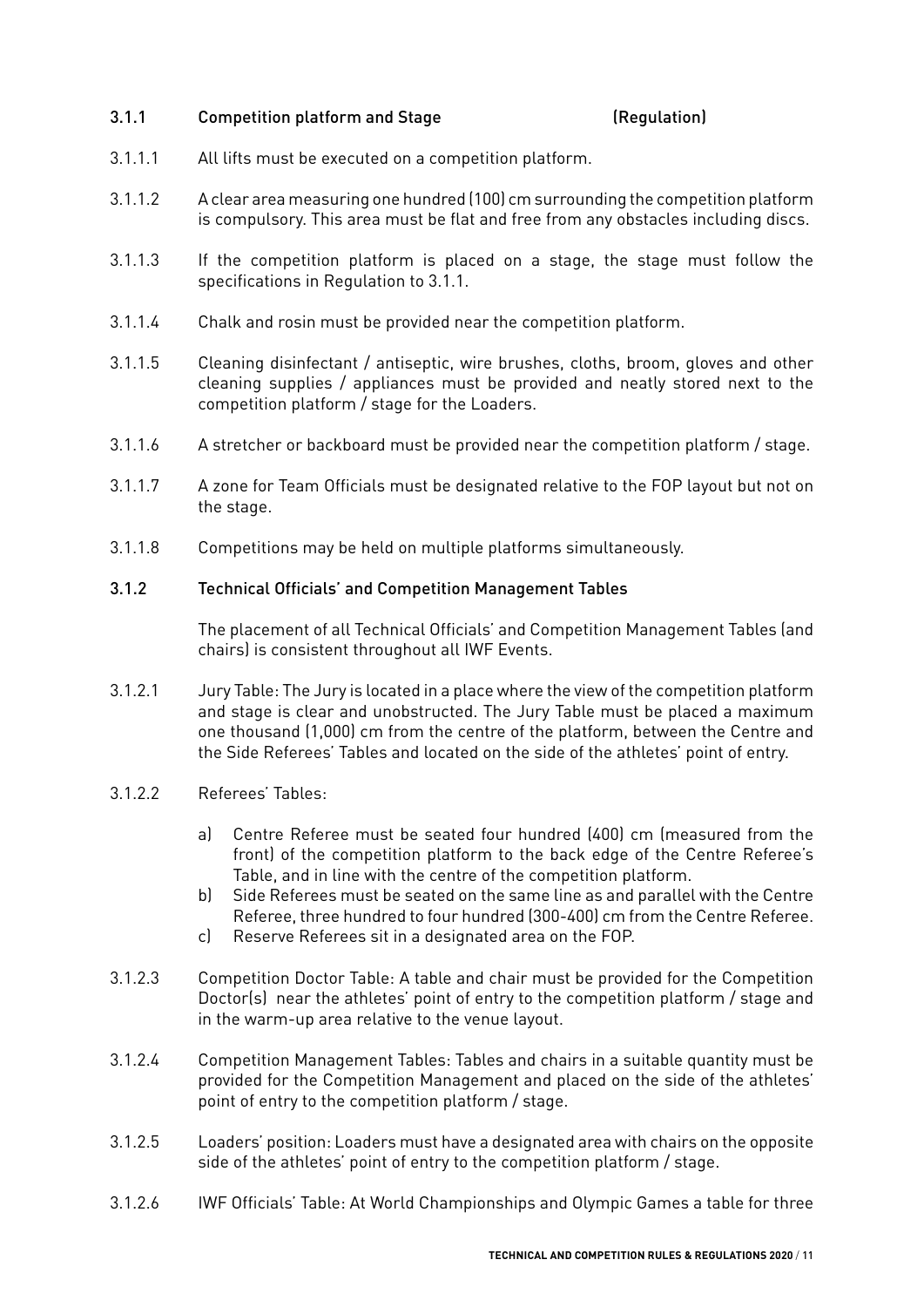### 3.1.1 Competition platform and Stage (Regulation)

3.1.1.1 All lifts must be executed on a competition platform.

3.1.1.2 A clear area measuring one hundred (100) cm surrounding the competition platform is compulsory. This area must be flat and free from any obstacles including discs.

3.1.1.3 If the competition platform is placed on a stage, the stage must follow the specifications in Regulation to 3.1.1.

3.1.1.4 Chalk and rosin must be provided near the competition platform.

3.1.1.5 Cleaning disinfectant / antiseptic, wire brushes, cloths, broom, gloves and other cleaning supplies / appliances must be provided and neatly stored next to the competition platform / stage for the Loaders.

3.1.1.6 A stretcher or backboard must be provided near the competition platform / stage.

3.1.1.7 A zone for Team Officials must be designated relative to the FOP layout but not on the stage.

3.1.1.8 Competitions may be held on multiple platforms simultaneously.

### 3.1.2 Technical Officials' and Competition Management Tables

The placement of all Technical Officials' and Competition Management Tables (and chairs) is consistent throughout all IWF Events.

3.1.2.1 Jury Table: The Jury is located in a place where the view of the competition platform and stage is clear and unobstructed. The Jury Table must be placed a maximum one thousand (1,000) cm from the centre of the platform, between the Centre and the Side Referees' Tables and located on the side of the athletes' point of entry.

3.1.2.2 Referees' Tables:

a) Centre Referee must be seated four hundred (400) cm (measured from the front) of the competition platform to the back edge of the Centre Referee's Table, and in line with the centre of the competition platform.
b) Side Referees must be seated on the same line as and parallel with the Centre Referee, three hundred to four hundred (300-400) cm from the Centre Referee.
c) Reserve Referees sit in a designated area on the FOP.

3.1.2.3 Competition Doctor Table: A table and chair must be provided for the Competition Doctor(s) near the athletes' point of entry to the competition platform / stage and in the warm-up area relative to the venue layout.

3.1.2.4 Competition Management Tables: Tables and chairs in a suitable quantity must be provided for the Competition Management and placed on the side of the athletes' point of entry to the competition platform / stage.

3.1.2.5 Loaders' position: Loaders must have a designated area with chairs on the opposite side of the athletes' point of entry to the competition platform / stage.

3.1.2.6 IWF Officials' Table: At World Championships and Olympic Games a table for three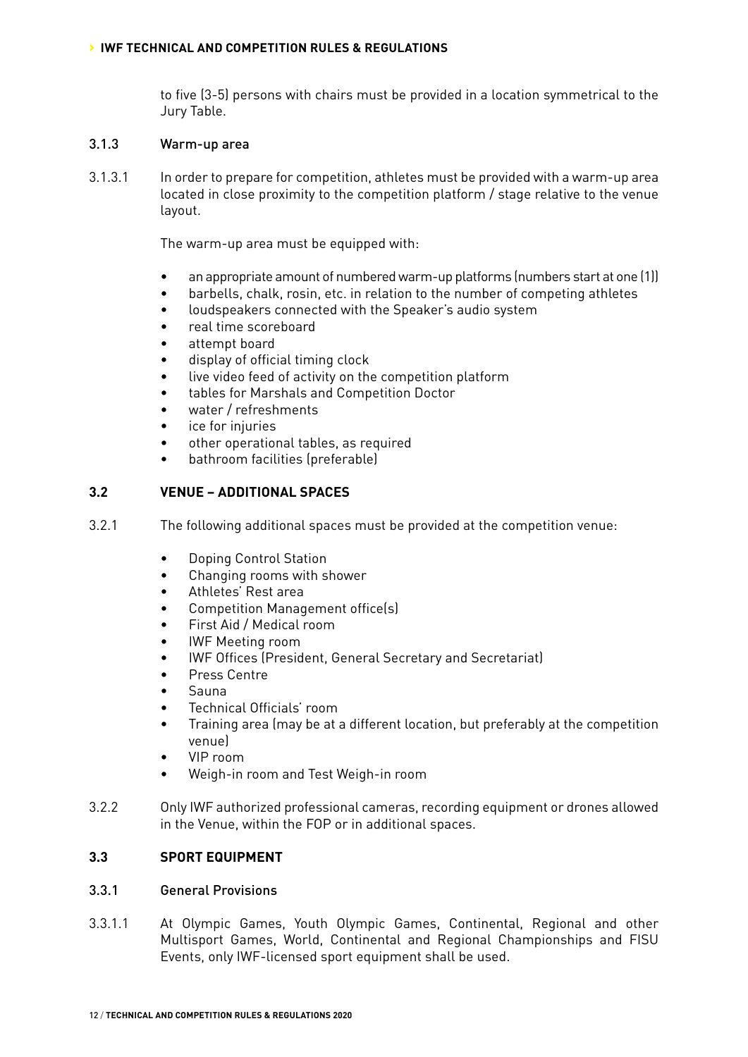to five (3-5) persons with chairs must be provided in a location symmetrical to the Jury Table.

### 3.1.3 Warm-up area

3.1.3.1 In order to prepare for competition, athletes must be provided with a warm-up area located in close proximity to the competition platform / stage relative to the venue layout.

The warm-up area must be equipped with:

- an appropriate amount of numbered warm-up platforms (numbers start at one (1))
- barbells, chalk, rosin, etc. in relation to the number of competing athletes
- loudspeakers connected with the Speaker's audio system
- real time scoreboard
- attempt board
- display of official timing clock
- live video feed of activity on the competition platform
- tables for Marshals and Competition Doctor
- water / refreshments
- ice for injuries
- other operational tables, as required
- bathroom facilities (preferable)

## 3.2 VENUE – ADDITIONAL SPACES

3.2.1 The following additional spaces must be provided at the competition venue:

- Doping Control Station
- Changing rooms with shower
- Athletes' Rest area
- Competition Management office(s)
- First Aid / Medical room
- IWF Meeting room
- IWF Offices (President, General Secretary and Secretariat)
- Press Centre
- Sauna
- Technical Officials' room
- Training area (may be at a different location, but preferably at the competition venue)
- VIP room
- Weigh-in room and Test Weigh-in room

3.2.2 Only IWF authorized professional cameras, recording equipment or drones allowed in the Venue, within the FOP or in additional spaces.

## 3.3 SPORT EQUIPMENT

### 3.3.1 General Provisions

3.3.1.1 At Olympic Games, Youth Olympic Games, Continental, Regional and other Multisport Games, World, Continental and Regional Championships and FISU Events, only IWF-licensed sport equipment shall be used.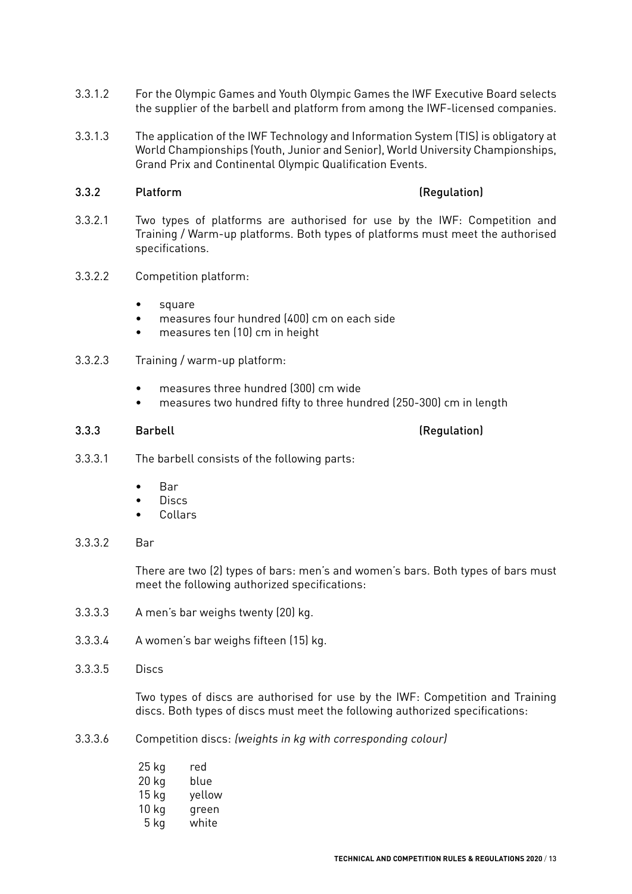3.3.1.2 For the Olympic Games and Youth Olympic Games the IWF Executive Board selects the supplier of the barbell and platform from among the IWF-licensed companies.

3.3.1.3 The application of the IWF Technology and Information System (TIS) is obligatory at World Championships (Youth, Junior and Senior), World University Championships, Grand Prix and Continental Olympic Qualification Events.

### 3.3.2 Platform (Regulation)

3.3.2.1 Two types of platforms are authorised for use by the IWF: Competition and Training / Warm-up platforms. Both types of platforms must meet the authorised specifications.

3.3.2.2 Competition platform:

- square
- measures four hundred (400) cm on each side
- measures ten (10) cm in height

3.3.2.3 Training / warm-up platform:

- measures three hundred (300) cm wide
- measures two hundred fifty to three hundred (250-300) cm in length

### 3.3.3 Barbell (Regulation)

3.3.3.1 The barbell consists of the following parts:

- Bar
- Discs
- Collars

3.3.3.2 Bar

There are two (2) types of bars: men's and women's bars. Both types of bars must meet the following authorized specifications:

3.3.3.3 A men's bar weighs twenty (20) kg.

3.3.3.4 A women's bar weighs fifteen (15) kg.

3.3.3.5 Discs

Two types of discs are authorised for use by the IWF: Competition and Training discs. Both types of discs must meet the following authorized specifications:

3.3.3.6 Competition discs: *(weights in kg with corresponding colour)*

| | |
|---|---|
| 25 kg | red |
| 20 kg | blue |
| 15 kg | yellow |
| 10 kg | green |
| 5 kg | white |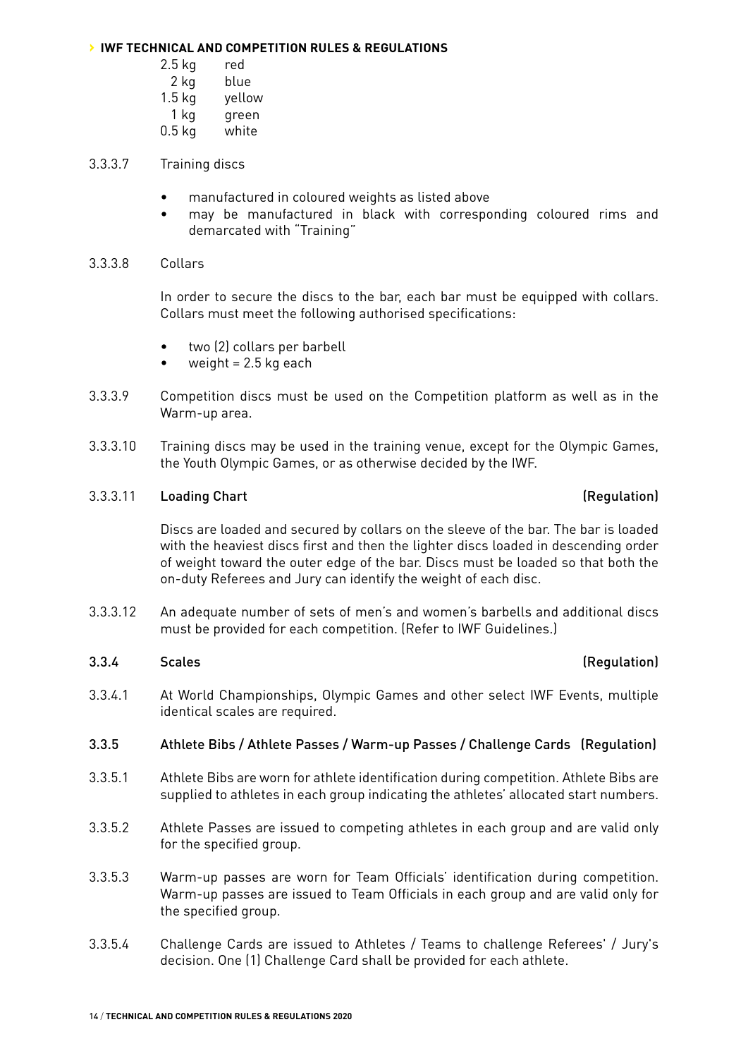| | |
|---|---|
| 2.5 kg | red |
| 2 kg | blue |
| 1.5 kg | yellow |
| 1 kg | green |
| 0.5 kg | white |

3.3.3.7 Training discs

- manufactured in coloured weights as listed above
- may be manufactured in black with corresponding coloured rims and demarcated with "Training"

3.3.3.8 Collars

In order to secure the discs to the bar, each bar must be equipped with collars. Collars must meet the following authorised specifications:

- two (2) collars per barbell
- weight = 2.5 kg each

3.3.3.9 Competition discs must be used on the Competition platform as well as in the Warm-up area.

3.3.3.10 Training discs may be used in the training venue, except for the Olympic Games, the Youth Olympic Games, or as otherwise decided by the IWF.

### 3.3.3.11 Loading Chart (Regulation)

Discs are loaded and secured by collars on the sleeve of the bar. The bar is loaded with the heaviest discs first and then the lighter discs loaded in descending order of weight toward the outer edge of the bar. Discs must be loaded so that both the on-duty Referees and Jury can identify the weight of each disc.

3.3.3.12 An adequate number of sets of men's and women's barbells and additional discs must be provided for each competition. (Refer to IWF Guidelines.)

### 3.3.4 Scales (Regulation)

3.3.4.1 At World Championships, Olympic Games and other select IWF Events, multiple identical scales are required.

### 3.3.5 Athlete Bibs / Athlete Passes / Warm-up Passes / Challenge Cards (Regulation)

3.3.5.1 Athlete Bibs are worn for athlete identification during competition. Athlete Bibs are supplied to athletes in each group indicating the athletes' allocated start numbers.

3.3.5.2 Athlete Passes are issued to competing athletes in each group and are valid only for the specified group.

3.3.5.3 Warm-up passes are worn for Team Officials' identification during competition. Warm-up passes are issued to Team Officials in each group and are valid only for the specified group.

3.3.5.4 Challenge Cards are issued to Athletes / Teams to challenge Referees' / Jury's decision. One (1) Challenge Card shall be provided for each athlete.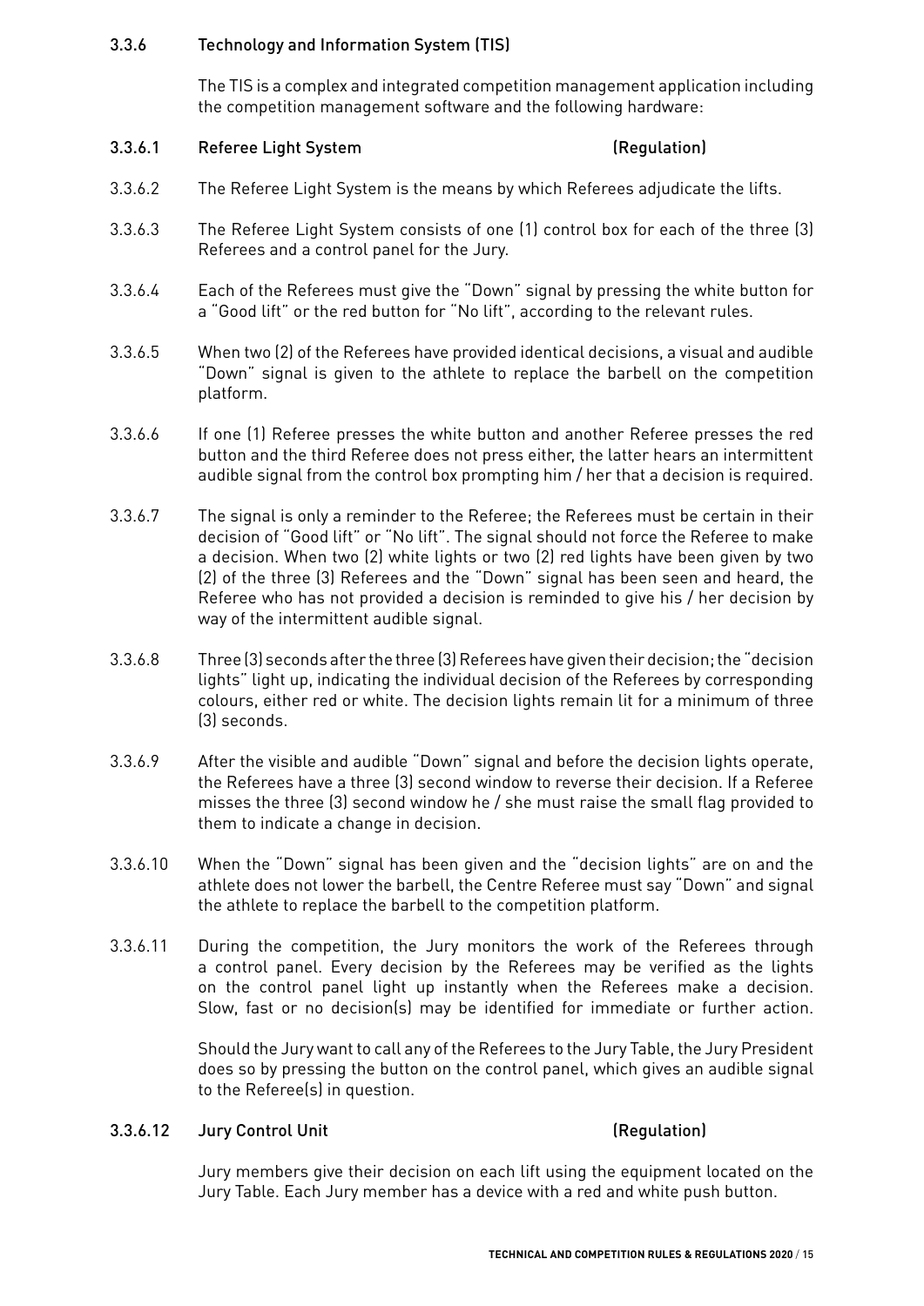### 3.3.6 Technology and Information System (TIS)

The TIS is a complex and integrated competition management application including the competition management software and the following hardware:

#### 3.3.6.1 Referee Light System (Regulation)

3.3.6.2 The Referee Light System is the means by which Referees adjudicate the lifts.

3.3.6.3 The Referee Light System consists of one (1) control box for each of the three (3) Referees and a control panel for the Jury.

3.3.6.4 Each of the Referees must give the "Down" signal by pressing the white button for a "Good lift" or the red button for "No lift", according to the relevant rules.

3.3.6.5 When two (2) of the Referees have provided identical decisions, a visual and audible "Down" signal is given to the athlete to replace the barbell on the competition platform.

3.3.6.6 If one (1) Referee presses the white button and another Referee presses the red button and the third Referee does not press either, the latter hears an intermittent audible signal from the control box prompting him / her that a decision is required.

3.3.6.7 The signal is only a reminder to the Referee; the Referees must be certain in their decision of "Good lift" or "No lift". The signal should not force the Referee to make a decision. When two (2) white lights or two (2) red lights have been given by two (2) of the three (3) Referees and the "Down" signal has been seen and heard, the Referee who has not provided a decision is reminded to give his / her decision by way of the intermittent audible signal.

3.3.6.8 Three (3) seconds after the three (3) Referees have given their decision; the "decision lights" light up, indicating the individual decision of the Referees by corresponding colours, either red or white. The decision lights remain lit for a minimum of three (3) seconds.

3.3.6.9 After the visible and audible "Down" signal and before the decision lights operate, the Referees have a three (3) second window to reverse their decision. If a Referee misses the three (3) second window he / she must raise the small flag provided to them to indicate a change in decision.

3.3.6.10 When the "Down" signal has been given and the "decision lights" are on and the athlete does not lower the barbell, the Centre Referee must say "Down" and signal the athlete to replace the barbell to the competition platform.

3.3.6.11 During the competition, the Jury monitors the work of the Referees through a control panel. Every decision by the Referees may be verified as the lights on the control panel light up instantly when the Referees make a decision. Slow, fast or no decision(s) may be identified for immediate or further action.

Should the Jury want to call any of the Referees to the Jury Table, the Jury President does so by pressing the button on the control panel, which gives an audible signal to the Referee(s) in question.

#### 3.3.6.12 Jury Control Unit (Regulation)

Jury members give their decision on each lift using the equipment located on the Jury Table. Each Jury member has a device with a red and white push button.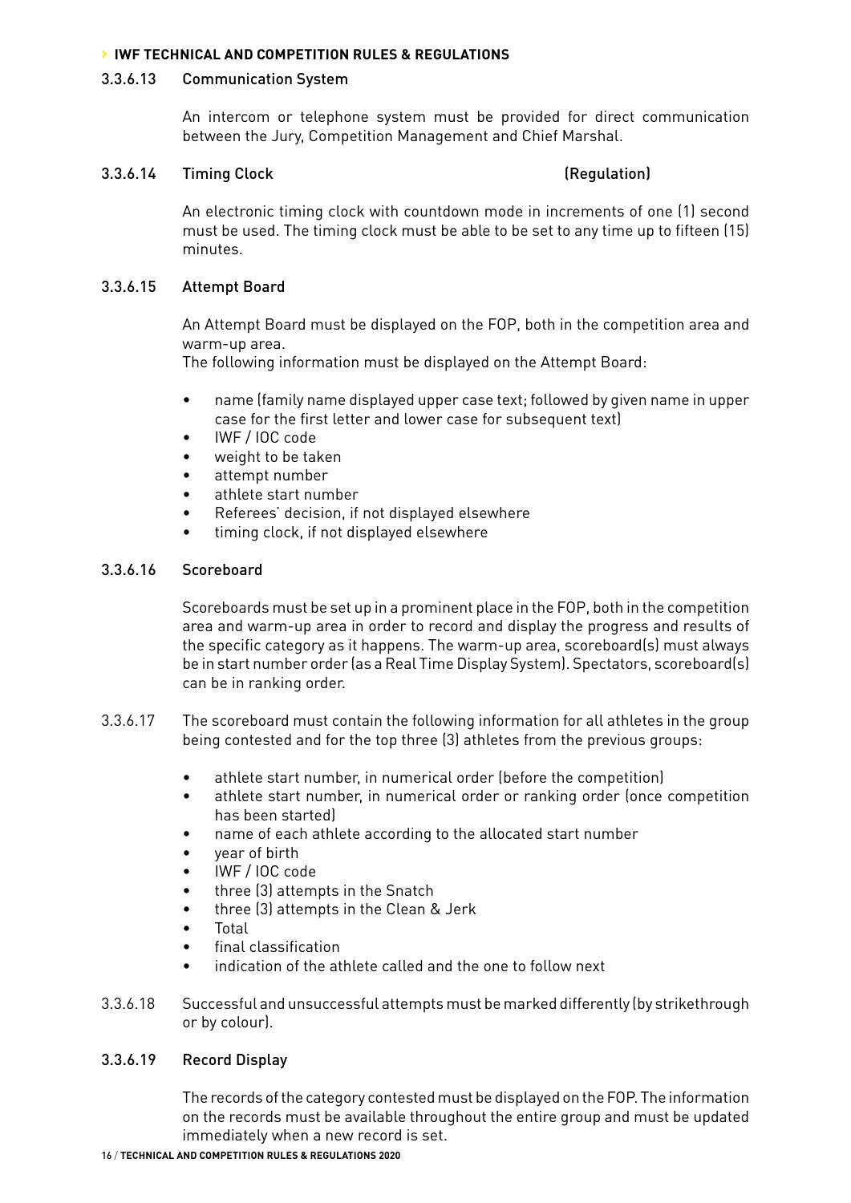### 3.3.6.13 Communication System

An intercom or telephone system must be provided for direct communication between the Jury, Competition Management and Chief Marshal.

### 3.3.6.14 Timing Clock (Regulation)

An electronic timing clock with countdown mode in increments of one (1) second must be used. The timing clock must be able to be set to any time up to fifteen (15) minutes.

### 3.3.6.15 Attempt Board

An Attempt Board must be displayed on the FOP, both in the competition area and warm-up area.
The following information must be displayed on the Attempt Board:

- name (family name displayed upper case text; followed by given name in upper case for the first letter and lower case for subsequent text)
- IWF / IOC code
- weight to be taken
- attempt number
- athlete start number
- Referees' decision, if not displayed elsewhere
- timing clock, if not displayed elsewhere

### 3.3.6.16 Scoreboard

Scoreboards must be set up in a prominent place in the FOP, both in the competition area and warm-up area in order to record and display the progress and results of the specific category as it happens. The warm-up area, scoreboard(s) must always be in start number order (as a Real Time Display System). Spectators, scoreboard(s) can be in ranking order.

3.3.6.17 The scoreboard must contain the following information for all athletes in the group being contested and for the top three (3) athletes from the previous groups:

- athlete start number, in numerical order (before the competition)
- athlete start number, in numerical order or ranking order (once competition has been started)
- name of each athlete according to the allocated start number
- year of birth
- IWF / IOC code
- three (3) attempts in the Snatch
- three (3) attempts in the Clean & Jerk
- Total
- final classification
- indication of the athlete called and the one to follow next

3.3.6.18 Successful and unsuccessful attempts must be marked differently (by strikethrough or by colour).

### 3.3.6.19 Record Display

The records of the category contested must be displayed on the FOP. The information on the records must be available throughout the entire group and must be updated immediately when a new record is set.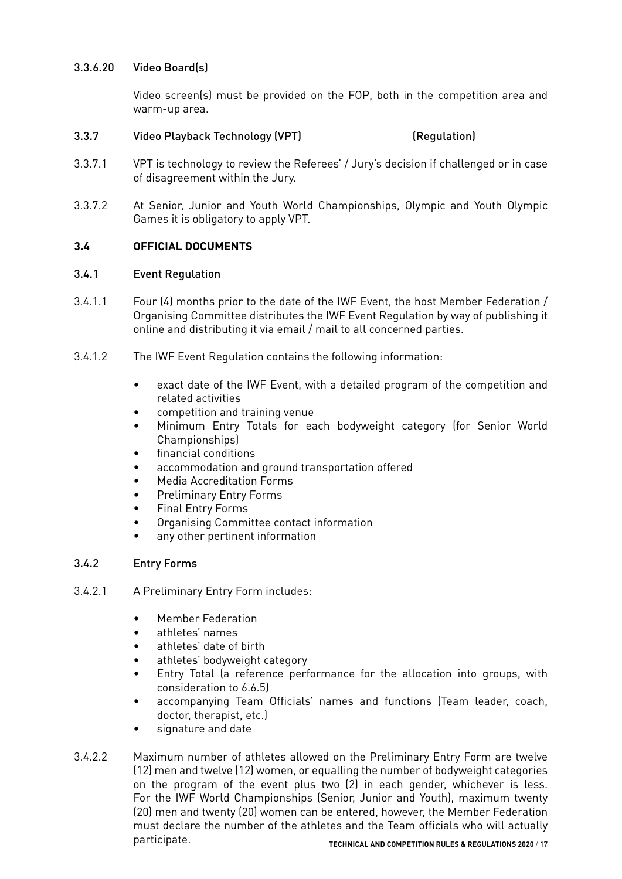#### 3.3.6.20 Video Board(s)

Video screen(s) must be provided on the FOP, both in the competition area and warm-up area.

### 3.3.7 Video Playback Technology (VPT) (Regulation)

3.3.7.1 VPT is technology to review the Referees' / Jury's decision if challenged or in case of disagreement within the Jury.

3.3.7.2 At Senior, Junior and Youth World Championships, Olympic and Youth Olympic Games it is obligatory to apply VPT.

## 3.4 OFFICIAL DOCUMENTS

### 3.4.1 Event Regulation

3.4.1.1 Four (4) months prior to the date of the IWF Event, the host Member Federation / Organising Committee distributes the IWF Event Regulation by way of publishing it online and distributing it via email / mail to all concerned parties.

3.4.1.2 The IWF Event Regulation contains the following information:

- exact date of the IWF Event, with a detailed program of the competition and related activities
- competition and training venue
- Minimum Entry Totals for each bodyweight category (for Senior World Championships)
- financial conditions
- accommodation and ground transportation offered
- Media Accreditation Forms
- Preliminary Entry Forms
- Final Entry Forms
- Organising Committee contact information
- any other pertinent information

### 3.4.2 Entry Forms

3.4.2.1 A Preliminary Entry Form includes:

- Member Federation
- athletes' names
- athletes' date of birth
- athletes' bodyweight category
- Entry Total (a reference performance for the allocation into groups, with consideration to 6.6.5)
- accompanying Team Officials' names and functions (Team leader, coach, doctor, therapist, etc.)
- signature and date

3.4.2.2 Maximum number of athletes allowed on the Preliminary Entry Form are twelve (12) men and twelve (12) women, or equalling the number of bodyweight categories on the program of the event plus two (2) in each gender, whichever is less. For the IWF World Championships (Senior, Junior and Youth), maximum twenty (20) men and twenty (20) women can be entered, however, the Member Federation must declare the number of the athletes and the Team officials who will actually participate.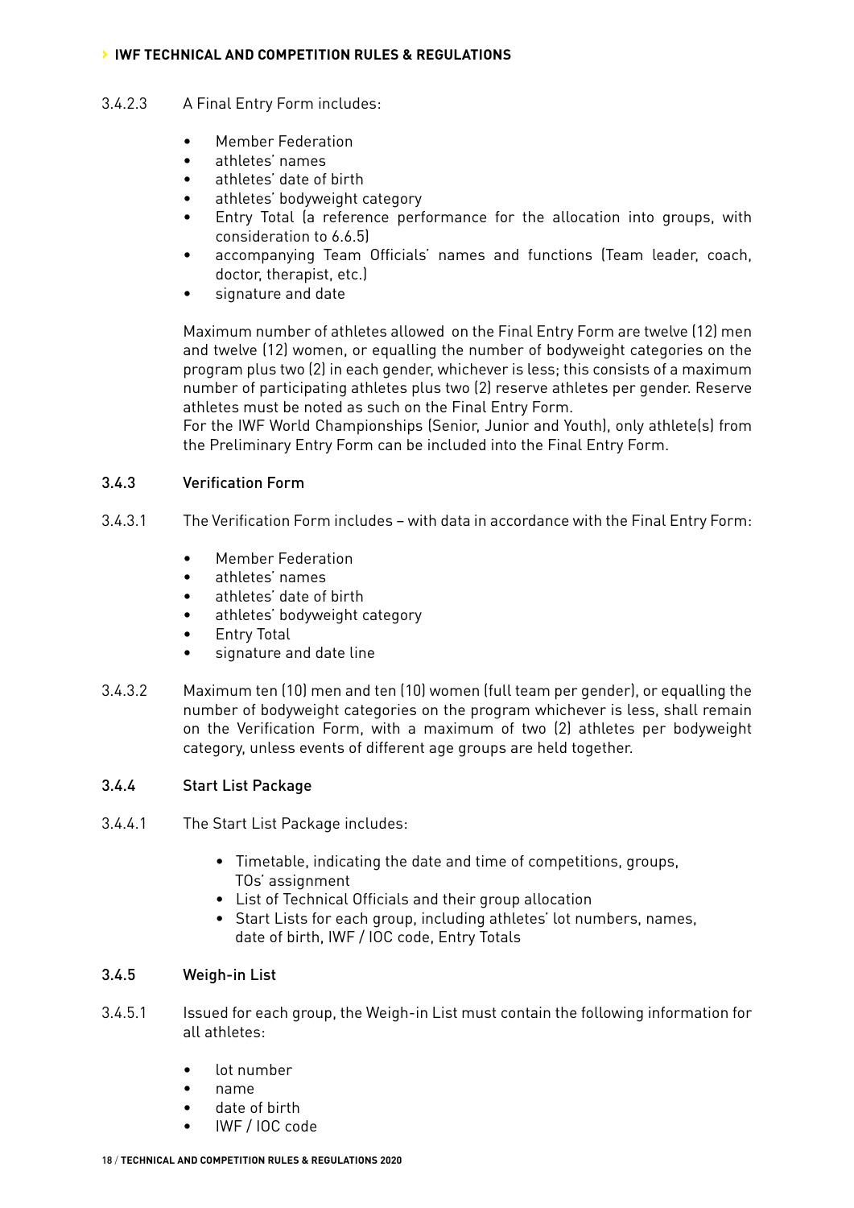3.4.2.3 A Final Entry Form includes:

- Member Federation
- athletes' names
- athletes' date of birth
- athletes' bodyweight category
- Entry Total (a reference performance for the allocation into groups, with consideration to 6.6.5)
- accompanying Team Officials' names and functions (Team leader, coach, doctor, therapist, etc.)
- signature and date

Maximum number of athletes allowed on the Final Entry Form are twelve (12) men and twelve (12) women, or equalling the number of bodyweight categories on the program plus two (2) in each gender, whichever is less; this consists of a maximum number of participating athletes plus two (2) reserve athletes per gender. Reserve athletes must be noted as such on the Final Entry Form.
For the IWF World Championships (Senior, Junior and Youth), only athlete(s) from the Preliminary Entry Form can be included into the Final Entry Form.

### 3.4.3 Verification Form

3.4.3.1 The Verification Form includes – with data in accordance with the Final Entry Form:

- Member Federation
- athletes' names
- athletes' date of birth
- athletes' bodyweight category
- Entry Total
- signature and date line

3.4.3.2 Maximum ten (10) men and ten (10) women (full team per gender), or equalling the number of bodyweight categories on the program whichever is less, shall remain on the Verification Form, with a maximum of two (2) athletes per bodyweight category, unless events of different age groups are held together.

### 3.4.4 Start List Package

3.4.4.1 The Start List Package includes:

- Timetable, indicating the date and time of competitions, groups, TOs' assignment
- List of Technical Officials and their group allocation
- Start Lists for each group, including athletes' lot numbers, names, date of birth, IWF / IOC code, Entry Totals

### 3.4.5 Weigh-in List

3.4.5.1 Issued for each group, the Weigh-in List must contain the following information for all athletes:

- lot number
- name
- date of birth
- IWF / IOC code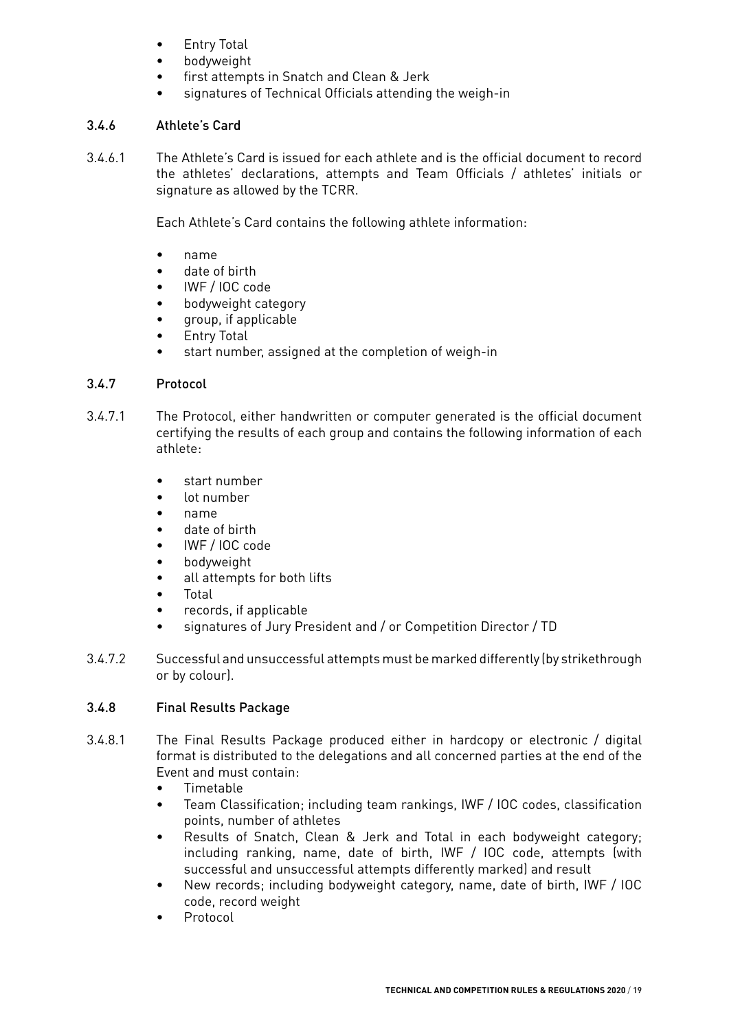- Entry Total
- bodyweight
- first attempts in Snatch and Clean & Jerk
- signatures of Technical Officials attending the weigh-in

### 3.4.6 Athlete's Card

3.4.6.1 The Athlete's Card is issued for each athlete and is the official document to record the athletes' declarations, attempts and Team Officials / athletes' initials or signature as allowed by the TCRR.

Each Athlete's Card contains the following athlete information:

- name
- date of birth
- IWF / IOC code
- bodyweight category
- group, if applicable
- Entry Total
- start number, assigned at the completion of weigh-in

### 3.4.7 Protocol

3.4.7.1 The Protocol, either handwritten or computer generated is the official document certifying the results of each group and contains the following information of each athlete:

- start number
- lot number
- name
- date of birth
- IWF / IOC code
- bodyweight
- all attempts for both lifts
- Total
- records, if applicable
- signatures of Jury President and / or Competition Director / TD

3.4.7.2 Successful and unsuccessful attempts must be marked differently (by strikethrough or by colour).

### 3.4.8 Final Results Package

3.4.8.1 The Final Results Package produced either in hardcopy or electronic / digital format is distributed to the delegations and all concerned parties at the end of the Event and must contain:

- Timetable
- Team Classification; including team rankings, IWF / IOC codes, classification points, number of athletes
- Results of Snatch, Clean & Jerk and Total in each bodyweight category; including ranking, name, date of birth, IWF / IOC code, attempts (with successful and unsuccessful attempts differently marked) and result
- New records; including bodyweight category, name, date of birth, IWF / IOC code, record weight
- Protocol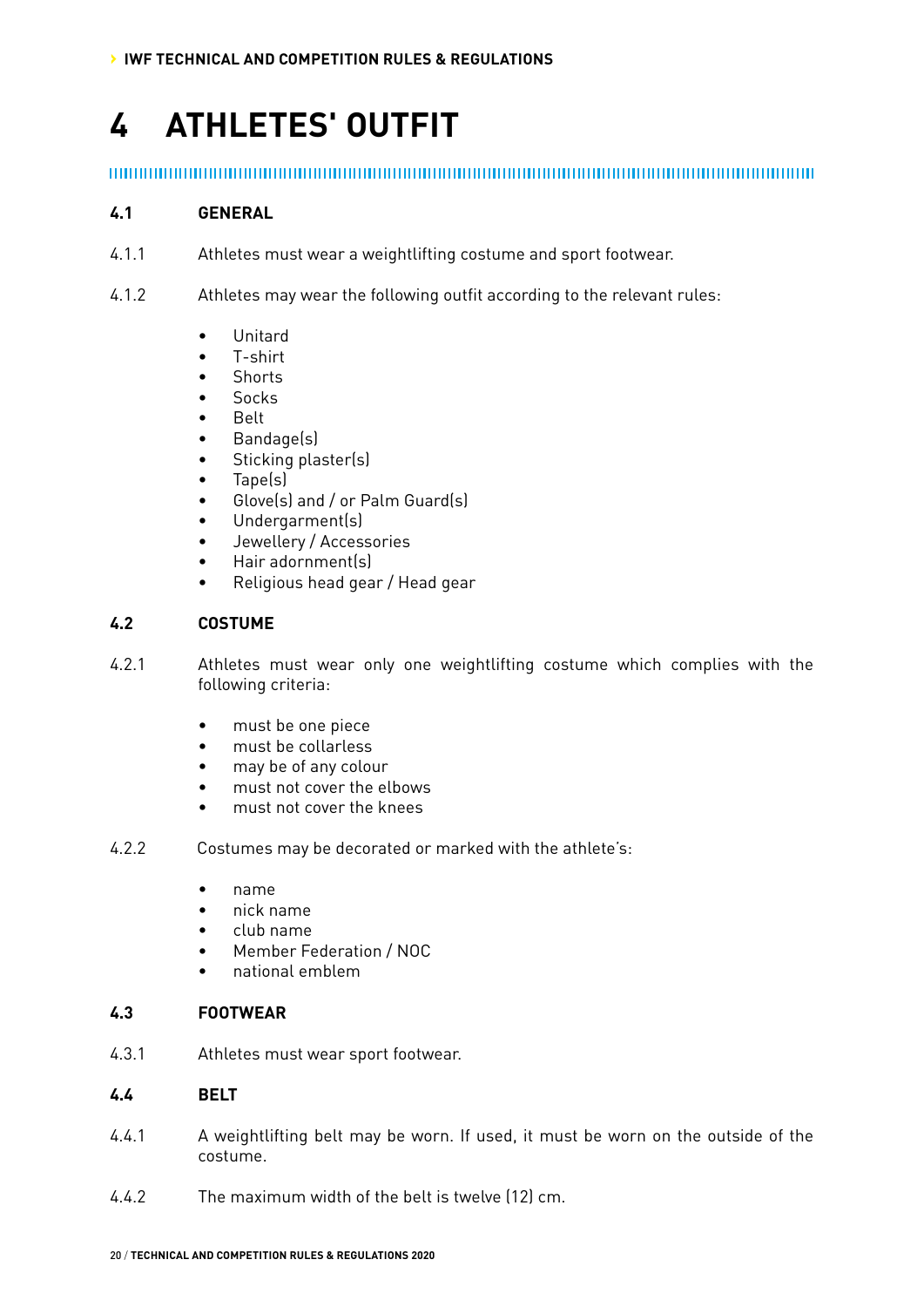# 4 ATHLETES' OUTFIT

## 4.1 GENERAL

4.1.1 Athletes must wear a weightlifting costume and sport footwear.

4.1.2 Athletes may wear the following outfit according to the relevant rules:

- Unitard
- T-shirt
- Shorts
- Socks
- Belt
- Bandage(s)
- Sticking plaster(s)
- Tape(s)
- Glove(s) and / or Palm Guard(s)
- Undergarment(s)
- Jewellery / Accessories
- Hair adornment(s)
- Religious head gear / Head gear

## 4.2 COSTUME

4.2.1 Athletes must wear only one weightlifting costume which complies with the following criteria:

- must be one piece
- must be collarless
- may be of any colour
- must not cover the elbows
- must not cover the knees

4.2.2 Costumes may be decorated or marked with the athlete's:

- name
- nick name
- club name
- Member Federation / NOC
- national emblem

## 4.3 FOOTWEAR

4.3.1 Athletes must wear sport footwear.

## 4.4 BELT

4.4.1 A weightlifting belt may be worn. If used, it must be worn on the outside of the costume.

4.4.2 The maximum width of the belt is twelve (12) cm.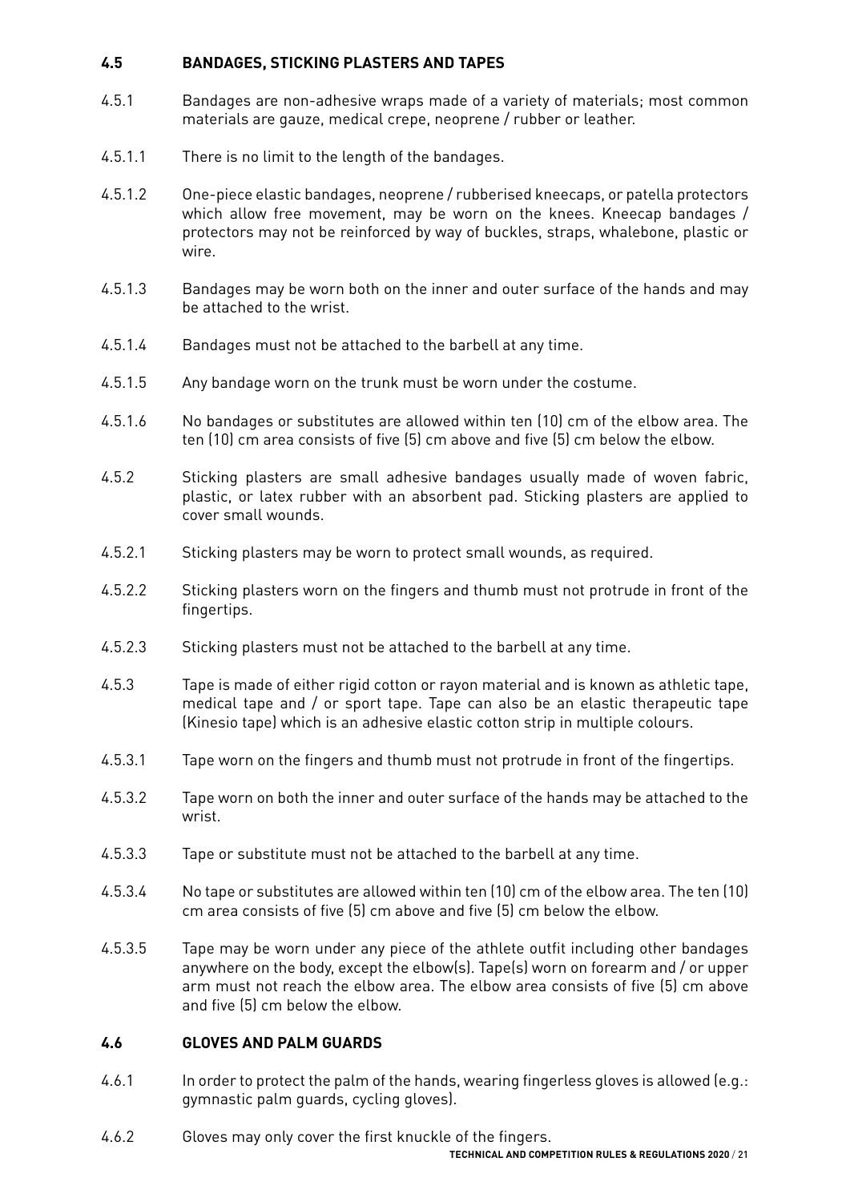## 4.5 BANDAGES, STICKING PLASTERS AND TAPES

4.5.1 Bandages are non-adhesive wraps made of a variety of materials; most common materials are gauze, medical crepe, neoprene / rubber or leather.

4.5.1.1 There is no limit to the length of the bandages.

4.5.1.2 One-piece elastic bandages, neoprene / rubberised kneecaps, or patella protectors which allow free movement, may be worn on the knees. Kneecap bandages / protectors may not be reinforced by way of buckles, straps, whalebone, plastic or wire.

4.5.1.3 Bandages may be worn both on the inner and outer surface of the hands and may be attached to the wrist.

4.5.1.4 Bandages must not be attached to the barbell at any time.

4.5.1.5 Any bandage worn on the trunk must be worn under the costume.

4.5.1.6 No bandages or substitutes are allowed within ten (10) cm of the elbow area. The ten (10) cm area consists of five (5) cm above and five (5) cm below the elbow.

4.5.2 Sticking plasters are small adhesive bandages usually made of woven fabric, plastic, or latex rubber with an absorbent pad. Sticking plasters are applied to cover small wounds.

4.5.2.1 Sticking plasters may be worn to protect small wounds, as required.

4.5.2.2 Sticking plasters worn on the fingers and thumb must not protrude in front of the fingertips.

4.5.2.3 Sticking plasters must not be attached to the barbell at any time.

4.5.3 Tape is made of either rigid cotton or rayon material and is known as athletic tape, medical tape and / or sport tape. Tape can also be an elastic therapeutic tape (Kinesio tape) which is an adhesive elastic cotton strip in multiple colours.

4.5.3.1 Tape worn on the fingers and thumb must not protrude in front of the fingertips.

4.5.3.2 Tape worn on both the inner and outer surface of the hands may be attached to the wrist.

4.5.3.3 Tape or substitute must not be attached to the barbell at any time.

4.5.3.4 No tape or substitutes are allowed within ten (10) cm of the elbow area. The ten (10) cm area consists of five (5) cm above and five (5) cm below the elbow.

4.5.3.5 Tape may be worn under any piece of the athlete outfit including other bandages anywhere on the body, except the elbow(s). Tape(s) worn on forearm and / or upper arm must not reach the elbow area. The elbow area consists of five (5) cm above and five (5) cm below the elbow.

## 4.6 GLOVES AND PALM GUARDS

4.6.1 In order to protect the palm of the hands, wearing fingerless gloves is allowed (e.g.: gymnastic palm guards, cycling gloves).

4.6.2 Gloves may only cover the first knuckle of the fingers.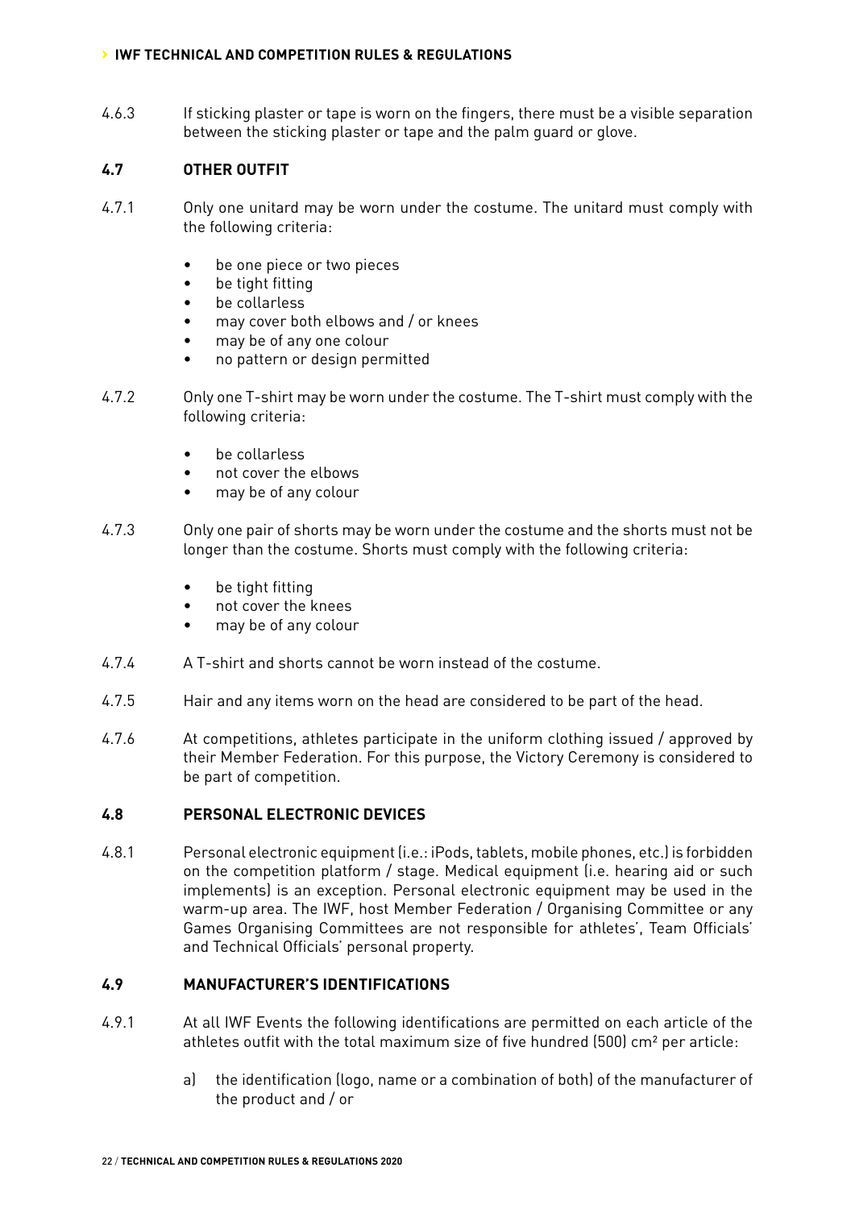4.6.3 If sticking plaster or tape is worn on the fingers, there must be a visible separation between the sticking plaster or tape and the palm guard or glove.

### 4.7 OTHER OUTFIT

4.7.1 Only one unitard may be worn under the costume. The unitard must comply with the following criteria:

- be one piece or two pieces
- be tight fitting
- be collarless
- may cover both elbows and / or knees
- may be of any one colour
- no pattern or design permitted

4.7.2 Only one T-shirt may be worn under the costume. The T-shirt must comply with the following criteria:

- be collarless
- not cover the elbows
- may be of any colour

4.7.3 Only one pair of shorts may be worn under the costume and the shorts must not be longer than the costume. Shorts must comply with the following criteria:

- be tight fitting
- not cover the knees
- may be of any colour

4.7.4 A T-shirt and shorts cannot be worn instead of the costume.

4.7.5 Hair and any items worn on the head are considered to be part of the head.

4.7.6 At competitions, athletes participate in the uniform clothing issued / approved by their Member Federation. For this purpose, the Victory Ceremony is considered to be part of competition.

### 4.8 PERSONAL ELECTRONIC DEVICES

4.8.1 Personal electronic equipment (i.e.: iPods, tablets, mobile phones, etc.) is forbidden on the competition platform / stage. Medical equipment (i.e. hearing aid or such implements) is an exception. Personal electronic equipment may be used in the warm-up area. The IWF, host Member Federation / Organising Committee or any Games Organising Committees are not responsible for athletes', Team Officials' and Technical Officials' personal property.

### 4.9 MANUFACTURER'S IDENTIFICATIONS

4.9.1 At all IWF Events the following identifications are permitted on each article of the athletes outfit with the total maximum size of five hundred (500) cm² per article:

a) the identification (logo, name or a combination of both) of the manufacturer of the product and / or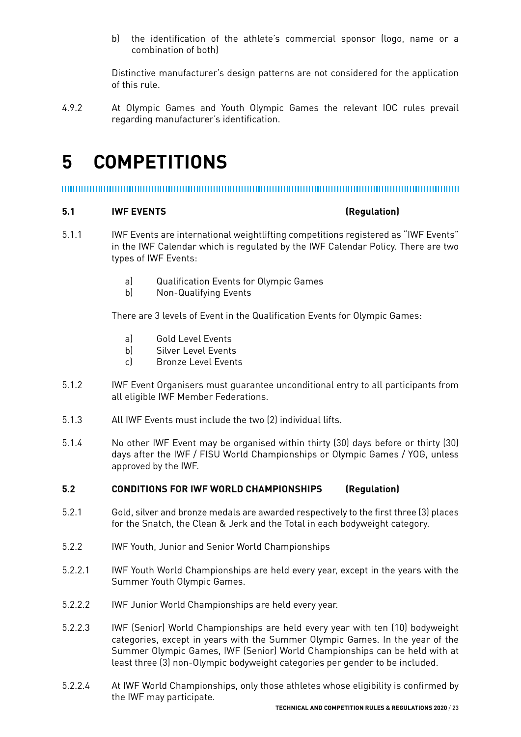b) the identification of the athlete's commercial sponsor (logo, name or a combination of both)

Distinctive manufacturer's design patterns are not considered for the application of this rule.

4.9.2 At Olympic Games and Youth Olympic Games the relevant IOC rules prevail regarding manufacturer's identification.

# 5 COMPETITIONS

### 5.1 IWF EVENTS (Regulation)

5.1.1 IWF Events are international weightlifting competitions registered as "IWF Events" in the IWF Calendar which is regulated by the IWF Calendar Policy. There are two types of IWF Events:

a) Qualification Events for Olympic Games
b) Non-Qualifying Events

There are 3 levels of Event in the Qualification Events for Olympic Games:

a) Gold Level Events
b) Silver Level Events
c) Bronze Level Events

5.1.2 IWF Event Organisers must guarantee unconditional entry to all participants from all eligible IWF Member Federations.

5.1.3 All IWF Events must include the two (2) individual lifts.

5.1.4 No other IWF Event may be organised within thirty (30) days before or thirty (30) days after the IWF / FISU World Championships or Olympic Games / YOG, unless approved by the IWF.

### 5.2 CONDITIONS FOR IWF WORLD CHAMPIONSHIPS (Regulation)

5.2.1 Gold, silver and bronze medals are awarded respectively to the first three (3) places for the Snatch, the Clean & Jerk and the Total in each bodyweight category.

5.2.2 IWF Youth, Junior and Senior World Championships

5.2.2.1 IWF Youth World Championships are held every year, except in the years with the Summer Youth Olympic Games.

5.2.2.2 IWF Junior World Championships are held every year.

5.2.2.3 IWF (Senior) World Championships are held every year with ten (10) bodyweight categories, except in years with the Summer Olympic Games. In the year of the Summer Olympic Games, IWF (Senior) World Championships can be held with at least three (3) non-Olympic bodyweight categories per gender to be included.

5.2.2.4 At IWF World Championships, only those athletes whose eligibility is confirmed by the IWF may participate.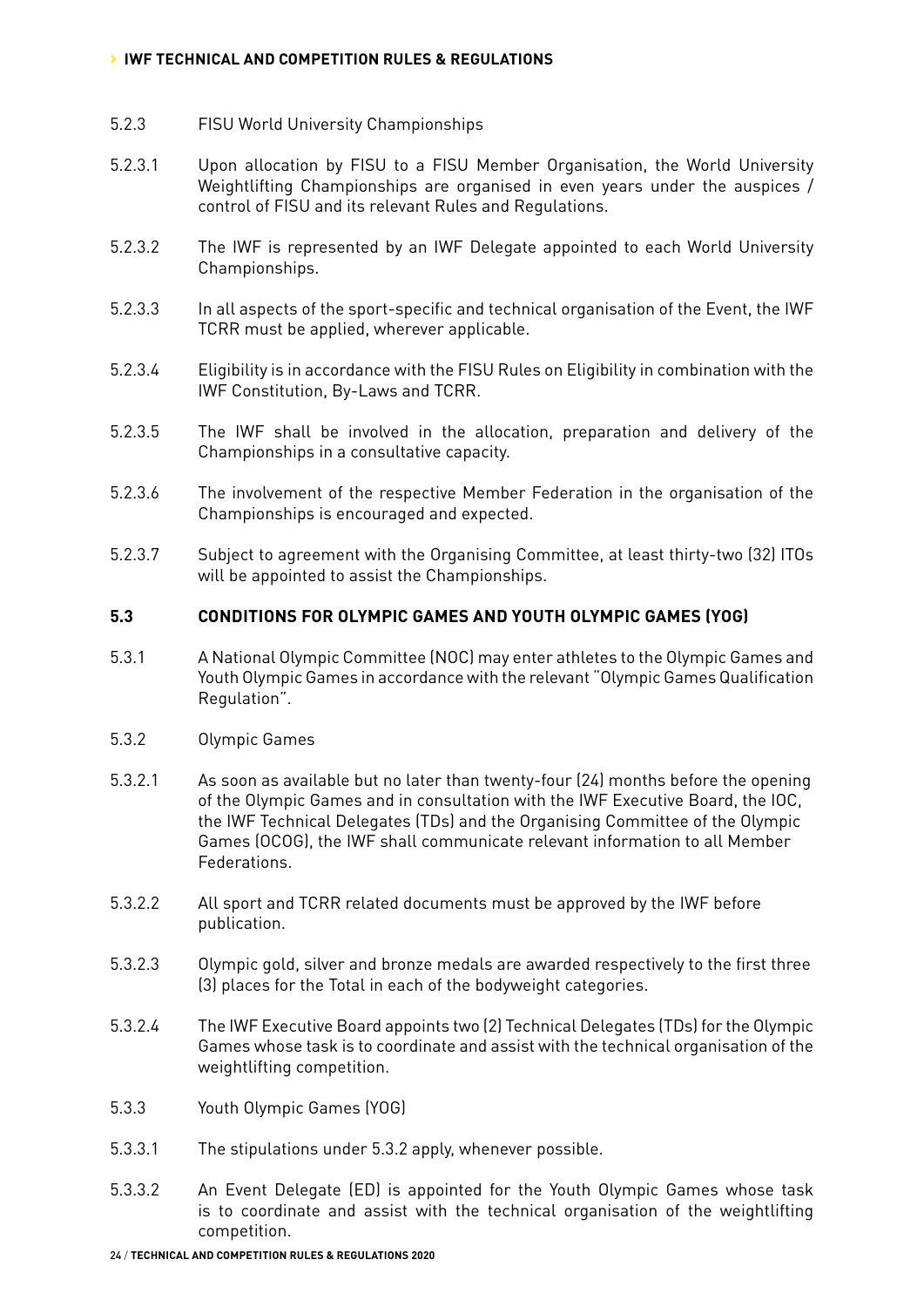5.2.3 FISU World University Championships

5.2.3.1 Upon allocation by FISU to a FISU Member Organisation, the World University Weightlifting Championships are organised in even years under the auspices / control of FISU and its relevant Rules and Regulations.

5.2.3.2 The IWF is represented by an IWF Delegate appointed to each World University Championships.

5.2.3.3 In all aspects of the sport-specific and technical organisation of the Event, the IWF TCRR must be applied, wherever applicable.

5.2.3.4 Eligibility is in accordance with the FISU Rules on Eligibility in combination with the IWF Constitution, By-Laws and TCRR.

5.2.3.5 The IWF shall be involved in the allocation, preparation and delivery of the Championships in a consultative capacity.

5.2.3.6 The involvement of the respective Member Federation in the organisation of the Championships is encouraged and expected.

5.2.3.7 Subject to agreement with the Organising Committee, at least thirty-two (32) ITOs will be appointed to assist the Championships.

## 5.3 CONDITIONS FOR OLYMPIC GAMES AND YOUTH OLYMPIC GAMES (YOG)

5.3.1 A National Olympic Committee (NOC) may enter athletes to the Olympic Games and Youth Olympic Games in accordance with the relevant "Olympic Games Qualification Regulation".

5.3.2 Olympic Games

5.3.2.1 As soon as available but no later than twenty-four (24) months before the opening of the Olympic Games and in consultation with the IWF Executive Board, the IOC, the IWF Technical Delegates (TDs) and the Organising Committee of the Olympic Games (OCOG), the IWF shall communicate relevant information to all Member Federations.

5.3.2.2 All sport and TCRR related documents must be approved by the IWF before publication.

5.3.2.3 Olympic gold, silver and bronze medals are awarded respectively to the first three (3) places for the Total in each of the bodyweight categories.

5.3.2.4 The IWF Executive Board appoints two (2) Technical Delegates (TDs) for the Olympic Games whose task is to coordinate and assist with the technical organisation of the weightlifting competition.

5.3.3 Youth Olympic Games (YOG)

5.3.3.1 The stipulations under 5.3.2 apply, whenever possible.

5.3.3.2 An Event Delegate (ED) is appointed for the Youth Olympic Games whose task is to coordinate and assist with the technical organisation of the weightlifting competition.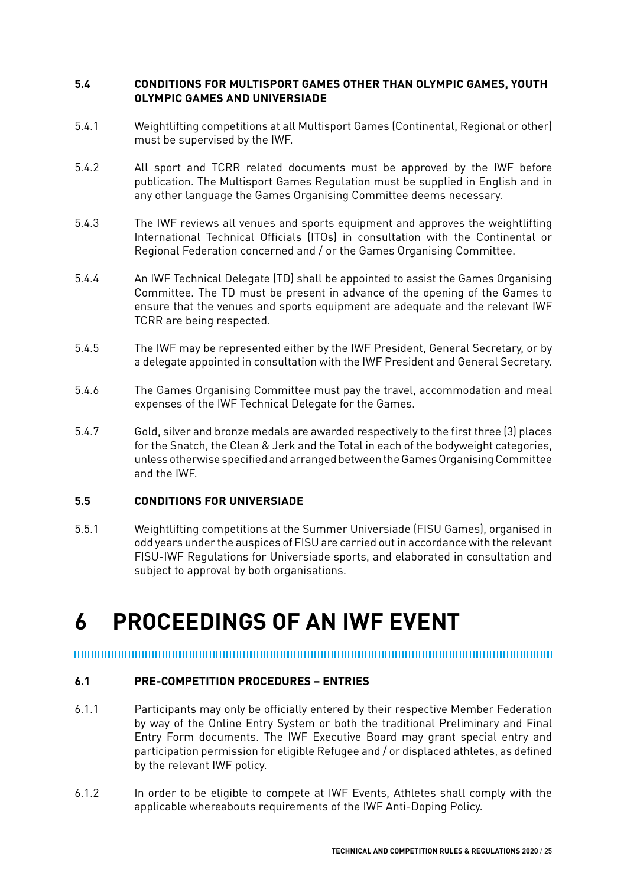### 5.4 CONDITIONS FOR MULTISPORT GAMES OTHER THAN OLYMPIC GAMES, YOUTH OLYMPIC GAMES AND UNIVERSIADE

5.4.1 Weightlifting competitions at all Multisport Games (Continental, Regional or other) must be supervised by the IWF.

5.4.2 All sport and TCRR related documents must be approved by the IWF before publication. The Multisport Games Regulation must be supplied in English and in any other language the Games Organising Committee deems necessary.

5.4.3 The IWF reviews all venues and sports equipment and approves the weightlifting International Technical Officials (ITOs) in consultation with the Continental or Regional Federation concerned and / or the Games Organising Committee.

5.4.4 An IWF Technical Delegate (TD) shall be appointed to assist the Games Organising Committee. The TD must be present in advance of the opening of the Games to ensure that the venues and sports equipment are adequate and the relevant IWF TCRR are being respected.

5.4.5 The IWF may be represented either by the IWF President, General Secretary, or by a delegate appointed in consultation with the IWF President and General Secretary.

5.4.6 The Games Organising Committee must pay the travel, accommodation and meal expenses of the IWF Technical Delegate for the Games.

5.4.7 Gold, silver and bronze medals are awarded respectively to the first three (3) places for the Snatch, the Clean & Jerk and the Total in each of the bodyweight categories, unless otherwise specified and arranged between the Games Organising Committee and the IWF.

### 5.5 CONDITIONS FOR UNIVERSIADE

5.5.1 Weightlifting competitions at the Summer Universiade (FISU Games), organised in odd years under the auspices of FISU are carried out in accordance with the relevant FISU-IWF Regulations for Universiade sports, and elaborated in consultation and subject to approval by both organisations.

# 6 PROCEEDINGS OF AN IWF EVENT

### 6.1 PRE-COMPETITION PROCEDURES – ENTRIES

6.1.1 Participants may only be officially entered by their respective Member Federation by way of the Online Entry System or both the traditional Preliminary and Final Entry Form documents. The IWF Executive Board may grant special entry and participation permission for eligible Refugee and / or displaced athletes, as defined by the relevant IWF policy.

6.1.2 In order to be eligible to compete at IWF Events, Athletes shall comply with the applicable whereabouts requirements of the IWF Anti-Doping Policy.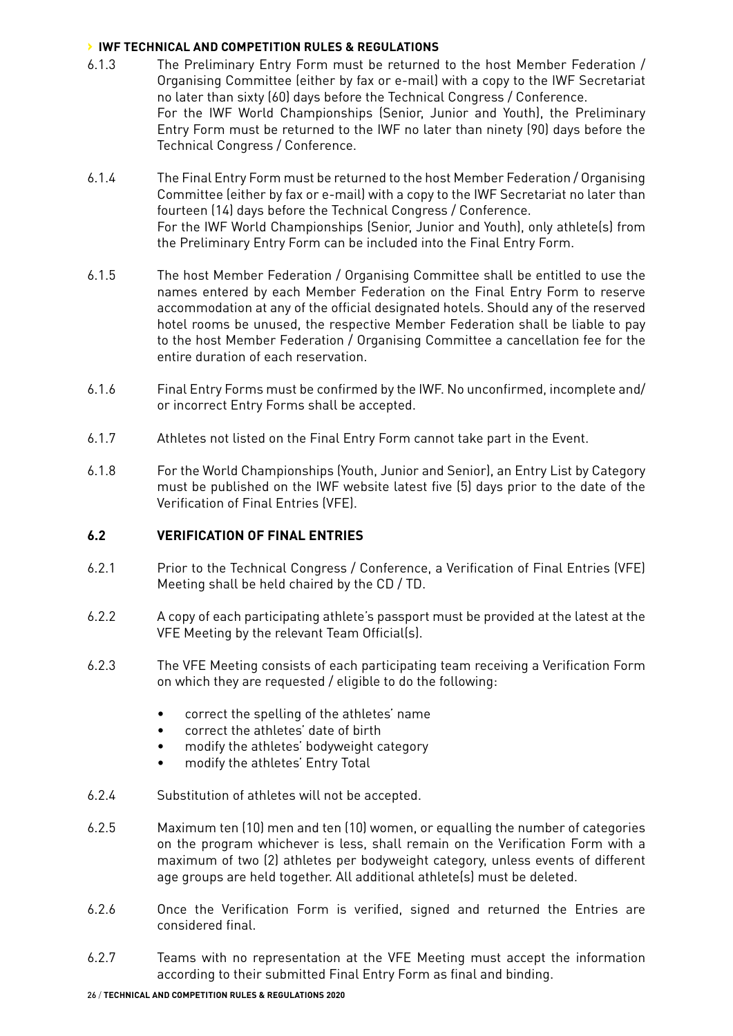6.1.3 The Preliminary Entry Form must be returned to the host Member Federation / Organising Committee (either by fax or e-mail) with a copy to the IWF Secretariat no later than sixty (60) days before the Technical Congress / Conference.
For the IWF World Championships (Senior, Junior and Youth), the Preliminary Entry Form must be returned to the IWF no later than ninety (90) days before the Technical Congress / Conference.

6.1.4 The Final Entry Form must be returned to the host Member Federation / Organising Committee (either by fax or e-mail) with a copy to the IWF Secretariat no later than fourteen (14) days before the Technical Congress / Conference.
For the IWF World Championships (Senior, Junior and Youth), only athlete(s) from the Preliminary Entry Form can be included into the Final Entry Form.

6.1.5 The host Member Federation / Organising Committee shall be entitled to use the names entered by each Member Federation on the Final Entry Form to reserve accommodation at any of the official designated hotels. Should any of the reserved hotel rooms be unused, the respective Member Federation shall be liable to pay to the host Member Federation / Organising Committee a cancellation fee for the entire duration of each reservation.

6.1.6 Final Entry Forms must be confirmed by the IWF. No unconfirmed, incomplete and/ or incorrect Entry Forms shall be accepted.

6.1.7 Athletes not listed on the Final Entry Form cannot take part in the Event.

6.1.8 For the World Championships (Youth, Junior and Senior), an Entry List by Category must be published on the IWF website latest five (5) days prior to the date of the Verification of Final Entries (VFE).

### 6.2 VERIFICATION OF FINAL ENTRIES

6.2.1 Prior to the Technical Congress / Conference, a Verification of Final Entries (VFE) Meeting shall be held chaired by the CD / TD.

6.2.2 A copy of each participating athlete's passport must be provided at the latest at the VFE Meeting by the relevant Team Official(s).

6.2.3 The VFE Meeting consists of each participating team receiving a Verification Form on which they are requested / eligible to do the following:

- correct the spelling of the athletes' name
- correct the athletes' date of birth
- modify the athletes' bodyweight category
- modify the athletes' Entry Total

6.2.4 Substitution of athletes will not be accepted.

6.2.5 Maximum ten (10) men and ten (10) women, or equalling the number of categories on the program whichever is less, shall remain on the Verification Form with a maximum of two (2) athletes per bodyweight category, unless events of different age groups are held together. All additional athlete(s) must be deleted.

6.2.6 Once the Verification Form is verified, signed and returned the Entries are considered final.

6.2.7 Teams with no representation at the VFE Meeting must accept the information according to their submitted Final Entry Form as final and binding.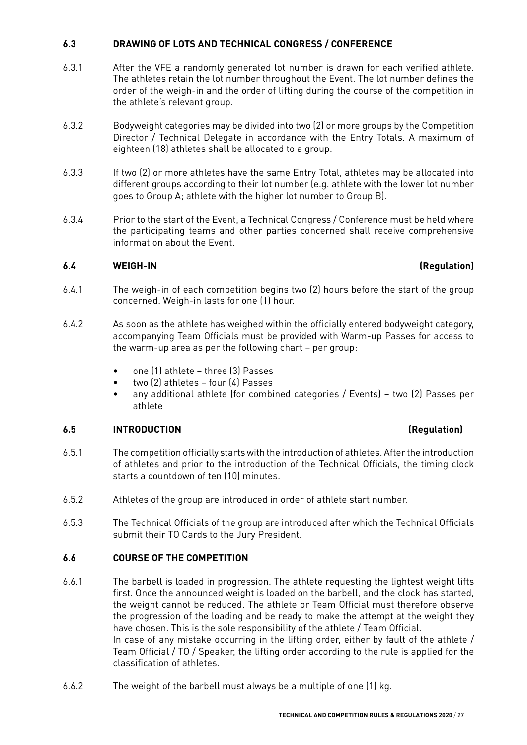### 6.3 DRAWING OF LOTS AND TECHNICAL CONGRESS / CONFERENCE

6.3.1 After the VFE a randomly generated lot number is drawn for each verified athlete. The athletes retain the lot number throughout the Event. The lot number defines the order of the weigh-in and the order of lifting during the course of the competition in the athlete's relevant group.

6.3.2 Bodyweight categories may be divided into two (2) or more groups by the Competition Director / Technical Delegate in accordance with the Entry Totals. A maximum of eighteen (18) athletes shall be allocated to a group.

6.3.3 If two (2) or more athletes have the same Entry Total, athletes may be allocated into different groups according to their lot number (e.g. athlete with the lower lot number goes to Group A; athlete with the higher lot number to Group B).

6.3.4 Prior to the start of the Event, a Technical Congress / Conference must be held where the participating teams and other parties concerned shall receive comprehensive information about the Event.

### 6.4 WEIGH-IN (Regulation)

6.4.1 The weigh-in of each competition begins two (2) hours before the start of the group concerned. Weigh-in lasts for one (1) hour.

6.4.2 As soon as the athlete has weighed within the officially entered bodyweight category, accompanying Team Officials must be provided with Warm-up Passes for access to the warm-up area as per the following chart – per group:

- one (1) athlete – three (3) Passes
- two (2) athletes – four (4) Passes
- any additional athlete (for combined categories / Events) – two (2) Passes per athlete

### 6.5 INTRODUCTION (Regulation)

6.5.1 The competition officially starts with the introduction of athletes. After the introduction of athletes and prior to the introduction of the Technical Officials, the timing clock starts a countdown of ten (10) minutes.

6.5.2 Athletes of the group are introduced in order of athlete start number.

6.5.3 The Technical Officials of the group are introduced after which the Technical Officials submit their TO Cards to the Jury President.

### 6.6 COURSE OF THE COMPETITION

6.6.1 The barbell is loaded in progression. The athlete requesting the lightest weight lifts first. Once the announced weight is loaded on the barbell, and the clock has started, the weight cannot be reduced. The athlete or Team Official must therefore observe the progression of the loading and be ready to make the attempt at the weight they have chosen. This is the sole responsibility of the athlete / Team Official.
In case of any mistake occurring in the lifting order, either by fault of the athlete / Team Official / TO / Speaker, the lifting order according to the rule is applied for the classification of athletes.

6.6.2 The weight of the barbell must always be a multiple of one (1) kg.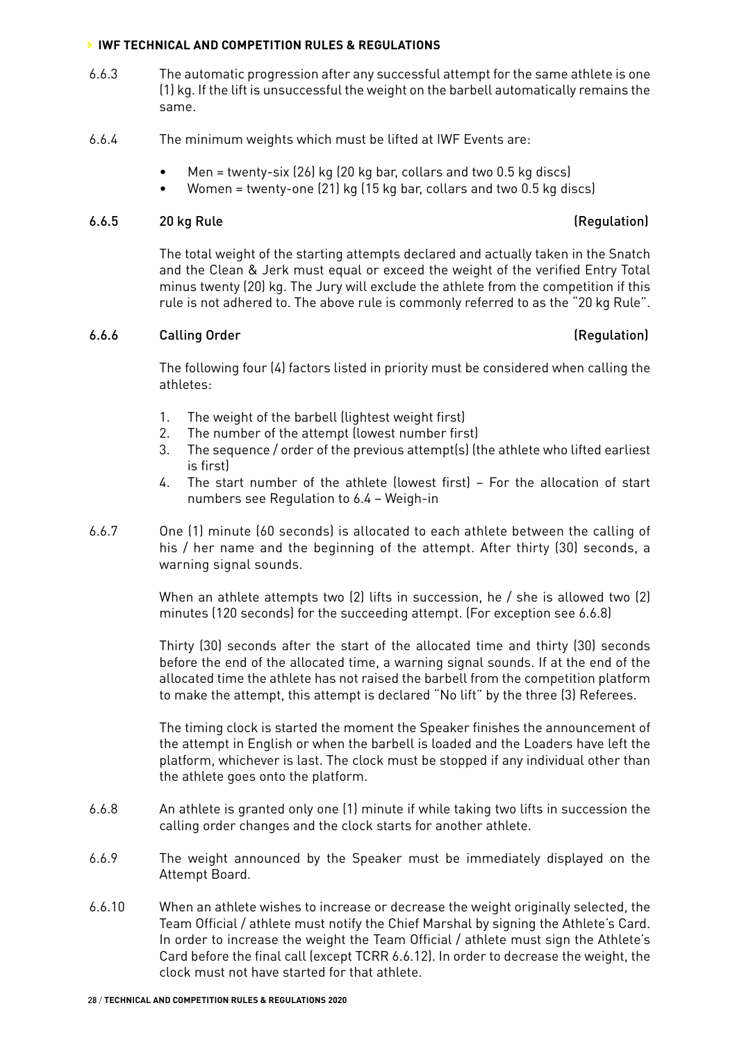6.6.3 The automatic progression after any successful attempt for the same athlete is one (1) kg. If the lift is unsuccessful the weight on the barbell automatically remains the same.

6.6.4 The minimum weights which must be lifted at IWF Events are:

- Men = twenty-six (26) kg (20 kg bar, collars and two 0.5 kg discs)
- Women = twenty-one (21) kg (15 kg bar, collars and two 0.5 kg discs)

### 6.6.5 20 kg Rule (Regulation)

The total weight of the starting attempts declared and actually taken in the Snatch and the Clean & Jerk must equal or exceed the weight of the verified Entry Total minus twenty (20) kg. The Jury will exclude the athlete from the competition if this rule is not adhered to. The above rule is commonly referred to as the "20 kg Rule".

### 6.6.6 Calling Order (Regulation)

The following four (4) factors listed in priority must be considered when calling the athletes:

1. The weight of the barbell (lightest weight first)
2. The number of the attempt (lowest number first)
3. The sequence / order of the previous attempt(s) (the athlete who lifted earliest is first)
4. The start number of the athlete (lowest first) – For the allocation of start numbers see Regulation to 6.4 – Weigh-in

6.6.7 One (1) minute (60 seconds) is allocated to each athlete between the calling of his / her name and the beginning of the attempt. After thirty (30) seconds, a warning signal sounds.

When an athlete attempts two (2) lifts in succession, he / she is allowed two (2) minutes (120 seconds) for the succeeding attempt. (For exception see 6.6.8)

Thirty (30) seconds after the start of the allocated time and thirty (30) seconds before the end of the allocated time, a warning signal sounds. If at the end of the allocated time the athlete has not raised the barbell from the competition platform to make the attempt, this attempt is declared "No lift" by the three (3) Referees.

The timing clock is started the moment the Speaker finishes the announcement of the attempt in English or when the barbell is loaded and the Loaders have left the platform, whichever is last. The clock must be stopped if any individual other than the athlete goes onto the platform.

6.6.8 An athlete is granted only one (1) minute if while taking two lifts in succession the calling order changes and the clock starts for another athlete.

6.6.9 The weight announced by the Speaker must be immediately displayed on the Attempt Board.

6.6.10 When an athlete wishes to increase or decrease the weight originally selected, the Team Official / athlete must notify the Chief Marshal by signing the Athlete's Card. In order to increase the weight the Team Official / athlete must sign the Athlete's Card before the final call (except TCRR 6.6.12). In order to decrease the weight, the clock must not have started for that athlete.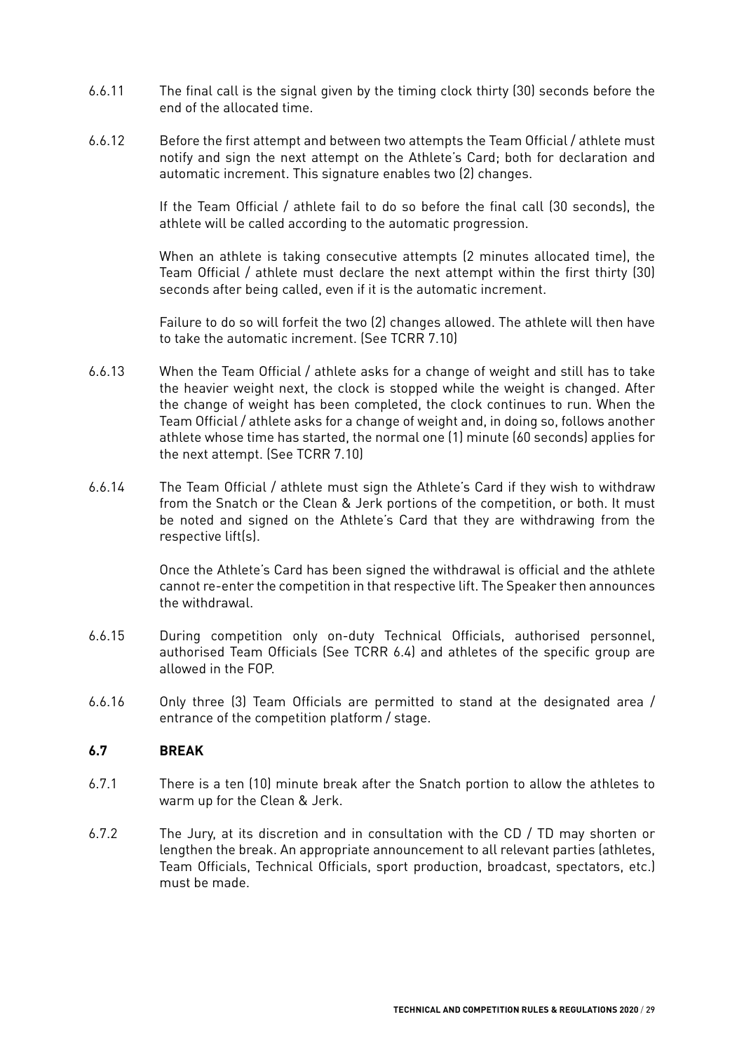6.6.11 The final call is the signal given by the timing clock thirty (30) seconds before the end of the allocated time.

6.6.12 Before the first attempt and between two attempts the Team Official / athlete must notify and sign the next attempt on the Athlete's Card; both for declaration and automatic increment. This signature enables two (2) changes.

If the Team Official / athlete fail to do so before the final call (30 seconds), the athlete will be called according to the automatic progression.

When an athlete is taking consecutive attempts (2 minutes allocated time), the Team Official / athlete must declare the next attempt within the first thirty (30) seconds after being called, even if it is the automatic increment.

Failure to do so will forfeit the two (2) changes allowed. The athlete will then have to take the automatic increment. (See TCRR 7.10)

6.6.13 When the Team Official / athlete asks for a change of weight and still has to take the heavier weight next, the clock is stopped while the weight is changed. After the change of weight has been completed, the clock continues to run. When the Team Official / athlete asks for a change of weight and, in doing so, follows another athlete whose time has started, the normal one (1) minute (60 seconds) applies for the next attempt. (See TCRR 7.10)

6.6.14 The Team Official / athlete must sign the Athlete's Card if they wish to withdraw from the Snatch or the Clean & Jerk portions of the competition, or both. It must be noted and signed on the Athlete's Card that they are withdrawing from the respective lift(s).

Once the Athlete's Card has been signed the withdrawal is official and the athlete cannot re-enter the competition in that respective lift. The Speaker then announces the withdrawal.

6.6.15 During competition only on-duty Technical Officials, authorised personnel, authorised Team Officials (See TCRR 6.4) and athletes of the specific group are allowed in the FOP.

6.6.16 Only three (3) Team Officials are permitted to stand at the designated area / entrance of the competition platform / stage.

## 6.7 BREAK

6.7.1 There is a ten (10) minute break after the Snatch portion to allow the athletes to warm up for the Clean & Jerk.

6.7.2 The Jury, at its discretion and in consultation with the CD / TD may shorten or lengthen the break. An appropriate announcement to all relevant parties (athletes, Team Officials, Technical Officials, sport production, broadcast, spectators, etc.) must be made.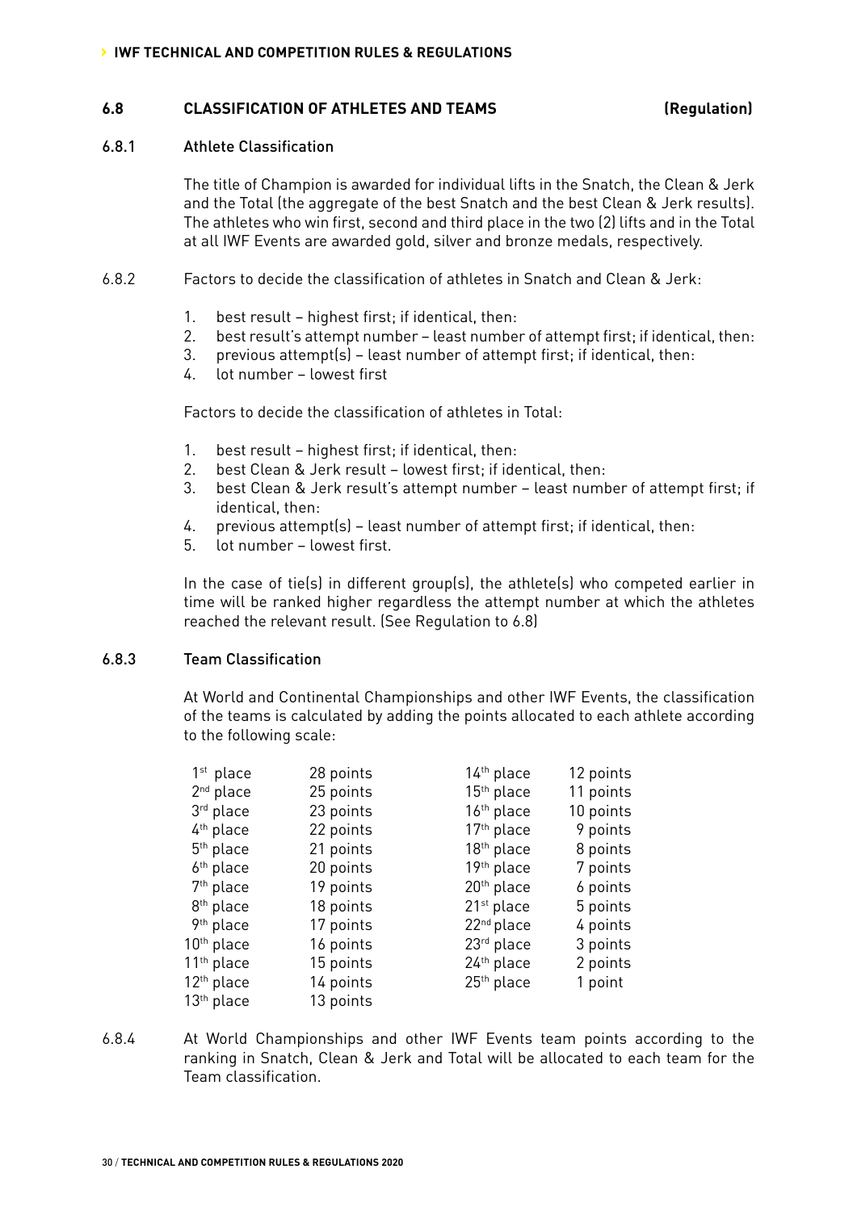## 6.8 CLASSIFICATION OF ATHLETES AND TEAMS (Regulation)

### 6.8.1 Athlete Classification

The title of Champion is awarded for individual lifts in the Snatch, the Clean & Jerk and the Total (the aggregate of the best Snatch and the best Clean & Jerk results). The athletes who win first, second and third place in the two (2) lifts and in the Total at all IWF Events are awarded gold, silver and bronze medals, respectively.

6.8.2 Factors to decide the classification of athletes in Snatch and Clean & Jerk:

1. best result – highest first; if identical, then:
2. best result's attempt number – least number of attempt first; if identical, then:
3. previous attempt(s) – least number of attempt first; if identical, then:
4. lot number – lowest first

Factors to decide the classification of athletes in Total:

1. best result – highest first; if identical, then:
2. best Clean & Jerk result – lowest first; if identical, then:
3. best Clean & Jerk result's attempt number – least number of attempt first; if identical, then:
4. previous attempt(s) – least number of attempt first; if identical, then:
5. lot number – lowest first.

In the case of tie(s) in different group(s), the athlete(s) who competed earlier in time will be ranked higher regardless the attempt number at which the athletes reached the relevant result. (See Regulation to 6.8)

### 6.8.3 Team Classification

At World and Continental Championships and other IWF Events, the classification of the teams is calculated by adding the points allocated to each athlete according to the following scale:

| Place | Points | Place | Points |
|---|---|---|---|
| 1st place | 28 points | 14th place | 12 points |
| 2nd place | 25 points | 15th place | 11 points |
| 3rd place | 23 points | 16th place | 10 points |
| 4th place | 22 points | 17th place | 9 points |
| 5th place | 21 points | 18th place | 8 points |
| 6th place | 20 points | 19th place | 7 points |
| 7th place | 19 points | 20th place | 6 points |
| 8th place | 18 points | 21st place | 5 points |
| 9th place | 17 points | 22nd place | 4 points |
| 10th place | 16 points | 23rd place | 3 points |
| 11th place | 15 points | 24th place | 2 points |
| 12th place | 14 points | 25th place | 1 point |
| 13th place | 13 points | | |

6.8.4 At World Championships and other IWF Events team points according to the ranking in Snatch, Clean & Jerk and Total will be allocated to each team for the Team classification.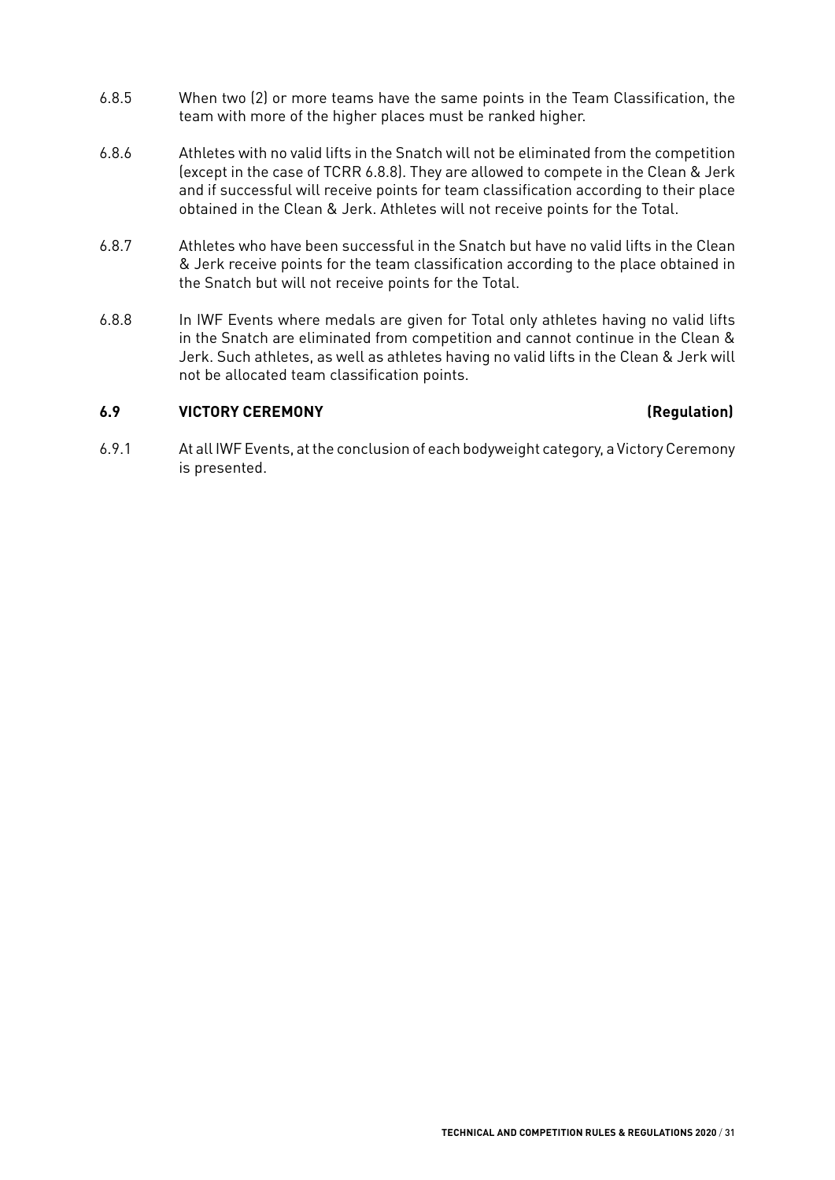6.8.5 When two (2) or more teams have the same points in the Team Classification, the team with more of the higher places must be ranked higher.

6.8.6 Athletes with no valid lifts in the Snatch will not be eliminated from the competition (except in the case of TCRR 6.8.8). They are allowed to compete in the Clean & Jerk and if successful will receive points for team classification according to their place obtained in the Clean & Jerk. Athletes will not receive points for the Total.

6.8.7 Athletes who have been successful in the Snatch but have no valid lifts in the Clean & Jerk receive points for the team classification according to the place obtained in the Snatch but will not receive points for the Total.

6.8.8 In IWF Events where medals are given for Total only athletes having no valid lifts in the Snatch are eliminated from competition and cannot continue in the Clean & Jerk. Such athletes, as well as athletes having no valid lifts in the Clean & Jerk will not be allocated team classification points.

## 6.9 VICTORY CEREMONY (Regulation)

6.9.1 At all IWF Events, at the conclusion of each bodyweight category, a Victory Ceremony is presented.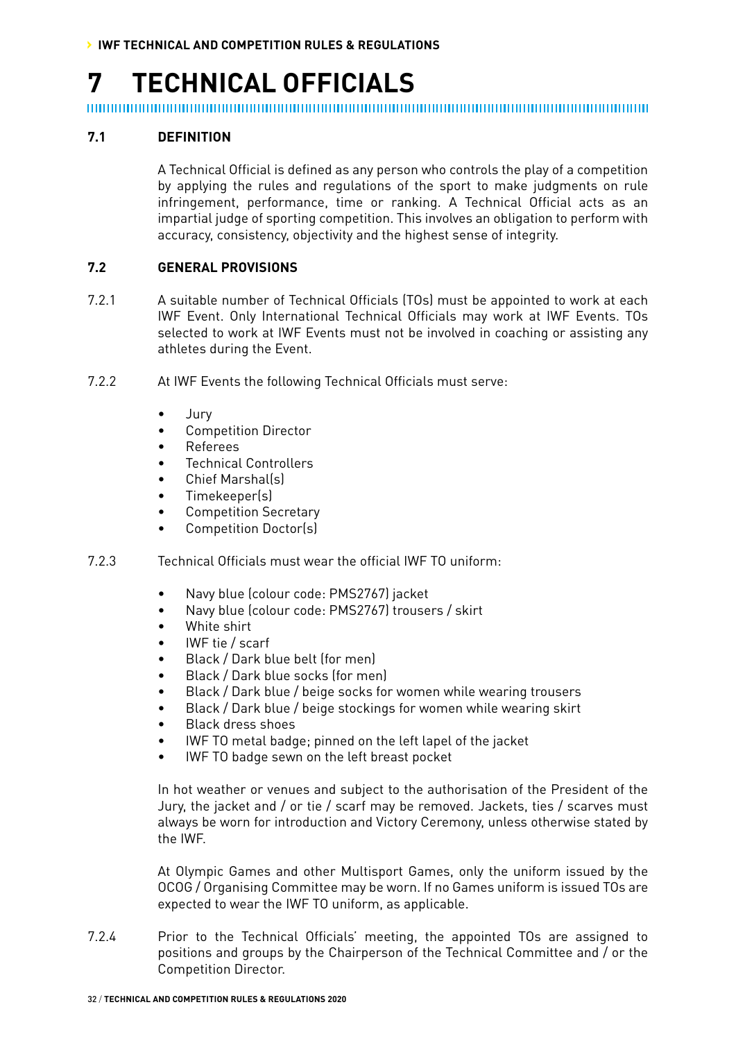# 7 TECHNICAL OFFICIALS

## 7.1 DEFINITION

A Technical Official is defined as any person who controls the play of a competition by applying the rules and regulations of the sport to make judgments on rule infringement, performance, time or ranking. A Technical Official acts as an impartial judge of sporting competition. This involves an obligation to perform with accuracy, consistency, objectivity and the highest sense of integrity.

## 7.2 GENERAL PROVISIONS

7.2.1 A suitable number of Technical Officials (TOs) must be appointed to work at each IWF Event. Only International Technical Officials may work at IWF Events. TOs selected to work at IWF Events must not be involved in coaching or assisting any athletes during the Event.

7.2.2 At IWF Events the following Technical Officials must serve:

- Jury
- Competition Director
- Referees
- Technical Controllers
- Chief Marshal(s)
- Timekeeper(s)
- Competition Secretary
- Competition Doctor(s)

7.2.3 Technical Officials must wear the official IWF TO uniform:

- Navy blue (colour code: PMS2767) jacket
- Navy blue (colour code: PMS2767) trousers / skirt
- White shirt
- IWF tie / scarf
- Black / Dark blue belt (for men)
- Black / Dark blue socks (for men)
- Black / Dark blue / beige socks for women while wearing trousers
- Black / Dark blue / beige stockings for women while wearing skirt
- Black dress shoes
- IWF TO metal badge; pinned on the left lapel of the jacket
- IWF TO badge sewn on the left breast pocket

In hot weather or venues and subject to the authorisation of the President of the Jury, the jacket and / or tie / scarf may be removed. Jackets, ties / scarves must always be worn for introduction and Victory Ceremony, unless otherwise stated by the IWF.

At Olympic Games and other Multisport Games, only the uniform issued by the OCOG / Organising Committee may be worn. If no Games uniform is issued TOs are expected to wear the IWF TO uniform, as applicable.

7.2.4 Prior to the Technical Officials' meeting, the appointed TOs are assigned to positions and groups by the Chairperson of the Technical Committee and / or the Competition Director.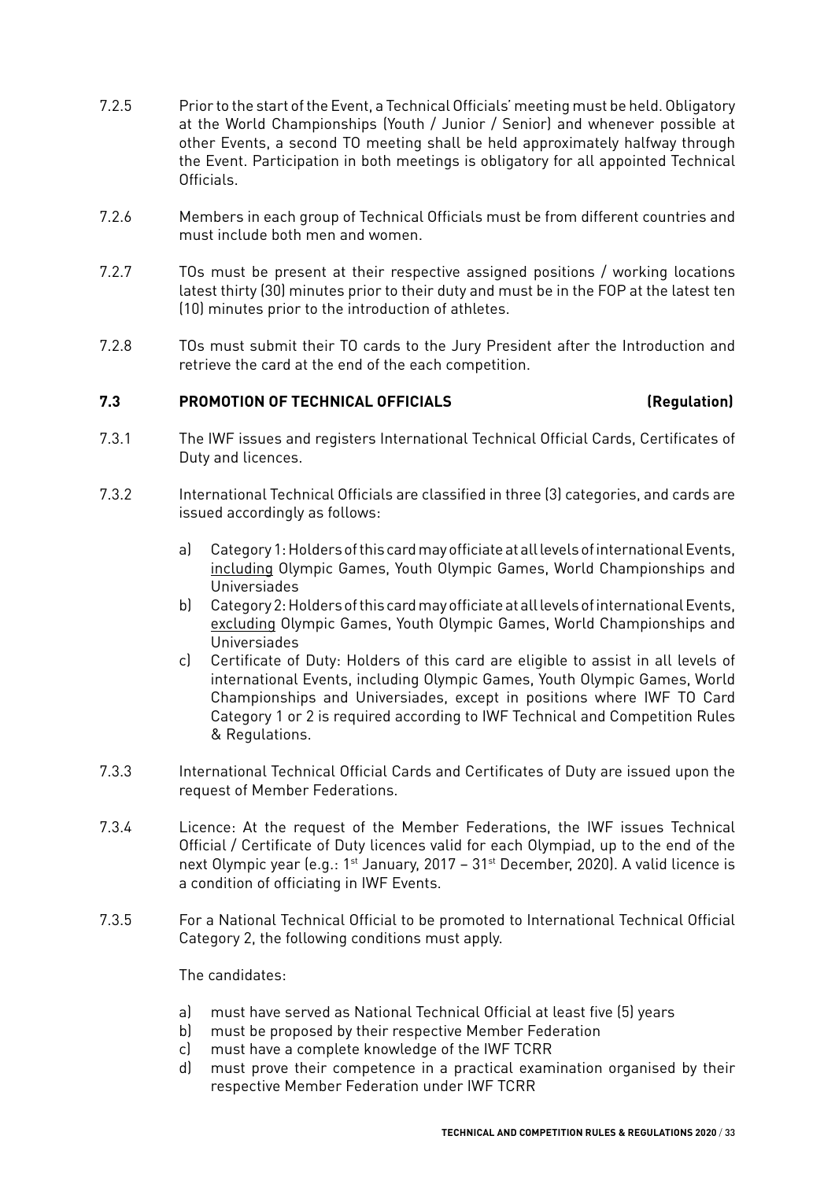7.2.5 Prior to the start of the Event, a Technical Officials' meeting must be held. Obligatory at the World Championships (Youth / Junior / Senior) and whenever possible at other Events, a second TO meeting shall be held approximately halfway through the Event. Participation in both meetings is obligatory for all appointed Technical Officials.

7.2.6 Members in each group of Technical Officials must be from different countries and must include both men and women.

7.2.7 TOs must be present at their respective assigned positions / working locations latest thirty (30) minutes prior to their duty and must be in the FOP at the latest ten (10) minutes prior to the introduction of athletes.

7.2.8 TOs must submit their TO cards to the Jury President after the Introduction and retrieve the card at the end of the each competition.

## 7.3 PROMOTION OF TECHNICAL OFFICIALS (Regulation)

7.3.1 The IWF issues and registers International Technical Official Cards, Certificates of Duty and licences.

7.3.2 International Technical Officials are classified in three (3) categories, and cards are issued accordingly as follows:

a) Category 1: Holders of this card may officiate at all levels of international Events, including Olympic Games, Youth Olympic Games, World Championships and Universiades
b) Category 2: Holders of this card may officiate at all levels of international Events, excluding Olympic Games, Youth Olympic Games, World Championships and Universiades
c) Certificate of Duty: Holders of this card are eligible to assist in all levels of international Events, including Olympic Games, Youth Olympic Games, World Championships and Universiades, except in positions where IWF TO Card Category 1 or 2 is required according to IWF Technical and Competition Rules & Regulations.

7.3.3 International Technical Official Cards and Certificates of Duty are issued upon the request of Member Federations.

7.3.4 Licence: At the request of the Member Federations, the IWF issues Technical Official / Certificate of Duty licences valid for each Olympiad, up to the end of the next Olympic year (e.g.: 1st January, 2017 – 31st December, 2020). A valid licence is a condition of officiating in IWF Events.

7.3.5 For a National Technical Official to be promoted to International Technical Official Category 2, the following conditions must apply.

The candidates:

a) must have served as National Technical Official at least five (5) years
b) must be proposed by their respective Member Federation
c) must have a complete knowledge of the IWF TCRR
d) must prove their competence in a practical examination organised by their respective Member Federation under IWF TCRR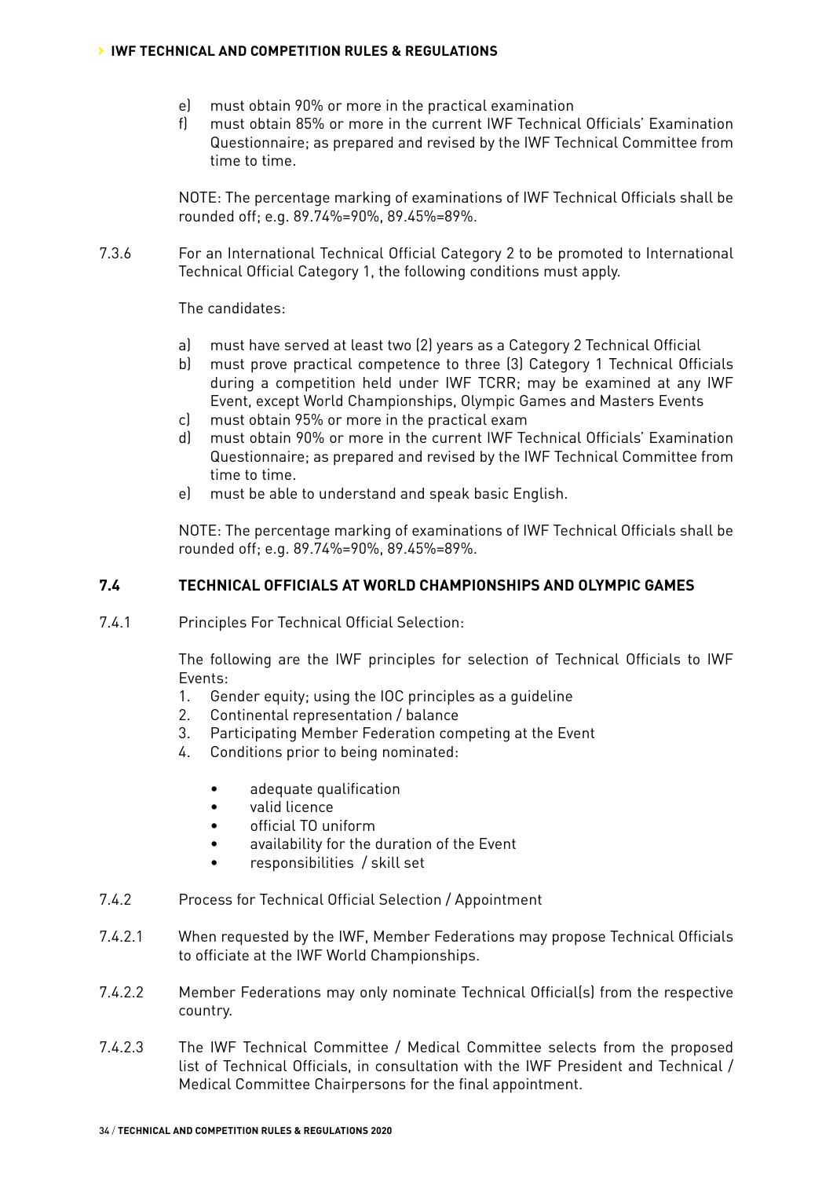e) must obtain 90% or more in the practical examination
f) must obtain 85% or more in the current IWF Technical Officials' Examination Questionnaire; as prepared and revised by the IWF Technical Committee from time to time.

NOTE: The percentage marking of examinations of IWF Technical Officials shall be rounded off; e.g. 89.74%=90%, 89.45%=89%.

7.3.6 For an International Technical Official Category 2 to be promoted to International Technical Official Category 1, the following conditions must apply.

The candidates:

a) must have served at least two (2) years as a Category 2 Technical Official
b) must prove practical competence to three (3) Category 1 Technical Officials during a competition held under IWF TCRR; may be examined at any IWF Event, except World Championships, Olympic Games and Masters Events
c) must obtain 95% or more in the practical exam
d) must obtain 90% or more in the current IWF Technical Officials' Examination Questionnaire; as prepared and revised by the IWF Technical Committee from time to time.
e) must be able to understand and speak basic English.

NOTE: The percentage marking of examinations of IWF Technical Officials shall be rounded off; e.g. 89.74%=90%, 89.45%=89%.

## 7.4 TECHNICAL OFFICIALS AT WORLD CHAMPIONSHIPS AND OLYMPIC GAMES

7.4.1 Principles For Technical Official Selection:

The following are the IWF principles for selection of Technical Officials to IWF Events:

1. Gender equity; using the IOC principles as a guideline
2. Continental representation / balance
3. Participating Member Federation competing at the Event
4. Conditions prior to being nominated:
   - adequate qualification
   - valid licence
   - official TO uniform
   - availability for the duration of the Event
   - responsibilities / skill set

7.4.2 Process for Technical Official Selection / Appointment

7.4.2.1 When requested by the IWF, Member Federations may propose Technical Officials to officiate at the IWF World Championships.

7.4.2.2 Member Federations may only nominate Technical Official(s) from the respective country.

7.4.2.3 The IWF Technical Committee / Medical Committee selects from the proposed list of Technical Officials, in consultation with the IWF President and Technical / Medical Committee Chairpersons for the final appointment.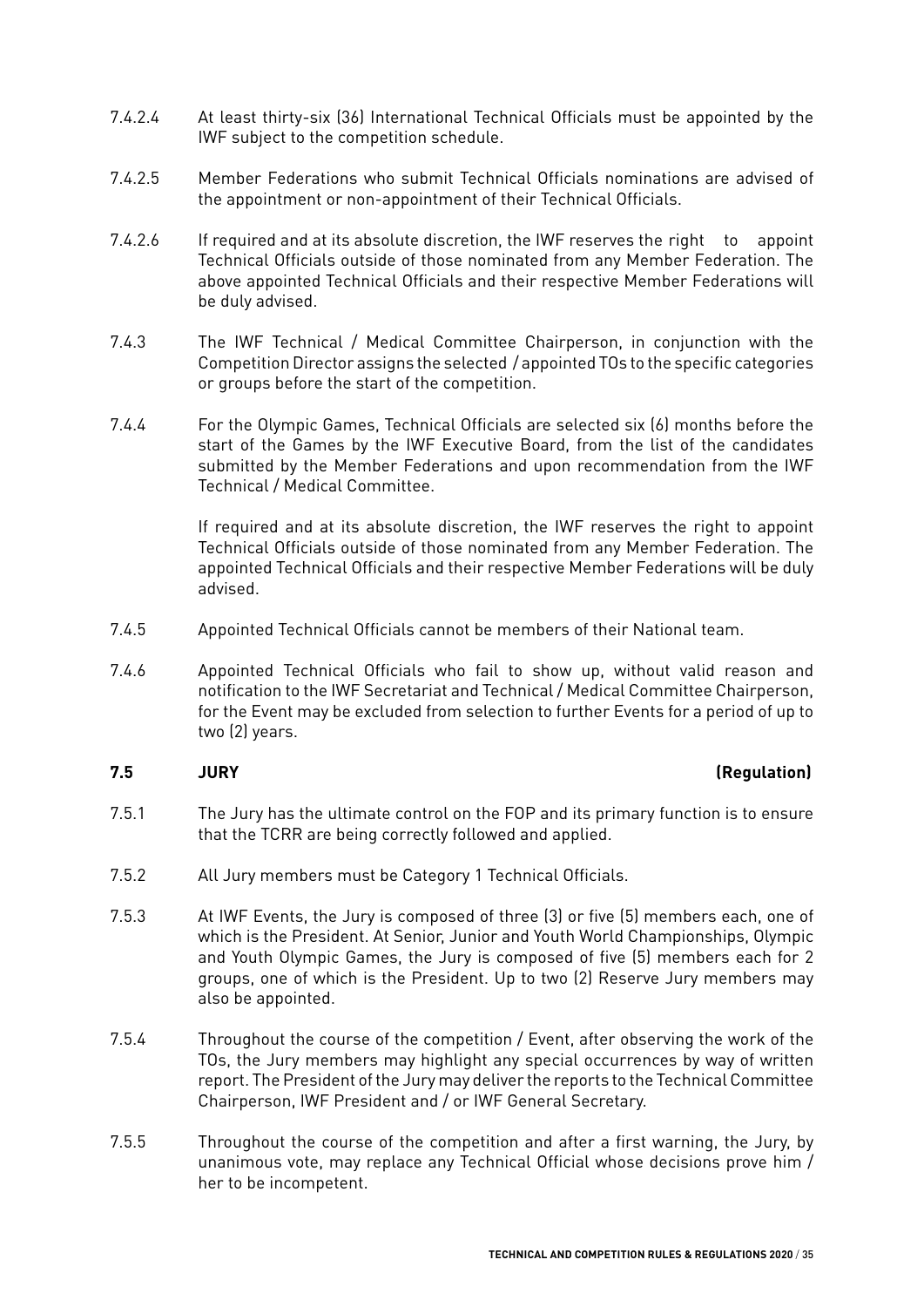7.4.2.4 At least thirty-six (36) International Technical Officials must be appointed by the IWF subject to the competition schedule.

7.4.2.5 Member Federations who submit Technical Officials nominations are advised of the appointment or non-appointment of their Technical Officials.

7.4.2.6 If required and at its absolute discretion, the IWF reserves the right to appoint Technical Officials outside of those nominated from any Member Federation. The above appointed Technical Officials and their respective Member Federations will be duly advised.

7.4.3 The IWF Technical / Medical Committee Chairperson, in conjunction with the Competition Director assigns the selected / appointed TOs to the specific categories or groups before the start of the competition.

7.4.4 For the Olympic Games, Technical Officials are selected six (6) months before the start of the Games by the IWF Executive Board, from the list of the candidates submitted by the Member Federations and upon recommendation from the IWF Technical / Medical Committee.

If required and at its absolute discretion, the IWF reserves the right to appoint Technical Officials outside of those nominated from any Member Federation. The appointed Technical Officials and their respective Member Federations will be duly advised.

7.4.5 Appointed Technical Officials cannot be members of their National team.

7.4.6 Appointed Technical Officials who fail to show up, without valid reason and notification to the IWF Secretariat and Technical / Medical Committee Chairperson, for the Event may be excluded from selection to further Events for a period of up to two (2) years.

## 7.5 JURY (Regulation)

7.5.1 The Jury has the ultimate control on the FOP and its primary function is to ensure that the TCRR are being correctly followed and applied.

7.5.2 All Jury members must be Category 1 Technical Officials.

7.5.3 At IWF Events, the Jury is composed of three (3) or five (5) members each, one of which is the President. At Senior, Junior and Youth World Championships, Olympic and Youth Olympic Games, the Jury is composed of five (5) members each for 2 groups, one of which is the President. Up to two (2) Reserve Jury members may also be appointed.

7.5.4 Throughout the course of the competition / Event, after observing the work of the TOs, the Jury members may highlight any special occurrences by way of written report. The President of the Jury may deliver the reports to the Technical Committee Chairperson, IWF President and / or IWF General Secretary.

7.5.5 Throughout the course of the competition and after a first warning, the Jury, by unanimous vote, may replace any Technical Official whose decisions prove him / her to be incompetent.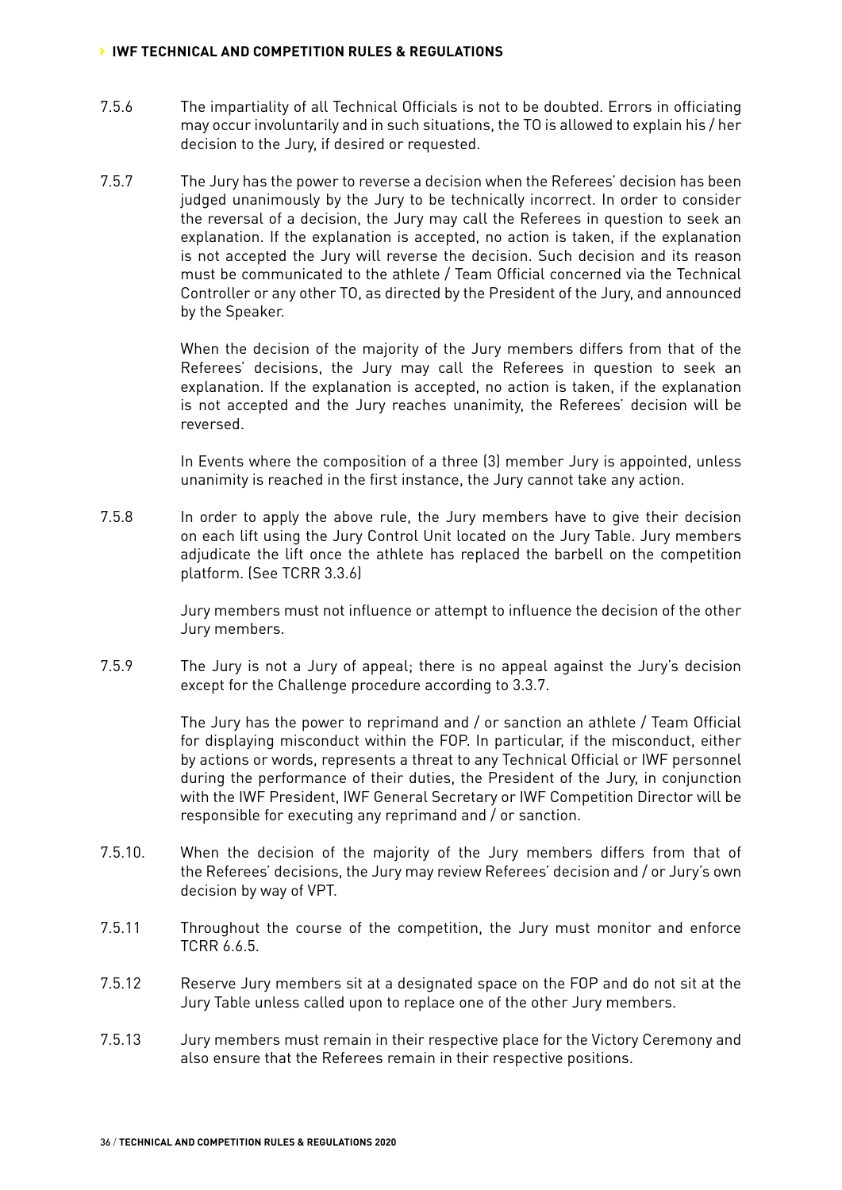7.5.6 The impartiality of all Technical Officials is not to be doubted. Errors in officiating may occur involuntarily and in such situations, the TO is allowed to explain his / her decision to the Jury, if desired or requested.

7.5.7 The Jury has the power to reverse a decision when the Referees' decision has been judged unanimously by the Jury to be technically incorrect. In order to consider the reversal of a decision, the Jury may call the Referees in question to seek an explanation. If the explanation is accepted, no action is taken, if the explanation is not accepted the Jury will reverse the decision. Such decision and its reason must be communicated to the athlete / Team Official concerned via the Technical Controller or any other TO, as directed by the President of the Jury, and announced by the Speaker.

When the decision of the majority of the Jury members differs from that of the Referees' decisions, the Jury may call the Referees in question to seek an explanation. If the explanation is accepted, no action is taken, if the explanation is not accepted and the Jury reaches unanimity, the Referees' decision will be reversed.

In Events where the composition of a three (3) member Jury is appointed, unless unanimity is reached in the first instance, the Jury cannot take any action.

7.5.8 In order to apply the above rule, the Jury members have to give their decision on each lift using the Jury Control Unit located on the Jury Table. Jury members adjudicate the lift once the athlete has replaced the barbell on the competition platform. (See TCRR 3.3.6)

Jury members must not influence or attempt to influence the decision of the other Jury members.

7.5.9 The Jury is not a Jury of appeal; there is no appeal against the Jury's decision except for the Challenge procedure according to 3.3.7.

The Jury has the power to reprimand and / or sanction an athlete / Team Official for displaying misconduct within the FOP. In particular, if the misconduct, either by actions or words, represents a threat to any Technical Official or IWF personnel during the performance of their duties, the President of the Jury, in conjunction with the IWF President, IWF General Secretary or IWF Competition Director will be responsible for executing any reprimand and / or sanction.

7.5.10. When the decision of the majority of the Jury members differs from that of the Referees' decisions, the Jury may review Referees' decision and / or Jury's own decision by way of VPT.

7.5.11 Throughout the course of the competition, the Jury must monitor and enforce TCRR 6.6.5.

7.5.12 Reserve Jury members sit at a designated space on the FOP and do not sit at the Jury Table unless called upon to replace one of the other Jury members.

7.5.13 Jury members must remain in their respective place for the Victory Ceremony and also ensure that the Referees remain in their respective positions.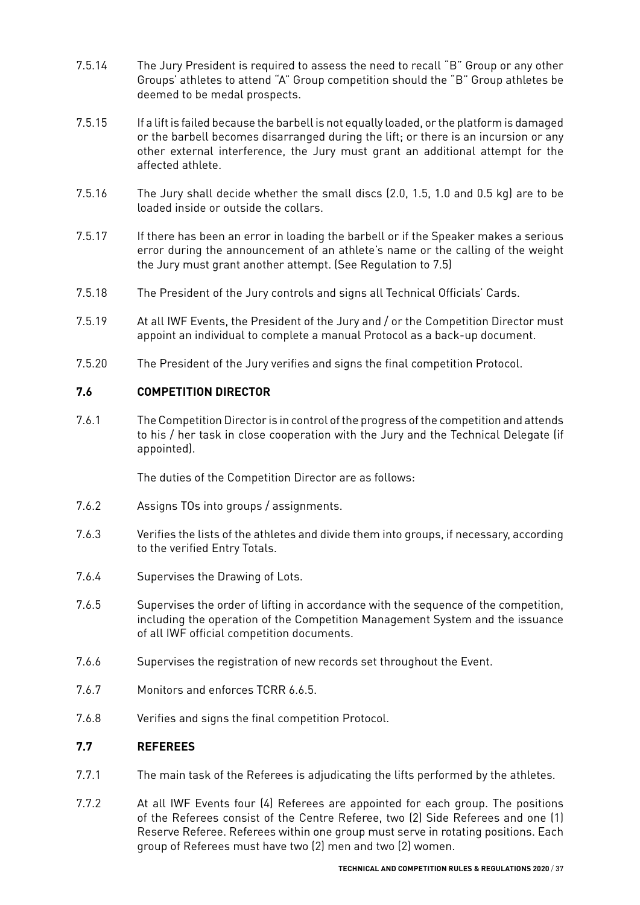7.5.14 The Jury President is required to assess the need to recall "B" Group or any other Groups' athletes to attend "A" Group competition should the "B" Group athletes be deemed to be medal prospects.

7.5.15 If a lift is failed because the barbell is not equally loaded, or the platform is damaged or the barbell becomes disarranged during the lift; or there is an incursion or any other external interference, the Jury must grant an additional attempt for the affected athlete.

7.5.16 The Jury shall decide whether the small discs (2.0, 1.5, 1.0 and 0.5 kg) are to be loaded inside or outside the collars.

7.5.17 If there has been an error in loading the barbell or if the Speaker makes a serious error during the announcement of an athlete's name or the calling of the weight the Jury must grant another attempt. (See Regulation to 7.5)

7.5.18 The President of the Jury controls and signs all Technical Officials' Cards.

7.5.19 At all IWF Events, the President of the Jury and / or the Competition Director must appoint an individual to complete a manual Protocol as a back-up document.

7.5.20 The President of the Jury verifies and signs the final competition Protocol.

### 7.6 COMPETITION DIRECTOR

7.6.1 The Competition Director is in control of the progress of the competition and attends to his / her task in close cooperation with the Jury and the Technical Delegate (if appointed).

The duties of the Competition Director are as follows:

7.6.2 Assigns TOs into groups / assignments.

7.6.3 Verifies the lists of the athletes and divide them into groups, if necessary, according to the verified Entry Totals.

7.6.4 Supervises the Drawing of Lots.

7.6.5 Supervises the order of lifting in accordance with the sequence of the competition, including the operation of the Competition Management System and the issuance of all IWF official competition documents.

7.6.6 Supervises the registration of new records set throughout the Event.

7.6.7 Monitors and enforces TCRR 6.6.5.

7.6.8 Verifies and signs the final competition Protocol.

### 7.7 REFEREES

7.7.1 The main task of the Referees is adjudicating the lifts performed by the athletes.

7.7.2 At all IWF Events four (4) Referees are appointed for each group. The positions of the Referees consist of the Centre Referee, two (2) Side Referees and one (1) Reserve Referee. Referees within one group must serve in rotating positions. Each group of Referees must have two (2) men and two (2) women.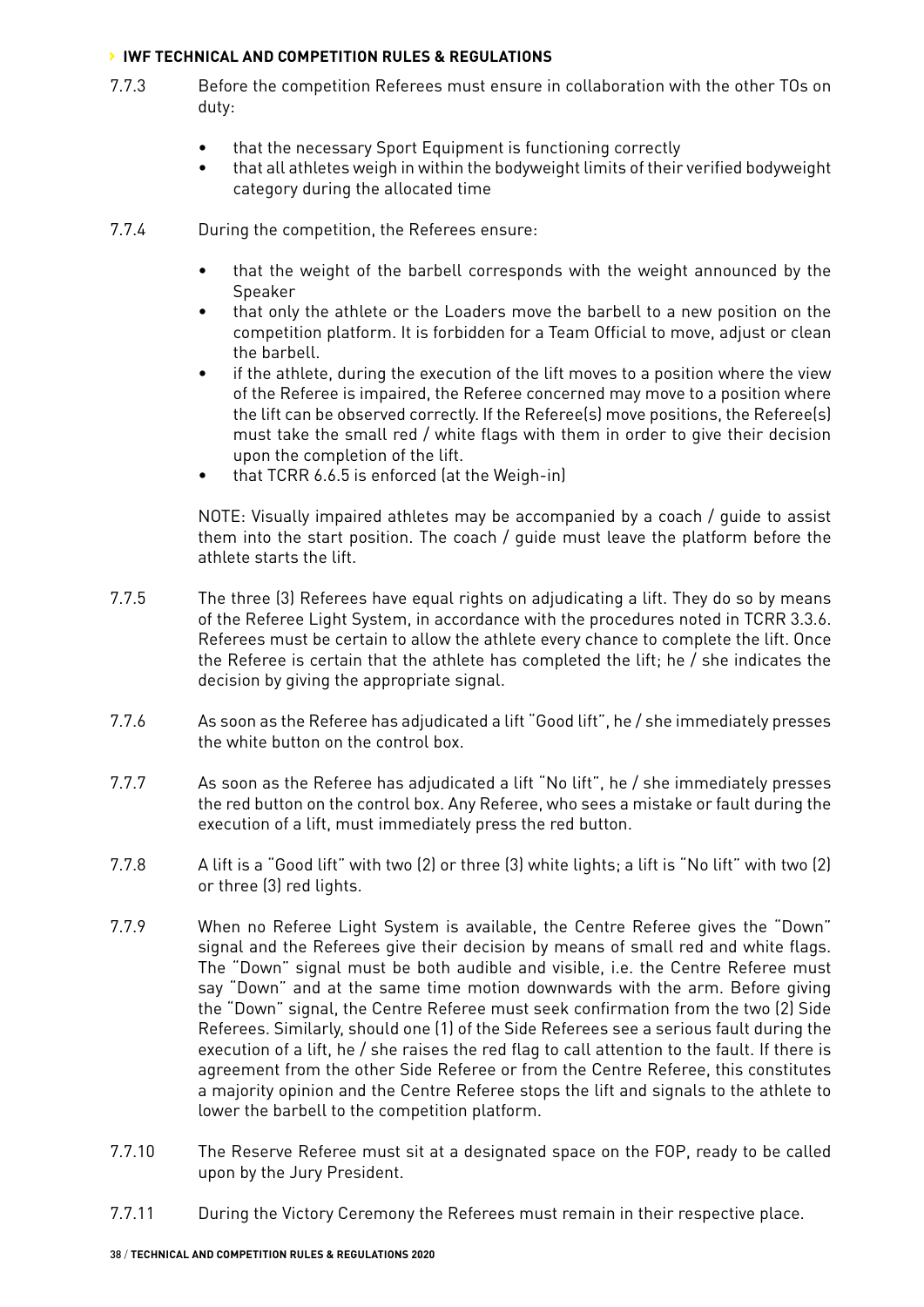7.7.3 Before the competition Referees must ensure in collaboration with the other TOs on duty:

- that the necessary Sport Equipment is functioning correctly
- that all athletes weigh in within the bodyweight limits of their verified bodyweight category during the allocated time

7.7.4 During the competition, the Referees ensure:

- that the weight of the barbell corresponds with the weight announced by the Speaker
- that only the athlete or the Loaders move the barbell to a new position on the competition platform. It is forbidden for a Team Official to move, adjust or clean the barbell.
- if the athlete, during the execution of the lift moves to a position where the view of the Referee is impaired, the Referee concerned may move to a position where the lift can be observed correctly. If the Referee(s) move positions, the Referee(s) must take the small red / white flags with them in order to give their decision upon the completion of the lift.
- that TCRR 6.6.5 is enforced (at the Weigh-in)

NOTE: Visually impaired athletes may be accompanied by a coach / guide to assist them into the start position. The coach / guide must leave the platform before the athlete starts the lift.

7.7.5 The three (3) Referees have equal rights on adjudicating a lift. They do so by means of the Referee Light System, in accordance with the procedures noted in TCRR 3.3.6. Referees must be certain to allow the athlete every chance to complete the lift. Once the Referee is certain that the athlete has completed the lift; he / she indicates the decision by giving the appropriate signal.

7.7.6 As soon as the Referee has adjudicated a lift "Good lift", he / she immediately presses the white button on the control box.

7.7.7 As soon as the Referee has adjudicated a lift "No lift", he / she immediately presses the red button on the control box. Any Referee, who sees a mistake or fault during the execution of a lift, must immediately press the red button.

7.7.8 A lift is a "Good lift" with two (2) or three (3) white lights; a lift is "No lift" with two (2) or three (3) red lights.

7.7.9 When no Referee Light System is available, the Centre Referee gives the "Down" signal and the Referees give their decision by means of small red and white flags. The "Down" signal must be both audible and visible, i.e. the Centre Referee must say "Down" and at the same time motion downwards with the arm. Before giving the "Down" signal, the Centre Referee must seek confirmation from the two (2) Side Referees. Similarly, should one (1) of the Side Referees see a serious fault during the execution of a lift, he / she raises the red flag to call attention to the fault. If there is agreement from the other Side Referee or from the Centre Referee, this constitutes a majority opinion and the Centre Referee stops the lift and signals to the athlete to lower the barbell to the competition platform.

7.7.10 The Reserve Referee must sit at a designated space on the FOP, ready to be called upon by the Jury President.

7.7.11 During the Victory Ceremony the Referees must remain in their respective place.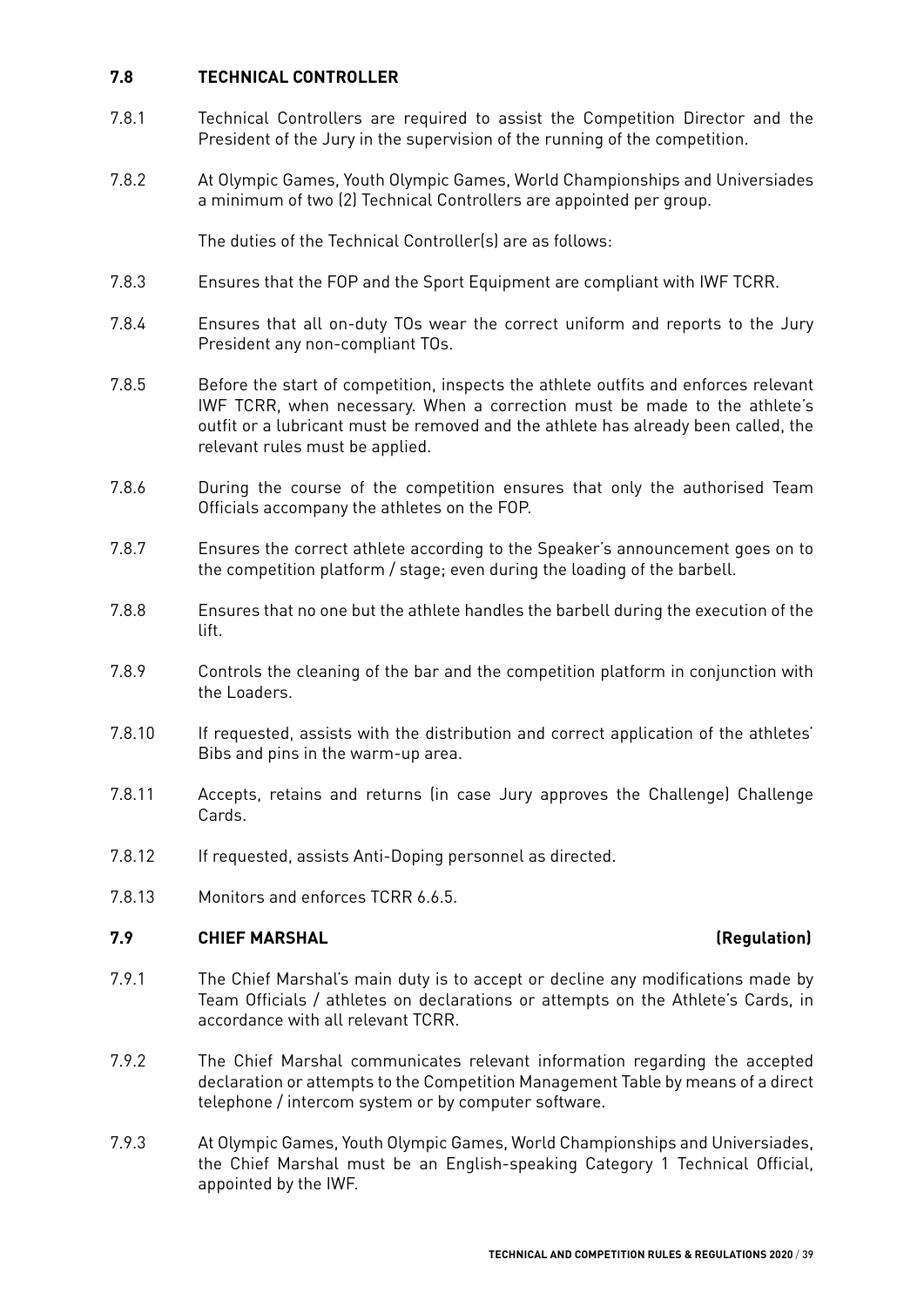### 7.8 TECHNICAL CONTROLLER

7.8.1 Technical Controllers are required to assist the Competition Director and the President of the Jury in the supervision of the running of the competition.

7.8.2 At Olympic Games, Youth Olympic Games, World Championships and Universiades a minimum of two (2) Technical Controllers are appointed per group.

The duties of the Technical Controller(s) are as follows:

7.8.3 Ensures that the FOP and the Sport Equipment are compliant with IWF TCRR.

7.8.4 Ensures that all on-duty TOs wear the correct uniform and reports to the Jury President any non-compliant TOs.

7.8.5 Before the start of competition, inspects the athlete outfits and enforces relevant IWF TCRR, when necessary. When a correction must be made to the athlete's outfit or a lubricant must be removed and the athlete has already been called, the relevant rules must be applied.

7.8.6 During the course of the competition ensures that only the authorised Team Officials accompany the athletes on the FOP.

7.8.7 Ensures the correct athlete according to the Speaker's announcement goes on to the competition platform / stage; even during the loading of the barbell.

7.8.8 Ensures that no one but the athlete handles the barbell during the execution of the lift.

7.8.9 Controls the cleaning of the bar and the competition platform in conjunction with the Loaders.

7.8.10 If requested, assists with the distribution and correct application of the athletes' Bibs and pins in the warm-up area.

7.8.11 Accepts, retains and returns (in case Jury approves the Challenge) Challenge Cards.

7.8.12 If requested, assists Anti-Doping personnel as directed.

7.8.13 Monitors and enforces TCRR 6.6.5.

### 7.9 CHIEF MARSHAL (Regulation)

7.9.1 The Chief Marshal's main duty is to accept or decline any modifications made by Team Officials / athletes on declarations or attempts on the Athlete's Cards, in accordance with all relevant TCRR.

7.9.2 The Chief Marshal communicates relevant information regarding the accepted declaration or attempts to the Competition Management Table by means of a direct telephone / intercom system or by computer software.

7.9.3 At Olympic Games, Youth Olympic Games, World Championships and Universiades, the Chief Marshal must be an English-speaking Category 1 Technical Official, appointed by the IWF.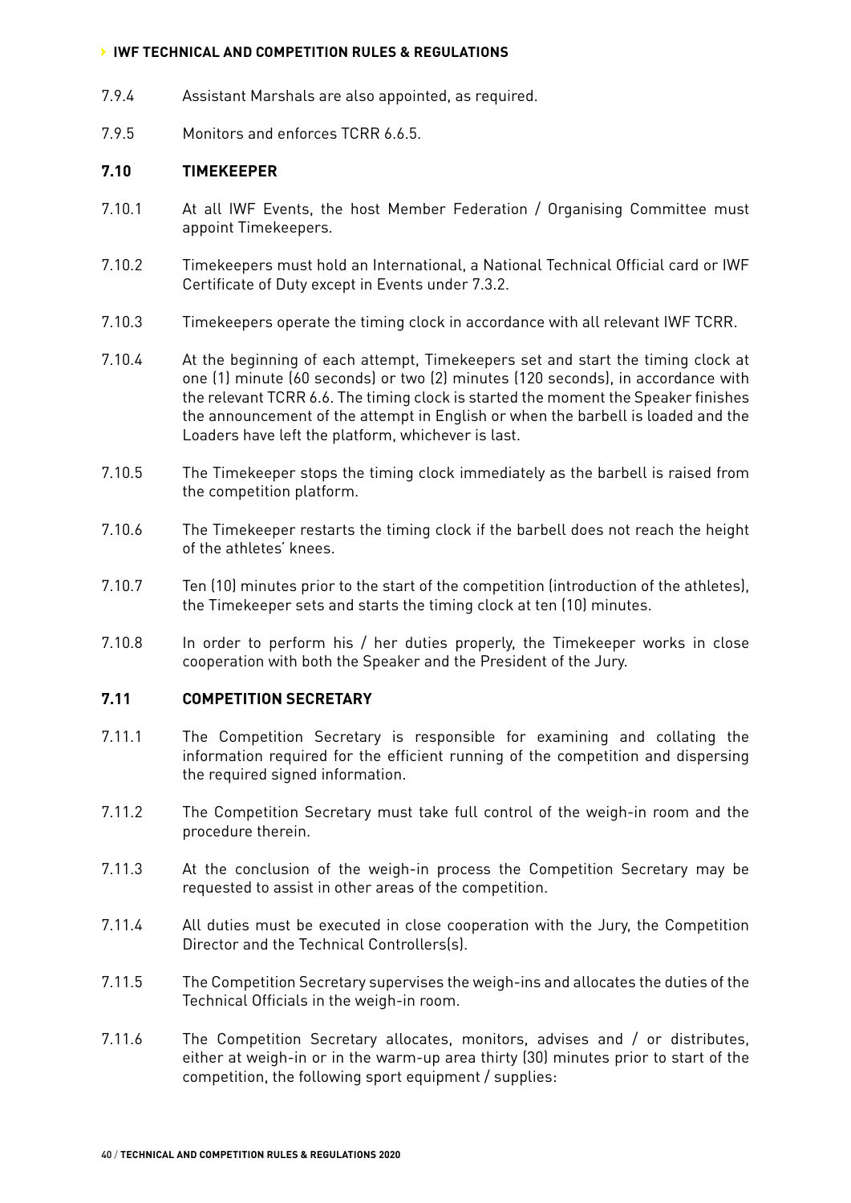7.9.4 Assistant Marshals are also appointed, as required.

7.9.5 Monitors and enforces TCRR 6.6.5.

## 7.10 TIMEKEEPER

7.10.1 At all IWF Events, the host Member Federation / Organising Committee must appoint Timekeepers.

7.10.2 Timekeepers must hold an International, a National Technical Official card or IWF Certificate of Duty except in Events under 7.3.2.

7.10.3 Timekeepers operate the timing clock in accordance with all relevant IWF TCRR.

7.10.4 At the beginning of each attempt, Timekeepers set and start the timing clock at one (1) minute (60 seconds) or two (2) minutes (120 seconds), in accordance with the relevant TCRR 6.6. The timing clock is started the moment the Speaker finishes the announcement of the attempt in English or when the barbell is loaded and the Loaders have left the platform, whichever is last.

7.10.5 The Timekeeper stops the timing clock immediately as the barbell is raised from the competition platform.

7.10.6 The Timekeeper restarts the timing clock if the barbell does not reach the height of the athletes' knees.

7.10.7 Ten (10) minutes prior to the start of the competition (introduction of the athletes), the Timekeeper sets and starts the timing clock at ten (10) minutes.

7.10.8 In order to perform his / her duties properly, the Timekeeper works in close cooperation with both the Speaker and the President of the Jury.

## 7.11 COMPETITION SECRETARY

7.11.1 The Competition Secretary is responsible for examining and collating the information required for the efficient running of the competition and dispersing the required signed information.

7.11.2 The Competition Secretary must take full control of the weigh-in room and the procedure therein.

7.11.3 At the conclusion of the weigh-in process the Competition Secretary may be requested to assist in other areas of the competition.

7.11.4 All duties must be executed in close cooperation with the Jury, the Competition Director and the Technical Controllers(s).

7.11.5 The Competition Secretary supervises the weigh-ins and allocates the duties of the Technical Officials in the weigh-in room.

7.11.6 The Competition Secretary allocates, monitors, advises and / or distributes, either at weigh-in or in the warm-up area thirty (30) minutes prior to start of the competition, the following sport equipment / supplies: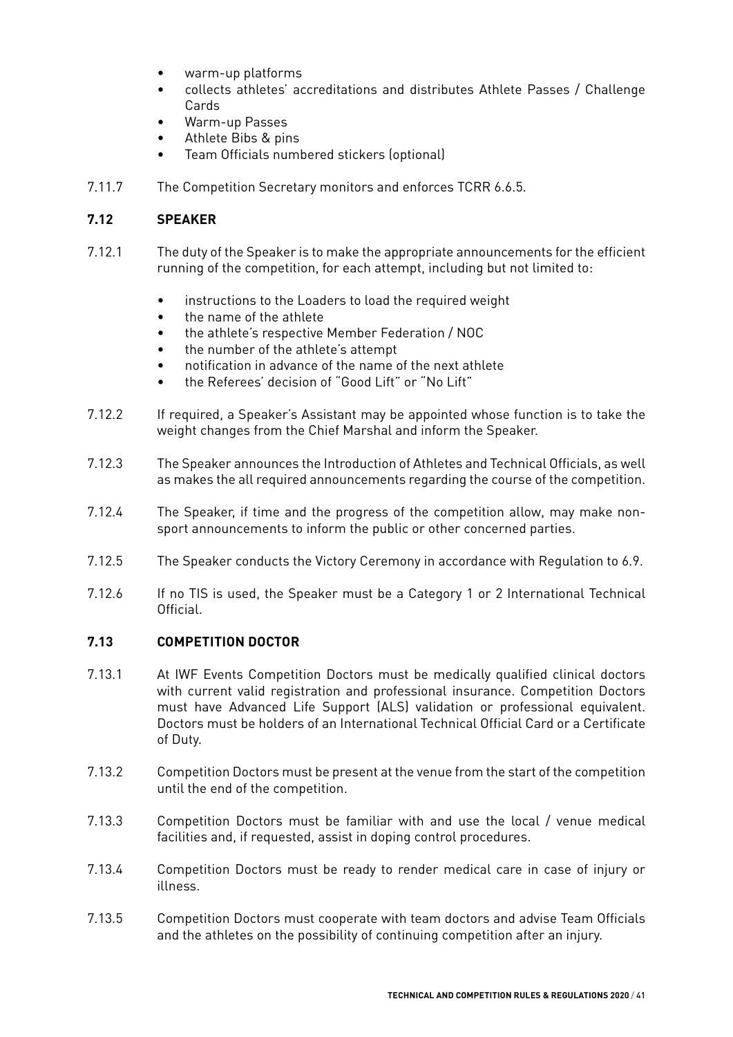- warm-up platforms
- collects athletes' accreditations and distributes Athlete Passes / Challenge Cards
- Warm-up Passes
- Athlete Bibs & pins
- Team Officials numbered stickers (optional)

7.11.7 The Competition Secretary monitors and enforces TCRR 6.6.5.

### 7.12 SPEAKER

7.12.1 The duty of the Speaker is to make the appropriate announcements for the efficient running of the competition, for each attempt, including but not limited to:

- instructions to the Loaders to load the required weight
- the name of the athlete
- the athlete's respective Member Federation / NOC
- the number of the athlete's attempt
- notification in advance of the name of the next athlete
- the Referees' decision of "Good Lift" or "No Lift"

7.12.2 If required, a Speaker's Assistant may be appointed whose function is to take the weight changes from the Chief Marshal and inform the Speaker.

7.12.3 The Speaker announces the Introduction of Athletes and Technical Officials, as well as makes the all required announcements regarding the course of the competition.

7.12.4 The Speaker, if time and the progress of the competition allow, may make non-sport announcements to inform the public or other concerned parties.

7.12.5 The Speaker conducts the Victory Ceremony in accordance with Regulation to 6.9.

7.12.6 If no TIS is used, the Speaker must be a Category 1 or 2 International Technical Official.

### 7.13 COMPETITION DOCTOR

7.13.1 At IWF Events Competition Doctors must be medically qualified clinical doctors with current valid registration and professional insurance. Competition Doctors must have Advanced Life Support (ALS) validation or professional equivalent. Doctors must be holders of an International Technical Official Card or a Certificate of Duty.

7.13.2 Competition Doctors must be present at the venue from the start of the competition until the end of the competition.

7.13.3 Competition Doctors must be familiar with and use the local / venue medical facilities and, if requested, assist in doping control procedures.

7.13.4 Competition Doctors must be ready to render medical care in case of injury or illness.

7.13.5 Competition Doctors must cooperate with team doctors and advise Team Officials and the athletes on the possibility of continuing competition after an injury.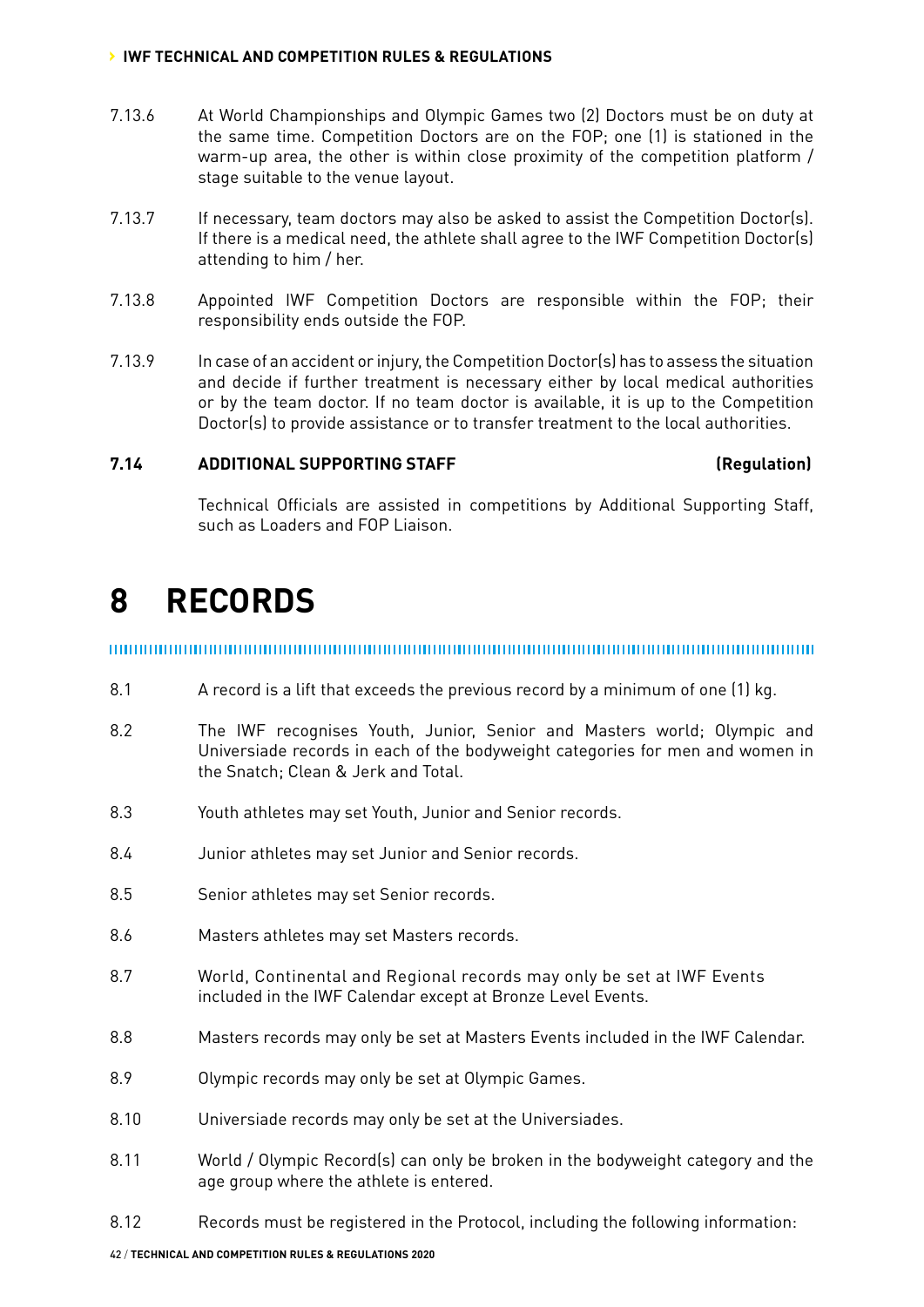7.13.6 At World Championships and Olympic Games two (2) Doctors must be on duty at the same time. Competition Doctors are on the FOP; one (1) is stationed in the warm-up area, the other is within close proximity of the competition platform / stage suitable to the venue layout.

7.13.7 If necessary, team doctors may also be asked to assist the Competition Doctor(s). If there is a medical need, the athlete shall agree to the IWF Competition Doctor(s) attending to him / her.

7.13.8 Appointed IWF Competition Doctors are responsible within the FOP; their responsibility ends outside the FOP.

7.13.9 In case of an accident or injury, the Competition Doctor(s) has to assess the situation and decide if further treatment is necessary either by local medical authorities or by the team doctor. If no team doctor is available, it is up to the Competition Doctor(s) to provide assistance or to transfer treatment to the local authorities.

**7.14 ADDITIONAL SUPPORTING STAFF (Regulation)**

Technical Officials are assisted in competitions by Additional Supporting Staff, such as Loaders and FOP Liaison.

# 8 RECORDS

8.1 A record is a lift that exceeds the previous record by a minimum of one (1) kg.

8.2 The IWF recognises Youth, Junior, Senior and Masters world; Olympic and Universiade records in each of the bodyweight categories for men and women in the Snatch; Clean & Jerk and Total.

8.3 Youth athletes may set Youth, Junior and Senior records.

8.4 Junior athletes may set Junior and Senior records.

8.5 Senior athletes may set Senior records.

8.6 Masters athletes may set Masters records.

8.7 World, Continental and Regional records may only be set at IWF Events included in the IWF Calendar except at Bronze Level Events.

8.8 Masters records may only be set at Masters Events included in the IWF Calendar.

8.9 Olympic records may only be set at Olympic Games.

8.10 Universiade records may only be set at the Universiades.

8.11 World / Olympic Record(s) can only be broken in the bodyweight category and the age group where the athlete is entered.

8.12 Records must be registered in the Protocol, including the following information: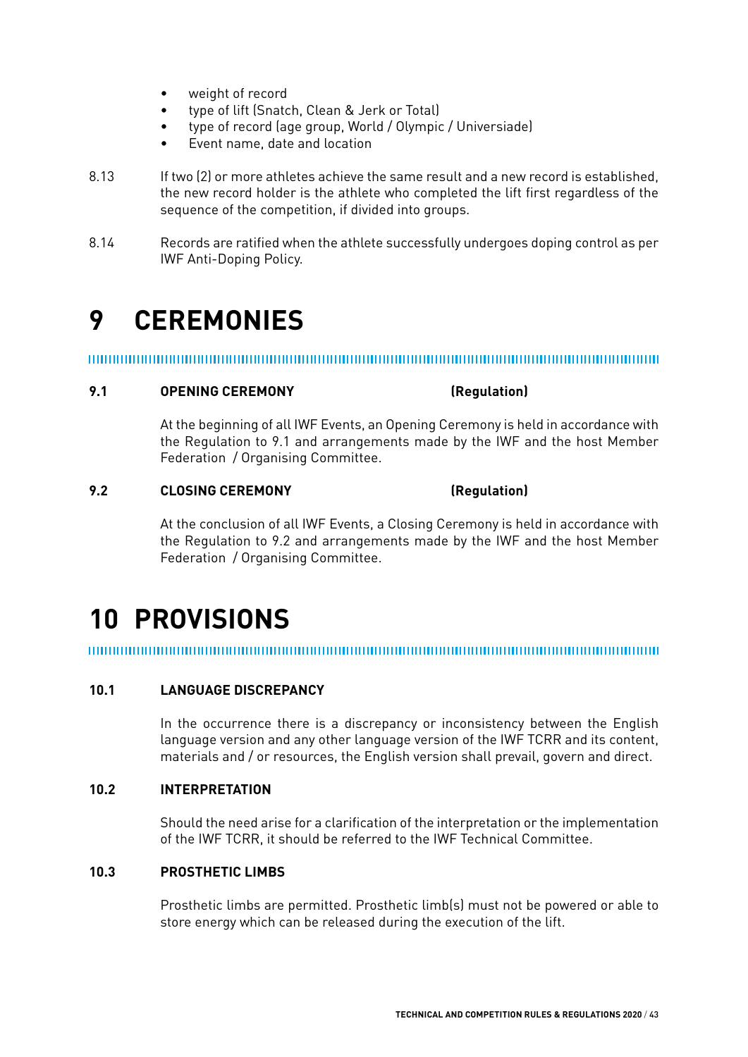- weight of record
- type of lift (Snatch, Clean & Jerk or Total)
- type of record (age group, World / Olympic / Universiade)
- Event name, date and location

8.13 If two (2) or more athletes achieve the same result and a new record is established, the new record holder is the athlete who completed the lift first regardless of the sequence of the competition, if divided into groups.

8.14 Records are ratified when the athlete successfully undergoes doping control as per IWF Anti-Doping Policy.

# 9 CEREMONIES

### 9.1 OPENING CEREMONY (Regulation)

At the beginning of all IWF Events, an Opening Ceremony is held in accordance with the Regulation to 9.1 and arrangements made by the IWF and the host Member Federation / Organising Committee.

### 9.2 CLOSING CEREMONY (Regulation)

At the conclusion of all IWF Events, a Closing Ceremony is held in accordance with the Regulation to 9.2 and arrangements made by the IWF and the host Member Federation / Organising Committee.

# 10 PROVISIONS

### 10.1 LANGUAGE DISCREPANCY

In the occurrence there is a discrepancy or inconsistency between the English language version and any other language version of the IWF TCRR and its content, materials and / or resources, the English version shall prevail, govern and direct.

### 10.2 INTERPRETATION

Should the need arise for a clarification of the interpretation or the implementation of the IWF TCRR, it should be referred to the IWF Technical Committee.

### 10.3 PROSTHETIC LIMBS

Prosthetic limbs are permitted. Prosthetic limb(s) must not be powered or able to store energy which can be released during the execution of the lift.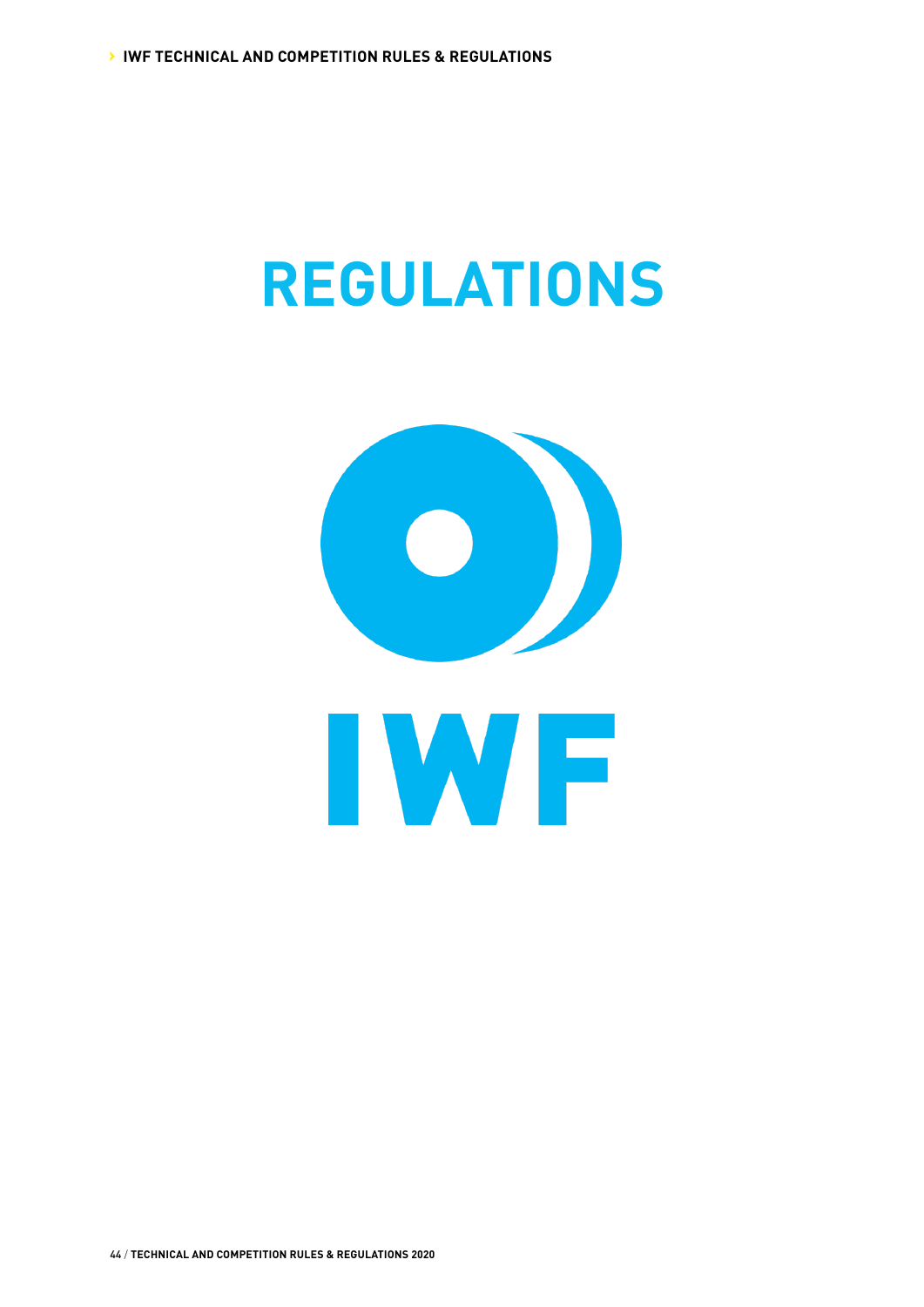# REGULATIONS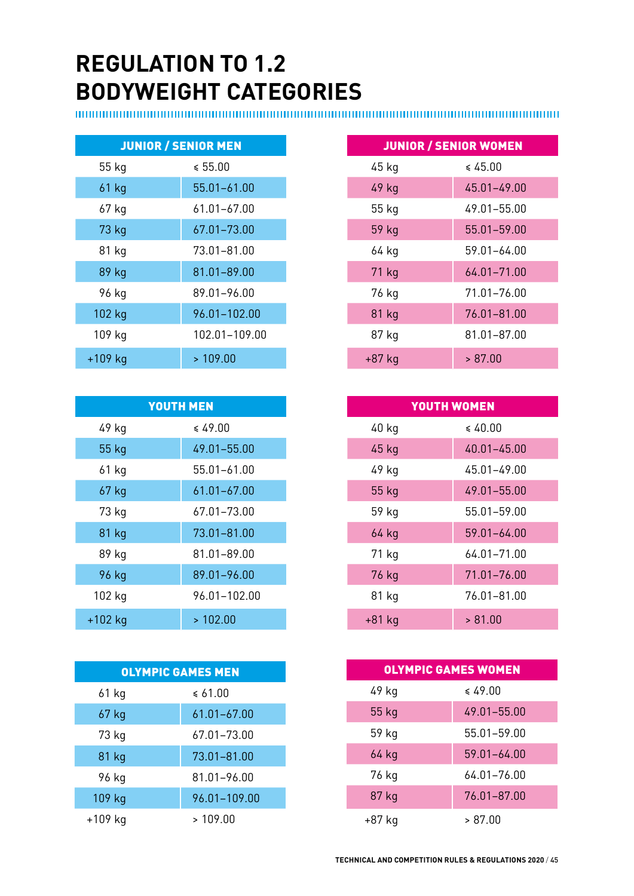# REGULATION TO 1.2 BODYWEIGHT CATEGORIES

| JUNIOR / SENIOR MEN | |
|---|---|
| 55 kg | ≤ 55.00 |
| 61 kg | 55.01–61.00 |
| 67 kg | 61.01–67.00 |
| 73 kg | 67.01–73.00 |
| 81 kg | 73.01–81.00 |
| 89 kg | 81.01–89.00 |
| 96 kg | 89.01–96.00 |
| 102 kg | 96.01–102.00 |
| 109 kg | 102.01–109.00 |
| +109 kg | > 109.00 |

| JUNIOR / SENIOR WOMEN | |
|---|---|
| 45 kg | ≤ 45.00 |
| 49 kg | 45.01–49.00 |
| 55 kg | 49.01–55.00 |
| 59 kg | 55.01–59.00 |
| 64 kg | 59.01–64.00 |
| 71 kg | 64.01–71.00 |
| 76 kg | 71.01–76.00 |
| 81 kg | 76.01–81.00 |
| 87 kg | 81.01–87.00 |
| +87 kg | > 87.00 |

| YOUTH MEN | |
|---|---|
| 49 kg | ≤ 49.00 |
| 55 kg | 49.01–55.00 |
| 61 kg | 55.01–61.00 |
| 67 kg | 61.01–67.00 |
| 73 kg | 67.01–73.00 |
| 81 kg | 73.01–81.00 |
| 89 kg | 81.01–89.00 |
| 96 kg | 89.01–96.00 |
| 102 kg | 96.01–102.00 |
| +102 kg | > 102.00 |

| YOUTH WOMEN | |
|---|---|
| 40 kg | ≤ 40.00 |
| 45 kg | 40.01–45.00 |
| 49 kg | 45.01–49.00 |
| 55 kg | 49.01–55.00 |
| 59 kg | 55.01–59.00 |
| 64 kg | 59.01–64.00 |
| 71 kg | 64.01–71.00 |
| 76 kg | 71.01–76.00 |
| 81 kg | 76.01–81.00 |
| +81 kg | > 81.00 |

| OLYMPIC GAMES MEN | |
|---|---|
| 61 kg | ≤ 61.00 |
| 67 kg | 61.01–67.00 |
| 73 kg | 67.01–73.00 |
| 81 kg | 73.01–81.00 |
| 96 kg | 81.01–96.00 |
| 109 kg | 96.01–109.00 |
| +109 kg | > 109.00 |

| OLYMPIC GAMES WOMEN | |
|---|---|
| 49 kg | ≤ 49.00 |
| 55 kg | 49.01–55.00 |
| 59 kg | 55.01–59.00 |
| 64 kg | 59.01–64.00 |
| 76 kg | 64.01–76.00 |
| 87 kg | 76.01–87.00 |
| +87 kg | > 87.00 |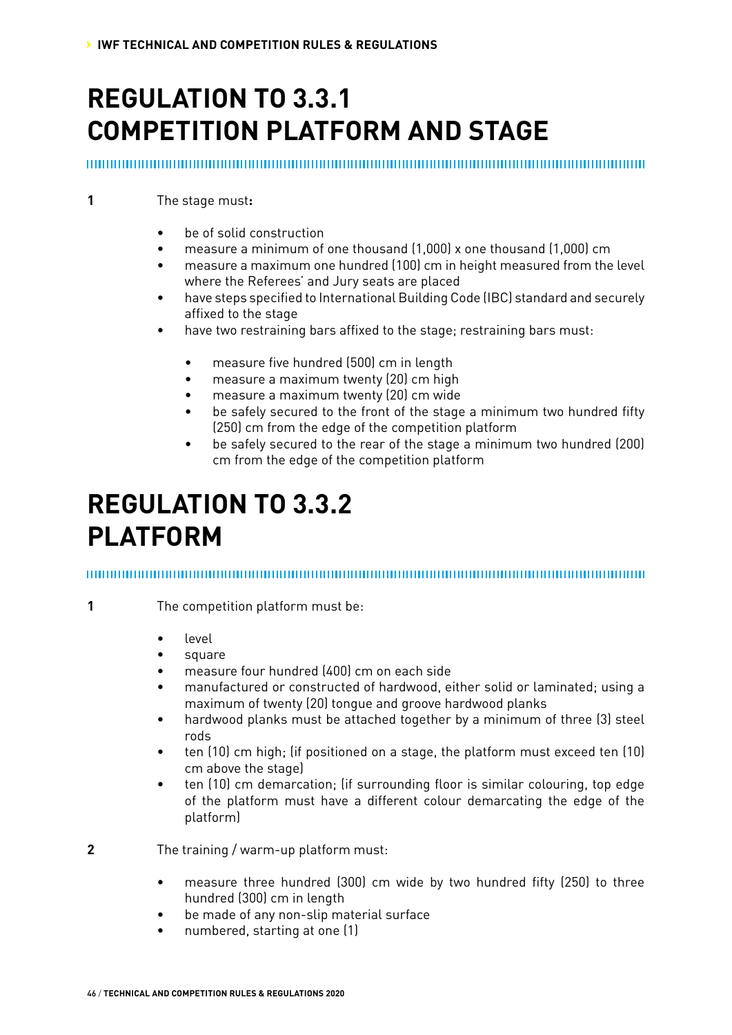# REGULATION TO 3.3.1 COMPETITION PLATFORM AND STAGE

**1** The stage must**:**

- be of solid construction
- measure a minimum of one thousand (1,000) x one thousand (1,000) cm
- measure a maximum one hundred (100) cm in height measured from the level where the Referees' and Jury seats are placed
- have steps specified to International Building Code (IBC) standard and securely affixed to the stage
- have two restraining bars affixed to the stage; restraining bars must:
    - measure five hundred (500) cm in length
    - measure a maximum twenty (20) cm high
    - measure a maximum twenty (20) cm wide
    - be safely secured to the front of the stage a minimum two hundred fifty (250) cm from the edge of the competition platform
    - be safely secured to the rear of the stage a minimum two hundred (200) cm from the edge of the competition platform

# REGULATION TO 3.3.2 PLATFORM

**1** The competition platform must be:

- level
- square
- measure four hundred (400) cm on each side
- manufactured or constructed of hardwood, either solid or laminated; using a maximum of twenty (20) tongue and groove hardwood planks
- hardwood planks must be attached together by a minimum of three (3) steel rods
- ten (10) cm high; (if positioned on a stage, the platform must exceed ten (10) cm above the stage)
- ten (10) cm demarcation; (if surrounding floor is similar colouring, top edge of the platform must have a different colour demarcating the edge of the platform)

**2** The training / warm-up platform must:

- measure three hundred (300) cm wide by two hundred fifty (250) to three hundred (300) cm in length
- be made of any non-slip material surface
- numbered, starting at one (1)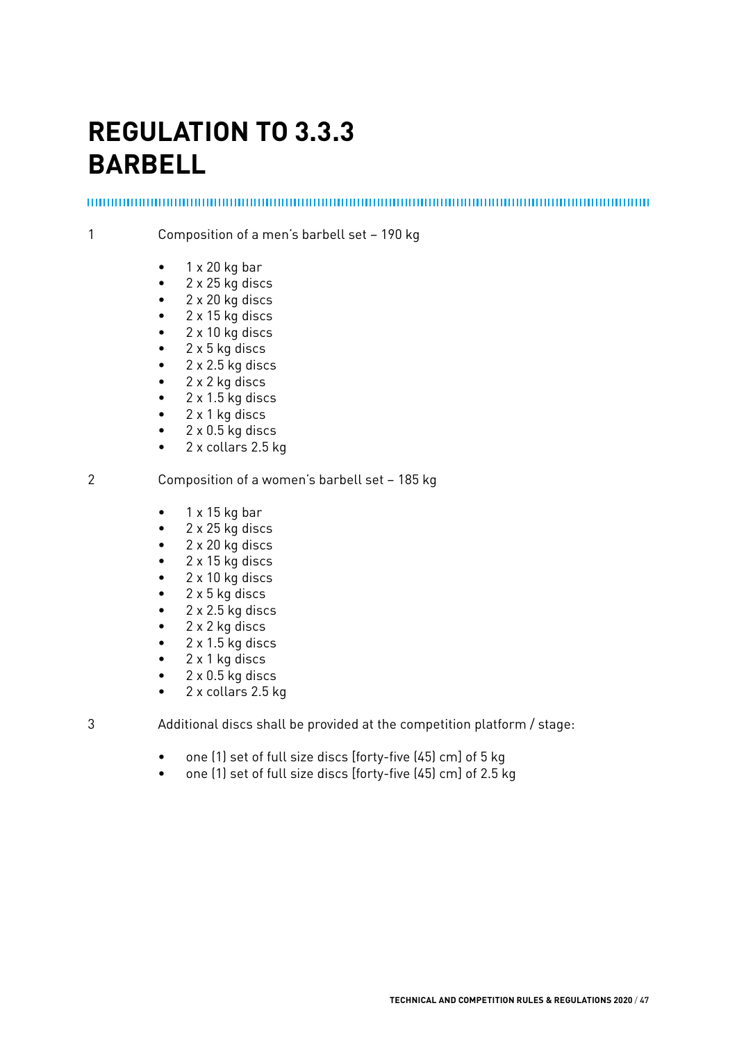# REGULATION TO 3.3.3 BARBELL

1 Composition of a men's barbell set – 190 kg

- 1 x 20 kg bar
- 2 x 25 kg discs
- 2 x 20 kg discs
- 2 x 15 kg discs
- 2 x 10 kg discs
- 2 x 5 kg discs
- 2 x 2.5 kg discs
- 2 x 2 kg discs
- 2 x 1.5 kg discs
- 2 x 1 kg discs
- 2 x 0.5 kg discs
- 2 x collars 2.5 kg

2 Composition of a women's barbell set – 185 kg

- 1 x 15 kg bar
- 2 x 25 kg discs
- 2 x 20 kg discs
- 2 x 15 kg discs
- 2 x 10 kg discs
- 2 x 5 kg discs
- 2 x 2.5 kg discs
- 2 x 2 kg discs
- 2 x 1.5 kg discs
- 2 x 1 kg discs
- 2 x 0.5 kg discs
- 2 x collars 2.5 kg

3 Additional discs shall be provided at the competition platform / stage:

- one (1) set of full size discs [forty-five (45) cm] of 5 kg
- one (1) set of full size discs [forty-five (45) cm] of 2.5 kg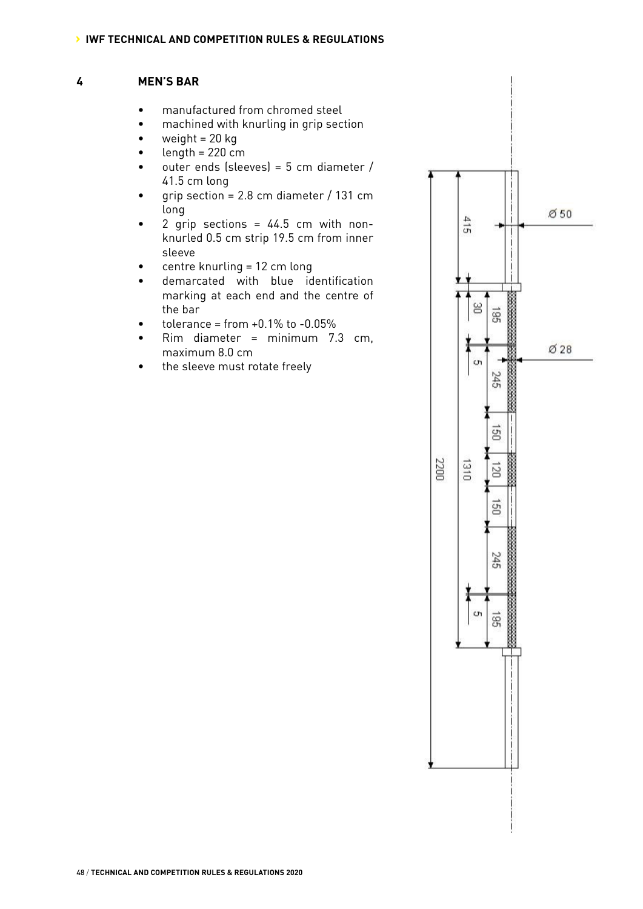## 4 MEN'S BAR

- manufactured from chromed steel
- machined with knurling in grip section
- weight = 20 kg
- length = 220 cm
- outer ends (sleeves) = 5 cm diameter / 41.5 cm long
- grip section = 2.8 cm diameter / 131 cm long
- 2 grip sections = 44.5 cm with non-knurled 0.5 cm strip 19.5 cm from inner sleeve
- centre knurling = 12 cm long
- demarcated with blue identification marking at each end and the centre of the bar
- tolerance = from +0.1% to -0.05%
- Rim diameter = minimum 7.3 cm, maximum 8.0 cm
- the sleeve must rotate freely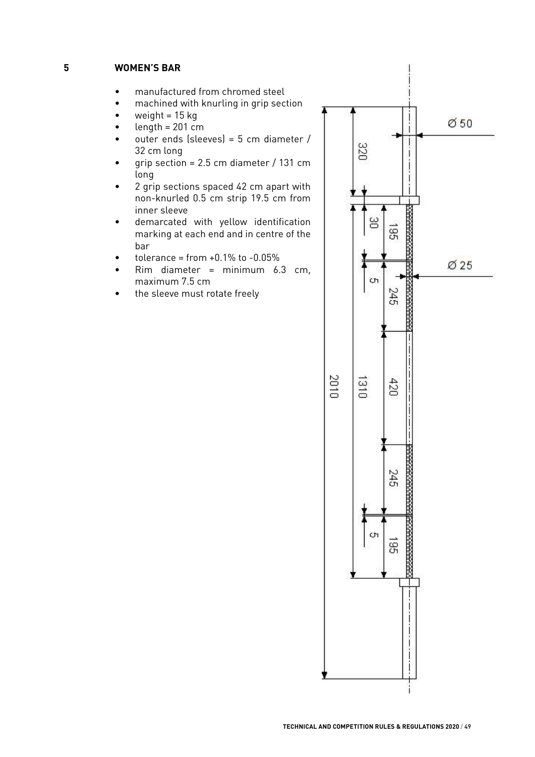## 5 WOMEN'S BAR

- manufactured from chromed steel
- machined with knurling in grip section
- weight = 15 kg
- length = 201 cm
- outer ends (sleeves) = 5 cm diameter / 32 cm long
- grip section = 2.5 cm diameter / 131 cm long
- 2 grip sections spaced 42 cm apart with non-knurled 0.5 cm strip 19.5 cm from inner sleeve
- demarcated with yellow identification marking at each end and in centre of the bar
- tolerance = from +0.1% to -0.05%
- Rim diameter = minimum 6.3 cm, maximum 7.5 cm
- the sleeve must rotate freely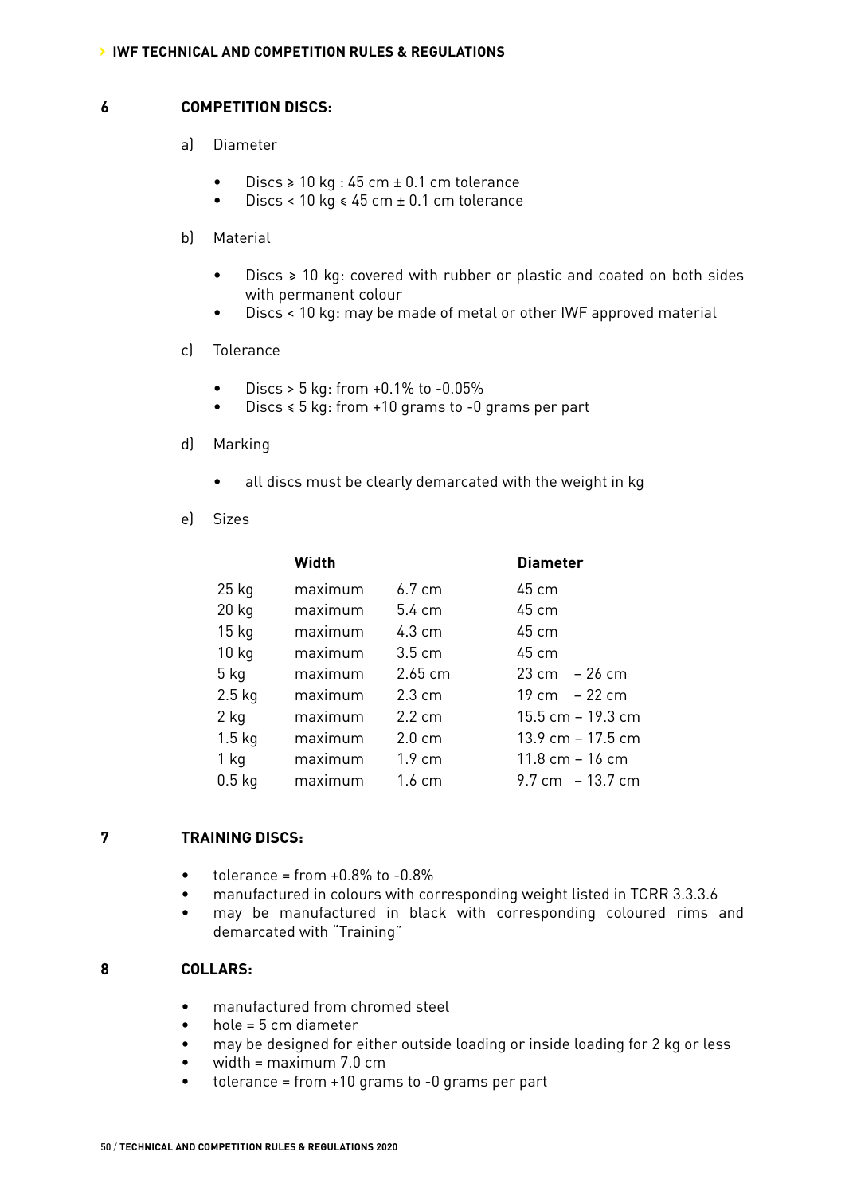## 6 COMPETITION DISCS:

a) Diameter

- Discs ≥ 10 kg : 45 cm ± 0.1 cm tolerance
- Discs < 10 kg ≤ 45 cm ± 0.1 cm tolerance

b) Material

- Discs ≥ 10 kg: covered with rubber or plastic and coated on both sides with permanent colour
- Discs < 10 kg: may be made of metal or other IWF approved material

c) Tolerance

- Discs > 5 kg: from +0.1% to -0.05%
- Discs ≤ 5 kg: from +10 grams to -0 grams per part

d) Marking

- all discs must be clearly demarcated with the weight in kg

e) Sizes

| | Width | | Diameter |
|---|---|---|---|
| 25 kg | maximum | 6.7 cm | 45 cm |
| 20 kg | maximum | 5.4 cm | 45 cm |
| 15 kg | maximum | 4.3 cm | 45 cm |
| 10 kg | maximum | 3.5 cm | 45 cm |
| 5 kg | maximum | 2.65 cm | 23 cm – 26 cm |
| 2.5 kg | maximum | 2.3 cm | 19 cm – 22 cm |
| 2 kg | maximum | 2.2 cm | 15.5 cm – 19.3 cm |
| 1.5 kg | maximum | 2.0 cm | 13.9 cm – 17.5 cm |
| 1 kg | maximum | 1.9 cm | 11.8 cm – 16 cm |
| 0.5 kg | maximum | 1.6 cm | 9.7 cm – 13.7 cm |

## 7 TRAINING DISCS:

- tolerance = from +0.8% to -0.8%
- manufactured in colours with corresponding weight listed in TCRR 3.3.3.6
- may be manufactured in black with corresponding coloured rims and demarcated with "Training"

## 8 COLLARS:

- manufactured from chromed steel
- hole = 5 cm diameter
- may be designed for either outside loading or inside loading for 2 kg or less
- width = maximum 7.0 cm
- tolerance = from +10 grams to -0 grams per part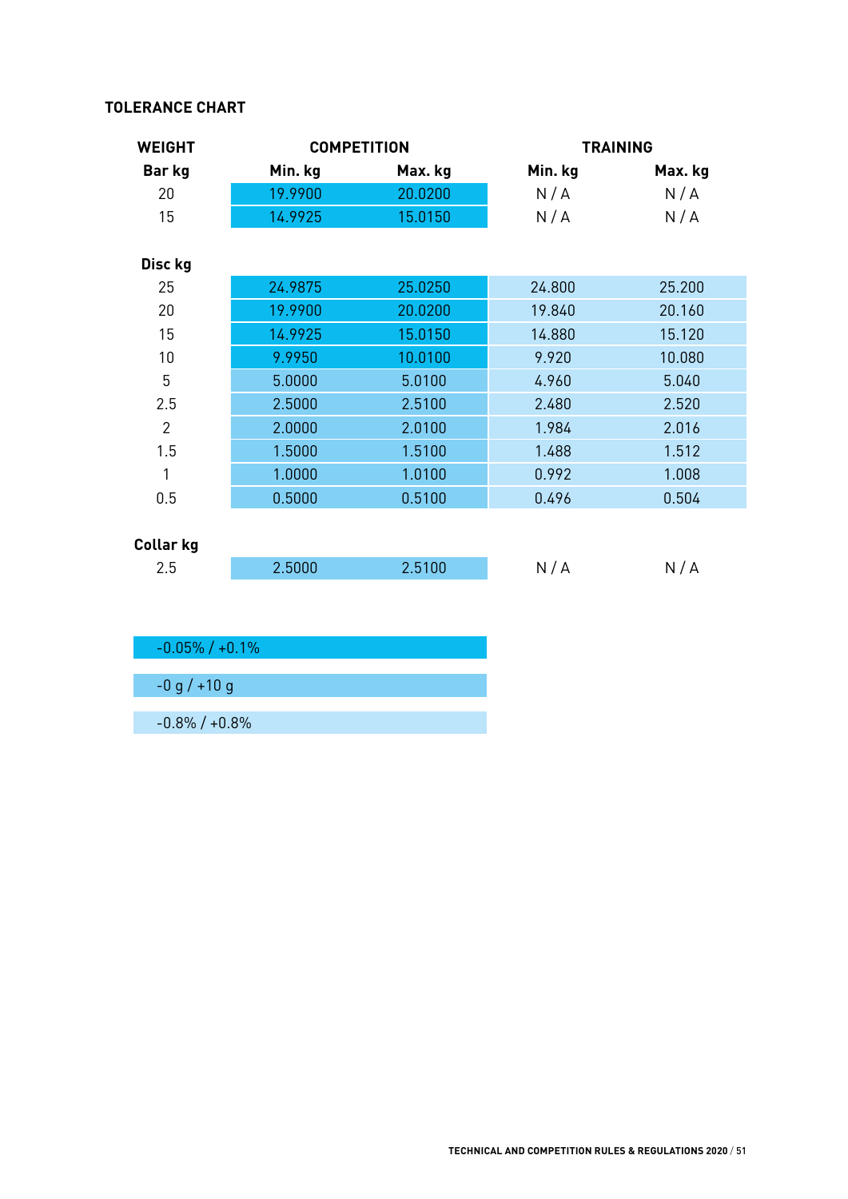### TOLERANCE CHART

| WEIGHT | COMPETITION | | TRAINING | |
|---|---|---|---|---|
| **Bar kg** | **Min. kg** | **Max. kg** | **Min. kg** | **Max. kg** |
| 20 | 19.9900 | 20.0200 | N / A | N / A |
| 15 | 14.9925 | 15.0150 | N / A | N / A |
| **Disc kg** | | | | |
| 25 | 24.9875 | 25.0250 | 24.800 | 25.200 |
| 20 | 19.9900 | 20.0200 | 19.840 | 20.160 |
| 15 | 14.9925 | 15.0150 | 14.880 | 15.120 |
| 10 | 9.9950 | 10.0100 | 9.920 | 10.080 |
| 5 | 5.0000 | 5.0100 | 4.960 | 5.040 |
| 2.5 | 2.5000 | 2.5100 | 2.480 | 2.520 |
| 2 | 2.0000 | 2.0100 | 1.984 | 2.016 |
| 1.5 | 1.5000 | 1.5100 | 1.488 | 1.512 |
| 1 | 1.0000 | 1.0100 | 0.992 | 1.008 |
| 0.5 | 0.5000 | 0.5100 | 0.496 | 0.504 |
| **Collar kg** | | | | |
| 2.5 | 2.5000 | 2.5100 | N / A | N / A |

- -0.05% / +0.1%
- -0 g / +10 g
- -0.8% / +0.8%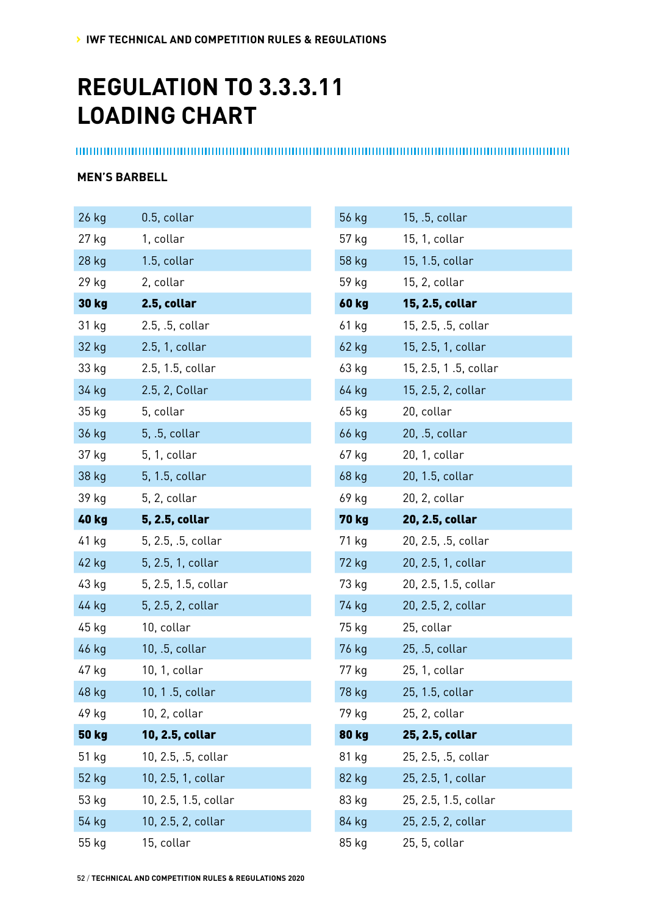# REGULATION TO 3.3.3.11 LOADING CHART

## MEN'S BARBELL

| Weight | Loading |
|---|---|
| 26 kg | 0.5, collar |
| 27 kg | 1, collar |
| 28 kg | 1.5, collar |
| 29 kg | 2, collar |
| **30 kg** | **2.5, collar** |
| 31 kg | 2.5, .5, collar |
| 32 kg | 2.5, 1, collar |
| 33 kg | 2.5, 1.5, collar |
| 34 kg | 2.5, 2, Collar |
| 35 kg | 5, collar |
| 36 kg | 5, .5, collar |
| 37 kg | 5, 1, collar |
| 38 kg | 5, 1.5, collar |
| 39 kg | 5, 2, collar |
| **40 kg** | **5, 2.5, collar** |
| 41 kg | 5, 2.5, .5, collar |
| 42 kg | 5, 2.5, 1, collar |
| 43 kg | 5, 2.5, 1.5, collar |
| 44 kg | 5, 2.5, 2, collar |
| 45 kg | 10, collar |
| 46 kg | 10, .5, collar |
| 47 kg | 10, 1, collar |
| 48 kg | 10, 1 .5, collar |
| 49 kg | 10, 2, collar |
| **50 kg** | **10, 2.5, collar** |
| 51 kg | 10, 2.5, .5, collar |
| 52 kg | 10, 2.5, 1, collar |
| 53 kg | 10, 2.5, 1.5, collar |
| 54 kg | 10, 2.5, 2, collar |
| 55 kg | 15, collar |
| 56 kg | 15, .5, collar |
| 57 kg | 15, 1, collar |
| 58 kg | 15, 1.5, collar |
| 59 kg | 15, 2, collar |
| **60 kg** | **15, 2.5, collar** |
| 61 kg | 15, 2.5, .5, collar |
| 62 kg | 15, 2.5, 1, collar |
| 63 kg | 15, 2.5, 1 .5, collar |
| 64 kg | 15, 2.5, 2, collar |
| 65 kg | 20, collar |
| 66 kg | 20, .5, collar |
| 67 kg | 20, 1, collar |
| 68 kg | 20, 1.5, collar |
| 69 kg | 20, 2, collar |
| **70 kg** | **20, 2.5, collar** |
| 71 kg | 20, 2.5, .5, collar |
| 72 kg | 20, 2.5, 1, collar |
| 73 kg | 20, 2.5, 1.5, collar |
| 74 kg | 20, 2.5, 2, collar |
| 75 kg | 25, collar |
| 76 kg | 25, .5, collar |
| 77 kg | 25, 1, collar |
| 78 kg | 25, 1.5, collar |
| 79 kg | 25, 2, collar |
| **80 kg** | **25, 2.5, collar** |
| 81 kg | 25, 2.5, .5, collar |
| 82 kg | 25, 2.5, 1, collar |
| 83 kg | 25, 2.5, 1.5, collar |
| 84 kg | 25, 2.5, 2, collar |
| 85 kg | 25, 5, collar |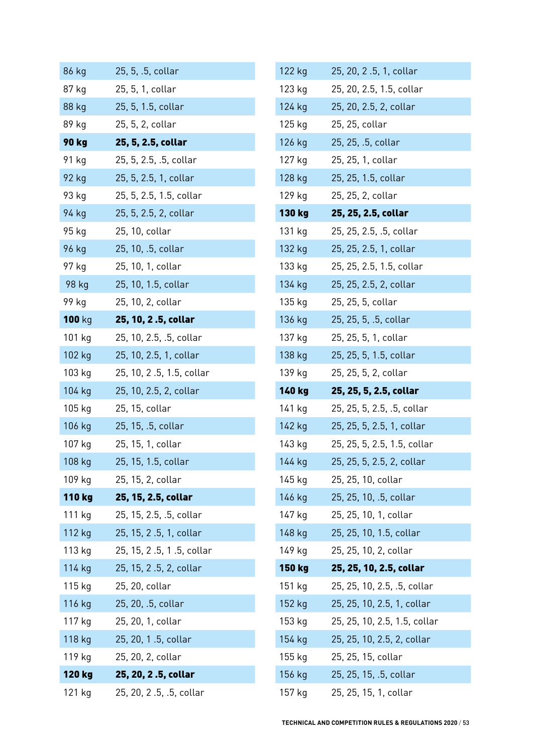| | |
|---|---|
| 86 kg | 25, 5, .5, collar |
| 87 kg | 25, 5, 1, collar |
| 88 kg | 25, 5, 1.5, collar |
| 89 kg | 25, 5, 2, collar |
| **90 kg** | **25, 5, 2.5, collar** |
| 91 kg | 25, 5, 2.5, .5, collar |
| 92 kg | 25, 5, 2.5, 1, collar |
| 93 kg | 25, 5, 2.5, 1.5, collar |
| 94 kg | 25, 5, 2.5, 2, collar |
| 95 kg | 25, 10, collar |
| 96 kg | 25, 10, .5, collar |
| 97 kg | 25, 10, 1, collar |
| 98 kg | 25, 10, 1.5, collar |
| 99 kg | 25, 10, 2, collar |
| **100** kg | **25, 10, 2 .5, collar** |
| 101 kg | 25, 10, 2.5, .5, collar |
| 102 kg | 25, 10, 2.5, 1, collar |
| 103 kg | 25, 10, 2 .5, 1.5, collar |
| 104 kg | 25, 10, 2.5, 2, collar |
| 105 kg | 25, 15, collar |
| 106 kg | 25, 15, .5, collar |
| 107 kg | 25, 15, 1, collar |
| 108 kg | 25, 15, 1.5, collar |
| 109 kg | 25, 15, 2, collar |
| **110 kg** | **25, 15, 2.5, collar** |
| 111 kg | 25, 15, 2.5, .5, collar |
| 112 kg | 25, 15, 2 .5, 1, collar |
| 113 kg | 25, 15, 2 .5, 1 .5, collar |
| 114 kg | 25, 15, 2 .5, 2, collar |
| 115 kg | 25, 20, collar |
| 116 kg | 25, 20, .5, collar |
| 117 kg | 25, 20, 1, collar |
| 118 kg | 25, 20, 1 .5, collar |
| 119 kg | 25, 20, 2, collar |
| **120 kg** | **25, 20, 2 .5, collar** |
| 121 kg | 25, 20, 2 .5, .5, collar |
| 122 kg | 25, 20, 2 .5, 1, collar |
| 123 kg | 25, 20, 2.5, 1.5, collar |
| 124 kg | 25, 20, 2.5, 2, collar |
| 125 kg | 25, 25, collar |
| 126 kg | 25, 25, .5, collar |
| 127 kg | 25, 25, 1, collar |
| 128 kg | 25, 25, 1.5, collar |
| 129 kg | 25, 25, 2, collar |
| **130 kg** | **25, 25, 2.5, collar** |
| 131 kg | 25, 25, 2.5, .5, collar |
| 132 kg | 25, 25, 2.5, 1, collar |
| 133 kg | 25, 25, 2.5, 1.5, collar |
| 134 kg | 25, 25, 2.5, 2, collar |
| 135 kg | 25, 25, 5, collar |
| 136 kg | 25, 25, 5, .5, collar |
| 137 kg | 25, 25, 5, 1, collar |
| 138 kg | 25, 25, 5, 1.5, collar |
| 139 kg | 25, 25, 5, 2, collar |
| **140 kg** | **25, 25, 5, 2.5, collar** |
| 141 kg | 25, 25, 5, 2.5, .5, collar |
| 142 kg | 25, 25, 5, 2.5, 1, collar |
| 143 kg | 25, 25, 5, 2.5, 1.5, collar |
| 144 kg | 25, 25, 5, 2.5, 2, collar |
| 145 kg | 25, 25, 10, collar |
| 146 kg | 25, 25, 10, .5, collar |
| 147 kg | 25, 25, 10, 1, collar |
| 148 kg | 25, 25, 10, 1.5, collar |
| 149 kg | 25, 25, 10, 2, collar |
| **150 kg** | **25, 25, 10, 2.5, collar** |
| 151 kg | 25, 25, 10, 2.5, .5, collar |
| 152 kg | 25, 25, 10, 2.5, 1, collar |
| 153 kg | 25, 25, 10, 2.5, 1.5, collar |
| 154 kg | 25, 25, 10, 2.5, 2, collar |
| 155 kg | 25, 25, 15, collar |
| 156 kg | 25, 25, 15, .5, collar |
| 157 kg | 25, 25, 15, 1, collar |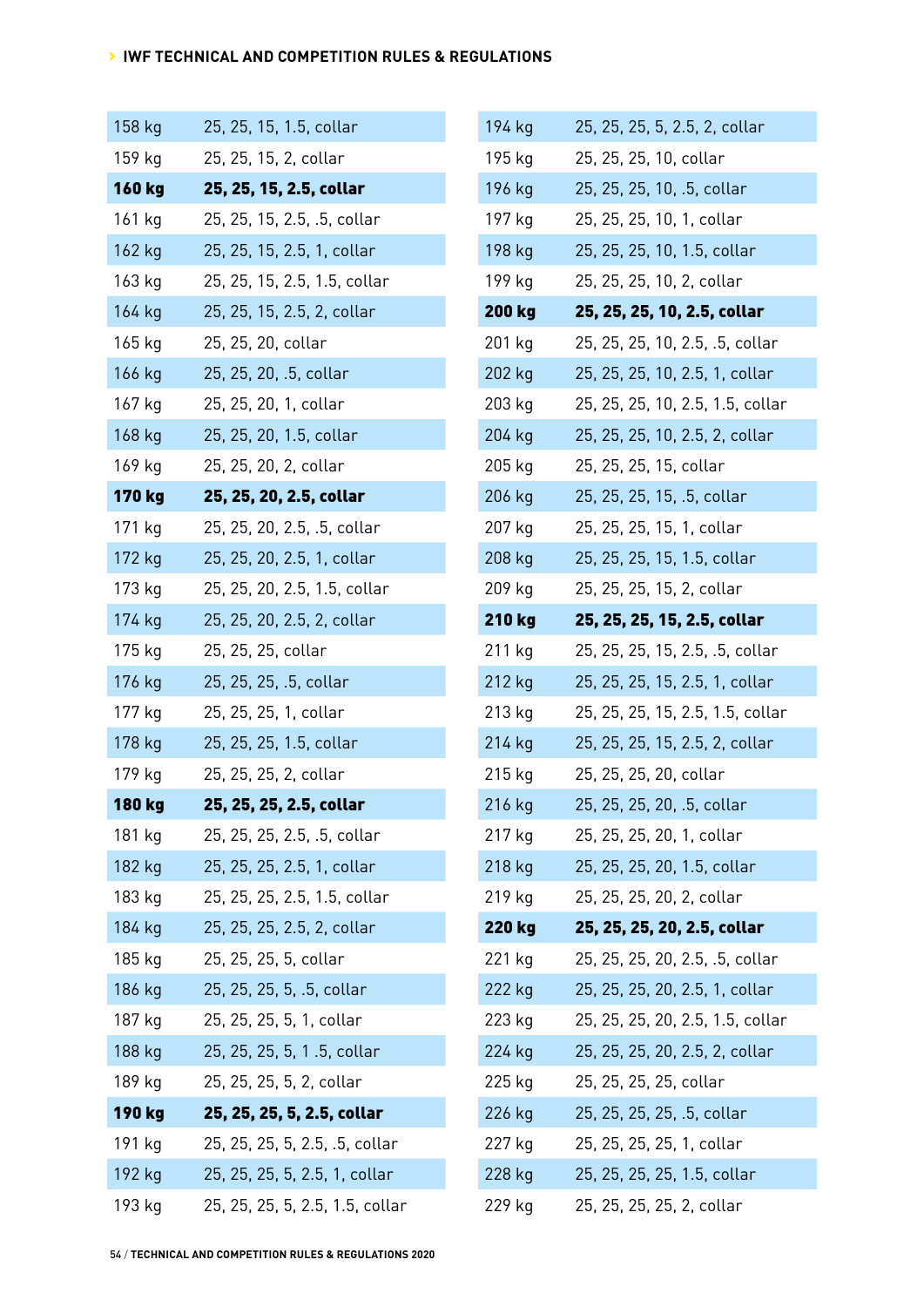| | |
|---|---|
| 158 kg | 25, 25, 15, 1.5, collar |
| 159 kg | 25, 25, 15, 2, collar |
| **160 kg** | **25, 25, 15, 2.5, collar** |
| 161 kg | 25, 25, 15, 2.5, .5, collar |
| 162 kg | 25, 25, 15, 2.5, 1, collar |
| 163 kg | 25, 25, 15, 2.5, 1.5, collar |
| 164 kg | 25, 25, 15, 2.5, 2, collar |
| 165 kg | 25, 25, 20, collar |
| 166 kg | 25, 25, 20, .5, collar |
| 167 kg | 25, 25, 20, 1, collar |
| 168 kg | 25, 25, 20, 1.5, collar |
| 169 kg | 25, 25, 20, 2, collar |
| **170 kg** | **25, 25, 20, 2.5, collar** |
| 171 kg | 25, 25, 20, 2.5, .5, collar |
| 172 kg | 25, 25, 20, 2.5, 1, collar |
| 173 kg | 25, 25, 20, 2.5, 1.5, collar |
| 174 kg | 25, 25, 20, 2.5, 2, collar |
| 175 kg | 25, 25, 25, collar |
| 176 kg | 25, 25, 25, .5, collar |
| 177 kg | 25, 25, 25, 1, collar |
| 178 kg | 25, 25, 25, 1.5, collar |
| 179 kg | 25, 25, 25, 2, collar |
| **180 kg** | **25, 25, 25, 2.5, collar** |
| 181 kg | 25, 25, 25, 2.5, .5, collar |
| 182 kg | 25, 25, 25, 2.5, 1, collar |
| 183 kg | 25, 25, 25, 2.5, 1.5, collar |
| 184 kg | 25, 25, 25, 2.5, 2, collar |
| 185 kg | 25, 25, 25, 5, collar |
| 186 kg | 25, 25, 25, 5, .5, collar |
| 187 kg | 25, 25, 25, 5, 1, collar |
| 188 kg | 25, 25, 25, 5, 1 .5, collar |
| 189 kg | 25, 25, 25, 5, 2, collar |
| **190 kg** | **25, 25, 25, 5, 2.5, collar** |
| 191 kg | 25, 25, 25, 5, 2.5, .5, collar |
| 192 kg | 25, 25, 25, 5, 2.5, 1, collar |
| 193 kg | 25, 25, 25, 5, 2.5, 1.5, collar |
| 194 kg | 25, 25, 25, 5, 2.5, 2, collar |
| 195 kg | 25, 25, 25, 10, collar |
| 196 kg | 25, 25, 25, 10, .5, collar |
| 197 kg | 25, 25, 25, 10, 1, collar |
| 198 kg | 25, 25, 25, 10, 1.5, collar |
| 199 kg | 25, 25, 25, 10, 2, collar |
| **200 kg** | **25, 25, 25, 10, 2.5, collar** |
| 201 kg | 25, 25, 25, 10, 2.5, .5, collar |
| 202 kg | 25, 25, 25, 10, 2.5, 1, collar |
| 203 kg | 25, 25, 25, 10, 2.5, 1.5, collar |
| 204 kg | 25, 25, 25, 10, 2.5, 2, collar |
| 205 kg | 25, 25, 25, 15, collar |
| 206 kg | 25, 25, 25, 15, .5, collar |
| 207 kg | 25, 25, 25, 15, 1, collar |
| 208 kg | 25, 25, 25, 15, 1.5, collar |
| 209 kg | 25, 25, 25, 15, 2, collar |
| **210 kg** | **25, 25, 25, 15, 2.5, collar** |
| 211 kg | 25, 25, 25, 15, 2.5, .5, collar |
| 212 kg | 25, 25, 25, 15, 2.5, 1, collar |
| 213 kg | 25, 25, 25, 15, 2.5, 1.5, collar |
| 214 kg | 25, 25, 25, 15, 2.5, 2, collar |
| 215 kg | 25, 25, 25, 20, collar |
| 216 kg | 25, 25, 25, 20, .5, collar |
| 217 kg | 25, 25, 25, 20, 1, collar |
| 218 kg | 25, 25, 25, 20, 1.5, collar |
| 219 kg | 25, 25, 25, 20, 2, collar |
| **220 kg** | **25, 25, 25, 20, 2.5, collar** |
| 221 kg | 25, 25, 25, 20, 2.5, .5, collar |
| 222 kg | 25, 25, 25, 20, 2.5, 1, collar |
| 223 kg | 25, 25, 25, 20, 2.5, 1.5, collar |
| 224 kg | 25, 25, 25, 20, 2.5, 2, collar |
| 225 kg | 25, 25, 25, 25, collar |
| 226 kg | 25, 25, 25, 25, .5, collar |
| 227 kg | 25, 25, 25, 25, 1, collar |
| 228 kg | 25, 25, 25, 25, 1.5, collar |
| 229 kg | 25, 25, 25, 25, 2, collar |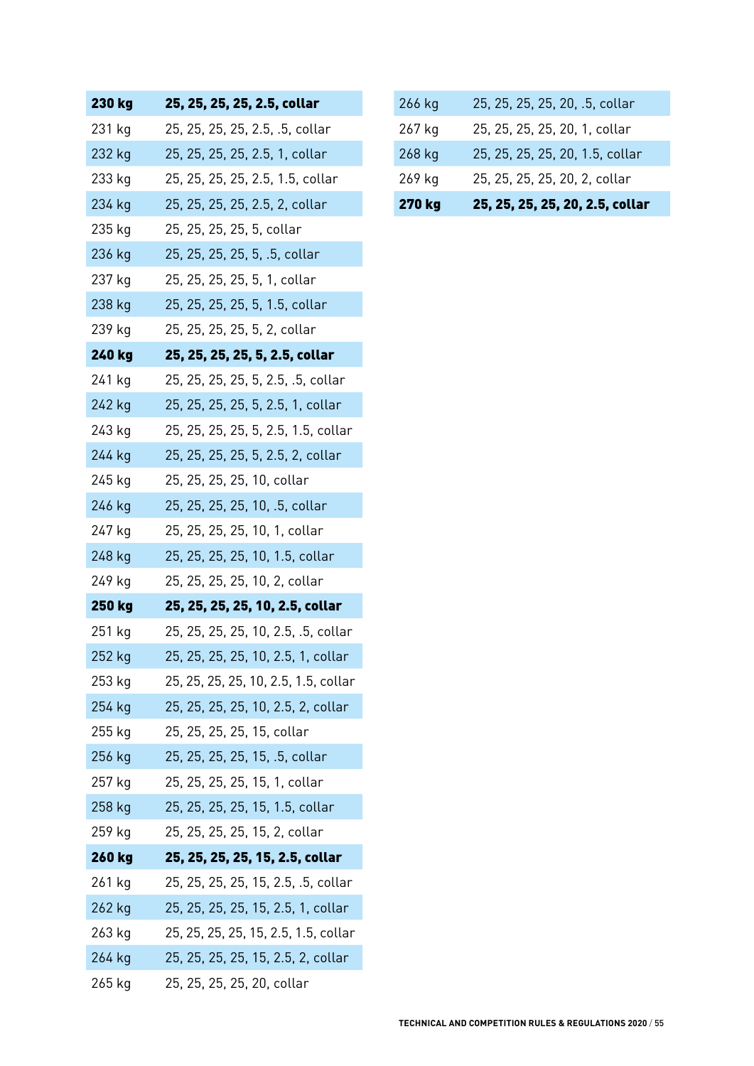| | |
|---|---|
| **230 kg** | **25, 25, 25, 25, 2.5, collar** |
| 231 kg | 25, 25, 25, 25, 2.5, .5, collar |
| 232 kg | 25, 25, 25, 25, 2.5, 1, collar |
| 233 kg | 25, 25, 25, 25, 2.5, 1.5, collar |
| 234 kg | 25, 25, 25, 25, 2.5, 2, collar |
| 235 kg | 25, 25, 25, 25, 5, collar |
| 236 kg | 25, 25, 25, 25, 5, .5, collar |
| 237 kg | 25, 25, 25, 25, 5, 1, collar |
| 238 kg | 25, 25, 25, 25, 5, 1.5, collar |
| 239 kg | 25, 25, 25, 25, 5, 2, collar |
| **240 kg** | **25, 25, 25, 25, 5, 2.5, collar** |
| 241 kg | 25, 25, 25, 25, 5, 2.5, .5, collar |
| 242 kg | 25, 25, 25, 25, 5, 2.5, 1, collar |
| 243 kg | 25, 25, 25, 25, 5, 2.5, 1.5, collar |
| 244 kg | 25, 25, 25, 25, 5, 2.5, 2, collar |
| 245 kg | 25, 25, 25, 25, 10, collar |
| 246 kg | 25, 25, 25, 25, 10, .5, collar |
| 247 kg | 25, 25, 25, 25, 10, 1, collar |
| 248 kg | 25, 25, 25, 25, 10, 1.5, collar |
| 249 kg | 25, 25, 25, 25, 10, 2, collar |
| **250 kg** | **25, 25, 25, 25, 10, 2.5, collar** |
| 251 kg | 25, 25, 25, 25, 10, 2.5, .5, collar |
| 252 kg | 25, 25, 25, 25, 10, 2.5, 1, collar |
| 253 kg | 25, 25, 25, 25, 10, 2.5, 1.5, collar |
| 254 kg | 25, 25, 25, 25, 10, 2.5, 2, collar |
| 255 kg | 25, 25, 25, 25, 15, collar |
| 256 kg | 25, 25, 25, 25, 15, .5, collar |
| 257 kg | 25, 25, 25, 25, 15, 1, collar |
| 258 kg | 25, 25, 25, 25, 15, 1.5, collar |
| 259 kg | 25, 25, 25, 25, 15, 2, collar |
| **260 kg** | **25, 25, 25, 25, 15, 2.5, collar** |
| 261 kg | 25, 25, 25, 25, 15, 2.5, .5, collar |
| 262 kg | 25, 25, 25, 25, 15, 2.5, 1, collar |
| 263 kg | 25, 25, 25, 25, 15, 2.5, 1.5, collar |
| 264 kg | 25, 25, 25, 25, 15, 2.5, 2, collar |
| 265 kg | 25, 25, 25, 25, 20, collar |
| 266 kg | 25, 25, 25, 25, 20, .5, collar |
| 267 kg | 25, 25, 25, 25, 20, 1, collar |
| 268 kg | 25, 25, 25, 25, 20, 1.5, collar |
| 269 kg | 25, 25, 25, 25, 20, 2, collar |
| **270 kg** | **25, 25, 25, 25, 20, 2.5, collar** |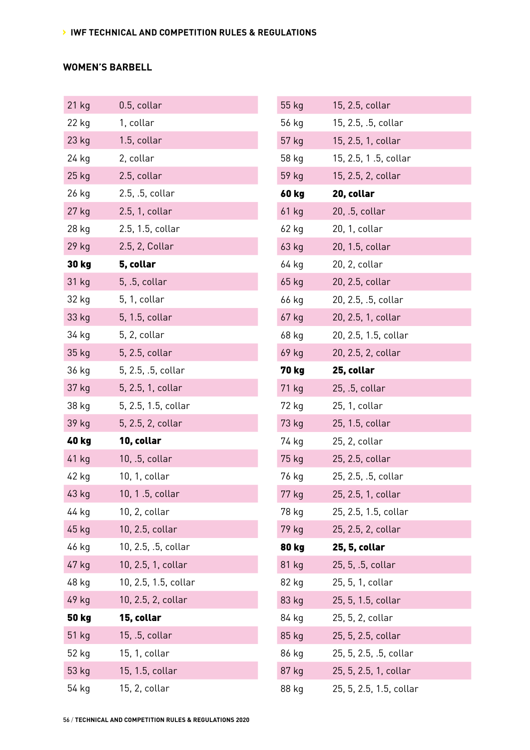## WOMEN'S BARBELL

| | |
|---|---|
| 21 kg | 0.5, collar |
| 22 kg | 1, collar |
| 23 kg | 1.5, collar |
| 24 kg | 2, collar |
| 25 kg | 2.5, collar |
| 26 kg | 2.5, .5, collar |
| 27 kg | 2.5, 1, collar |
| 28 kg | 2.5, 1.5, collar |
| 29 kg | 2.5, 2, Collar |
| **30 kg** | **5, collar** |
| 31 kg | 5, .5, collar |
| 32 kg | 5, 1, collar |
| 33 kg | 5, 1.5, collar |
| 34 kg | 5, 2, collar |
| 35 kg | 5, 2.5, collar |
| 36 kg | 5, 2.5, .5, collar |
| 37 kg | 5, 2.5, 1, collar |
| 38 kg | 5, 2.5, 1.5, collar |
| 39 kg | 5, 2.5, 2, collar |
| **40 kg** | **10, collar** |
| 41 kg | 10, .5, collar |
| 42 kg | 10, 1, collar |
| 43 kg | 10, 1 .5, collar |
| 44 kg | 10, 2, collar |
| 45 kg | 10, 2.5, collar |
| 46 kg | 10, 2.5, .5, collar |
| 47 kg | 10, 2.5, 1, collar |
| 48 kg | 10, 2.5, 1.5, collar |
| 49 kg | 10, 2.5, 2, collar |
| **50 kg** | **15, collar** |
| 51 kg | 15, .5, collar |
| 52 kg | 15, 1, collar |
| 53 kg | 15, 1.5, collar |
| 54 kg | 15, 2, collar |
| 55 kg | 15, 2.5, collar |
| 56 kg | 15, 2.5, .5, collar |
| 57 kg | 15, 2.5, 1, collar |
| 58 kg | 15, 2.5, 1 .5, collar |
| 59 kg | 15, 2.5, 2, collar |
| **60 kg** | **20, collar** |
| 61 kg | 20, .5, collar |
| 62 kg | 20, 1, collar |
| 63 kg | 20, 1.5, collar |
| 64 kg | 20, 2, collar |
| 65 kg | 20, 2.5, collar |
| 66 kg | 20, 2.5, .5, collar |
| 67 kg | 20, 2.5, 1, collar |
| 68 kg | 20, 2.5, 1.5, collar |
| 69 kg | 20, 2.5, 2, collar |
| **70 kg** | **25, collar** |
| 71 kg | 25, .5, collar |
| 72 kg | 25, 1, collar |
| 73 kg | 25, 1.5, collar |
| 74 kg | 25, 2, collar |
| 75 kg | 25, 2.5, collar |
| 76 kg | 25, 2.5, .5, collar |
| 77 kg | 25, 2.5, 1, collar |
| 78 kg | 25, 2.5, 1.5, collar |
| 79 kg | 25, 2.5, 2, collar |
| **80 kg** | **25, 5, collar** |
| 81 kg | 25, 5, .5, collar |
| 82 kg | 25, 5, 1, collar |
| 83 kg | 25, 5, 1.5, collar |
| 84 kg | 25, 5, 2, collar |
| 85 kg | 25, 5, 2.5, collar |
| 86 kg | 25, 5, 2.5, .5, collar |
| 87 kg | 25, 5, 2.5, 1, collar |
| 88 kg | 25, 5, 2.5, 1.5, collar |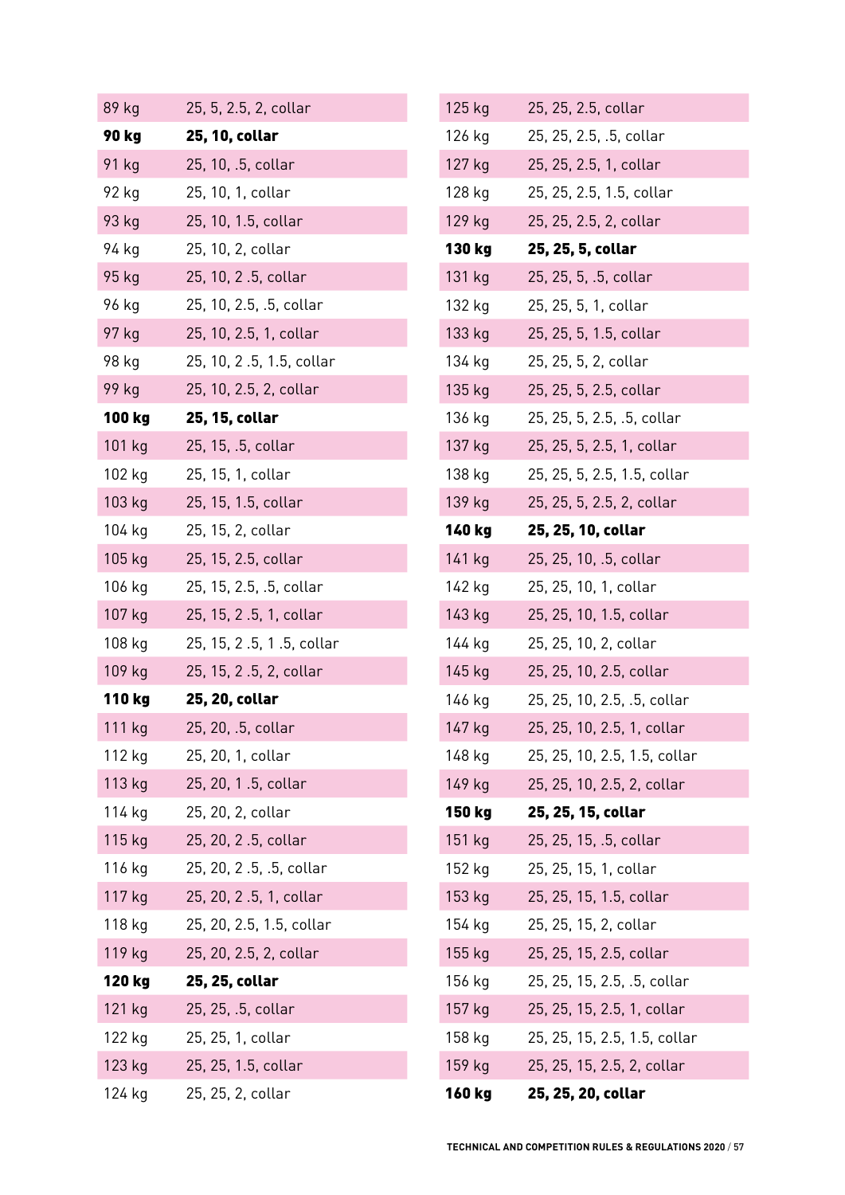| | |
|---|---|
| 89 kg | 25, 5, 2.5, 2, collar |
| **90 kg** | **25, 10, collar** |
| 91 kg | 25, 10, .5, collar |
| 92 kg | 25, 10, 1, collar |
| 93 kg | 25, 10, 1.5, collar |
| 94 kg | 25, 10, 2, collar |
| 95 kg | 25, 10, 2 .5, collar |
| 96 kg | 25, 10, 2.5, .5, collar |
| 97 kg | 25, 10, 2.5, 1, collar |
| 98 kg | 25, 10, 2 .5, 1.5, collar |
| 99 kg | 25, 10, 2.5, 2, collar |
| **100 kg** | **25, 15, collar** |
| 101 kg | 25, 15, .5, collar |
| 102 kg | 25, 15, 1, collar |
| 103 kg | 25, 15, 1.5, collar |
| 104 kg | 25, 15, 2, collar |
| 105 kg | 25, 15, 2.5, collar |
| 106 kg | 25, 15, 2.5, .5, collar |
| 107 kg | 25, 15, 2 .5, 1, collar |
| 108 kg | 25, 15, 2 .5, 1 .5, collar |
| 109 kg | 25, 15, 2 .5, 2, collar |
| **110 kg** | **25, 20, collar** |
| 111 kg | 25, 20, .5, collar |
| 112 kg | 25, 20, 1, collar |
| 113 kg | 25, 20, 1 .5, collar |
| 114 kg | 25, 20, 2, collar |
| 115 kg | 25, 20, 2 .5, collar |
| 116 kg | 25, 20, 2 .5, .5, collar |
| 117 kg | 25, 20, 2 .5, 1, collar |
| 118 kg | 25, 20, 2.5, 1.5, collar |
| 119 kg | 25, 20, 2.5, 2, collar |
| **120 kg** | **25, 25, collar** |
| 121 kg | 25, 25, .5, collar |
| 122 kg | 25, 25, 1, collar |
| 123 kg | 25, 25, 1.5, collar |
| 124 kg | 25, 25, 2, collar |
| 125 kg | 25, 25, 2.5, collar |
| 126 kg | 25, 25, 2.5, .5, collar |
| 127 kg | 25, 25, 2.5, 1, collar |
| 128 kg | 25, 25, 2.5, 1.5, collar |
| 129 kg | 25, 25, 2.5, 2, collar |
| **130 kg** | **25, 25, 5, collar** |
| 131 kg | 25, 25, 5, .5, collar |
| 132 kg | 25, 25, 5, 1, collar |
| 133 kg | 25, 25, 5, 1.5, collar |
| 134 kg | 25, 25, 5, 2, collar |
| 135 kg | 25, 25, 5, 2.5, collar |
| 136 kg | 25, 25, 5, 2.5, .5, collar |
| 137 kg | 25, 25, 5, 2.5, 1, collar |
| 138 kg | 25, 25, 5, 2.5, 1.5, collar |
| 139 kg | 25, 25, 5, 2.5, 2, collar |
| **140 kg** | **25, 25, 10, collar** |
| 141 kg | 25, 25, 10, .5, collar |
| 142 kg | 25, 25, 10, 1, collar |
| 143 kg | 25, 25, 10, 1.5, collar |
| 144 kg | 25, 25, 10, 2, collar |
| 145 kg | 25, 25, 10, 2.5, collar |
| 146 kg | 25, 25, 10, 2.5, .5, collar |
| 147 kg | 25, 25, 10, 2.5, 1, collar |
| 148 kg | 25, 25, 10, 2.5, 1.5, collar |
| 149 kg | 25, 25, 10, 2.5, 2, collar |
| **150 kg** | **25, 25, 15, collar** |
| 151 kg | 25, 25, 15, .5, collar |
| 152 kg | 25, 25, 15, 1, collar |
| 153 kg | 25, 25, 15, 1.5, collar |
| 154 kg | 25, 25, 15, 2, collar |
| 155 kg | 25, 25, 15, 2.5, collar |
| 156 kg | 25, 25, 15, 2.5, .5, collar |
| 157 kg | 25, 25, 15, 2.5, 1, collar |
| 158 kg | 25, 25, 15, 2.5, 1.5, collar |
| 159 kg | 25, 25, 15, 2.5, 2, collar |
| **160 kg** | **25, 25, 20, collar** |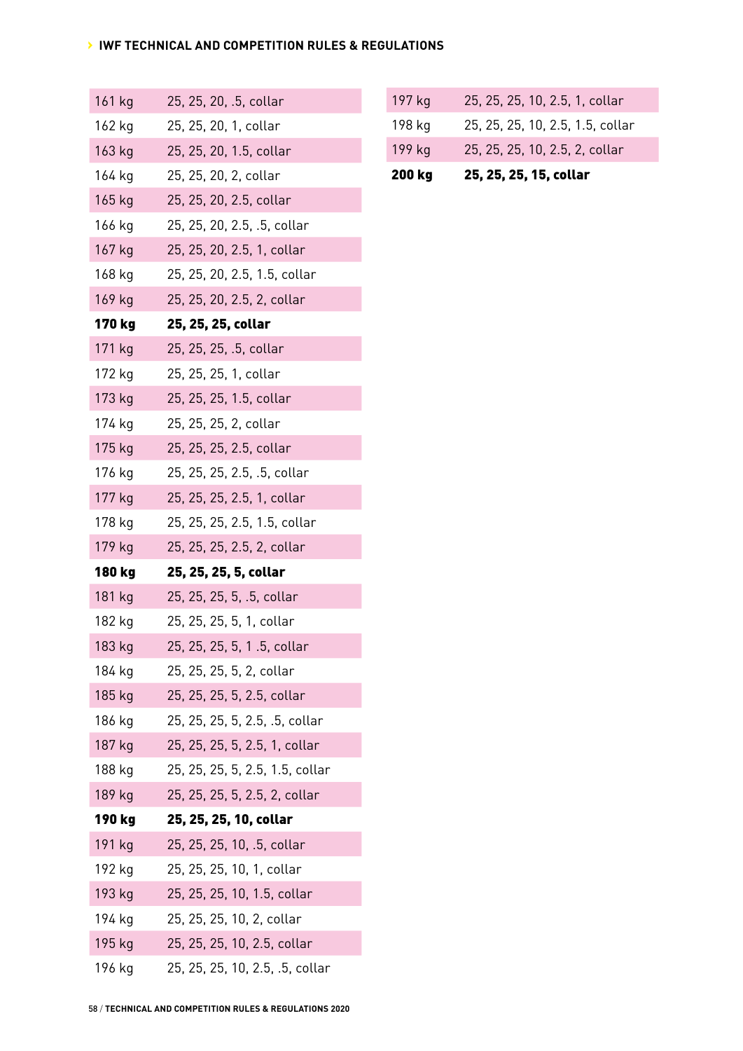| | |
|---|---|
| 161 kg | 25, 25, 20, .5, collar |
| 162 kg | 25, 25, 20, 1, collar |
| 163 kg | 25, 25, 20, 1.5, collar |
| 164 kg | 25, 25, 20, 2, collar |
| 165 kg | 25, 25, 20, 2.5, collar |
| 166 kg | 25, 25, 20, 2.5, .5, collar |
| 167 kg | 25, 25, 20, 2.5, 1, collar |
| 168 kg | 25, 25, 20, 2.5, 1.5, collar |
| 169 kg | 25, 25, 20, 2.5, 2, collar |
| **170 kg** | **25, 25, 25, collar** |
| 171 kg | 25, 25, 25, .5, collar |
| 172 kg | 25, 25, 25, 1, collar |
| 173 kg | 25, 25, 25, 1.5, collar |
| 174 kg | 25, 25, 25, 2, collar |
| 175 kg | 25, 25, 25, 2.5, collar |
| 176 kg | 25, 25, 25, 2.5, .5, collar |
| 177 kg | 25, 25, 25, 2.5, 1, collar |
| 178 kg | 25, 25, 25, 2.5, 1.5, collar |
| 179 kg | 25, 25, 25, 2.5, 2, collar |
| **180 kg** | **25, 25, 25, 5, collar** |
| 181 kg | 25, 25, 25, 5, .5, collar |
| 182 kg | 25, 25, 25, 5, 1, collar |
| 183 kg | 25, 25, 25, 5, 1 .5, collar |
| 184 kg | 25, 25, 25, 5, 2, collar |
| 185 kg | 25, 25, 25, 5, 2.5, collar |
| 186 kg | 25, 25, 25, 5, 2.5, .5, collar |
| 187 kg | 25, 25, 25, 5, 2.5, 1, collar |
| 188 kg | 25, 25, 25, 5, 2.5, 1.5, collar |
| 189 kg | 25, 25, 25, 5, 2.5, 2, collar |
| **190 kg** | **25, 25, 25, 10, collar** |
| 191 kg | 25, 25, 25, 10, .5, collar |
| 192 kg | 25, 25, 25, 10, 1, collar |
| 193 kg | 25, 25, 25, 10, 1.5, collar |
| 194 kg | 25, 25, 25, 10, 2, collar |
| 195 kg | 25, 25, 25, 10, 2.5, collar |
| 196 kg | 25, 25, 25, 10, 2.5, .5, collar |
| 197 kg | 25, 25, 25, 10, 2.5, 1, collar |
| 198 kg | 25, 25, 25, 10, 2.5, 1.5, collar |
| 199 kg | 25, 25, 25, 10, 2.5, 2, collar |
| **200 kg** | **25, 25, 25, 15, collar** |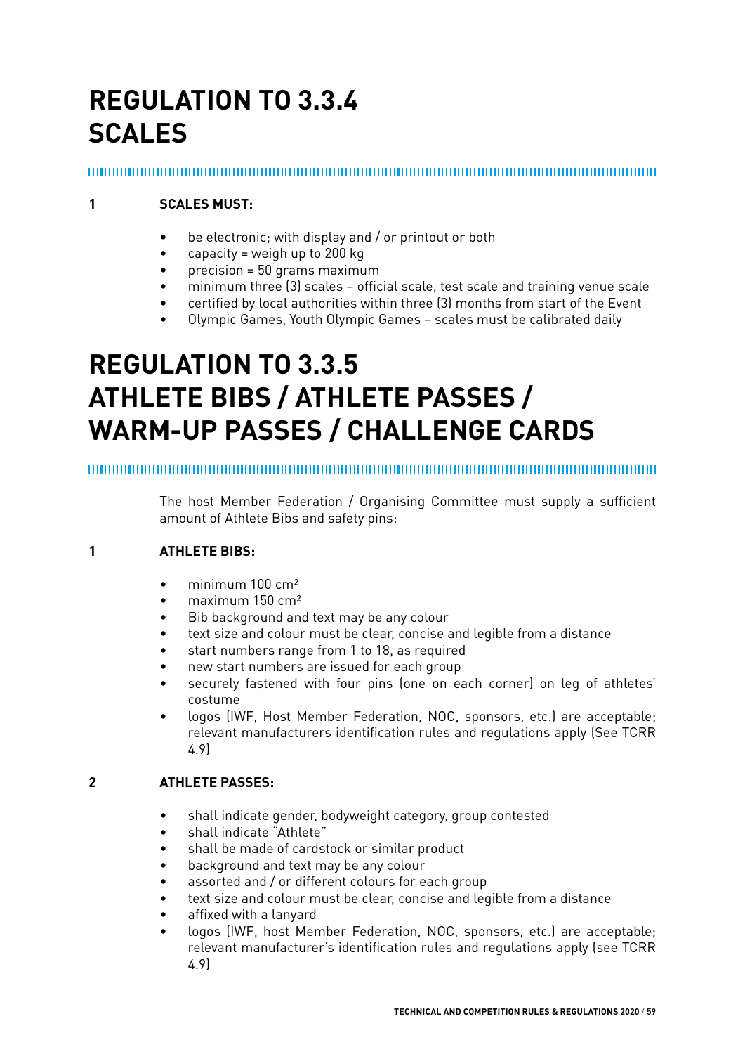# REGULATION TO 3.3.4
# SCALES

**1 SCALES MUST:**

- be electronic; with display and / or printout or both
- capacity = weigh up to 200 kg
- precision = 50 grams maximum
- minimum three (3) scales – official scale, test scale and training venue scale
- certified by local authorities within three (3) months from start of the Event
- Olympic Games, Youth Olympic Games – scales must be calibrated daily

# REGULATION TO 3.3.5
# ATHLETE BIBS / ATHLETE PASSES / WARM-UP PASSES / CHALLENGE CARDS

The host Member Federation / Organising Committee must supply a sufficient amount of Athlete Bibs and safety pins:

**1 ATHLETE BIBS:**

- minimum 100 cm²
- maximum 150 cm²
- Bib background and text may be any colour
- text size and colour must be clear, concise and legible from a distance
- start numbers range from 1 to 18, as required
- new start numbers are issued for each group
- securely fastened with four pins (one on each corner) on leg of athletes' costume
- logos (IWF, Host Member Federation, NOC, sponsors, etc.) are acceptable; relevant manufacturers identification rules and regulations apply (See TCRR 4.9)

**2 ATHLETE PASSES:**

- shall indicate gender, bodyweight category, group contested
- shall indicate "Athlete"
- shall be made of cardstock or similar product
- background and text may be any colour
- assorted and / or different colours for each group
- text size and colour must be clear, concise and legible from a distance
- affixed with a lanyard
- logos (IWF, host Member Federation, NOC, sponsors, etc.) are acceptable; relevant manufacturer's identification rules and regulations apply (see TCRR 4.9)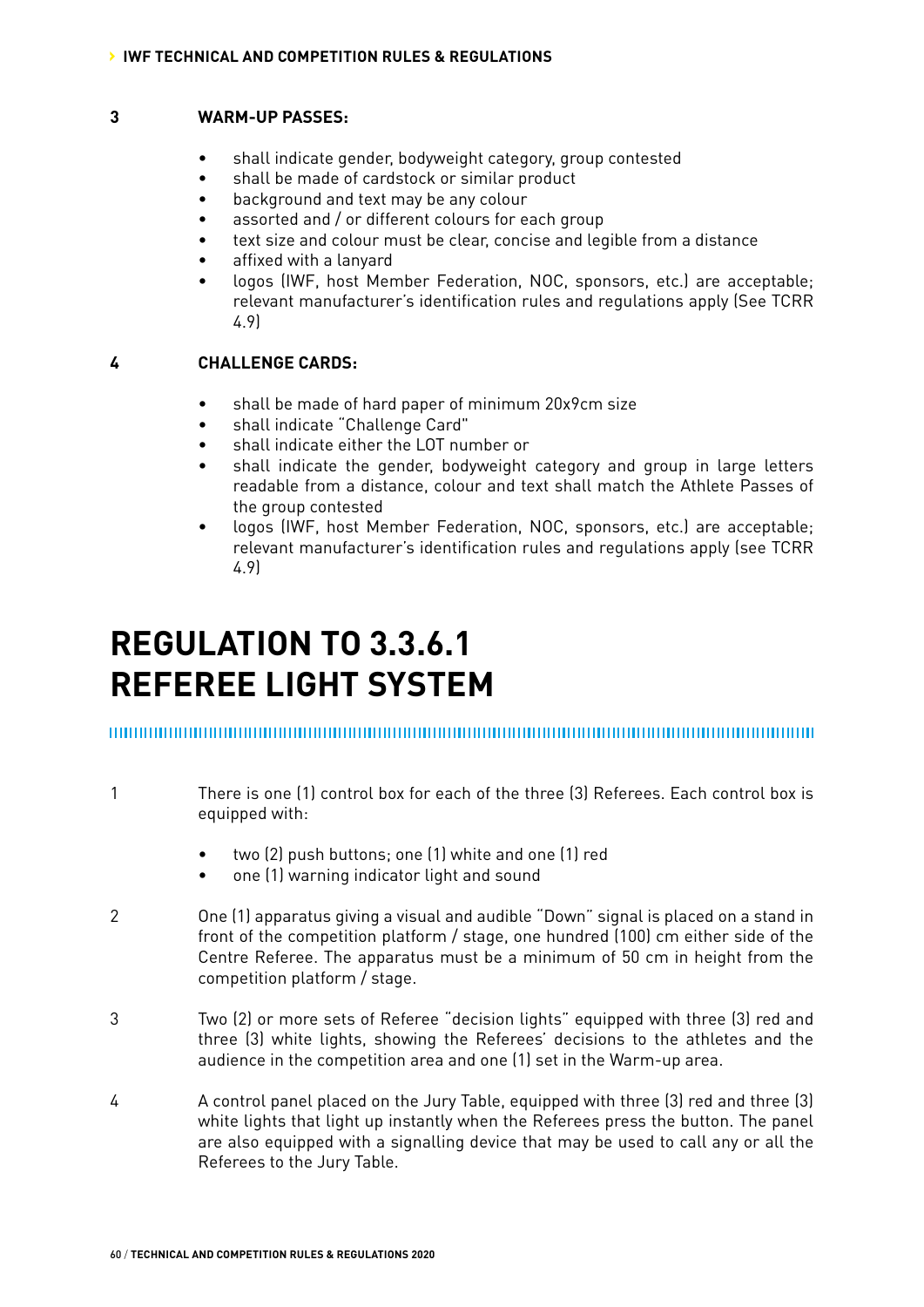**3 WARM-UP PASSES:**

- shall indicate gender, bodyweight category, group contested
- shall be made of cardstock or similar product
- background and text may be any colour
- assorted and / or different colours for each group
- text size and colour must be clear, concise and legible from a distance
- affixed with a lanyard
- logos (IWF, host Member Federation, NOC, sponsors, etc.) are acceptable; relevant manufacturer's identification rules and regulations apply (See TCRR 4.9)

**4 CHALLENGE CARDS:**

- shall be made of hard paper of minimum 20x9cm size
- shall indicate "Challenge Card"
- shall indicate either the LOT number or
- shall indicate the gender, bodyweight category and group in large letters readable from a distance, colour and text shall match the Athlete Passes of the group contested
- logos (IWF, host Member Federation, NOC, sponsors, etc.) are acceptable; relevant manufacturer's identification rules and regulations apply (see TCRR 4.9)

# REGULATION TO 3.3.6.1 REFEREE LIGHT SYSTEM

1 There is one (1) control box for each of the three (3) Referees. Each control box is equipped with:

- two (2) push buttons; one (1) white and one (1) red
- one (1) warning indicator light and sound

2 One (1) apparatus giving a visual and audible "Down" signal is placed on a stand in front of the competition platform / stage, one hundred (100) cm either side of the Centre Referee. The apparatus must be a minimum of 50 cm in height from the competition platform / stage.

3 Two (2) or more sets of Referee "decision lights" equipped with three (3) red and three (3) white lights, showing the Referees' decisions to the athletes and the audience in the competition area and one (1) set in the Warm-up area.

4 A control panel placed on the Jury Table, equipped with three (3) red and three (3) white lights that light up instantly when the Referees press the button. The panel are also equipped with a signalling device that may be used to call any or all the Referees to the Jury Table.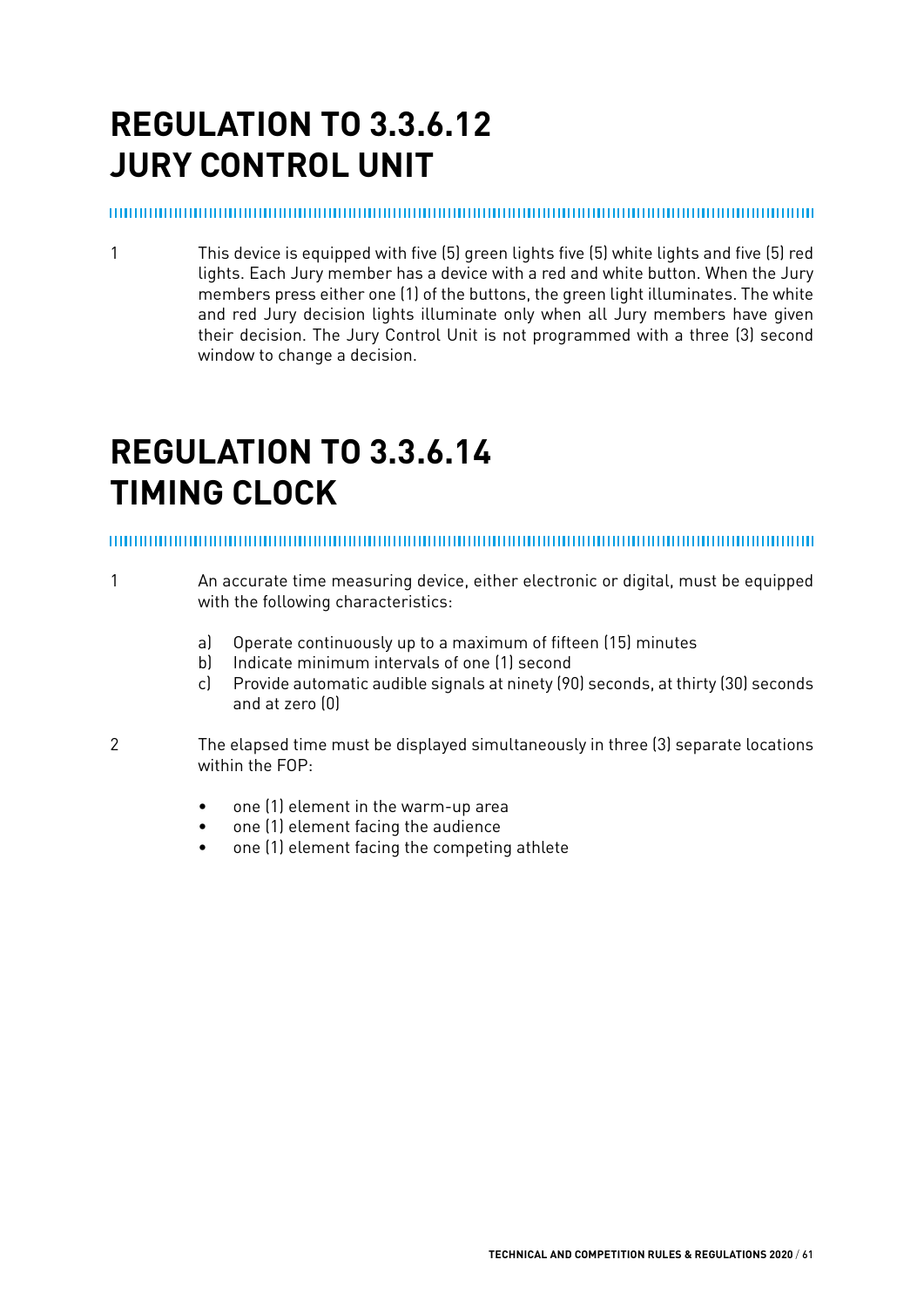# REGULATION TO 3.3.6.12
# JURY CONTROL UNIT

1 This device is equipped with five (5) green lights five (5) white lights and five (5) red lights. Each Jury member has a device with a red and white button. When the Jury members press either one (1) of the buttons, the green light illuminates. The white and red Jury decision lights illuminate only when all Jury members have given their decision. The Jury Control Unit is not programmed with a three (3) second window to change a decision.

# REGULATION TO 3.3.6.14
# TIMING CLOCK

1 An accurate time measuring device, either electronic or digital, must be equipped with the following characteristics:

a) Operate continuously up to a maximum of fifteen (15) minutes
b) Indicate minimum intervals of one (1) second
c) Provide automatic audible signals at ninety (90) seconds, at thirty (30) seconds and at zero (0)

2 The elapsed time must be displayed simultaneously in three (3) separate locations within the FOP:

- one (1) element in the warm-up area
- one (1) element facing the audience
- one (1) element facing the competing athlete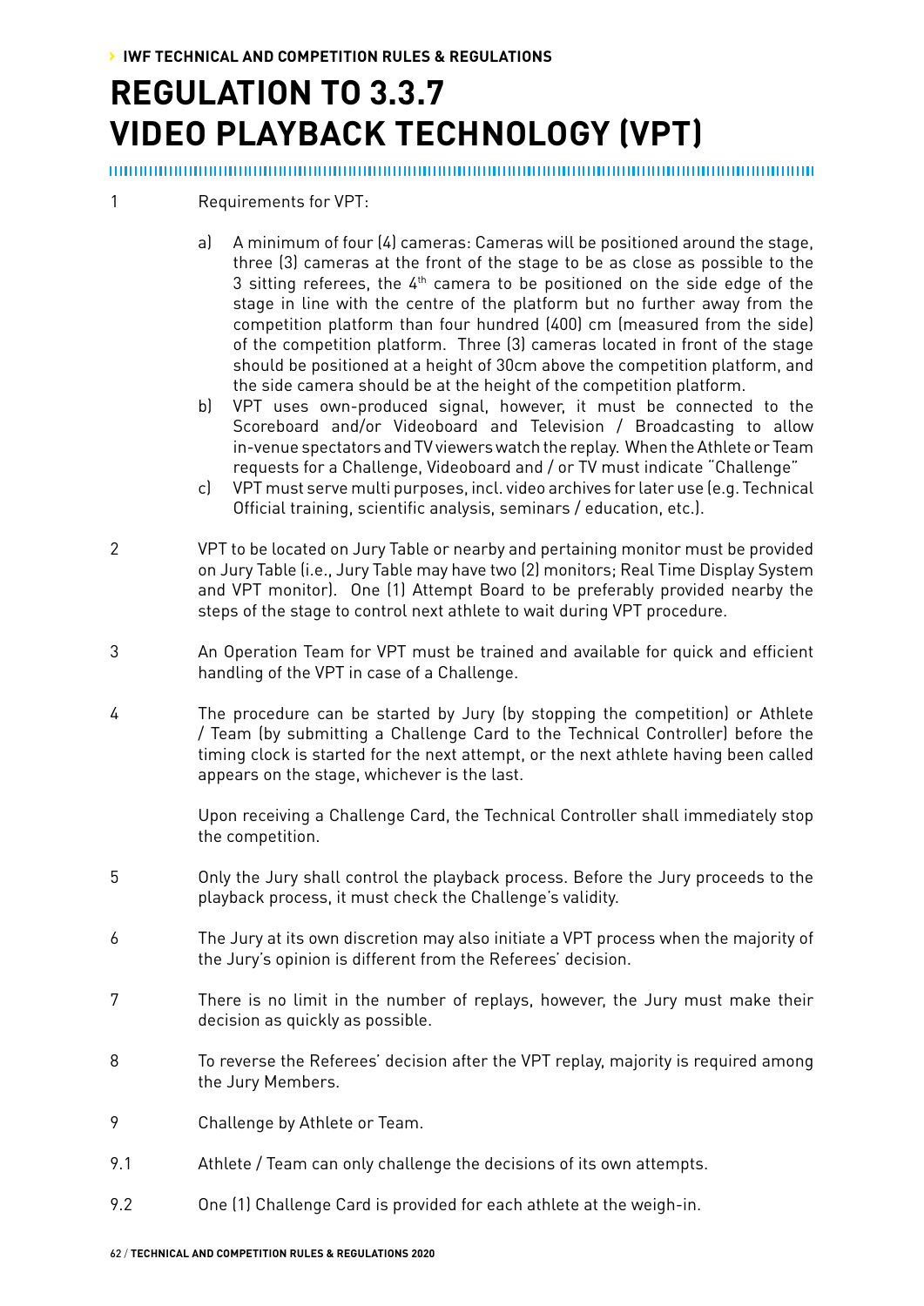# REGULATION TO 3.3.7 VIDEO PLAYBACK TECHNOLOGY (VPT)

1 Requirements for VPT:

a) A minimum of four (4) cameras: Cameras will be positioned around the stage, three (3) cameras at the front of the stage to be as close as possible to the 3 sitting referees, the 4th camera to be positioned on the side edge of the stage in line with the centre of the platform but no further away from the competition platform than four hundred (400) cm (measured from the side) of the competition platform. Three (3) cameras located in front of the stage should be positioned at a height of 30cm above the competition platform, and the side camera should be at the height of the competition platform.

b) VPT uses own-produced signal, however, it must be connected to the Scoreboard and/or Videoboard and Television / Broadcasting to allow in-venue spectators and TV viewers watch the replay. When the Athlete or Team requests for a Challenge, Videoboard and / or TV must indicate "Challenge"

c) VPT must serve multi purposes, incl. video archives for later use (e.g. Technical Official training, scientific analysis, seminars / education, etc.).

2 VPT to be located on Jury Table or nearby and pertaining monitor must be provided on Jury Table (i.e., Jury Table may have two (2) monitors; Real Time Display System and VPT monitor). One (1) Attempt Board to be preferably provided nearby the steps of the stage to control next athlete to wait during VPT procedure.

3 An Operation Team for VPT must be trained and available for quick and efficient handling of the VPT in case of a Challenge.

4 The procedure can be started by Jury (by stopping the competition) or Athlete / Team (by submitting a Challenge Card to the Technical Controller) before the timing clock is started for the next attempt, or the next athlete having been called appears on the stage, whichever is the last.

Upon receiving a Challenge Card, the Technical Controller shall immediately stop the competition.

5 Only the Jury shall control the playback process. Before the Jury proceeds to the playback process, it must check the Challenge's validity.

6 The Jury at its own discretion may also initiate a VPT process when the majority of the Jury's opinion is different from the Referees' decision.

7 There is no limit in the number of replays, however, the Jury must make their decision as quickly as possible.

8 To reverse the Referees' decision after the VPT replay, majority is required among the Jury Members.

9 Challenge by Athlete or Team.

9.1 Athlete / Team can only challenge the decisions of its own attempts.

9.2 One (1) Challenge Card is provided for each athlete at the weigh-in.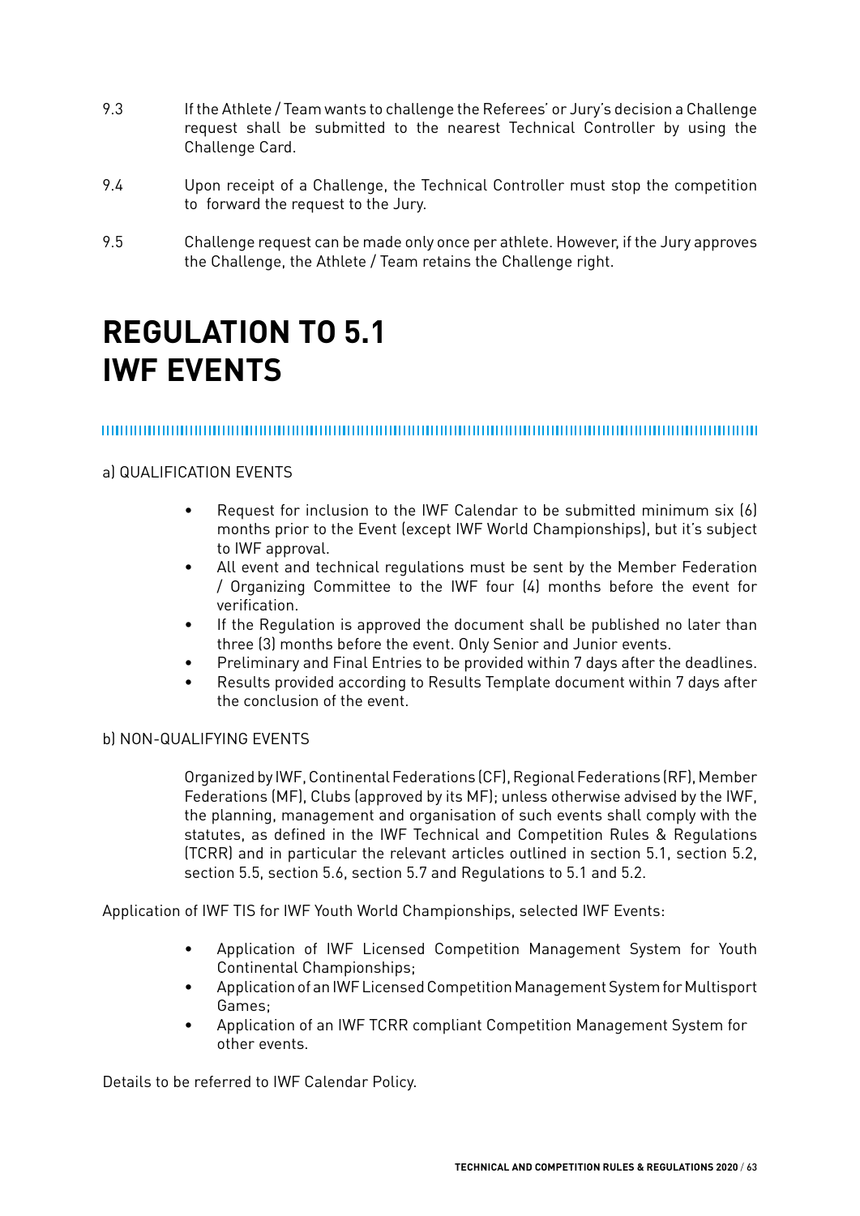9.3 If the Athlete / Team wants to challenge the Referees' or Jury's decision a Challenge request shall be submitted to the nearest Technical Controller by using the Challenge Card.

9.4 Upon receipt of a Challenge, the Technical Controller must stop the competition to forward the request to the Jury.

9.5 Challenge request can be made only once per athlete. However, if the Jury approves the Challenge, the Athlete / Team retains the Challenge right.

# REGULATION TO 5.1 IWF EVENTS

a) QUALIFICATION EVENTS

- Request for inclusion to the IWF Calendar to be submitted minimum six (6) months prior to the Event (except IWF World Championships), but it's subject to IWF approval.
- All event and technical regulations must be sent by the Member Federation / Organizing Committee to the IWF four (4) months before the event for verification.
- If the Regulation is approved the document shall be published no later than three (3) months before the event. Only Senior and Junior events.
- Preliminary and Final Entries to be provided within 7 days after the deadlines.
- Results provided according to Results Template document within 7 days after the conclusion of the event.

b) NON-QUALIFYING EVENTS

Organized by IWF, Continental Federations (CF), Regional Federations (RF), Member Federations (MF), Clubs (approved by its MF); unless otherwise advised by the IWF, the planning, management and organisation of such events shall comply with the statutes, as defined in the IWF Technical and Competition Rules & Regulations (TCRR) and in particular the relevant articles outlined in section 5.1, section 5.2, section 5.5, section 5.6, section 5.7 and Regulations to 5.1 and 5.2.

Application of IWF TIS for IWF Youth World Championships, selected IWF Events:

- Application of IWF Licensed Competition Management System for Youth Continental Championships;
- Application of an IWF Licensed Competition Management System for Multisport Games;
- Application of an IWF TCRR compliant Competition Management System for other events.

Details to be referred to IWF Calendar Policy.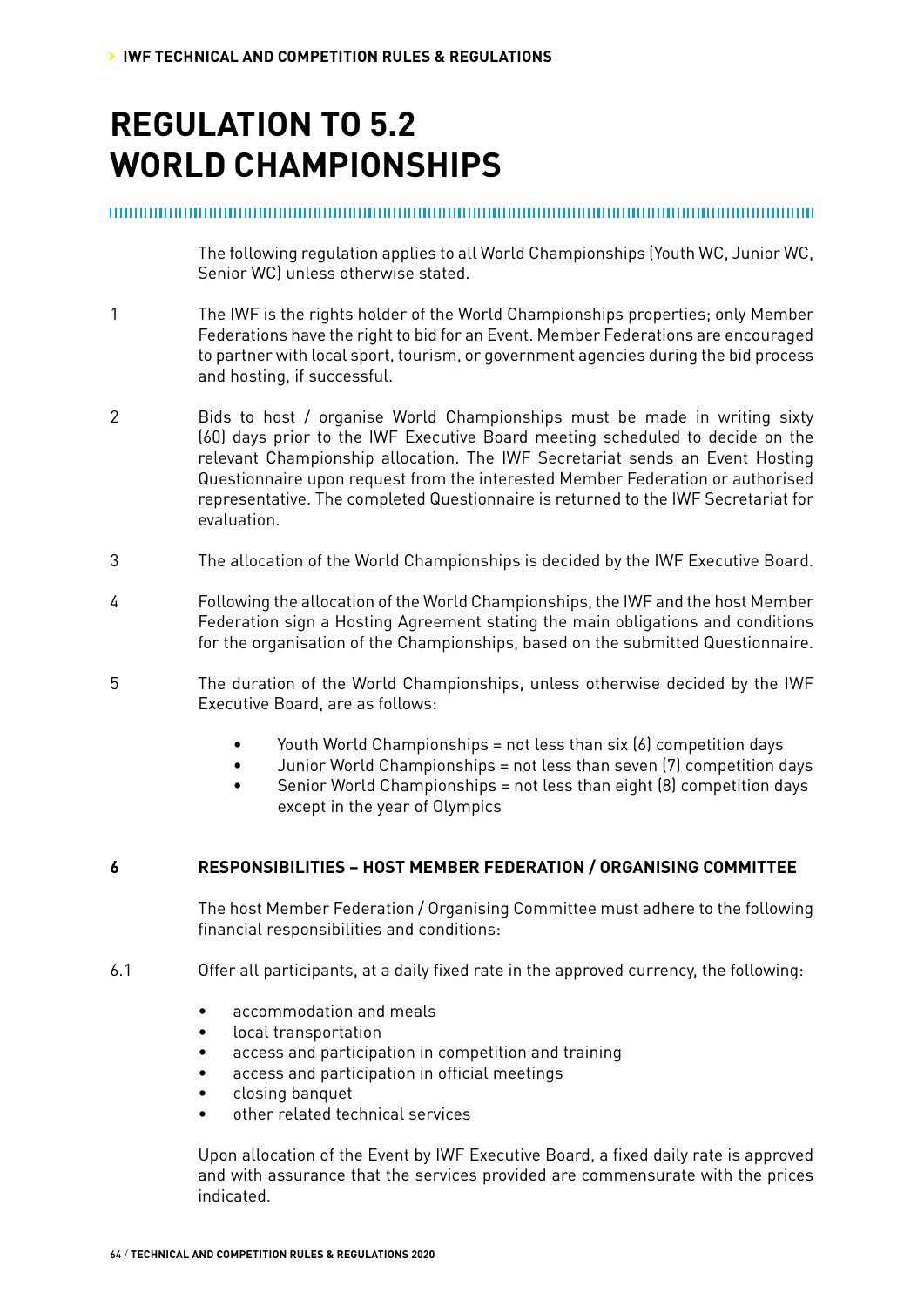# REGULATION TO 5.2 WORLD CHAMPIONSHIPS

The following regulation applies to all World Championships (Youth WC, Junior WC, Senior WC) unless otherwise stated.

1 The IWF is the rights holder of the World Championships properties; only Member Federations have the right to bid for an Event. Member Federations are encouraged to partner with local sport, tourism, or government agencies during the bid process and hosting, if successful.

2 Bids to host / organise World Championships must be made in writing sixty (60) days prior to the IWF Executive Board meeting scheduled to decide on the relevant Championship allocation. The IWF Secretariat sends an Event Hosting Questionnaire upon request from the interested Member Federation or authorised representative. The completed Questionnaire is returned to the IWF Secretariat for evaluation.

3 The allocation of the World Championships is decided by the IWF Executive Board.

4 Following the allocation of the World Championships, the IWF and the host Member Federation sign a Hosting Agreement stating the main obligations and conditions for the organisation of the Championships, based on the submitted Questionnaire.

5 The duration of the World Championships, unless otherwise decided by the IWF Executive Board, are as follows:

- Youth World Championships = not less than six (6) competition days
- Junior World Championships = not less than seven (7) competition days
- Senior World Championships = not less than eight (8) competition days except in the year of Olympics

**6 RESPONSIBILITIES – HOST MEMBER FEDERATION / ORGANISING COMMITTEE**

The host Member Federation / Organising Committee must adhere to the following financial responsibilities and conditions:

6.1 Offer all participants, at a daily fixed rate in the approved currency, the following:

- accommodation and meals
- local transportation
- access and participation in competition and training
- access and participation in official meetings
- closing banquet
- other related technical services

Upon allocation of the Event by IWF Executive Board, a fixed daily rate is approved and with assurance that the services provided are commensurate with the prices indicated.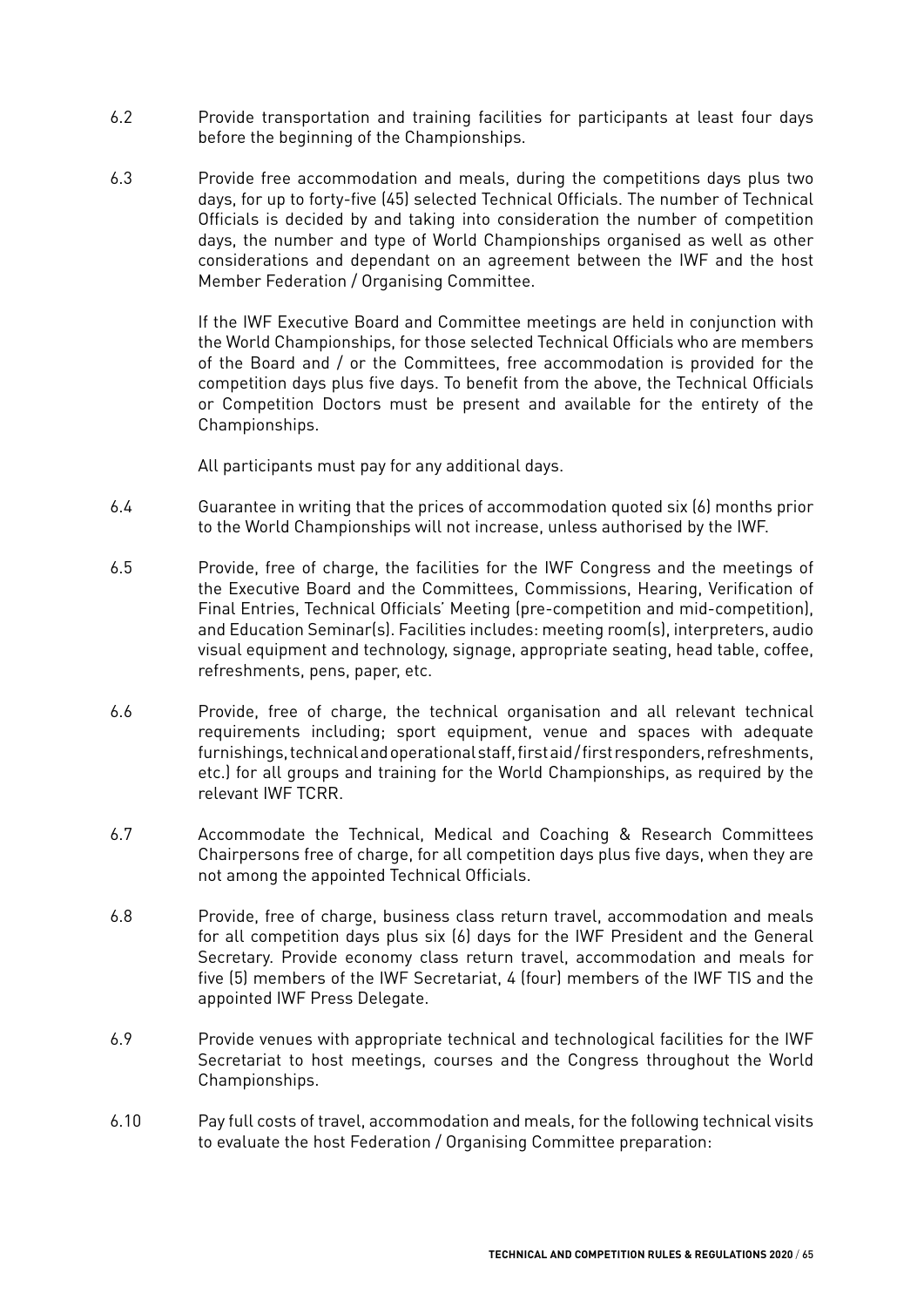6.2 Provide transportation and training facilities for participants at least four days before the beginning of the Championships.

6.3 Provide free accommodation and meals, during the competitions days plus two days, for up to forty-five (45) selected Technical Officials. The number of Technical Officials is decided by and taking into consideration the number of competition days, the number and type of World Championships organised as well as other considerations and dependant on an agreement between the IWF and the host Member Federation / Organising Committee.

If the IWF Executive Board and Committee meetings are held in conjunction with the World Championships, for those selected Technical Officials who are members of the Board and / or the Committees, free accommodation is provided for the competition days plus five days. To benefit from the above, the Technical Officials or Competition Doctors must be present and available for the entirety of the Championships.

All participants must pay for any additional days.

6.4 Guarantee in writing that the prices of accommodation quoted six (6) months prior to the World Championships will not increase, unless authorised by the IWF.

6.5 Provide, free of charge, the facilities for the IWF Congress and the meetings of the Executive Board and the Committees, Commissions, Hearing, Verification of Final Entries, Technical Officials' Meeting (pre-competition and mid-competition), and Education Seminar(s). Facilities includes: meeting room(s), interpreters, audio visual equipment and technology, signage, appropriate seating, head table, coffee, refreshments, pens, paper, etc.

6.6 Provide, free of charge, the technical organisation and all relevant technical requirements including; sport equipment, venue and spaces with adequate furnishings, technical and operational staff, first aid / first responders, refreshments, etc.) for all groups and training for the World Championships, as required by the relevant IWF TCRR.

6.7 Accommodate the Technical, Medical and Coaching & Research Committees Chairpersons free of charge, for all competition days plus five days, when they are not among the appointed Technical Officials.

6.8 Provide, free of charge, business class return travel, accommodation and meals for all competition days plus six (6) days for the IWF President and the General Secretary. Provide economy class return travel, accommodation and meals for five (5) members of the IWF Secretariat, 4 (four) members of the IWF TIS and the appointed IWF Press Delegate.

6.9 Provide venues with appropriate technical and technological facilities for the IWF Secretariat to host meetings, courses and the Congress throughout the World Championships.

6.10 Pay full costs of travel, accommodation and meals, for the following technical visits to evaluate the host Federation / Organising Committee preparation: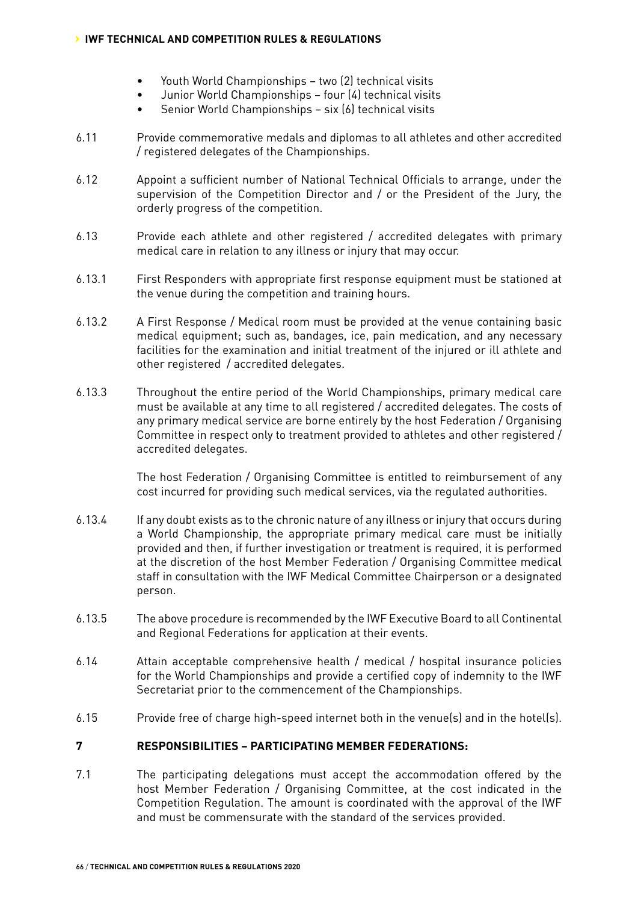- Youth World Championships – two (2) technical visits
- Junior World Championships – four (4) technical visits
- Senior World Championships – six (6) technical visits

6.11 Provide commemorative medals and diplomas to all athletes and other accredited / registered delegates of the Championships.

6.12 Appoint a sufficient number of National Technical Officials to arrange, under the supervision of the Competition Director and / or the President of the Jury, the orderly progress of the competition.

6.13 Provide each athlete and other registered / accredited delegates with primary medical care in relation to any illness or injury that may occur.

6.13.1 First Responders with appropriate first response equipment must be stationed at the venue during the competition and training hours.

6.13.2 A First Response / Medical room must be provided at the venue containing basic medical equipment; such as, bandages, ice, pain medication, and any necessary facilities for the examination and initial treatment of the injured or ill athlete and other registered / accredited delegates.

6.13.3 Throughout the entire period of the World Championships, primary medical care must be available at any time to all registered / accredited delegates. The costs of any primary medical service are borne entirely by the host Federation / Organising Committee in respect only to treatment provided to athletes and other registered / accredited delegates.

The host Federation / Organising Committee is entitled to reimbursement of any cost incurred for providing such medical services, via the regulated authorities.

6.13.4 If any doubt exists as to the chronic nature of any illness or injury that occurs during a World Championship, the appropriate primary medical care must be initially provided and then, if further investigation or treatment is required, it is performed at the discretion of the host Member Federation / Organising Committee medical staff in consultation with the IWF Medical Committee Chairperson or a designated person.

6.13.5 The above procedure is recommended by the IWF Executive Board to all Continental and Regional Federations for application at their events.

6.14 Attain acceptable comprehensive health / medical / hospital insurance policies for the World Championships and provide a certified copy of indemnity to the IWF Secretariat prior to the commencement of the Championships.

6.15 Provide free of charge high-speed internet both in the venue(s) and in the hotel(s).

## 7 RESPONSIBILITIES – PARTICIPATING MEMBER FEDERATIONS:

7.1 The participating delegations must accept the accommodation offered by the host Member Federation / Organising Committee, at the cost indicated in the Competition Regulation. The amount is coordinated with the approval of the IWF and must be commensurate with the standard of the services provided.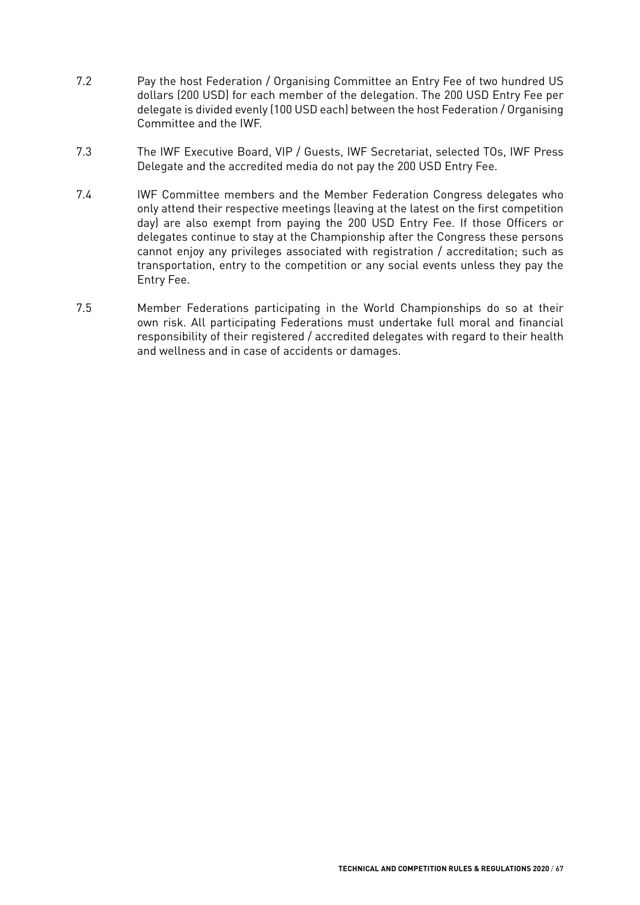7.2 Pay the host Federation / Organising Committee an Entry Fee of two hundred US dollars (200 USD) for each member of the delegation. The 200 USD Entry Fee per delegate is divided evenly (100 USD each) between the host Federation / Organising Committee and the IWF.

7.3 The IWF Executive Board, VIP / Guests, IWF Secretariat, selected TOs, IWF Press Delegate and the accredited media do not pay the 200 USD Entry Fee.

7.4 IWF Committee members and the Member Federation Congress delegates who only attend their respective meetings (leaving at the latest on the first competition day) are also exempt from paying the 200 USD Entry Fee. If those Officers or delegates continue to stay at the Championship after the Congress these persons cannot enjoy any privileges associated with registration / accreditation; such as transportation, entry to the competition or any social events unless they pay the Entry Fee.

7.5 Member Federations participating in the World Championships do so at their own risk. All participating Federations must undertake full moral and financial responsibility of their registered / accredited delegates with regard to their health and wellness and in case of accidents or damages.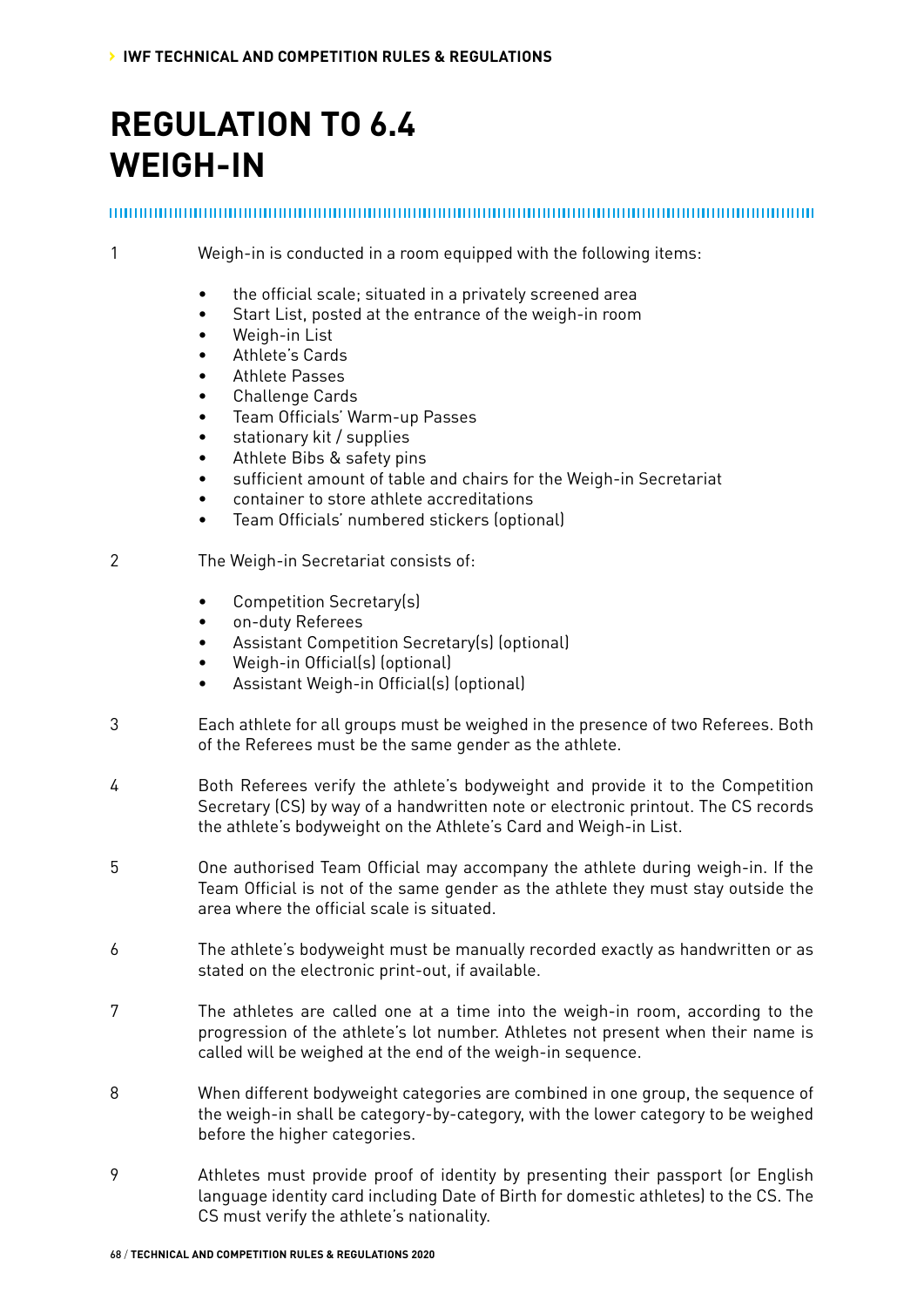# REGULATION TO 6.4 WEIGH-IN

1. Weigh-in is conducted in a room equipped with the following items:

   - the official scale; situated in a privately screened area
   - Start List, posted at the entrance of the weigh-in room
   - Weigh-in List
   - Athlete's Cards
   - Athlete Passes
   - Challenge Cards
   - Team Officials' Warm-up Passes
   - stationary kit / supplies
   - Athlete Bibs & safety pins
   - sufficient amount of table and chairs for the Weigh-in Secretariat
   - container to store athlete accreditations
   - Team Officials' numbered stickers (optional)

2. The Weigh-in Secretariat consists of:

   - Competition Secretary(s)
   - on-duty Referees
   - Assistant Competition Secretary(s) (optional)
   - Weigh-in Official(s) (optional)
   - Assistant Weigh-in Official(s) (optional)

3. Each athlete for all groups must be weighed in the presence of two Referees. Both of the Referees must be the same gender as the athlete.

4. Both Referees verify the athlete's bodyweight and provide it to the Competition Secretary (CS) by way of a handwritten note or electronic printout. The CS records the athlete's bodyweight on the Athlete's Card and Weigh-in List.

5. One authorised Team Official may accompany the athlete during weigh-in. If the Team Official is not of the same gender as the athlete they must stay outside the area where the official scale is situated.

6. The athlete's bodyweight must be manually recorded exactly as handwritten or as stated on the electronic print-out, if available.

7. The athletes are called one at a time into the weigh-in room, according to the progression of the athlete's lot number. Athletes not present when their name is called will be weighed at the end of the weigh-in sequence.

8. When different bodyweight categories are combined in one group, the sequence of the weigh-in shall be category-by-category, with the lower category to be weighed before the higher categories.

9. Athletes must provide proof of identity by presenting their passport (or English language identity card including Date of Birth for domestic athletes) to the CS. The CS must verify the athlete's nationality.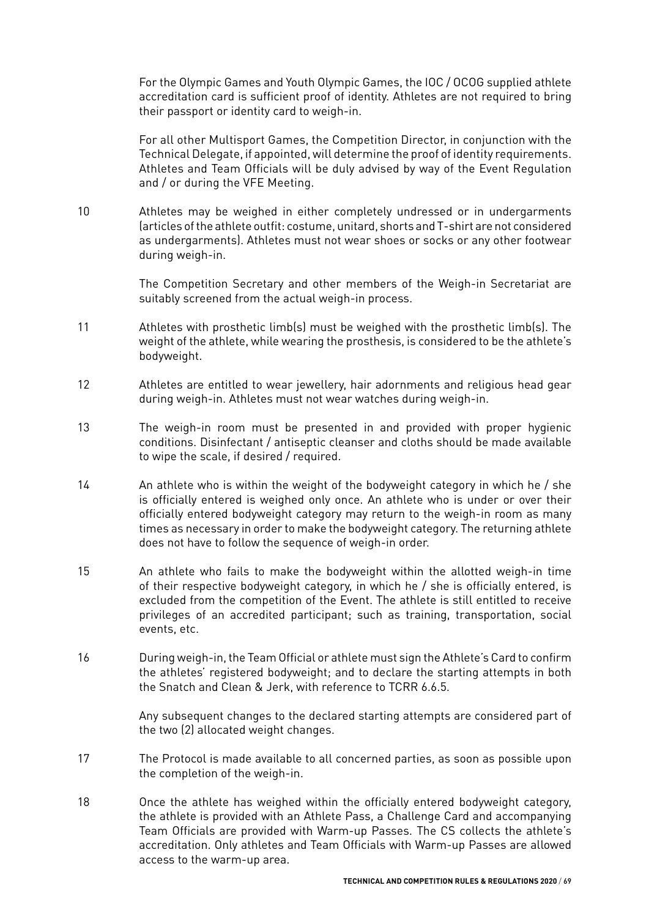For the Olympic Games and Youth Olympic Games, the IOC / OCOG supplied athlete accreditation card is sufficient proof of identity. Athletes are not required to bring their passport or identity card to weigh-in.

For all other Multisport Games, the Competition Director, in conjunction with the Technical Delegate, if appointed, will determine the proof of identity requirements. Athletes and Team Officials will be duly advised by way of the Event Regulation and / or during the VFE Meeting.

10 Athletes may be weighed in either completely undressed or in undergarments (articles of the athlete outfit: costume, unitard, shorts and T-shirt are not considered as undergarments). Athletes must not wear shoes or socks or any other footwear during weigh-in.

The Competition Secretary and other members of the Weigh-in Secretariat are suitably screened from the actual weigh-in process.

11 Athletes with prosthetic limb(s) must be weighed with the prosthetic limb(s). The weight of the athlete, while wearing the prosthesis, is considered to be the athlete's bodyweight.

12 Athletes are entitled to wear jewellery, hair adornments and religious head gear during weigh-in. Athletes must not wear watches during weigh-in.

13 The weigh-in room must be presented in and provided with proper hygienic conditions. Disinfectant / antiseptic cleanser and cloths should be made available to wipe the scale, if desired / required.

14 An athlete who is within the weight of the bodyweight category in which he / she is officially entered is weighed only once. An athlete who is under or over their officially entered bodyweight category may return to the weigh-in room as many times as necessary in order to make the bodyweight category. The returning athlete does not have to follow the sequence of weigh-in order.

15 An athlete who fails to make the bodyweight within the allotted weigh-in time of their respective bodyweight category, in which he / she is officially entered, is excluded from the competition of the Event. The athlete is still entitled to receive privileges of an accredited participant; such as training, transportation, social events, etc.

16 During weigh-in, the Team Official or athlete must sign the Athlete's Card to confirm the athletes' registered bodyweight; and to declare the starting attempts in both the Snatch and Clean & Jerk, with reference to TCRR 6.6.5.

Any subsequent changes to the declared starting attempts are considered part of the two (2) allocated weight changes.

17 The Protocol is made available to all concerned parties, as soon as possible upon the completion of the weigh-in.

18 Once the athlete has weighed within the officially entered bodyweight category, the athlete is provided with an Athlete Pass, a Challenge Card and accompanying Team Officials are provided with Warm-up Passes. The CS collects the athlete's accreditation. Only athletes and Team Officials with Warm-up Passes are allowed access to the warm-up area.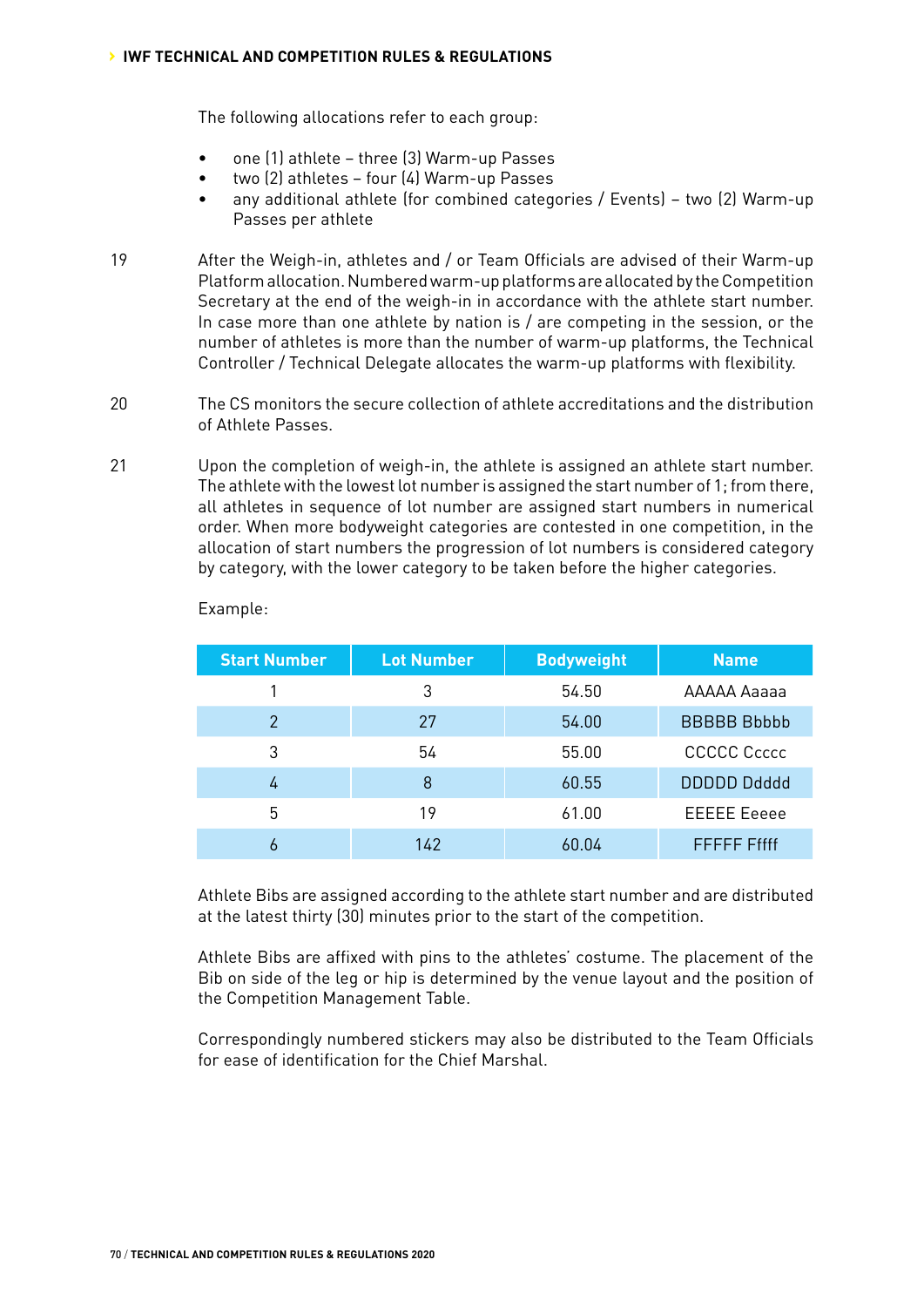The following allocations refer to each group:

- one (1) athlete – three (3) Warm-up Passes
- two (2) athletes – four (4) Warm-up Passes
- any additional athlete (for combined categories / Events) – two (2) Warm-up Passes per athlete

19 After the Weigh-in, athletes and / or Team Officials are advised of their Warm-up Platform allocation. Numbered warm-up platforms are allocated by the Competition Secretary at the end of the weigh-in in accordance with the athlete start number. In case more than one athlete by nation is / are competing in the session, or the number of athletes is more than the number of warm-up platforms, the Technical Controller / Technical Delegate allocates the warm-up platforms with flexibility.

20 The CS monitors the secure collection of athlete accreditations and the distribution of Athlete Passes.

21 Upon the completion of weigh-in, the athlete is assigned an athlete start number. The athlete with the lowest lot number is assigned the start number of 1; from there, all athletes in sequence of lot number are assigned start numbers in numerical order. When more bodyweight categories are contested in one competition, in the allocation of start numbers the progression of lot numbers is considered category by category, with the lower category to be taken before the higher categories.

Example:

| Start Number | Lot Number | Bodyweight | Name |
|---|---|---|---|
| 1 | 3 | 54.50 | AAAAA Aaaaa |
| 2 | 27 | 54.00 | BBBBB Bbbbb |
| 3 | 54 | 55.00 | CCCCC Ccccc |
| 4 | 8 | 60.55 | DDDDD Ddddd |
| 5 | 19 | 61.00 | EEEEE Eeeee |
| 6 | 142 | 60.04 | FFFFF Ffff |

Athlete Bibs are assigned according to the athlete start number and are distributed at the latest thirty (30) minutes prior to the start of the competition.

Athlete Bibs are affixed with pins to the athletes' costume. The placement of the Bib on side of the leg or hip is determined by the venue layout and the position of the Competition Management Table.

Correspondingly numbered stickers may also be distributed to the Team Officials for ease of identification for the Chief Marshal.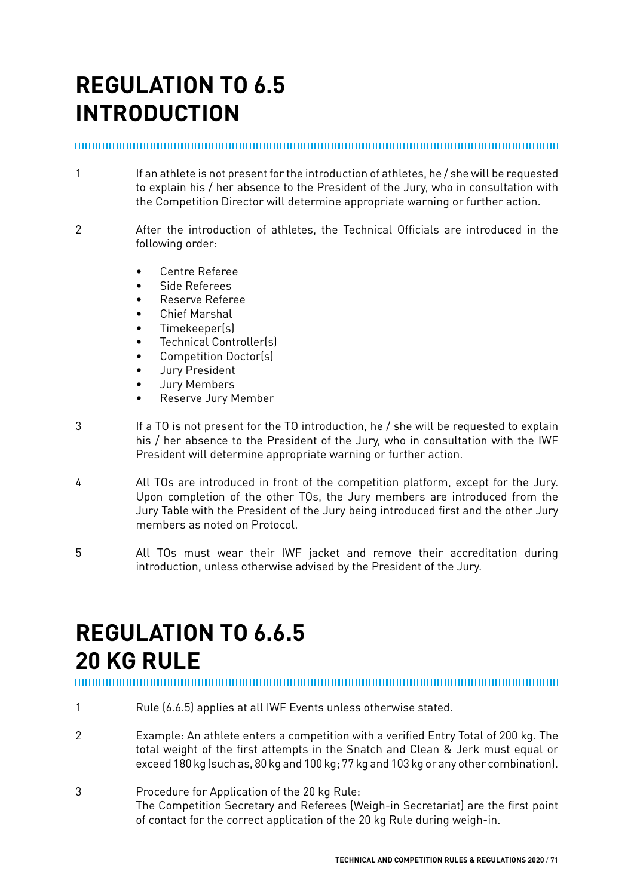# REGULATION TO 6.5
# INTRODUCTION

1 If an athlete is not present for the introduction of athletes, he / she will be requested to explain his / her absence to the President of the Jury, who in consultation with the Competition Director will determine appropriate warning or further action.

2 After the introduction of athletes, the Technical Officials are introduced in the following order:

- Centre Referee
- Side Referees
- Reserve Referee
- Chief Marshal
- Timekeeper(s)
- Technical Controller(s)
- Competition Doctor(s)
- Jury President
- Jury Members
- Reserve Jury Member

3 If a TO is not present for the TO introduction, he / she will be requested to explain his / her absence to the President of the Jury, who in consultation with the IWF President will determine appropriate warning or further action.

4 All TOs are introduced in front of the competition platform, except for the Jury. Upon completion of the other TOs, the Jury members are introduced from the Jury Table with the President of the Jury being introduced first and the other Jury members as noted on Protocol.

5 All TOs must wear their IWF jacket and remove their accreditation during introduction, unless otherwise advised by the President of the Jury.

# REGULATION TO 6.6.5
# 20 KG RULE

1 Rule (6.6.5) applies at all IWF Events unless otherwise stated.

2 Example: An athlete enters a competition with a verified Entry Total of 200 kg. The total weight of the first attempts in the Snatch and Clean & Jerk must equal or exceed 180 kg (such as, 80 kg and 100 kg; 77 kg and 103 kg or any other combination).

3 Procedure for Application of the 20 kg Rule:
The Competition Secretary and Referees (Weigh-in Secretariat) are the first point of contact for the correct application of the 20 kg Rule during weigh-in.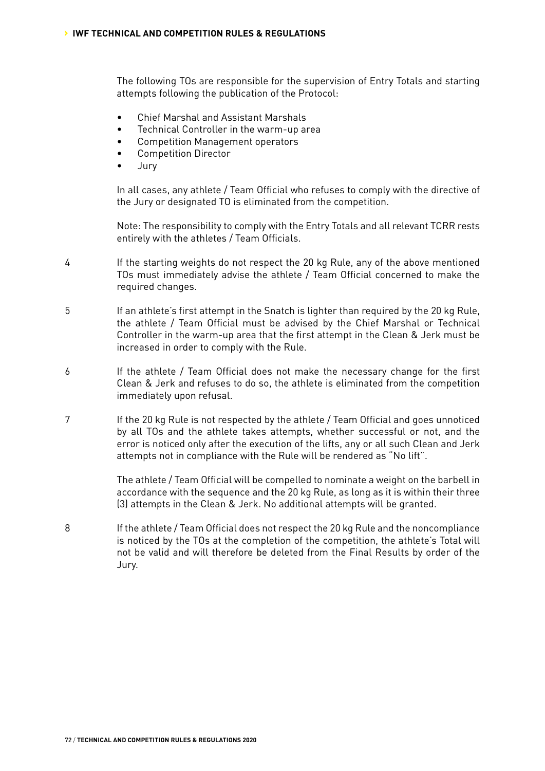The following TOs are responsible for the supervision of Entry Totals and starting attempts following the publication of the Protocol:

- Chief Marshal and Assistant Marshals
- Technical Controller in the warm-up area
- Competition Management operators
- Competition Director
- Jury

In all cases, any athlete / Team Official who refuses to comply with the directive of the Jury or designated TO is eliminated from the competition.

Note: The responsibility to comply with the Entry Totals and all relevant TCRR rests entirely with the athletes / Team Officials.

4 If the starting weights do not respect the 20 kg Rule, any of the above mentioned TOs must immediately advise the athlete / Team Official concerned to make the required changes.

5 If an athlete's first attempt in the Snatch is lighter than required by the 20 kg Rule, the athlete / Team Official must be advised by the Chief Marshal or Technical Controller in the warm-up area that the first attempt in the Clean & Jerk must be increased in order to comply with the Rule.

6 If the athlete / Team Official does not make the necessary change for the first Clean & Jerk and refuses to do so, the athlete is eliminated from the competition immediately upon refusal.

7 If the 20 kg Rule is not respected by the athlete / Team Official and goes unnoticed by all TOs and the athlete takes attempts, whether successful or not, and the error is noticed only after the execution of the lifts, any or all such Clean and Jerk attempts not in compliance with the Rule will be rendered as "No lift".

The athlete / Team Official will be compelled to nominate a weight on the barbell in accordance with the sequence and the 20 kg Rule, as long as it is within their three (3) attempts in the Clean & Jerk. No additional attempts will be granted.

8 If the athlete / Team Official does not respect the 20 kg Rule and the noncompliance is noticed by the TOs at the completion of the competition, the athlete's Total will not be valid and will therefore be deleted from the Final Results by order of the Jury.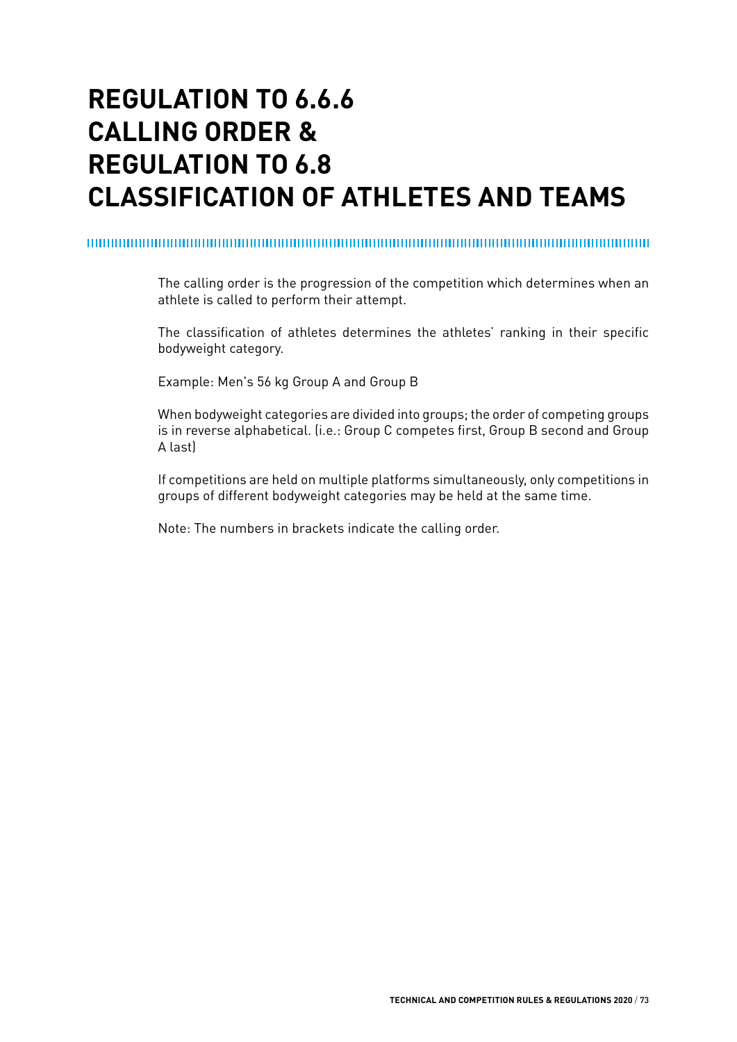# REGULATION TO 6.6.6 CALLING ORDER & REGULATION TO 6.8 CLASSIFICATION OF ATHLETES AND TEAMS

The calling order is the progression of the competition which determines when an athlete is called to perform their attempt.

The classification of athletes determines the athletes' ranking in their specific bodyweight category.

Example: Men's 56 kg Group A and Group B

When bodyweight categories are divided into groups; the order of competing groups is in reverse alphabetical. (i.e.: Group C competes first, Group B second and Group A last)

If competitions are held on multiple platforms simultaneously, only competitions in groups of different bodyweight categories may be held at the same time.

Note: The numbers in brackets indicate the calling order.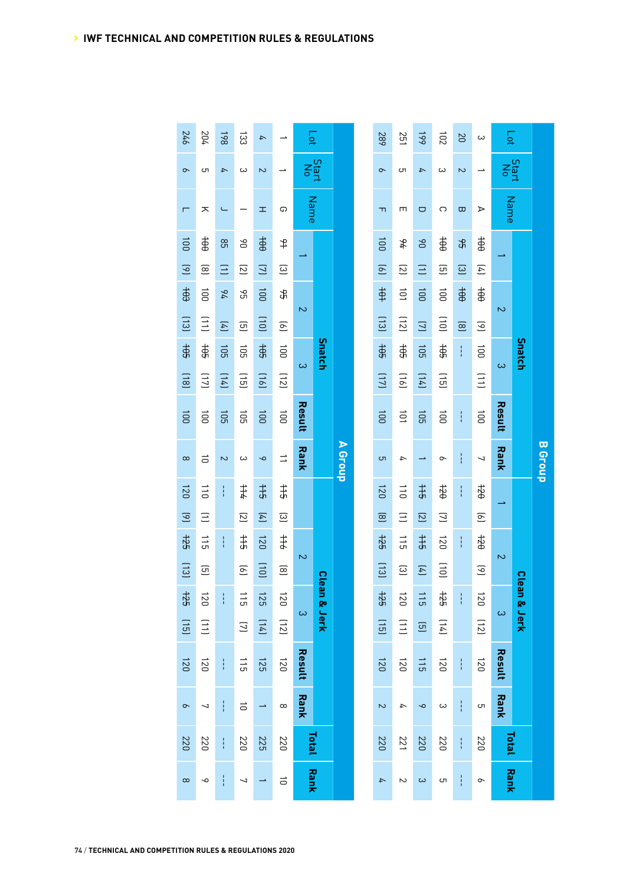| B Group | | | | | | | | | | | | | | |
|---|---|---|---|---|---|---|---|---|---|---|---|---|---|---|
| Lot | Start No | Name | Snatch | | | | | Clean & Jerk | | | | | Total | Rank |
| | | | 1 | 2 | 3 | Result | Rank | 1 | 2 | 3 | Result | Rank | | |
| 3 | 1 | A | ~~100~~ (4) | ~~100~~ (9) | 100 (11) | 100 | 7 | ~~120~~ (6) | ~~120~~ (9) | 120 (12) | 120 | 5 | 220 | 6 |
| 20 | 2 | B | ~~95~~ (3) | ~~100~~ (8) | --- | --- | --- | --- | --- | --- | --- | --- | --- | --- |
| 102 | 3 | C | ~~100~~ (5) | 100 (10) | ~~105~~ (15) | 100 | 6 | ~~120~~ (7) | 120 (10) | ~~125~~ (14) | 120 | 3 | 220 | 5 |
| 199 | 4 | D | 90 (1) | 100 (7) | 105 (14) | 105 | 1 | ~~115~~ (2) | ~~115~~ (4) | 115 (5) | 115 | 9 | 220 | 3 |
| 251 | 5 | E | ~~94~~ (2) | 101 (12) | ~~105~~ (16) | 101 | 4 | 110 (1) | 115 (3) | 120 (11) | 120 | 4 | 221 | 2 |
| 289 | 6 | F | 100 (6) | ~~101~~ (13) | ~~105~~ (17) | 100 | 5 | 120 (8) | ~~125~~ (13) | ~~125~~ (15) | 120 | 2 | 220 | 4 |

| A Group | | | | | | | | | | | | | | |
|---|---|---|---|---|---|---|---|---|---|---|---|---|---|---|
| Lot | Start No | Name | Snatch | | | | | Clean & Jerk | | | | | Total | Rank |
| | | | 1 | 2 | 3 | Result | Rank | 1 | 2 | 3 | Result | Rank | | |
| 1 | 1 | G | ~~94~~ (3) | ~~95~~ (6) | 100 (12) | 100 | 11 | ~~115~~ (3) | ~~116~~ (8) | 120 (12) | 120 | 8 | 220 | 10 |
| 4 | 2 | H | ~~100~~ (7) | 100 (10) | ~~105~~ (16) | 100 | 9 | ~~115~~ (4) | 120 (10) | 125 (14) | 125 | 1 | 225 | 1 |
| 133 | 3 | I | 90 (2) | 95 (5) | 105 (15) | 105 | 3 | ~~114~~ (2) | ~~115~~ (6) | 115 (7) | 115 | 10 | 220 | 7 |
| 198 | 4 | J | 85 (1) | ~~94~~ (4) | 105 (14) | 105 | 2 | --- | --- | --- | --- | --- | --- | --- |
| 204 | 5 | K | ~~100~~ (8) | 100 (11) | ~~105~~ (17) | 100 | 10 | 110 (1) | 115 (5) | 120 (11) | 120 | 7 | 220 | 9 |
| 246 | 6 | L | 100 (9) | ~~103~~ (13) | ~~105~~ (18) | 100 | 8 | 120 (9) | ~~125~~ (13) | ~~125~~ (15) | 120 | 6 | 220 | 8 |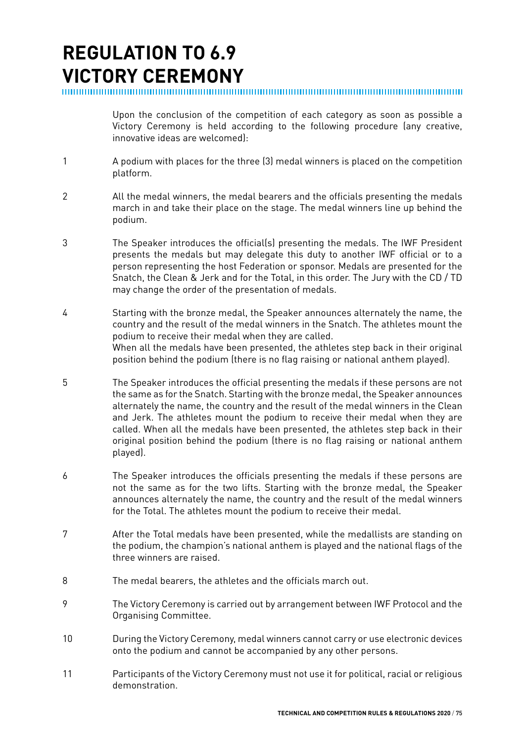# REGULATION TO 6.9 VICTORY CEREMONY

Upon the conclusion of the competition of each category as soon as possible a Victory Ceremony is held according to the following procedure (any creative, innovative ideas are welcomed):

1. A podium with places for the three (3) medal winners is placed on the competition platform.

2. All the medal winners, the medal bearers and the officials presenting the medals march in and take their place on the stage. The medal winners line up behind the podium.

3. The Speaker introduces the official(s) presenting the medals. The IWF President presents the medals but may delegate this duty to another IWF official or to a person representing the host Federation or sponsor. Medals are presented for the Snatch, the Clean & Jerk and for the Total, in this order. The Jury with the CD / TD may change the order of the presentation of medals.

4. Starting with the bronze medal, the Speaker announces alternately the name, the country and the result of the medal winners in the Snatch. The athletes mount the podium to receive their medal when they are called.
   When all the medals have been presented, the athletes step back in their original position behind the podium (there is no flag raising or national anthem played).

5. The Speaker introduces the official presenting the medals if these persons are not the same as for the Snatch. Starting with the bronze medal, the Speaker announces alternately the name, the country and the result of the medal winners in the Clean and Jerk. The athletes mount the podium to receive their medal when they are called. When all the medals have been presented, the athletes step back in their original position behind the podium (there is no flag raising or national anthem played).

6. The Speaker introduces the officials presenting the medals if these persons are not the same as for the two lifts. Starting with the bronze medal, the Speaker announces alternately the name, the country and the result of the medal winners for the Total. The athletes mount the podium to receive their medal.

7. After the Total medals have been presented, while the medallists are standing on the podium, the champion's national anthem is played and the national flags of the three winners are raised.

8. The medal bearers, the athletes and the officials march out.

9. The Victory Ceremony is carried out by arrangement between IWF Protocol and the Organising Committee.

10. During the Victory Ceremony, medal winners cannot carry or use electronic devices onto the podium and cannot be accompanied by any other persons.

11. Participants of the Victory Ceremony must not use it for political, racial or religious demonstration.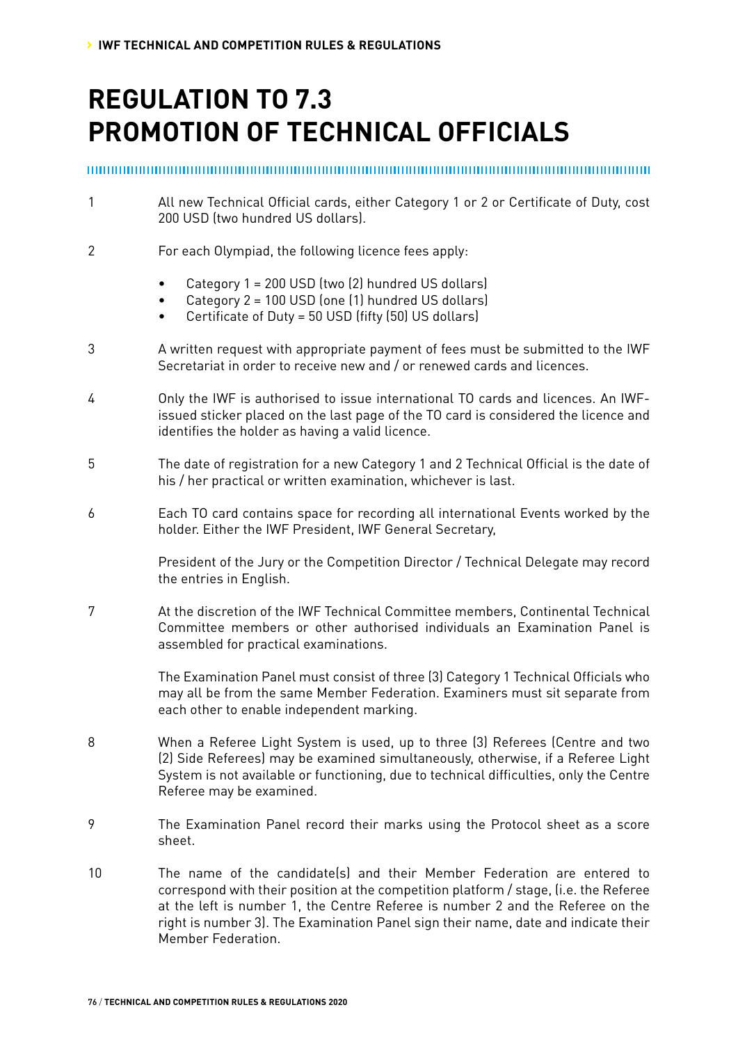# REGULATION TO 7.3
# PROMOTION OF TECHNICAL OFFICIALS

1 All new Technical Official cards, either Category 1 or 2 or Certificate of Duty, cost 200 USD (two hundred US dollars).

2 For each Olympiad, the following licence fees apply:

- Category 1 = 200 USD (two (2) hundred US dollars)
- Category 2 = 100 USD (one (1) hundred US dollars)
- Certificate of Duty = 50 USD (fifty (50) US dollars)

3 A written request with appropriate payment of fees must be submitted to the IWF Secretariat in order to receive new and / or renewed cards and licences.

4 Only the IWF is authorised to issue international TO cards and licences. An IWF-issued sticker placed on the last page of the TO card is considered the licence and identifies the holder as having a valid licence.

5 The date of registration for a new Category 1 and 2 Technical Official is the date of his / her practical or written examination, whichever is last.

6 Each TO card contains space for recording all international Events worked by the holder. Either the IWF President, IWF General Secretary,

President of the Jury or the Competition Director / Technical Delegate may record the entries in English.

7 At the discretion of the IWF Technical Committee members, Continental Technical Committee members or other authorised individuals an Examination Panel is assembled for practical examinations.

The Examination Panel must consist of three (3) Category 1 Technical Officials who may all be from the same Member Federation. Examiners must sit separate from each other to enable independent marking.

8 When a Referee Light System is used, up to three (3) Referees (Centre and two (2) Side Referees) may be examined simultaneously, otherwise, if a Referee Light System is not available or functioning, due to technical difficulties, only the Centre Referee may be examined.

9 The Examination Panel record their marks using the Protocol sheet as a score sheet.

10 The name of the candidate(s) and their Member Federation are entered to correspond with their position at the competition platform / stage, (i.e. the Referee at the left is number 1, the Centre Referee is number 2 and the Referee on the right is number 3). The Examination Panel sign their name, date and indicate their Member Federation.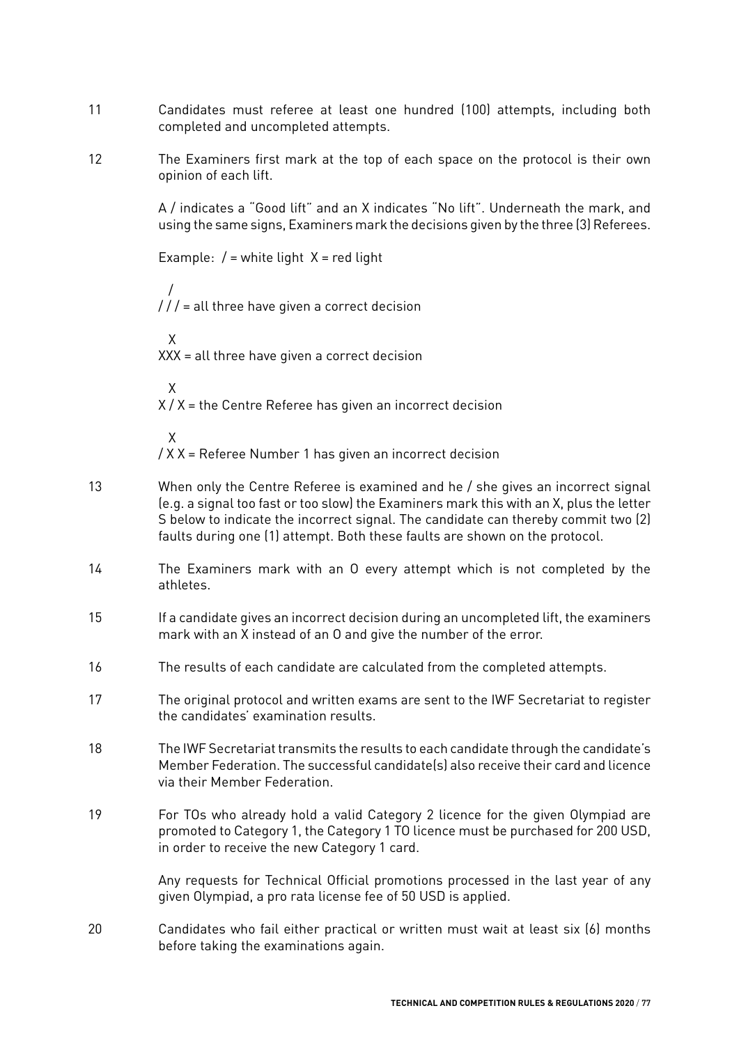11 Candidates must referee at least one hundred (100) attempts, including both completed and uncompleted attempts.

12 The Examiners first mark at the top of each space on the protocol is their own opinion of each lift.

A / indicates a "Good lift" and an X indicates "No lift". Underneath the mark, and using the same signs, Examiners mark the decisions given by the three (3) Referees.

Example: / = white light X = red light

```
 /
/ / / = all three have given a correct decision

 X
XXX = all three have given a correct decision

 X
X / X = the Centre Referee has given an incorrect decision

 X
/ X X = Referee Number 1 has given an incorrect decision
```

13 When only the Centre Referee is examined and he / she gives an incorrect signal (e.g. a signal too fast or too slow) the Examiners mark this with an X, plus the letter S below to indicate the incorrect signal. The candidate can thereby commit two (2) faults during one (1) attempt. Both these faults are shown on the protocol.

14 The Examiners mark with an O every attempt which is not completed by the athletes.

15 If a candidate gives an incorrect decision during an uncompleted lift, the examiners mark with an X instead of an O and give the number of the error.

16 The results of each candidate are calculated from the completed attempts.

17 The original protocol and written exams are sent to the IWF Secretariat to register the candidates' examination results.

18 The IWF Secretariat transmits the results to each candidate through the candidate's Member Federation. The successful candidate(s) also receive their card and licence via their Member Federation.

19 For TOs who already hold a valid Category 2 licence for the given Olympiad are promoted to Category 1, the Category 1 TO licence must be purchased for 200 USD, in order to receive the new Category 1 card.

Any requests for Technical Official promotions processed in the last year of any given Olympiad, a pro rata license fee of 50 USD is applied.

20 Candidates who fail either practical or written must wait at least six (6) months before taking the examinations again.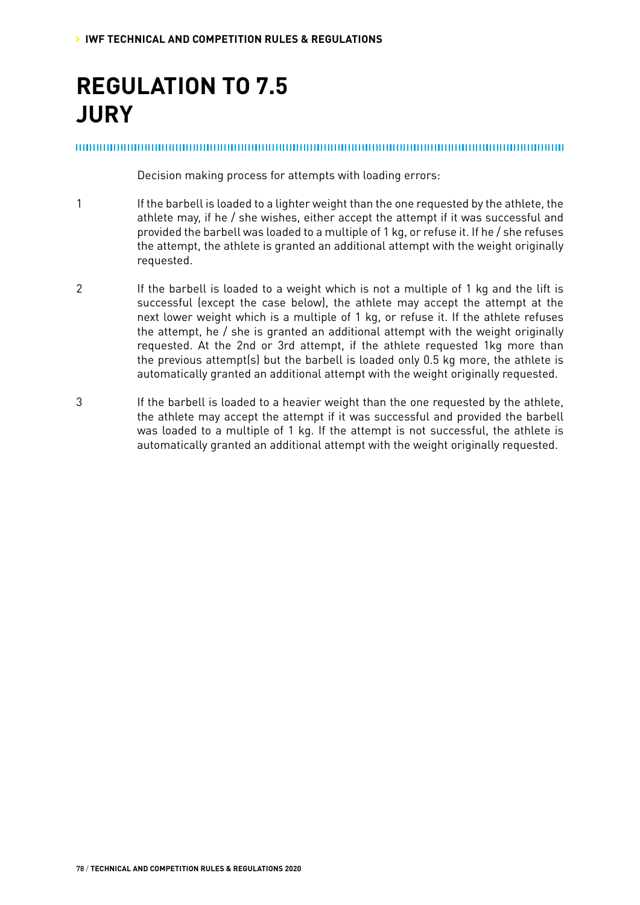# REGULATION TO 7.5
# JURY

Decision making process for attempts with loading errors:

1. If the barbell is loaded to a lighter weight than the one requested by the athlete, the athlete may, if he / she wishes, either accept the attempt if it was successful and provided the barbell was loaded to a multiple of 1 kg, or refuse it. If he / she refuses the attempt, the athlete is granted an additional attempt with the weight originally requested.

2. If the barbell is loaded to a weight which is not a multiple of 1 kg and the lift is successful (except the case below), the athlete may accept the attempt at the next lower weight which is a multiple of 1 kg, or refuse it. If the athlete refuses the attempt, he / she is granted an additional attempt with the weight originally requested. At the 2nd or 3rd attempt, if the athlete requested 1kg more than the previous attempt(s) but the barbell is loaded only 0.5 kg more, the athlete is automatically granted an additional attempt with the weight originally requested.

3. If the barbell is loaded to a heavier weight than the one requested by the athlete, the athlete may accept the attempt if it was successful and provided the barbell was loaded to a multiple of 1 kg. If the attempt is not successful, the athlete is automatically granted an additional attempt with the weight originally requested.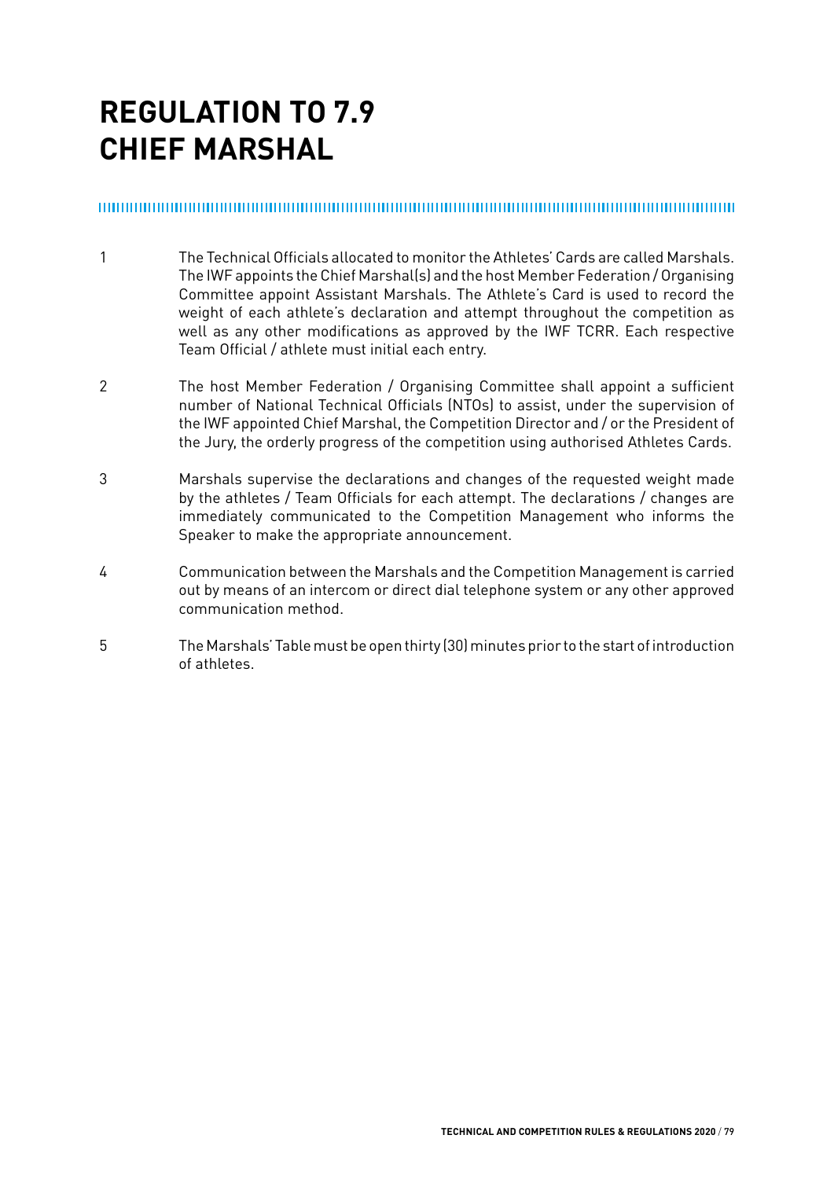# REGULATION TO 7.9
# CHIEF MARSHAL

1. The Technical Officials allocated to monitor the Athletes' Cards are called Marshals. The IWF appoints the Chief Marshal(s) and the host Member Federation / Organising Committee appoint Assistant Marshals. The Athlete's Card is used to record the weight of each athlete's declaration and attempt throughout the competition as well as any other modifications as approved by the IWF TCRR. Each respective Team Official / athlete must initial each entry.

2. The host Member Federation / Organising Committee shall appoint a sufficient number of National Technical Officials (NTOs) to assist, under the supervision of the IWF appointed Chief Marshal, the Competition Director and / or the President of the Jury, the orderly progress of the competition using authorised Athletes Cards.

3. Marshals supervise the declarations and changes of the requested weight made by the athletes / Team Officials for each attempt. The declarations / changes are immediately communicated to the Competition Management who informs the Speaker to make the appropriate announcement.

4. Communication between the Marshals and the Competition Management is carried out by means of an intercom or direct dial telephone system or any other approved communication method.

5. The Marshals' Table must be open thirty (30) minutes prior to the start of introduction of athletes.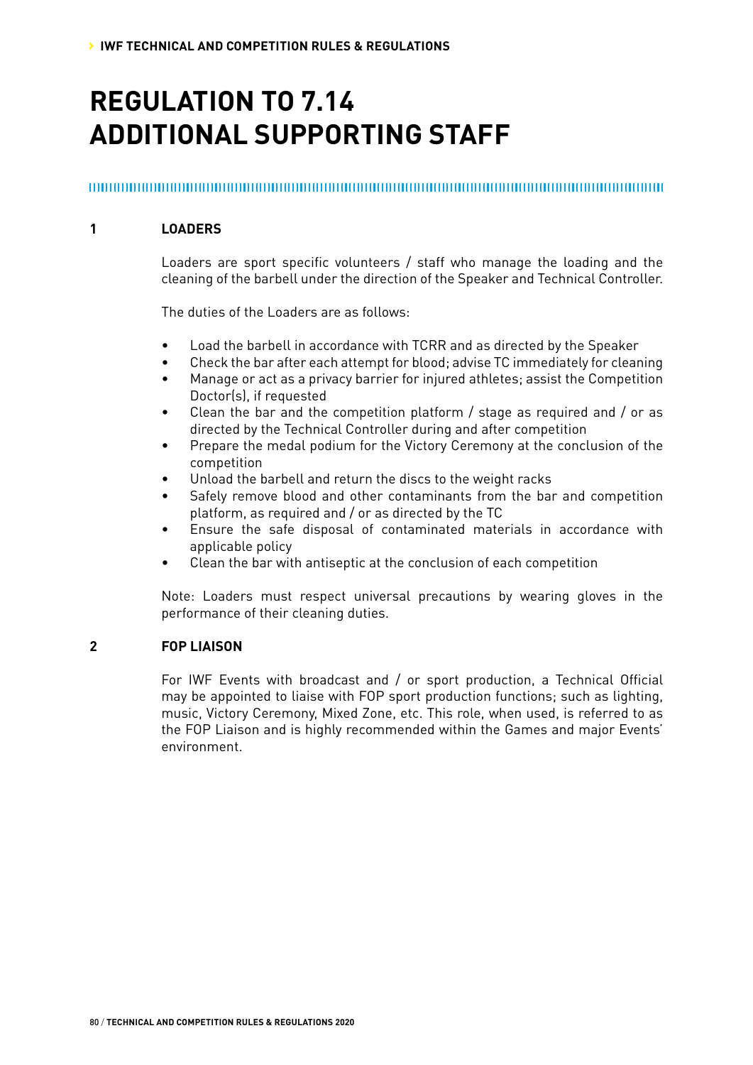# REGULATION TO 7.14 ADDITIONAL SUPPORTING STAFF

## 1 LOADERS

Loaders are sport specific volunteers / staff who manage the loading and the cleaning of the barbell under the direction of the Speaker and Technical Controller.

The duties of the Loaders are as follows:

- Load the barbell in accordance with TCRR and as directed by the Speaker
- Check the bar after each attempt for blood; advise TC immediately for cleaning
- Manage or act as a privacy barrier for injured athletes; assist the Competition Doctor(s), if requested
- Clean the bar and the competition platform / stage as required and / or as directed by the Technical Controller during and after competition
- Prepare the medal podium for the Victory Ceremony at the conclusion of the competition
- Unload the barbell and return the discs to the weight racks
- Safely remove blood and other contaminants from the bar and competition platform, as required and / or as directed by the TC
- Ensure the safe disposal of contaminated materials in accordance with applicable policy
- Clean the bar with antiseptic at the conclusion of each competition

Note: Loaders must respect universal precautions by wearing gloves in the performance of their cleaning duties.

## 2 FOP LIAISON

For IWF Events with broadcast and / or sport production, a Technical Official may be appointed to liaise with FOP sport production functions; such as lighting, music, Victory Ceremony, Mixed Zone, etc. This role, when used, is referred to as the FOP Liaison and is highly recommended within the Games and major Events' environment.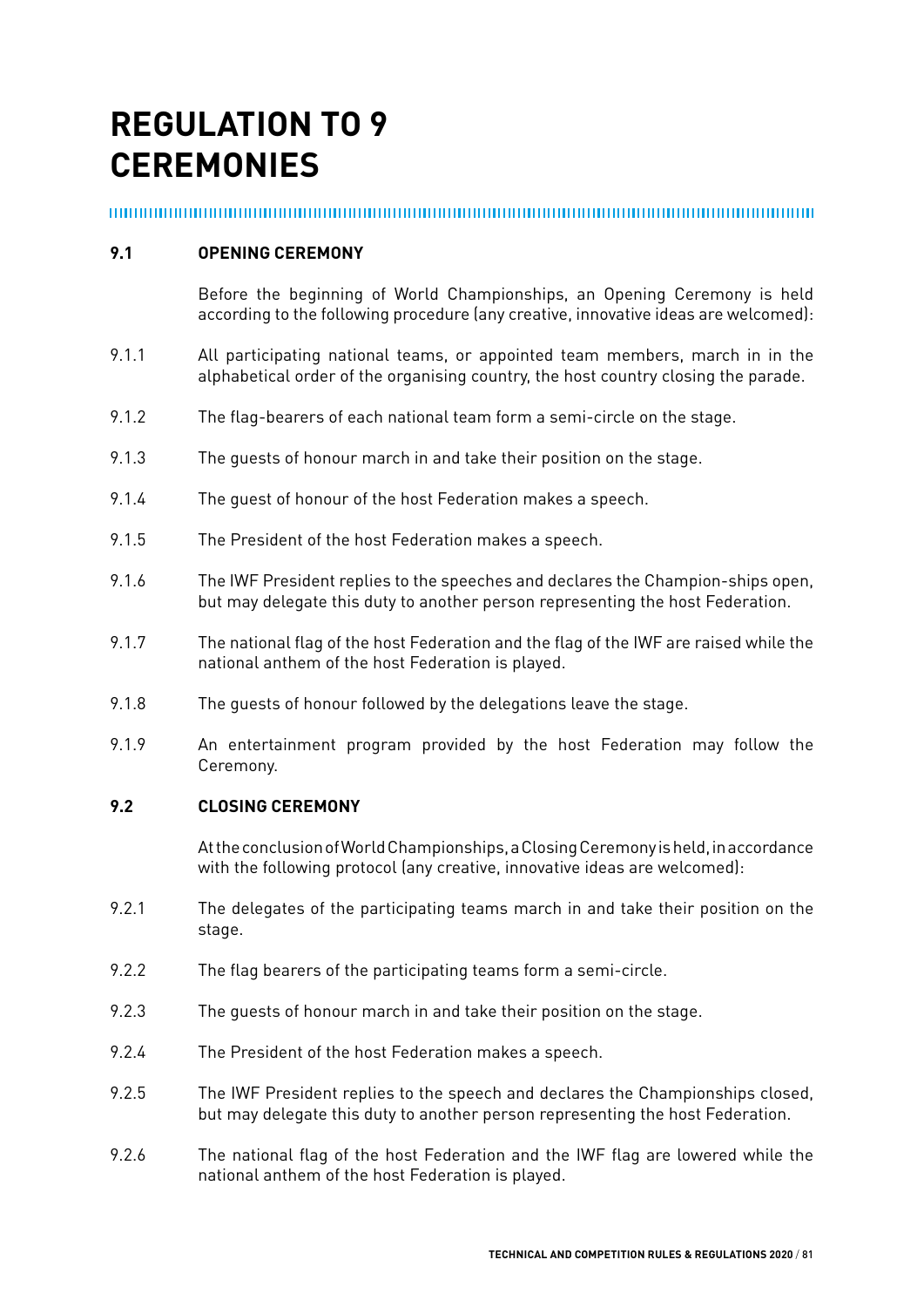# REGULATION TO 9 CEREMONIES

## 9.1 OPENING CEREMONY

Before the beginning of World Championships, an Opening Ceremony is held according to the following procedure (any creative, innovative ideas are welcomed):

9.1.1 All participating national teams, or appointed team members, march in in the alphabetical order of the organising country, the host country closing the parade.

9.1.2 The flag-bearers of each national team form a semi-circle on the stage.

9.1.3 The guests of honour march in and take their position on the stage.

9.1.4 The guest of honour of the host Federation makes a speech.

9.1.5 The President of the host Federation makes a speech.

9.1.6 The IWF President replies to the speeches and declares the Champion-ships open, but may delegate this duty to another person representing the host Federation.

9.1.7 The national flag of the host Federation and the flag of the IWF are raised while the national anthem of the host Federation is played.

9.1.8 The guests of honour followed by the delegations leave the stage.

9.1.9 An entertainment program provided by the host Federation may follow the Ceremony.

## 9.2 CLOSING CEREMONY

At the conclusion of World Championships, a Closing Ceremony is held, in accordance with the following protocol (any creative, innovative ideas are welcomed):

9.2.1 The delegates of the participating teams march in and take their position on the stage.

9.2.2 The flag bearers of the participating teams form a semi-circle.

9.2.3 The guests of honour march in and take their position on the stage.

9.2.4 The President of the host Federation makes a speech.

9.2.5 The IWF President replies to the speech and declares the Championships closed, but may delegate this duty to another person representing the host Federation.

9.2.6 The national flag of the host Federation and the IWF flag are lowered while the national anthem of the host Federation is played.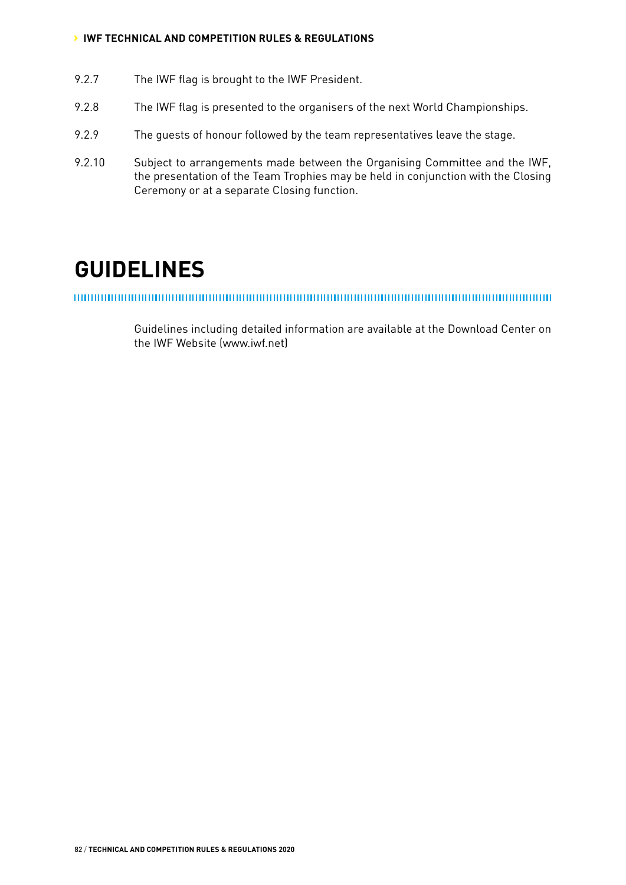9.2.7 The IWF flag is brought to the IWF President.

9.2.8 The IWF flag is presented to the organisers of the next World Championships.

9.2.9 The guests of honour followed by the team representatives leave the stage.

9.2.10 Subject to arrangements made between the Organising Committee and the IWF, the presentation of the Team Trophies may be held in conjunction with the Closing Ceremony or at a separate Closing function.

# GUIDELINES

Guidelines including detailed information are available at the Download Center on the IWF Website (www.iwf.net)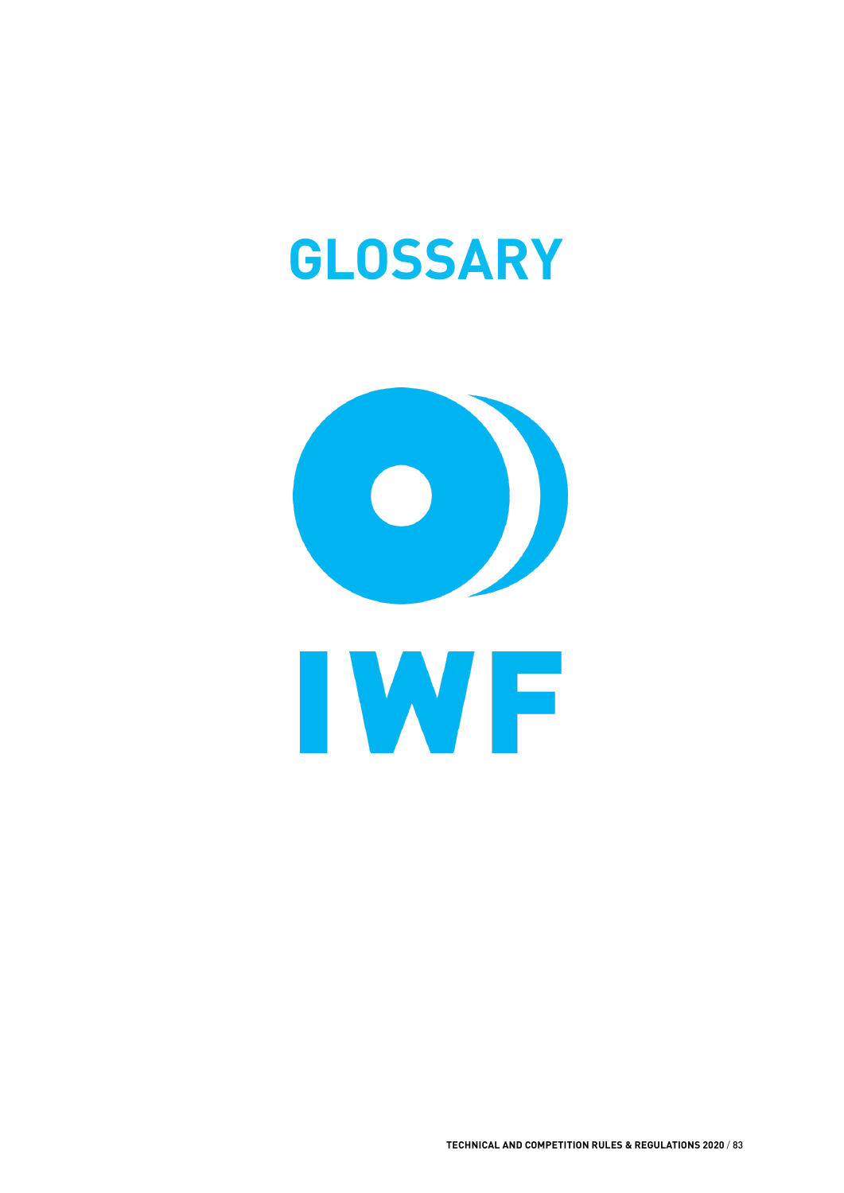# GLOSSARY

IWF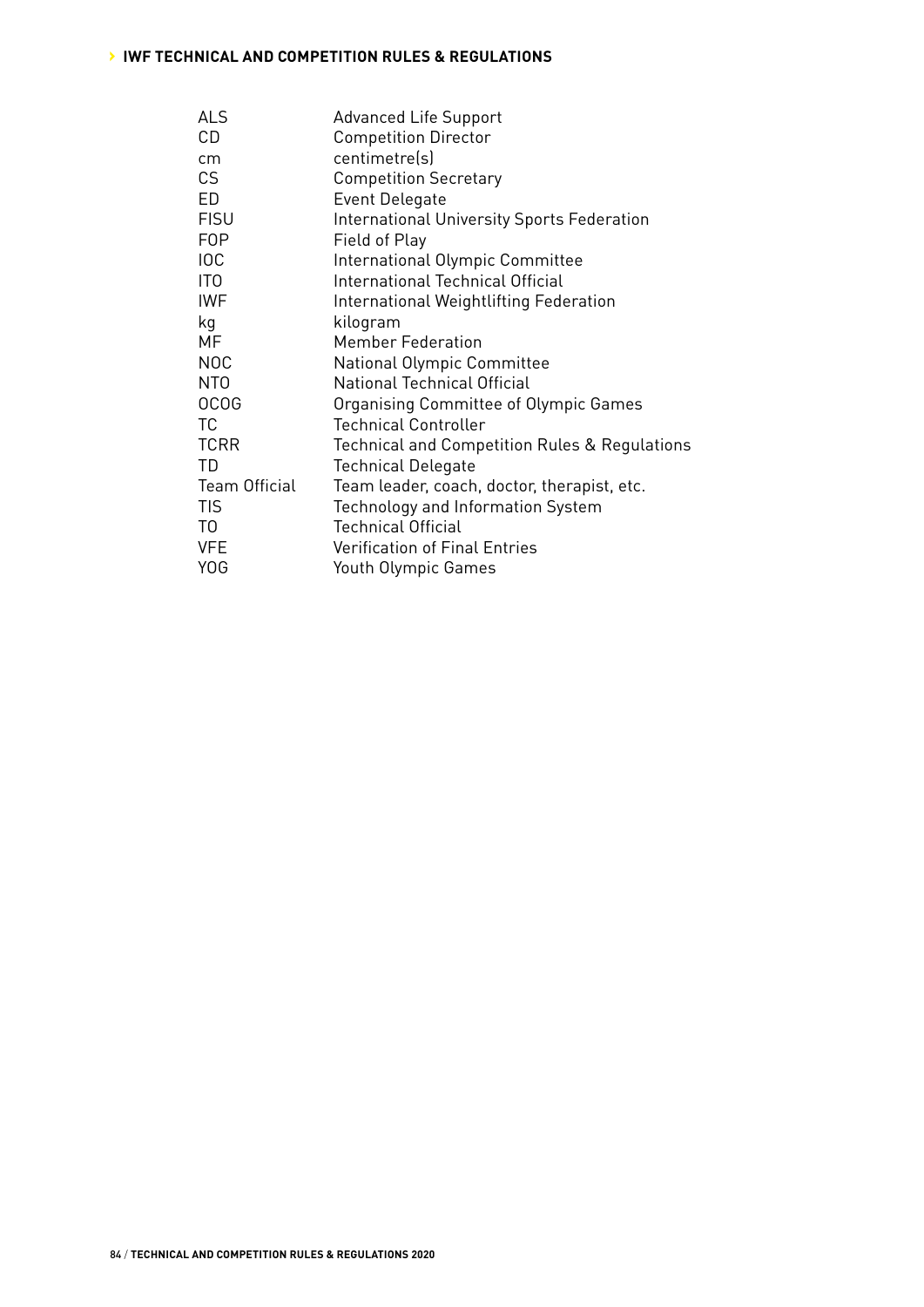| | |
|---|---|
| ALS | Advanced Life Support |
| CD | Competition Director |
| cm | centimetre(s) |
| CS | Competition Secretary |
| ED | Event Delegate |
| FISU | International University Sports Federation |
| FOP | Field of Play |
| IOC | International Olympic Committee |
| ITO | International Technical Official |
| IWF | International Weightlifting Federation |
| kg | kilogram |
| MF | Member Federation |
| NOC | National Olympic Committee |
| NTO | National Technical Official |
| OCOG | Organising Committee of Olympic Games |
| TC | Technical Controller |
| TCRR | Technical and Competition Rules & Regulations |
| TD | Technical Delegate |
| Team Official | Team leader, coach, doctor, therapist, etc. |
| TIS | Technology and Information System |
| TO | Technical Official |
| VFE | Verification of Final Entries |
| YOG | Youth Olympic Games |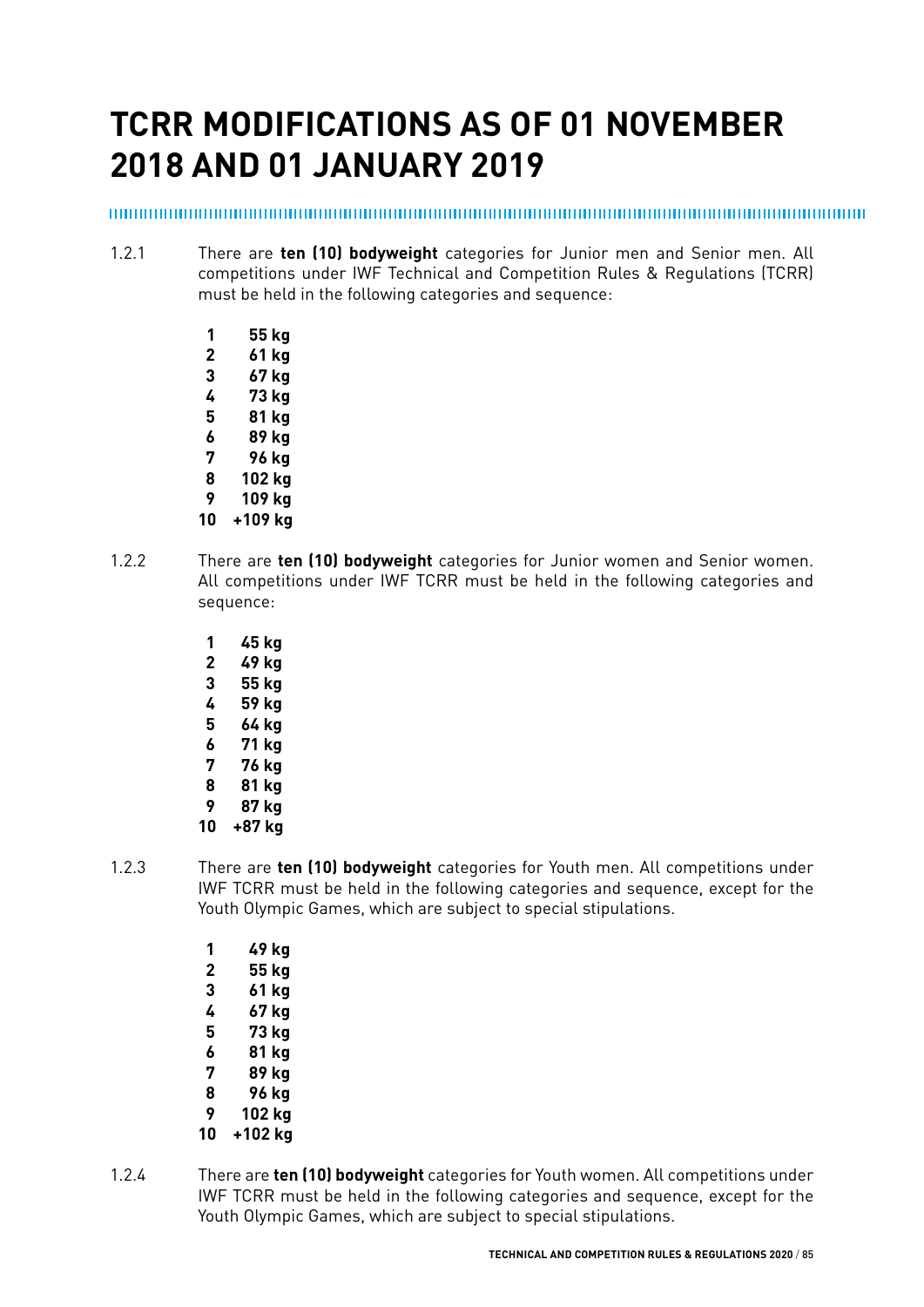# TCRR MODIFICATIONS AS OF 01 NOVEMBER 2018 AND 01 JANUARY 2019

1.2.1 There are **ten (10) bodyweight** categories for Junior men and Senior men. All competitions under IWF Technical and Competition Rules & Regulations (TCRR) must be held in the following categories and sequence:

| | |
|---|---|
| **1** | **55 kg** |
| **2** | **61 kg** |
| **3** | **67 kg** |
| **4** | **73 kg** |
| **5** | **81 kg** |
| **6** | **89 kg** |
| **7** | **96 kg** |
| **8** | **102 kg** |
| **9** | **109 kg** |
| **10** | **+109 kg** |

1.2.2 There are **ten (10) bodyweight** categories for Junior women and Senior women. All competitions under IWF TCRR must be held in the following categories and sequence:

| | |
|---|---|
| **1** | **45 kg** |
| **2** | **49 kg** |
| **3** | **55 kg** |
| **4** | **59 kg** |
| **5** | **64 kg** |
| **6** | **71 kg** |
| **7** | **76 kg** |
| **8** | **81 kg** |
| **9** | **87 kg** |
| **10** | **+87 kg** |

1.2.3 There are **ten (10) bodyweight** categories for Youth men. All competitions under IWF TCRR must be held in the following categories and sequence, except for the Youth Olympic Games, which are subject to special stipulations.

| | |
|---|---|
| **1** | **49 kg** |
| **2** | **55 kg** |
| **3** | **61 kg** |
| **4** | **67 kg** |
| **5** | **73 kg** |
| **6** | **81 kg** |
| **7** | **89 kg** |
| **8** | **96 kg** |
| **9** | **102 kg** |
| **10** | **+102 kg** |

1.2.4 There are **ten (10) bodyweight** categories for Youth women. All competitions under IWF TCRR must be held in the following categories and sequence, except for the Youth Olympic Games, which are subject to special stipulations.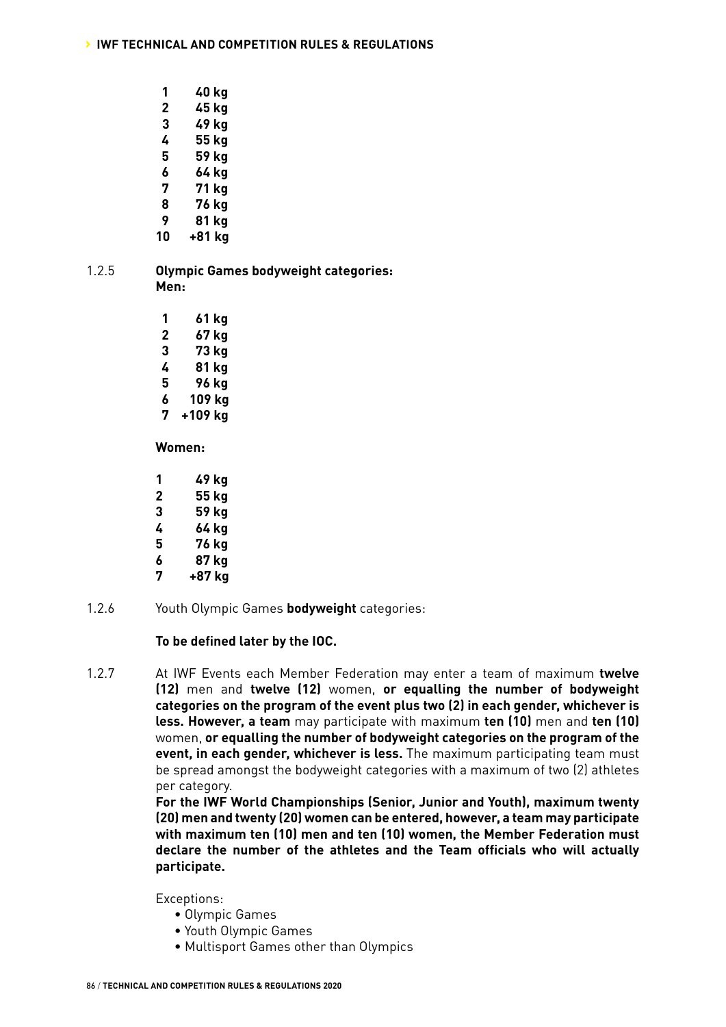| | |
|---|---|
| **1** | **40 kg** |
| **2** | **45 kg** |
| **3** | **49 kg** |
| **4** | **55 kg** |
| **5** | **59 kg** |
| **6** | **64 kg** |
| **7** | **71 kg** |
| **8** | **76 kg** |
| **9** | **81 kg** |
| **10** | **+81 kg** |

1.2.5 **Olympic Games bodyweight categories:**

**Men:**

| | |
|---|---|
| **1** | **61 kg** |
| **2** | **67 kg** |
| **3** | **73 kg** |
| **4** | **81 kg** |
| **5** | **96 kg** |
| **6** | **109 kg** |
| **7** | **+109 kg** |

**Women:**

| | |
|---|---|
| **1** | **49 kg** |
| **2** | **55 kg** |
| **3** | **59 kg** |
| **4** | **64 kg** |
| **5** | **76 kg** |
| **6** | **87 kg** |
| **7** | **+87 kg** |

1.2.6 Youth Olympic Games **bodyweight** categories:

**To be defined later by the IOC.**

1.2.7 At IWF Events each Member Federation may enter a team of maximum **twelve (12)** men and **twelve (12)** women, **or equalling the number of bodyweight categories on the program of the event plus two (2) in each gender, whichever is less. However, a team** may participate with maximum **ten (10)** men and **ten (10)** women, **or equalling the number of bodyweight categories on the program of the event, in each gender, whichever is less.** The maximum participating team must be spread amongst the bodyweight categories with a maximum of two (2) athletes per category.

**For the IWF World Championships (Senior, Junior and Youth), maximum twenty (20) men and twenty (20) women can be entered, however, a team may participate with maximum ten (10) men and ten (10) women, the Member Federation must declare the number of the athletes and the Team officials who will actually participate.**

Exceptions:

- Olympic Games
- Youth Olympic Games
- Multisport Games other than Olympics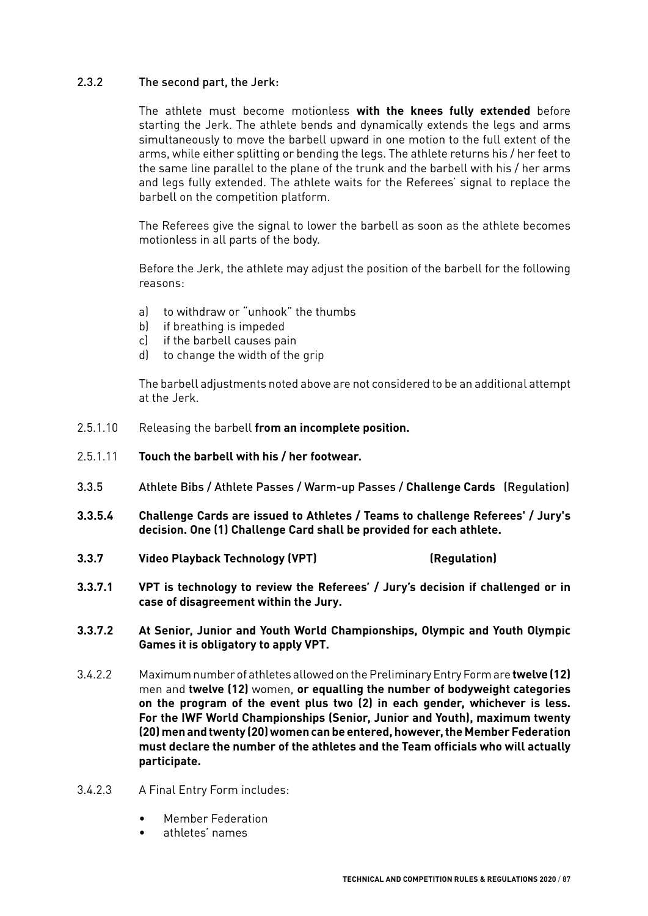2.3.2 The second part, the Jerk:

The athlete must become motionless **with the knees fully extended** before starting the Jerk. The athlete bends and dynamically extends the legs and arms simultaneously to move the barbell upward in one motion to the full extent of the arms, while either splitting or bending the legs. The athlete returns his / her feet to the same line parallel to the plane of the trunk and the barbell with his / her arms and legs fully extended. The athlete waits for the Referees' signal to replace the barbell on the competition platform.

The Referees give the signal to lower the barbell as soon as the athlete becomes motionless in all parts of the body.

Before the Jerk, the athlete may adjust the position of the barbell for the following reasons:

a) to withdraw or "unhook" the thumbs
b) if breathing is impeded
c) if the barbell causes pain
d) to change the width of the grip

The barbell adjustments noted above are not considered to be an additional attempt at the Jerk.

2.5.1.10 Releasing the barbell **from an incomplete position.**

2.5.1.11 **Touch the barbell with his / her footwear.**

3.3.5 Athlete Bibs / Athlete Passes / Warm-up Passes / **Challenge Cards** (Regulation)

**3.3.5.4 Challenge Cards are issued to Athletes / Teams to challenge Referees' / Jury's decision. One (1) Challenge Card shall be provided for each athlete.**

**3.3.7 Video Playback Technology (VPT) (Regulation)**

**3.3.7.1 VPT is technology to review the Referees' / Jury's decision if challenged or in case of disagreement within the Jury.**

**3.3.7.2 At Senior, Junior and Youth World Championships, Olympic and Youth Olympic Games it is obligatory to apply VPT.**

3.4.2.2 Maximum number of athletes allowed on the Preliminary Entry Form are **twelve (12)** men and **twelve (12)** women, **or equalling the number of bodyweight categories on the program of the event plus two (2) in each gender, whichever is less. For the IWF World Championships (Senior, Junior and Youth), maximum twenty (20) men and twenty (20) women can be entered, however, the Member Federation must declare the number of the athletes and the Team officials who will actually participate.**

3.4.2.3 A Final Entry Form includes:

- Member Federation
- athletes' names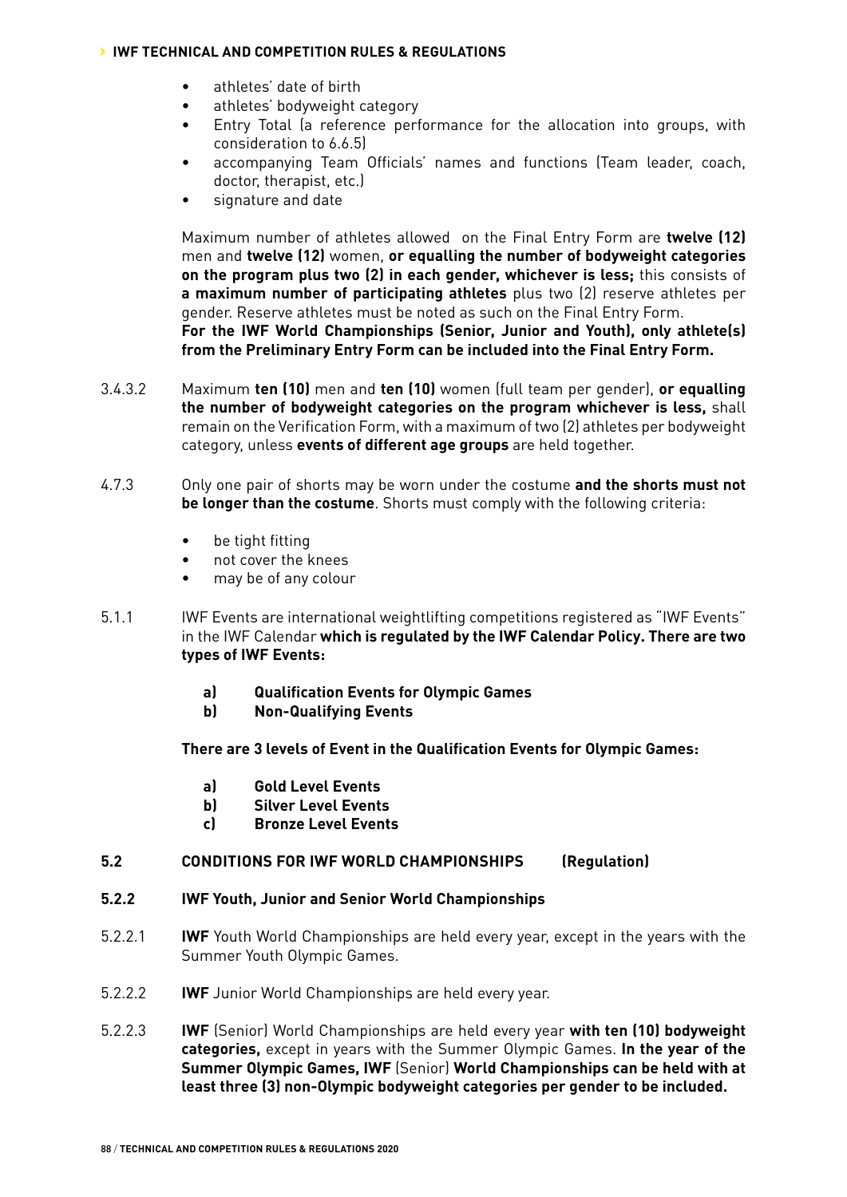- athletes' date of birth
- athletes' bodyweight category
- Entry Total (a reference performance for the allocation into groups, with consideration to 6.6.5)
- accompanying Team Officials' names and functions (Team leader, coach, doctor, therapist, etc.)
- signature and date

Maximum number of athletes allowed on the Final Entry Form are **twelve (12)** men and **twelve (12)** women, **or equalling the number of bodyweight categories on the program plus two (2) in each gender, whichever is less;** this consists of **a maximum number of participating athletes** plus two (2) reserve athletes per gender. Reserve athletes must be noted as such on the Final Entry Form.
**For the IWF World Championships (Senior, Junior and Youth), only athlete(s) from the Preliminary Entry Form can be included into the Final Entry Form.**

3.4.3.2 Maximum **ten (10)** men and **ten (10)** women (full team per gender), **or equalling the number of bodyweight categories on the program whichever is less,** shall remain on the Verification Form, with a maximum of two (2) athletes per bodyweight category, unless **events of different age groups** are held together.

4.7.3 Only one pair of shorts may be worn under the costume **and the shorts must not be longer than the costume**. Shorts must comply with the following criteria:

- be tight fitting
- not cover the knees
- may be of any colour

5.1.1 IWF Events are international weightlifting competitions registered as "IWF Events" in the IWF Calendar **which is regulated by the IWF Calendar Policy. There are two types of IWF Events:**

**a) Qualification Events for Olympic Games**
**b) Non-Qualifying Events**

**There are 3 levels of Event in the Qualification Events for Olympic Games:**

**a) Gold Level Events**
**b) Silver Level Events**
**c) Bronze Level Events**

## 5.2 CONDITIONS FOR IWF WORLD CHAMPIONSHIPS (Regulation)

### 5.2.2 IWF Youth, Junior and Senior World Championships

5.2.2.1 **IWF** Youth World Championships are held every year, except in the years with the Summer Youth Olympic Games.

5.2.2.2 **IWF** Junior World Championships are held every year.

5.2.2.3 **IWF** (Senior) World Championships are held every year **with ten (10) bodyweight categories,** except in years with the Summer Olympic Games. **In the year of the Summer Olympic Games, IWF** (Senior) **World Championships can be held with at least three (3) non-Olympic bodyweight categories per gender to be included.**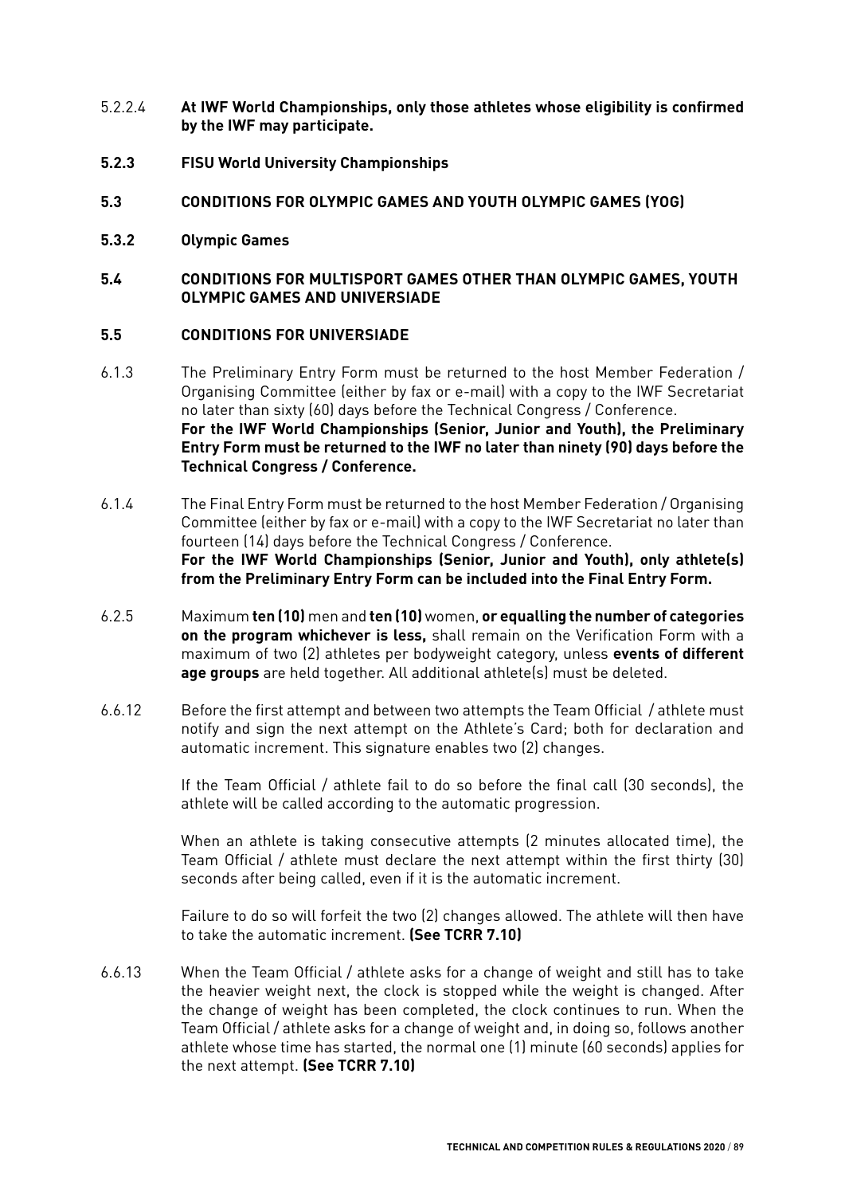5.2.2.4 **At IWF World Championships, only those athletes whose eligibility is confirmed by the IWF may participate.**

**5.2.3 FISU World University Championships**

**5.3 CONDITIONS FOR OLYMPIC GAMES AND YOUTH OLYMPIC GAMES (YOG)**

**5.3.2 Olympic Games**

**5.4 CONDITIONS FOR MULTISPORT GAMES OTHER THAN OLYMPIC GAMES, YOUTH OLYMPIC GAMES AND UNIVERSIADE**

**5.5 CONDITIONS FOR UNIVERSIADE**

6.1.3 The Preliminary Entry Form must be returned to the host Member Federation / Organising Committee (either by fax or e-mail) with a copy to the IWF Secretariat no later than sixty (60) days before the Technical Congress / Conference.
**For the IWF World Championships (Senior, Junior and Youth), the Preliminary Entry Form must be returned to the IWF no later than ninety (90) days before the Technical Congress / Conference.**

6.1.4 The Final Entry Form must be returned to the host Member Federation / Organising Committee (either by fax or e-mail) with a copy to the IWF Secretariat no later than fourteen (14) days before the Technical Congress / Conference.
**For the IWF World Championships (Senior, Junior and Youth), only athlete(s) from the Preliminary Entry Form can be included into the Final Entry Form.**

6.2.5 Maximum **ten (10)** men and **ten (10)** women, **or equalling the number of categories on the program whichever is less,** shall remain on the Verification Form with a maximum of two (2) athletes per bodyweight category, unless **events of different age groups** are held together. All additional athlete(s) must be deleted.

6.6.12 Before the first attempt and between two attempts the Team Official / athlete must notify and sign the next attempt on the Athlete's Card; both for declaration and automatic increment. This signature enables two (2) changes.

If the Team Official / athlete fail to do so before the final call (30 seconds), the athlete will be called according to the automatic progression.

When an athlete is taking consecutive attempts (2 minutes allocated time), the Team Official / athlete must declare the next attempt within the first thirty (30) seconds after being called, even if it is the automatic increment.

Failure to do so will forfeit the two (2) changes allowed. The athlete will then have to take the automatic increment. **(See TCRR 7.10)**

6.6.13 When the Team Official / athlete asks for a change of weight and still has to take the heavier weight next, the clock is stopped while the weight is changed. After the change of weight has been completed, the clock continues to run. When the Team Official / athlete asks for a change of weight and, in doing so, follows another athlete whose time has started, the normal one (1) minute (60 seconds) applies for the next attempt. **(See TCRR 7.10)**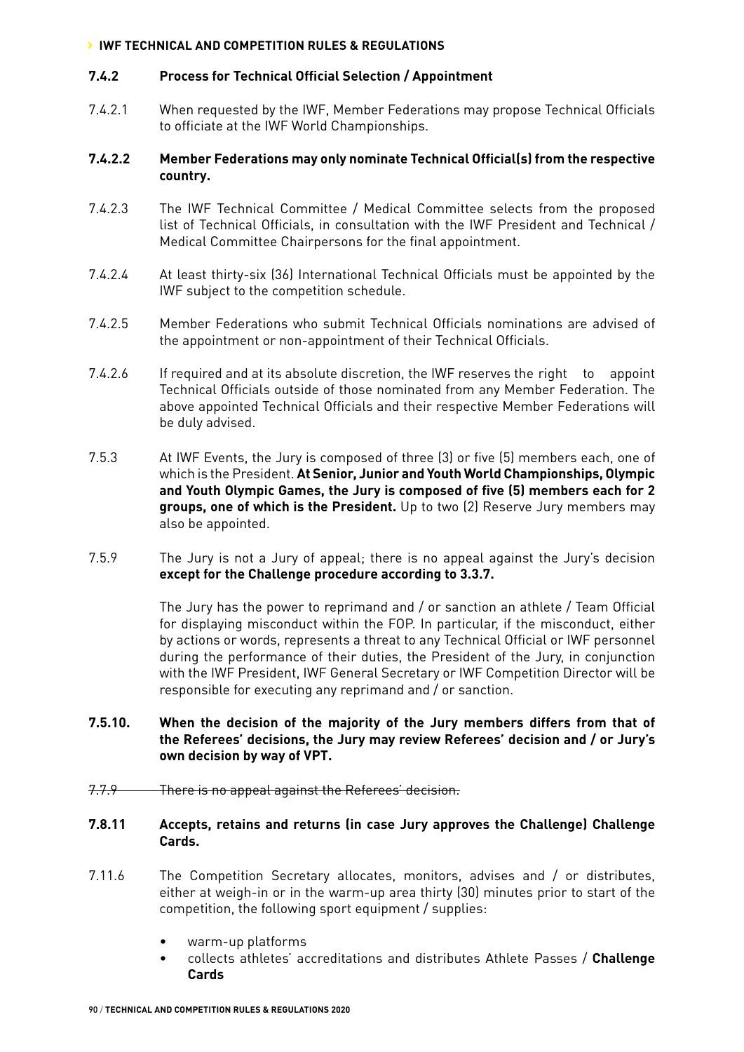### 7.4.2 Process for Technical Official Selection / Appointment

7.4.2.1 When requested by the IWF, Member Federations may propose Technical Officials to officiate at the IWF World Championships.

**7.4.2.2 Member Federations may only nominate Technical Official(s) from the respective country.**

7.4.2.3 The IWF Technical Committee / Medical Committee selects from the proposed list of Technical Officials, in consultation with the IWF President and Technical / Medical Committee Chairpersons for the final appointment.

7.4.2.4 At least thirty-six (36) International Technical Officials must be appointed by the IWF subject to the competition schedule.

7.4.2.5 Member Federations who submit Technical Officials nominations are advised of the appointment or non-appointment of their Technical Officials.

7.4.2.6 If required and at its absolute discretion, the IWF reserves the right to appoint Technical Officials outside of those nominated from any Member Federation. The above appointed Technical Officials and their respective Member Federations will be duly advised.

7.5.3 At IWF Events, the Jury is composed of three (3) or five (5) members each, one of which is the President. **At Senior, Junior and Youth World Championships, Olympic and Youth Olympic Games, the Jury is composed of five (5) members each for 2 groups, one of which is the President.** Up to two (2) Reserve Jury members may also be appointed.

7.5.9 The Jury is not a Jury of appeal; there is no appeal against the Jury's decision **except for the Challenge procedure according to 3.3.7.**

The Jury has the power to reprimand and / or sanction an athlete / Team Official for displaying misconduct within the FOP. In particular, if the misconduct, either by actions or words, represents a threat to any Technical Official or IWF personnel during the performance of their duties, the President of the Jury, in conjunction with the IWF President, IWF General Secretary or IWF Competition Director will be responsible for executing any reprimand and / or sanction.

**7.5.10. When the decision of the majority of the Jury members differs from that of the Referees' decisions, the Jury may review Referees' decision and / or Jury's own decision by way of VPT.**

~~7.7.9 There is no appeal against the Referees' decision.~~

**7.8.11 Accepts, retains and returns (in case Jury approves the Challenge) Challenge Cards.**

7.11.6 The Competition Secretary allocates, monitors, advises and / or distributes, either at weigh-in or in the warm-up area thirty (30) minutes prior to start of the competition, the following sport equipment / supplies:

- warm-up platforms
- collects athletes' accreditations and distributes Athlete Passes / **Challenge Cards**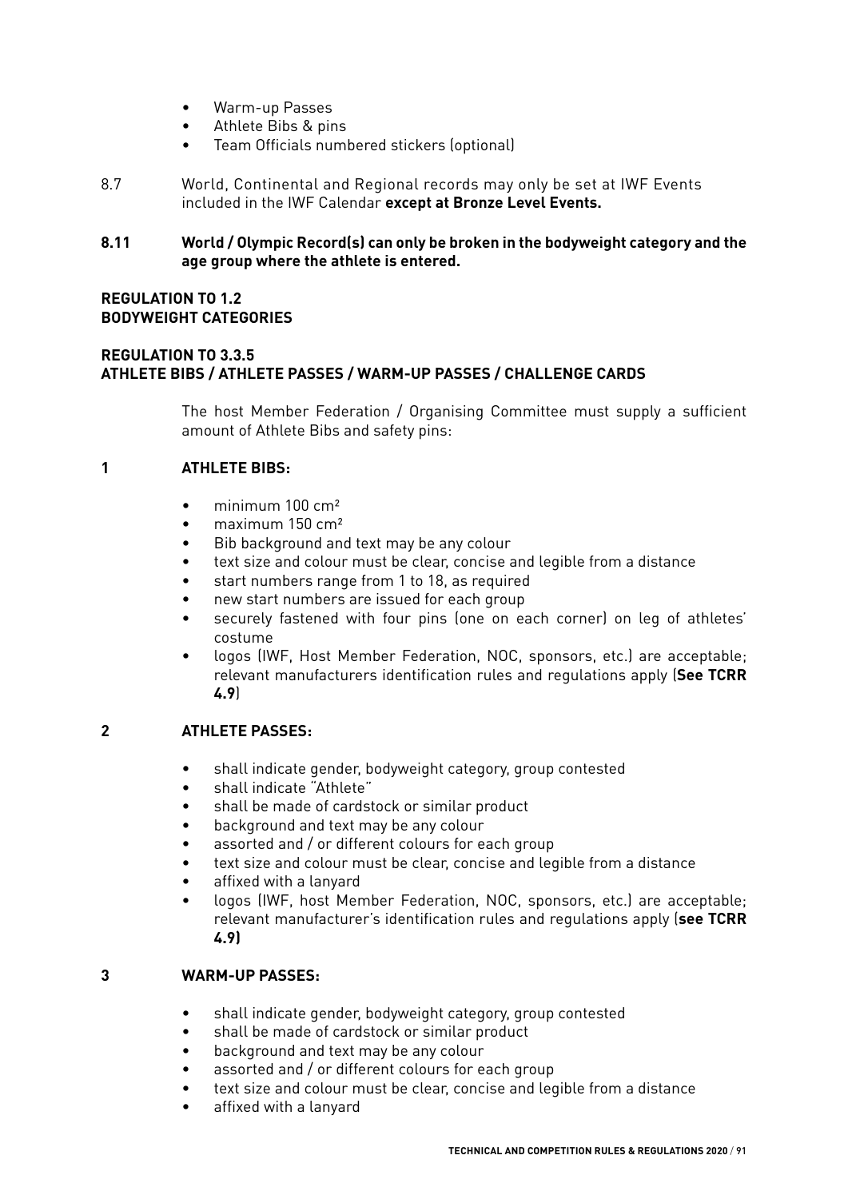- Warm-up Passes
- Athlete Bibs & pins
- Team Officials numbered stickers (optional)

8.7 World, Continental and Regional records may only be set at IWF Events included in the IWF Calendar **except at Bronze Level Events.**

**8.11 World / Olympic Record(s) can only be broken in the bodyweight category and the age group where the athlete is entered.**

**REGULATION TO 1.2**
**BODYWEIGHT CATEGORIES**

**REGULATION TO 3.3.5**
**ATHLETE BIBS / ATHLETE PASSES / WARM-UP PASSES / CHALLENGE CARDS**

The host Member Federation / Organising Committee must supply a sufficient amount of Athlete Bibs and safety pins:

**1 ATHLETE BIBS:**

- minimum 100 cm²
- maximum 150 cm²
- Bib background and text may be any colour
- text size and colour must be clear, concise and legible from a distance
- start numbers range from 1 to 18, as required
- new start numbers are issued for each group
- securely fastened with four pins (one on each corner) on leg of athletes' costume
- logos (IWF, Host Member Federation, NOC, sponsors, etc.) are acceptable; relevant manufacturers identification rules and regulations apply (**See TCRR 4.9**)

**2 ATHLETE PASSES:**

- shall indicate gender, bodyweight category, group contested
- shall indicate "Athlete"
- shall be made of cardstock or similar product
- background and text may be any colour
- assorted and / or different colours for each group
- text size and colour must be clear, concise and legible from a distance
- affixed with a lanyard
- logos (IWF, host Member Federation, NOC, sponsors, etc.) are acceptable; relevant manufacturer's identification rules and regulations apply (**see TCRR 4.9)**

**3 WARM-UP PASSES:**

- shall indicate gender, bodyweight category, group contested
- shall be made of cardstock or similar product
- background and text may be any colour
- assorted and / or different colours for each group
- text size and colour must be clear, concise and legible from a distance
- affixed with a lanyard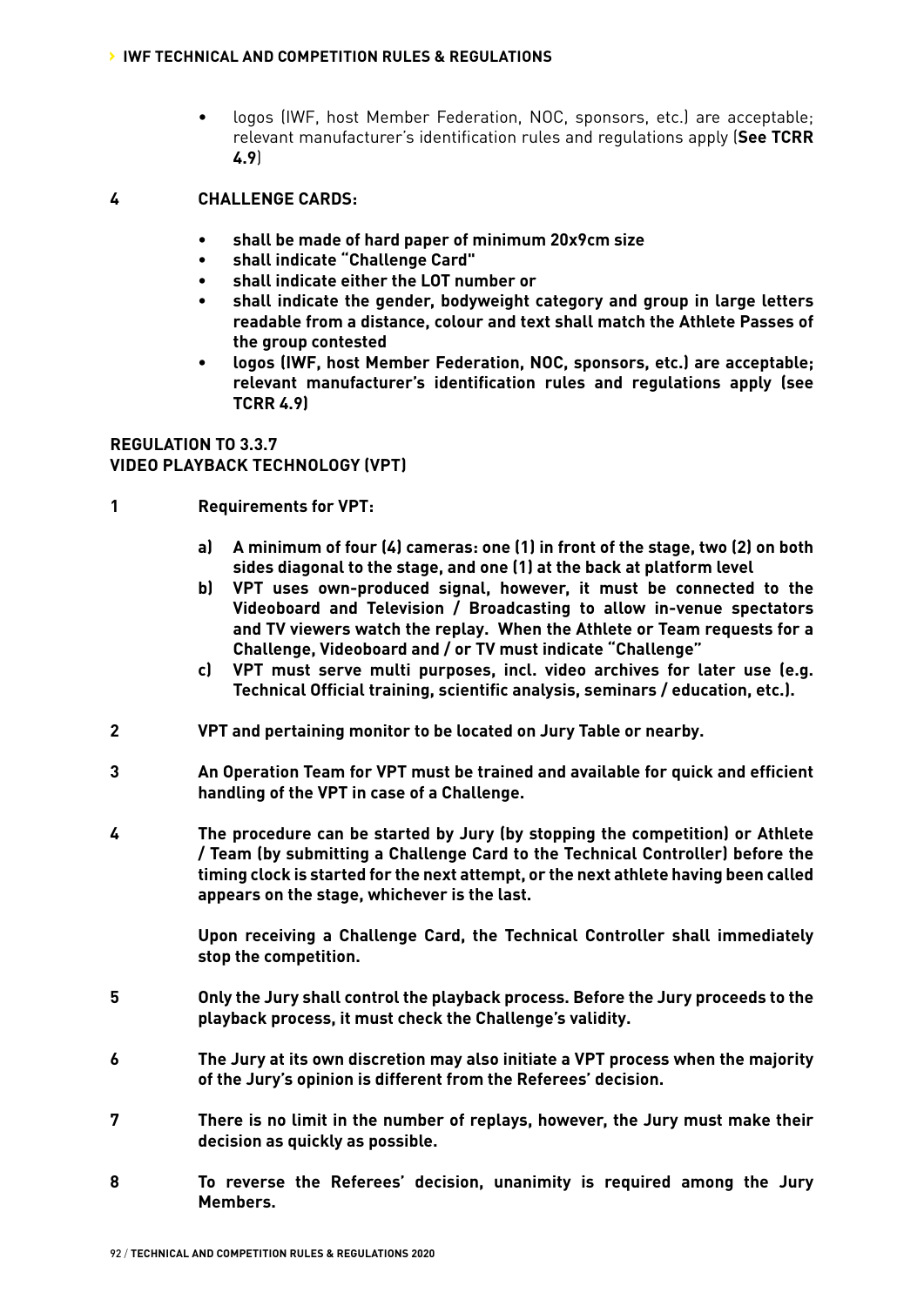- logos (IWF, host Member Federation, NOC, sponsors, etc.) are acceptable; relevant manufacturer's identification rules and regulations apply (**See TCRR 4.9**)

**4 CHALLENGE CARDS:**

- **shall be made of hard paper of minimum 20x9cm size**
- **shall indicate "Challenge Card"**
- **shall indicate either the LOT number or**
- **shall indicate the gender, bodyweight category and group in large letters readable from a distance, colour and text shall match the Athlete Passes of the group contested**
- **logos (IWF, host Member Federation, NOC, sponsors, etc.) are acceptable; relevant manufacturer's identification rules and regulations apply (see TCRR 4.9)**

## REGULATION TO 3.3.7
## VIDEO PLAYBACK TECHNOLOGY (VPT)

**1 Requirements for VPT:**

**a) A minimum of four (4) cameras: one (1) in front of the stage, two (2) on both sides diagonal to the stage, and one (1) at the back at platform level**

**b) VPT uses own-produced signal, however, it must be connected to the Videoboard and Television / Broadcasting to allow in-venue spectators and TV viewers watch the replay. When the Athlete or Team requests for a Challenge, Videoboard and / or TV must indicate "Challenge"**

**c) VPT must serve multi purposes, incl. video archives for later use (e.g. Technical Official training, scientific analysis, seminars / education, etc.).**

**2 VPT and pertaining monitor to be located on Jury Table or nearby.**

**3 An Operation Team for VPT must be trained and available for quick and efficient handling of the VPT in case of a Challenge.**

**4 The procedure can be started by Jury (by stopping the competition) or Athlete / Team (by submitting a Challenge Card to the Technical Controller) before the timing clock is started for the next attempt, or the next athlete having been called appears on the stage, whichever is the last.**

**Upon receiving a Challenge Card, the Technical Controller shall immediately stop the competition.**

**5 Only the Jury shall control the playback process. Before the Jury proceeds to the playback process, it must check the Challenge's validity.**

**6 The Jury at its own discretion may also initiate a VPT process when the majority of the Jury's opinion is different from the Referees' decision.**

**7 There is no limit in the number of replays, however, the Jury must make their decision as quickly as possible.**

**8 To reverse the Referees' decision, unanimity is required among the Jury Members.**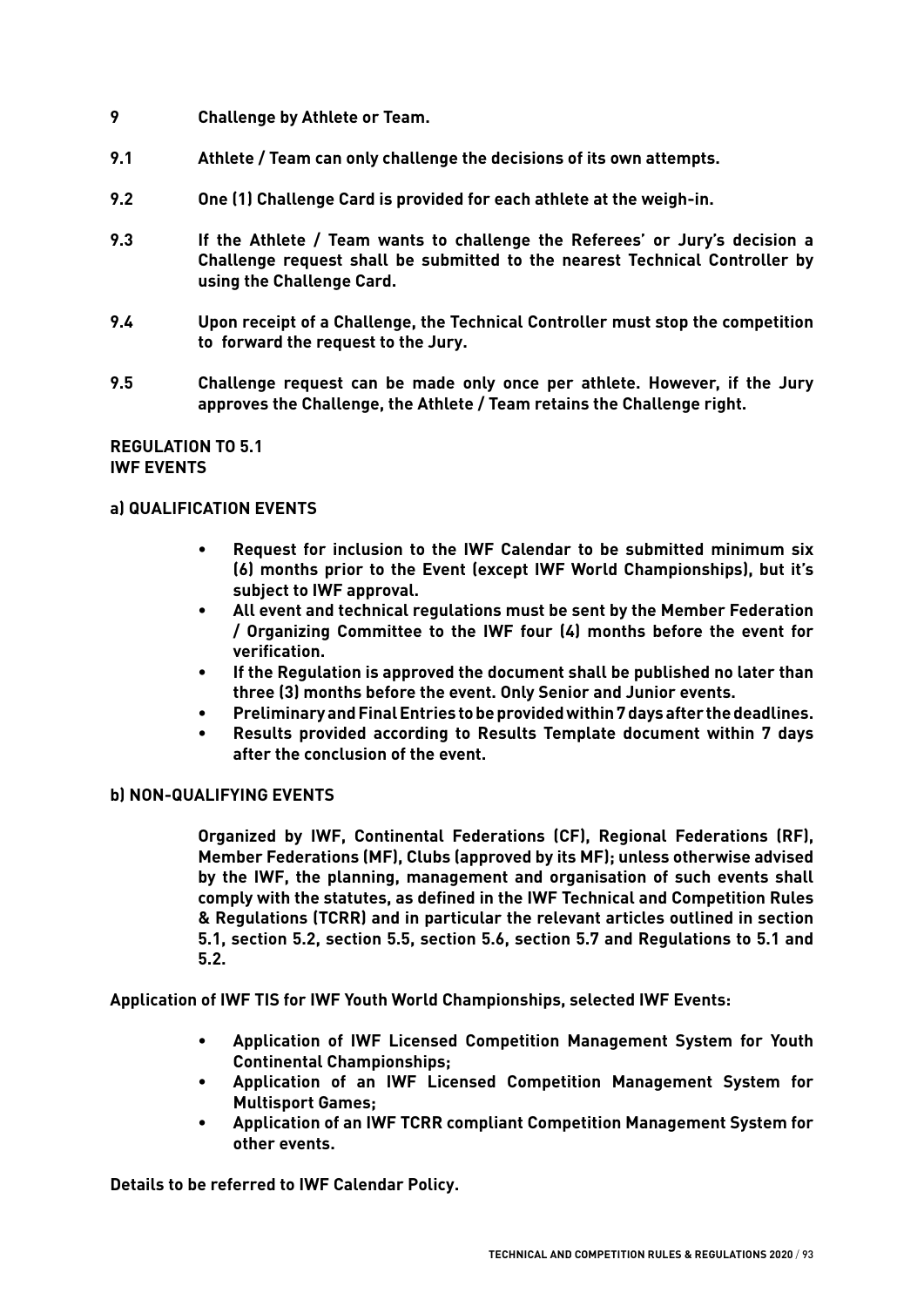**9 Challenge by Athlete or Team.**

**9.1 Athlete / Team can only challenge the decisions of its own attempts.**

**9.2 One (1) Challenge Card is provided for each athlete at the weigh-in.**

**9.3 If the Athlete / Team wants to challenge the Referees' or Jury's decision a Challenge request shall be submitted to the nearest Technical Controller by using the Challenge Card.**

**9.4 Upon receipt of a Challenge, the Technical Controller must stop the competition to forward the request to the Jury.**

**9.5 Challenge request can be made only once per athlete. However, if the Jury approves the Challenge, the Athlete / Team retains the Challenge right.**

**REGULATION TO 5.1**
**IWF EVENTS**

**a) QUALIFICATION EVENTS**

- **Request for inclusion to the IWF Calendar to be submitted minimum six (6) months prior to the Event (except IWF World Championships), but it's subject to IWF approval.**
- **All event and technical regulations must be sent by the Member Federation / Organizing Committee to the IWF four (4) months before the event for verification.**
- **If the Regulation is approved the document shall be published no later than three (3) months before the event. Only Senior and Junior events.**
- **Preliminary and Final Entries to be provided within 7 days after the deadlines.**
- **Results provided according to Results Template document within 7 days after the conclusion of the event.**

**b) NON-QUALIFYING EVENTS**

**Organized by IWF, Continental Federations (CF), Regional Federations (RF), Member Federations (MF), Clubs (approved by its MF); unless otherwise advised by the IWF, the planning, management and organisation of such events shall comply with the statutes, as defined in the IWF Technical and Competition Rules & Regulations (TCRR) and in particular the relevant articles outlined in section 5.1, section 5.2, section 5.5, section 5.6, section 5.7 and Regulations to 5.1 and 5.2.**

**Application of IWF TIS for IWF Youth World Championships, selected IWF Events:**

- **Application of IWF Licensed Competition Management System for Youth Continental Championships;**
- **Application of an IWF Licensed Competition Management System for Multisport Games;**
- **Application of an IWF TCRR compliant Competition Management System for other events.**

**Details to be referred to IWF Calendar Policy.**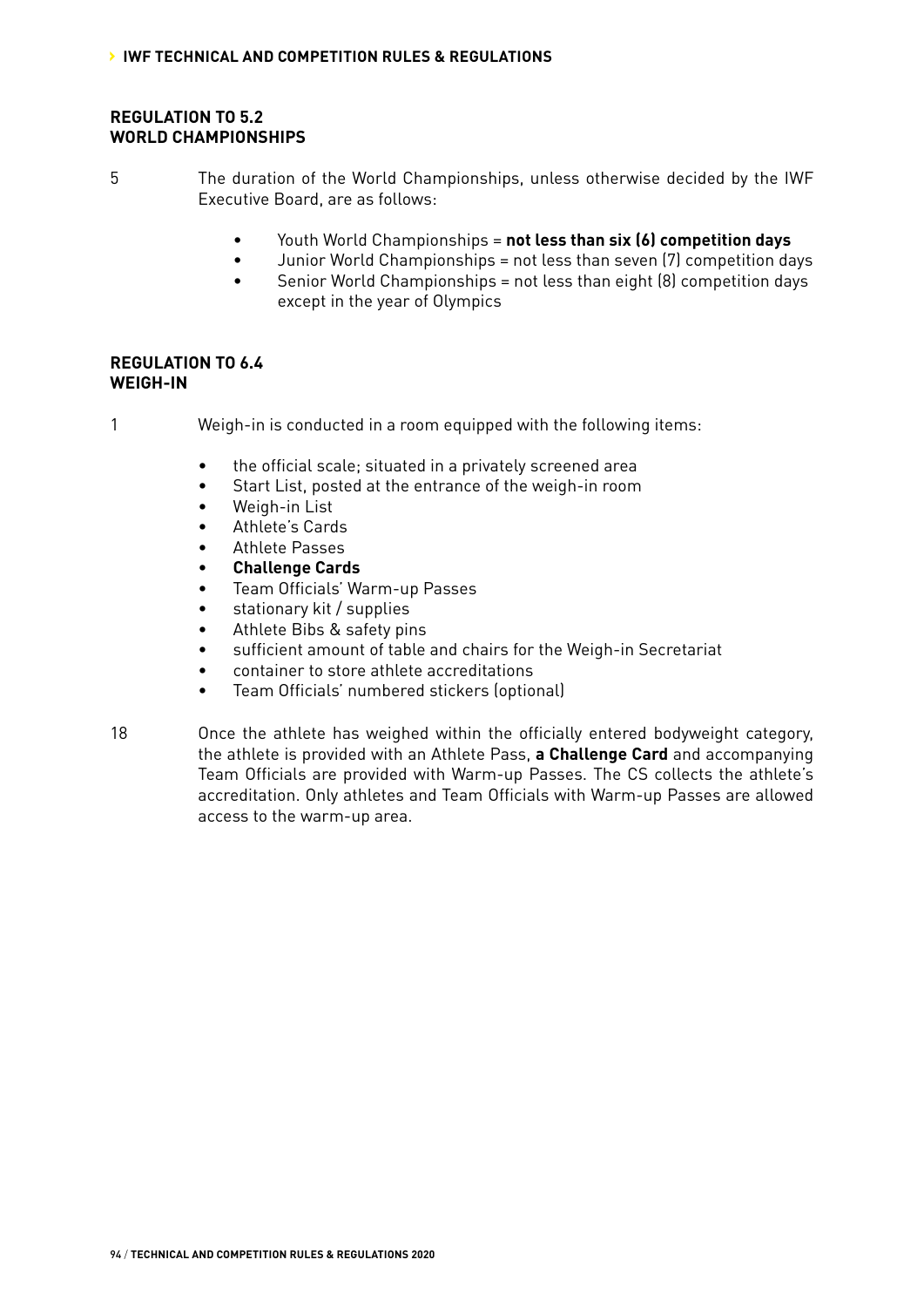## REGULATION TO 5.2
## WORLD CHAMPIONSHIPS

5 The duration of the World Championships, unless otherwise decided by the IWF Executive Board, are as follows:

- Youth World Championships = **not less than six (6) competition days**
- Junior World Championships = not less than seven (7) competition days
- Senior World Championships = not less than eight (8) competition days except in the year of Olympics

## REGULATION TO 6.4
## WEIGH-IN

1 Weigh-in is conducted in a room equipped with the following items:

- the official scale; situated in a privately screened area
- Start List, posted at the entrance of the weigh-in room
- Weigh-in List
- Athlete's Cards
- Athlete Passes
- **Challenge Cards**
- Team Officials' Warm-up Passes
- stationary kit / supplies
- Athlete Bibs & safety pins
- sufficient amount of table and chairs for the Weigh-in Secretariat
- container to store athlete accreditations
- Team Officials' numbered stickers (optional)

18 Once the athlete has weighed within the officially entered bodyweight category, the athlete is provided with an Athlete Pass, **a Challenge Card** and accompanying Team Officials are provided with Warm-up Passes. The CS collects the athlete's accreditation. Only athletes and Team Officials with Warm-up Passes are allowed access to the warm-up area.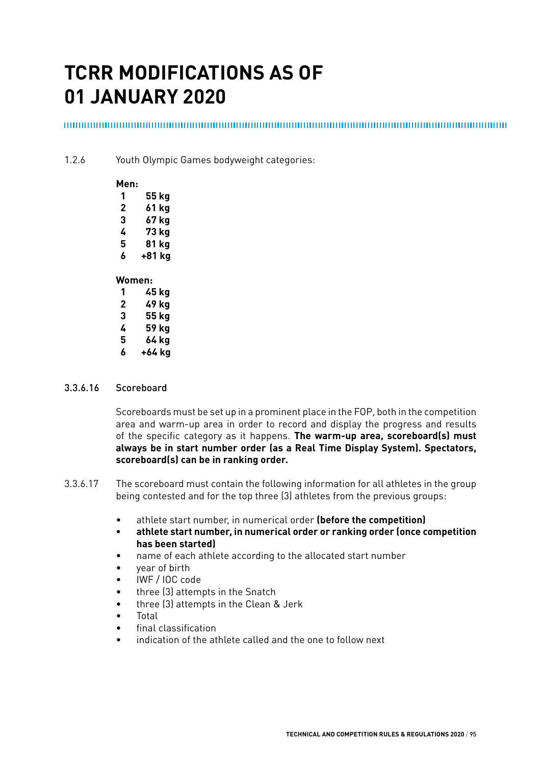# TCRR MODIFICATIONS AS OF 01 JANUARY 2020

1.2.6 Youth Olympic Games bodyweight categories:

**Men:**

**1 55 kg**
**2 61 kg**
**3 67 kg**
**4 73 kg**
**5 81 kg**
**6 +81 kg**

**Women:**

**1 45 kg**
**2 49 kg**
**3 55 kg**
**4 59 kg**
**5 64 kg**
**6 +64 kg**

3.3.6.16 Scoreboard

Scoreboards must be set up in a prominent place in the FOP, both in the competition area and warm-up area in order to record and display the progress and results of the specific category as it happens. **The warm-up area, scoreboard(s) must always be in start number order (as a Real Time Display System). Spectators, scoreboard(s) can be in ranking order.**

3.3.6.17 The scoreboard must contain the following information for all athletes in the group being contested and for the top three (3) athletes from the previous groups:

- athlete start number, in numerical order **(before the competition)**
- **athlete start number, in numerical order or ranking order (once competition has been started)**
- name of each athlete according to the allocated start number
- year of birth
- IWF / IOC code
- three (3) attempts in the Snatch
- three (3) attempts in the Clean & Jerk
- Total
- final classification
- indication of the athlete called and the one to follow next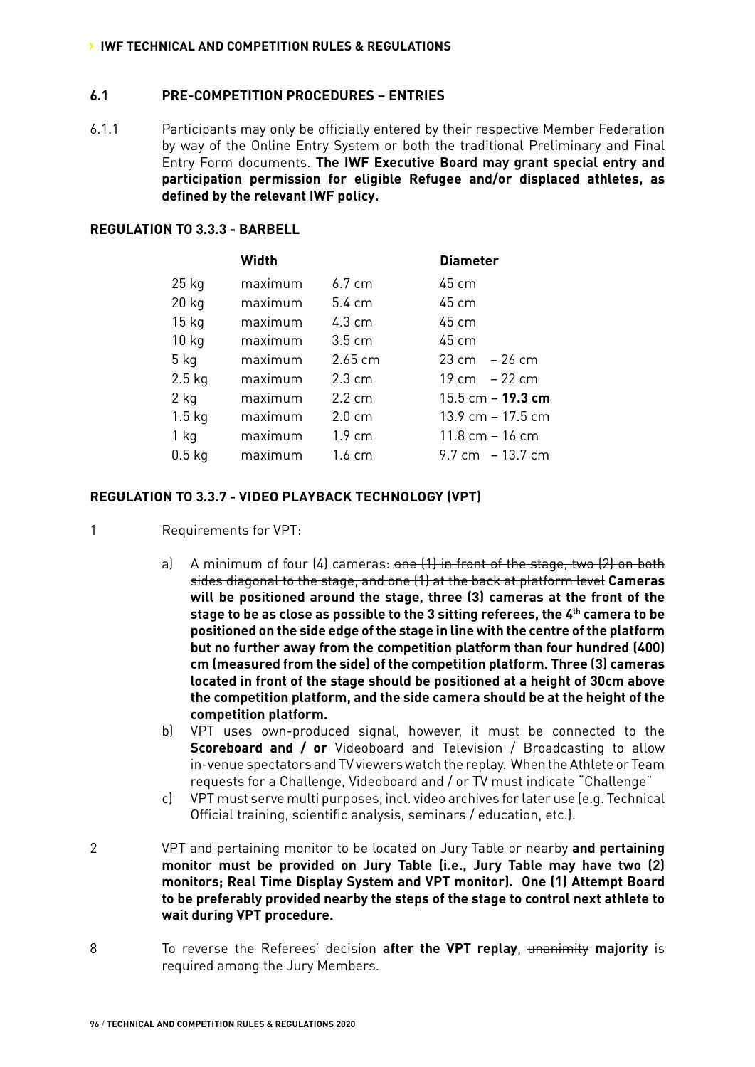### 6.1 PRE-COMPETITION PROCEDURES – ENTRIES

6.1.1 Participants may only be officially entered by their respective Member Federation by way of the Online Entry System or both the traditional Preliminary and Final Entry Form documents. **The IWF Executive Board may grant special entry and participation permission for eligible Refugee and/or displaced athletes, as defined by the relevant IWF policy.**

**REGULATION TO 3.3.3 - BARBELL**

| | Width | | Diameter |
|---|---|---|---|
| 25 kg | maximum | 6.7 cm | 45 cm |
| 20 kg | maximum | 5.4 cm | 45 cm |
| 15 kg | maximum | 4.3 cm | 45 cm |
| 10 kg | maximum | 3.5 cm | 45 cm |
| 5 kg | maximum | 2.65 cm | 23 cm – 26 cm |
| 2.5 kg | maximum | 2.3 cm | 19 cm – 22 cm |
| 2 kg | maximum | 2.2 cm | 15.5 cm – **19.3 cm** |
| 1.5 kg | maximum | 2.0 cm | 13.9 cm – 17.5 cm |
| 1 kg | maximum | 1.9 cm | 11.8 cm – 16 cm |
| 0.5 kg | maximum | 1.6 cm | 9.7 cm – 13.7 cm |

**REGULATION TO 3.3.7 - VIDEO PLAYBACK TECHNOLOGY (VPT)**

1 Requirements for VPT:

a) A minimum of four (4) cameras: ~~one (1) in front of the stage, two (2) on both sides diagonal to the stage, and one (1) at the back at platform level~~ **Cameras will be positioned around the stage, three (3) cameras at the front of the stage to be as close as possible to the 3 sitting referees, the 4th camera to be positioned on the side edge of the stage in line with the centre of the platform but no further away from the competition platform than four hundred (400) cm (measured from the side) of the competition platform. Three (3) cameras located in front of the stage should be positioned at a height of 30cm above the competition platform, and the side camera should be at the height of the competition platform.**

b) VPT uses own-produced signal, however, it must be connected to the **Scoreboard and / or** Videoboard and Television / Broadcasting to allow in-venue spectators and TV viewers watch the replay. When the Athlete or Team requests for a Challenge, Videoboard and / or TV must indicate "Challenge"

c) VPT must serve multi purposes, incl. video archives for later use (e.g. Technical Official training, scientific analysis, seminars / education, etc.).

2 VPT ~~and pertaining monitor~~ to be located on Jury Table or nearby **and pertaining monitor must be provided on Jury Table (i.e., Jury Table may have two (2) monitors; Real Time Display System and VPT monitor). One (1) Attempt Board to be preferably provided nearby the steps of the stage to control next athlete to wait during VPT procedure.**

8 To reverse the Referees' decision **after the VPT replay**, ~~unanimity~~ **majority** is required among the Jury Members.